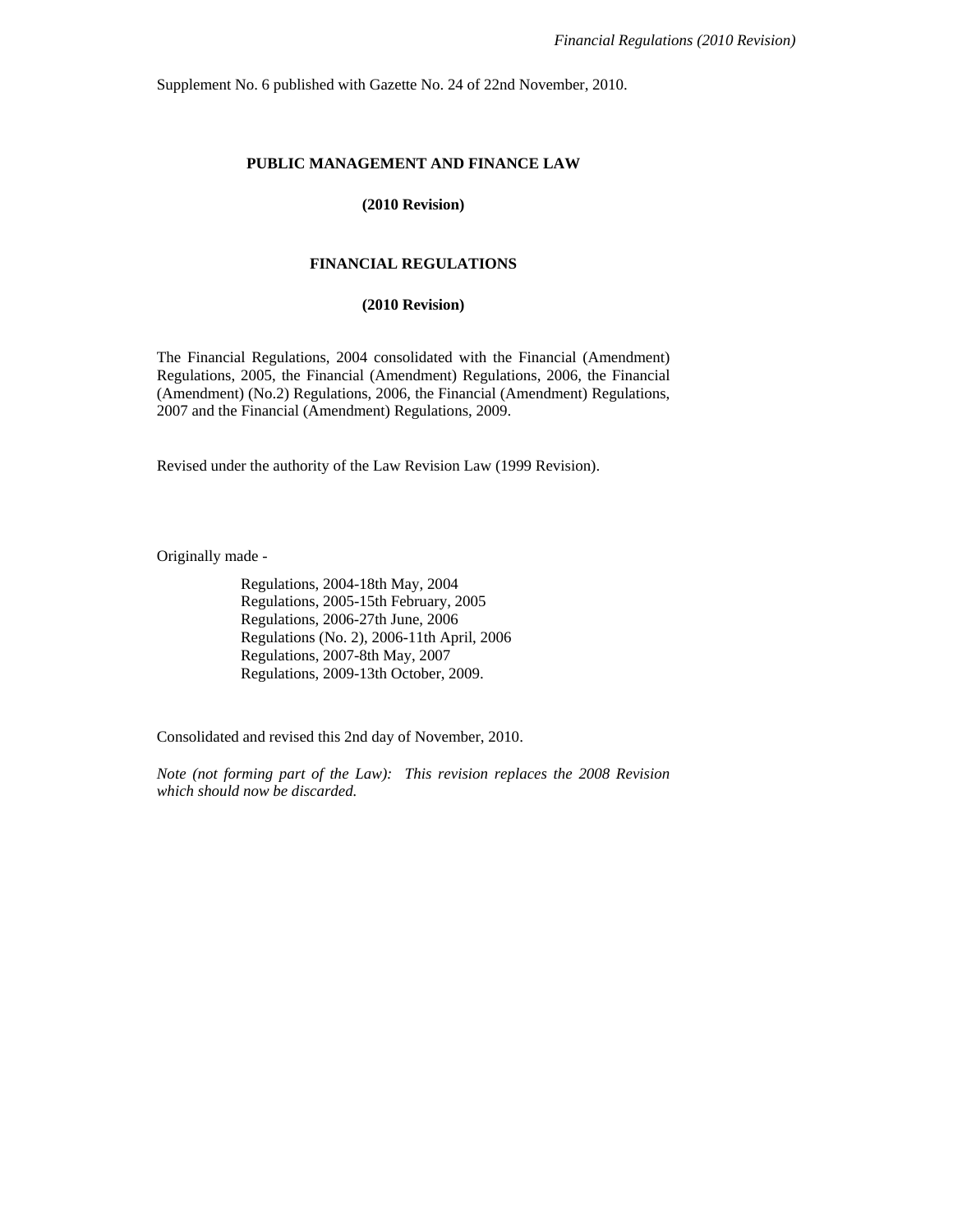Supplement No. 6 published with Gazette No. 24 of 22nd November, 2010.

# PUBLIC MANAGEMENT AND FINANCE LAW

## (2010 Revision)

# FINANCIAL REGULATIONS

## (2010 Revision)

The Financial Regulations, 2004 consolidated with the Financial (Amendment) Regulations, 2005, the Financial (Amendment) Regulations, 2006, the Financial (Amendment) (No.2) Regulations, 2006, the Financial (Amendment) Regulations, 2007 and the Financial (Amendment) Regulations, 2009.

Revised under the authority of the Law Revision Law (1999 Revision).

Originally made -

Regulations, 2004-18th May, 2004
Regulations, 2005-15th February, 2005
Regulations, 2006-27th June, 2006
Regulations (No. 2), 2006-11th April, 2006
Regulations, 2007-8th May, 2007
Regulations, 2009-13th October, 2009.

Consolidated and revised this 2nd day of November, 2010.

*Note (not forming part of the Law): This revision replaces the 2008 Revision which should now be discarded.*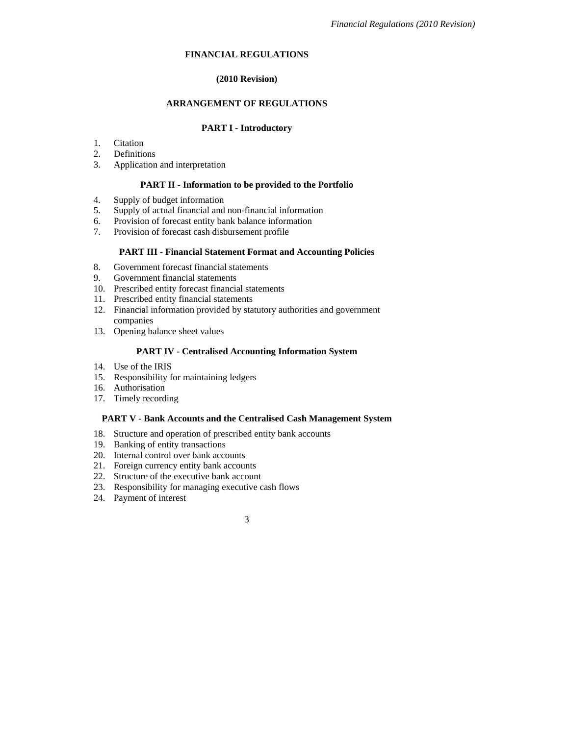# FINANCIAL REGULATIONS

## (2010 Revision)

## ARRANGEMENT OF REGULATIONS

### PART I - Introductory

1. Citation
2. Definitions
3. Application and interpretation

### PART II - Information to be provided to the Portfolio

4. Supply of budget information
5. Supply of actual financial and non-financial information
6. Provision of forecast entity bank balance information
7. Provision of forecast cash disbursement profile

### PART III - Financial Statement Format and Accounting Policies

8. Government forecast financial statements
9. Government financial statements
10. Prescribed entity forecast financial statements
11. Prescribed entity financial statements
12. Financial information provided by statutory authorities and government companies
13. Opening balance sheet values

### PART IV - Centralised Accounting Information System

14. Use of the IRIS
15. Responsibility for maintaining ledgers
16. Authorisation
17. Timely recording

### PART V - Bank Accounts and the Centralised Cash Management System

18. Structure and operation of prescribed entity bank accounts
19. Banking of entity transactions
20. Internal control over bank accounts
21. Foreign currency entity bank accounts
22. Structure of the executive bank account
23. Responsibility for managing executive cash flows
24. Payment of interest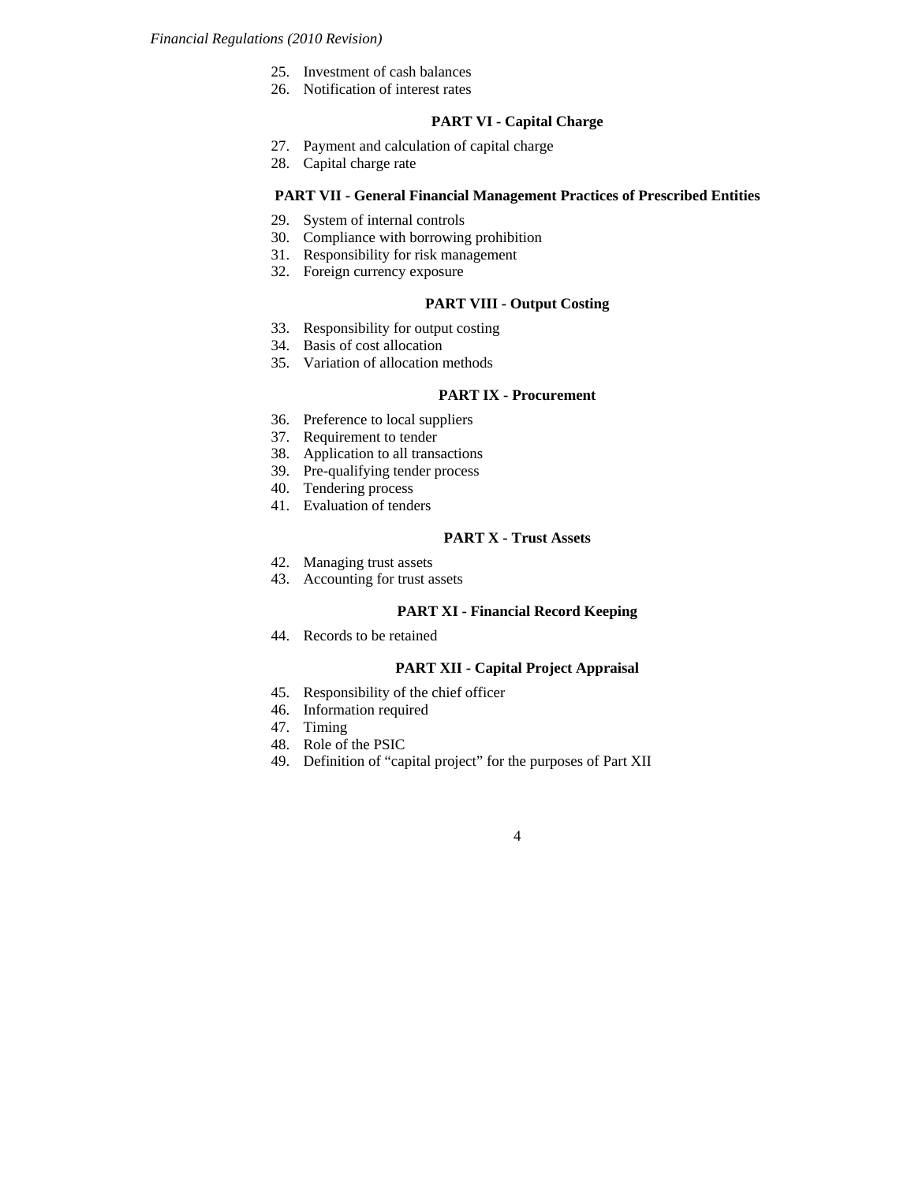25. Investment of cash balances
26. Notification of interest rates

**PART VI - Capital Charge**

27. Payment and calculation of capital charge
28. Capital charge rate

**PART VII - General Financial Management Practices of Prescribed Entities**

29. System of internal controls
30. Compliance with borrowing prohibition
31. Responsibility for risk management
32. Foreign currency exposure

**PART VIII - Output Costing**

33. Responsibility for output costing
34. Basis of cost allocation
35. Variation of allocation methods

**PART IX - Procurement**

36. Preference to local suppliers
37. Requirement to tender
38. Application to all transactions
39. Pre-qualifying tender process
40. Tendering process
41. Evaluation of tenders

**PART X - Trust Assets**

42. Managing trust assets
43. Accounting for trust assets

**PART XI - Financial Record Keeping**

44. Records to be retained

**PART XII - Capital Project Appraisal**

45. Responsibility of the chief officer
46. Information required
47. Timing
48. Role of the PSIC
49. Definition of "capital project" for the purposes of Part XII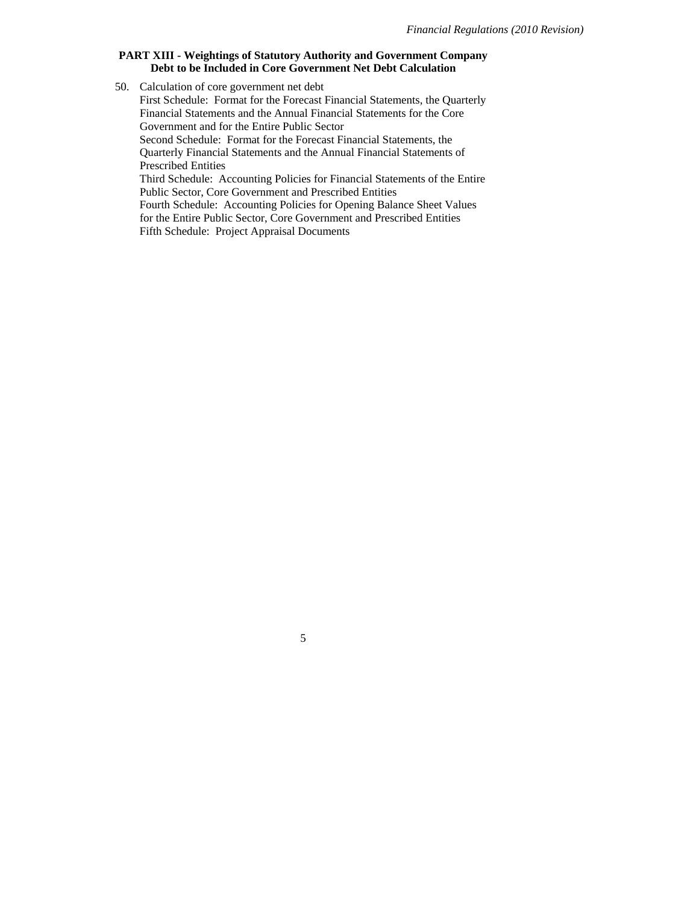**PART XIII - Weightings of Statutory Authority and Government Company Debt to be Included in Core Government Net Debt Calculation**

50. Calculation of core government net debt

First Schedule: Format for the Forecast Financial Statements, the Quarterly Financial Statements and the Annual Financial Statements for the Core Government and for the Entire Public Sector

Second Schedule: Format for the Forecast Financial Statements, the Quarterly Financial Statements and the Annual Financial Statements of Prescribed Entities

Third Schedule: Accounting Policies for Financial Statements of the Entire Public Sector, Core Government and Prescribed Entities

Fourth Schedule: Accounting Policies for Opening Balance Sheet Values for the Entire Public Sector, Core Government and Prescribed Entities

Fifth Schedule: Project Appraisal Documents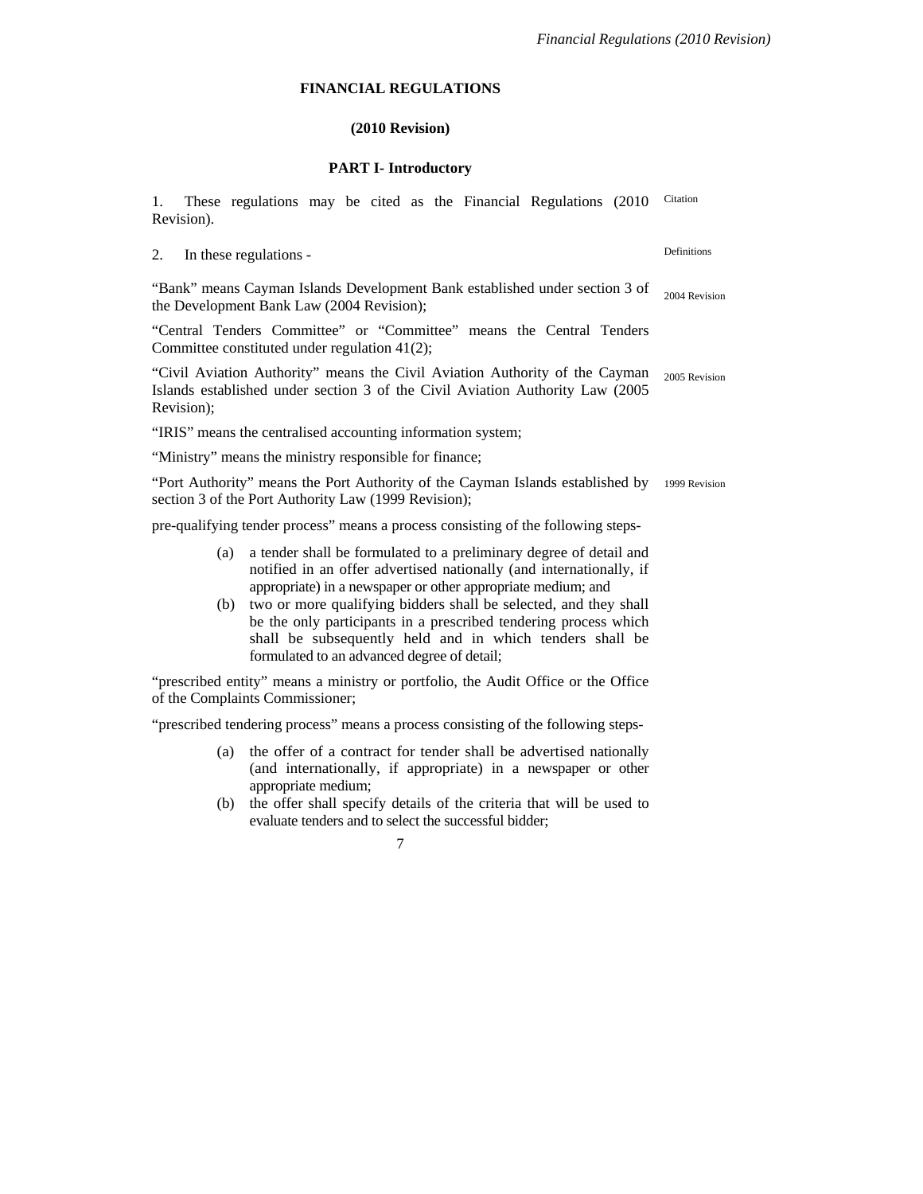# FINANCIAL REGULATIONS

## (2010 Revision)

### PART I- Introductory

1. These regulations may be cited as the Financial Regulations (2010 Revision). Citation

2. In these regulations - Definitions

"Bank" means Cayman Islands Development Bank established under section 3 of the Development Bank Law (2004 Revision); 2004 Revision

"Central Tenders Committee" or "Committee" means the Central Tenders Committee constituted under regulation 41(2);

"Civil Aviation Authority" means the Civil Aviation Authority of the Cayman Islands established under section 3 of the Civil Aviation Authority Law (2005 Revision); 2005 Revision

"IRIS" means the centralised accounting information system;

"Ministry" means the ministry responsible for finance;

"Port Authority" means the Port Authority of the Cayman Islands established by section 3 of the Port Authority Law (1999 Revision); 1999 Revision

pre-qualifying tender process" means a process consisting of the following steps-

- (a) a tender shall be formulated to a preliminary degree of detail and notified in an offer advertised nationally (and internationally, if appropriate) in a newspaper or other appropriate medium; and
- (b) two or more qualifying bidders shall be selected, and they shall be the only participants in a prescribed tendering process which shall be subsequently held and in which tenders shall be formulated to an advanced degree of detail;

"prescribed entity" means a ministry or portfolio, the Audit Office or the Office of the Complaints Commissioner;

"prescribed tendering process" means a process consisting of the following steps-

- (a) the offer of a contract for tender shall be advertised nationally (and internationally, if appropriate) in a newspaper or other appropriate medium;
- (b) the offer shall specify details of the criteria that will be used to evaluate tenders and to select the successful bidder;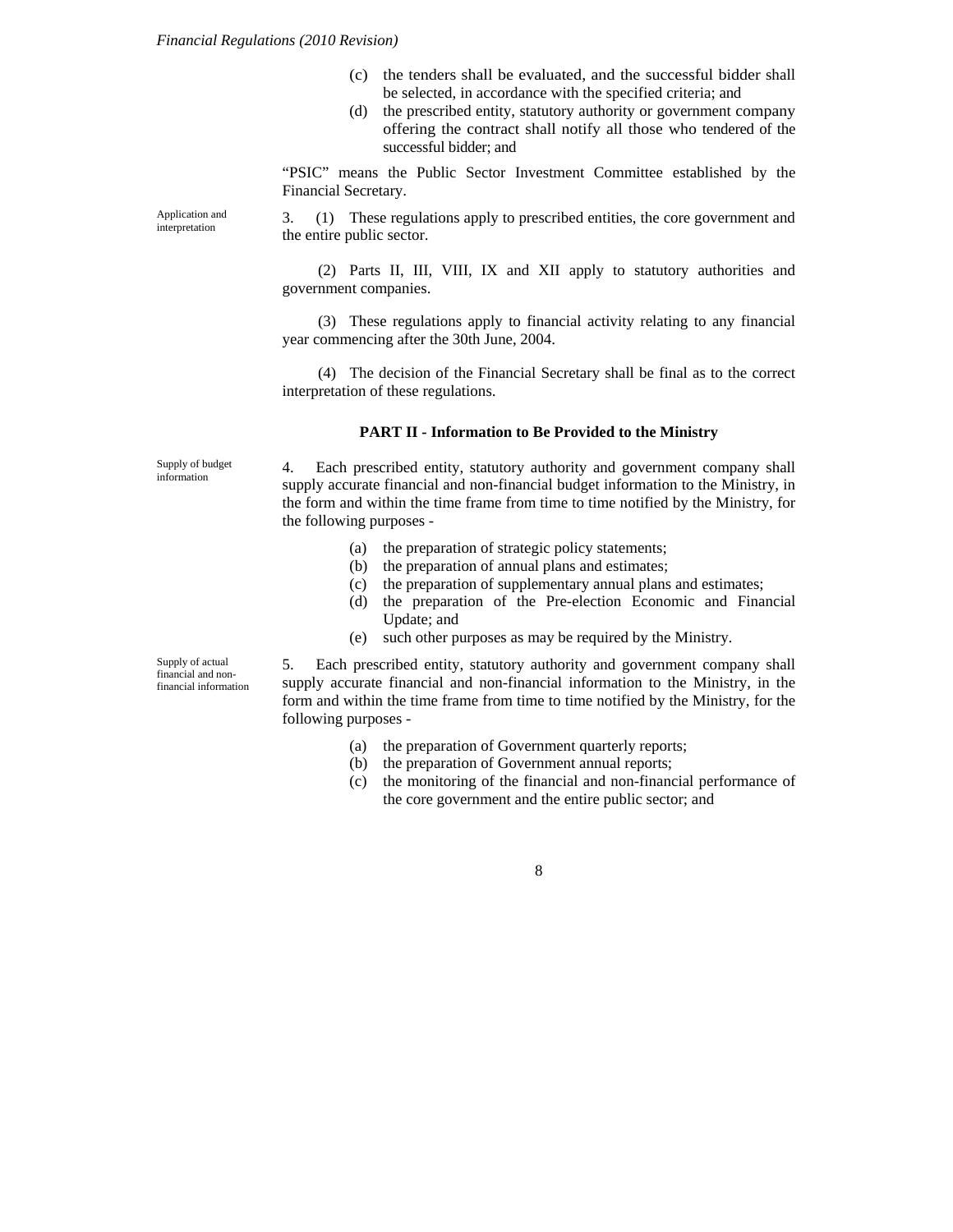(c) the tenders shall be evaluated, and the successful bidder shall be selected, in accordance with the specified criteria; and

(d) the prescribed entity, statutory authority or government company offering the contract shall notify all those who tendered of the successful bidder; and

"PSIC" means the Public Sector Investment Committee established by the Financial Secretary.

*Application and interpretation*

3. (1) These regulations apply to prescribed entities, the core government and the entire public sector.

(2) Parts II, III, VIII, IX and XII apply to statutory authorities and government companies.

(3) These regulations apply to financial activity relating to any financial year commencing after the 30th June, 2004.

(4) The decision of the Financial Secretary shall be final as to the correct interpretation of these regulations.

## PART II - Information to Be Provided to the Ministry

*Supply of budget information*

4. Each prescribed entity, statutory authority and government company shall supply accurate financial and non-financial budget information to the Ministry, in the form and within the time frame from time to time notified by the Ministry, for the following purposes -

(a) the preparation of strategic policy statements;

(b) the preparation of annual plans and estimates;

(c) the preparation of supplementary annual plans and estimates;

(d) the preparation of the Pre-election Economic and Financial Update; and

(e) such other purposes as may be required by the Ministry.

*Supply of actual financial and non-financial information*

5. Each prescribed entity, statutory authority and government company shall supply accurate financial and non-financial information to the Ministry, in the form and within the time frame from time to time notified by the Ministry, for the following purposes -

(a) the preparation of Government quarterly reports;

(b) the preparation of Government annual reports;

(c) the monitoring of the financial and non-financial performance of the core government and the entire public sector; and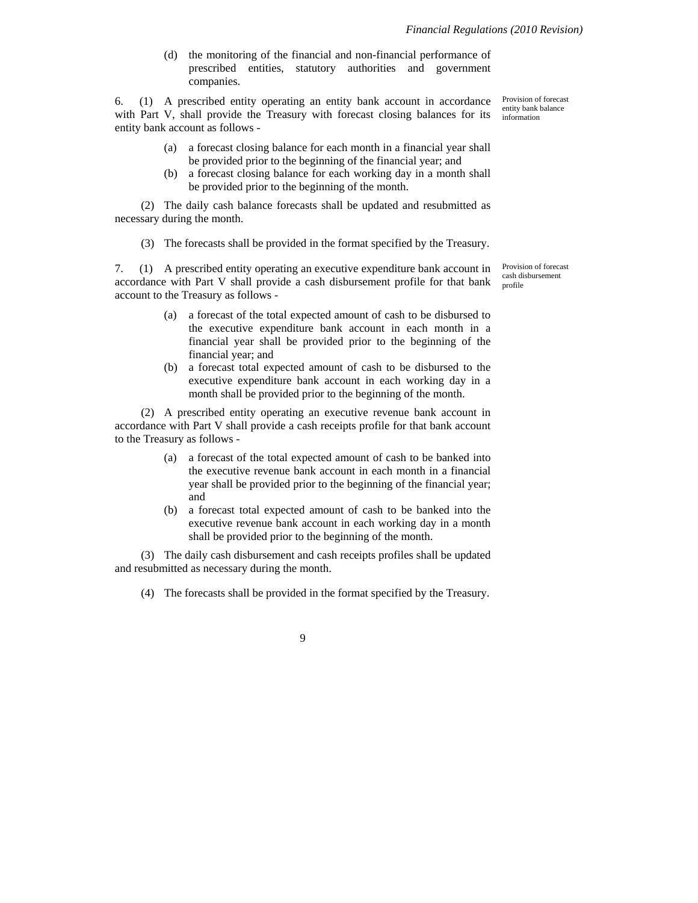(d) the monitoring of the financial and non-financial performance of prescribed entities, statutory authorities and government companies.

6. (1) A prescribed entity operating an entity bank account in accordance with Part V, shall provide the Treasury with forecast closing balances for its entity bank account as follows -

*Provision of forecast entity bank balance information*

(a) a forecast closing balance for each month in a financial year shall be provided prior to the beginning of the financial year; and

(b) a forecast closing balance for each working day in a month shall be provided prior to the beginning of the month.

(2) The daily cash balance forecasts shall be updated and resubmitted as necessary during the month.

(3) The forecasts shall be provided in the format specified by the Treasury.

7. (1) A prescribed entity operating an executive expenditure bank account in accordance with Part V shall provide a cash disbursement profile for that bank account to the Treasury as follows -

*Provision of forecast cash disbursement profile*

(a) a forecast of the total expected amount of cash to be disbursed to the executive expenditure bank account in each month in a financial year shall be provided prior to the beginning of the financial year; and

(b) a forecast total expected amount of cash to be disbursed to the executive expenditure bank account in each working day in a month shall be provided prior to the beginning of the month.

(2) A prescribed entity operating an executive revenue bank account in accordance with Part V shall provide a cash receipts profile for that bank account to the Treasury as follows -

(a) a forecast of the total expected amount of cash to be banked into the executive revenue bank account in each month in a financial year shall be provided prior to the beginning of the financial year; and

(b) a forecast total expected amount of cash to be banked into the executive revenue bank account in each working day in a month shall be provided prior to the beginning of the month.

(3) The daily cash disbursement and cash receipts profiles shall be updated and resubmitted as necessary during the month.

(4) The forecasts shall be provided in the format specified by the Treasury.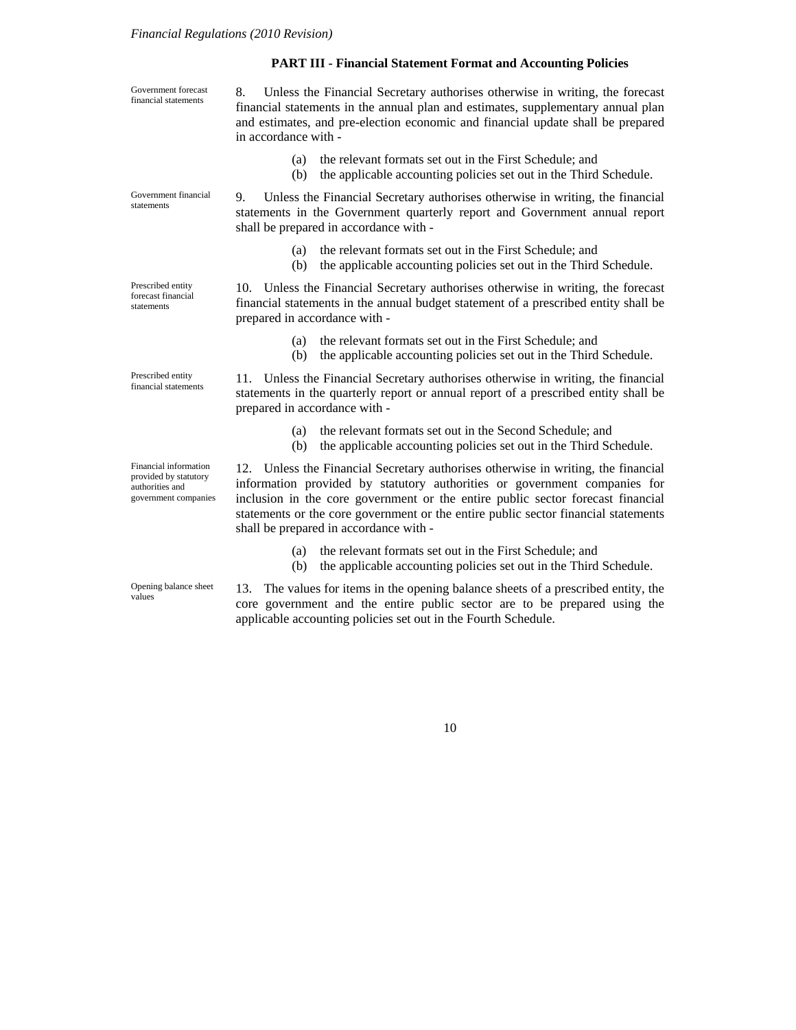## PART III - Financial Statement Format and Accounting Policies

*Government forecast financial statements*

8. Unless the Financial Secretary authorises otherwise in writing, the forecast financial statements in the annual plan and estimates, supplementary annual plan and estimates, and pre-election economic and financial update shall be prepared in accordance with -

(a) the relevant formats set out in the First Schedule; and
(b) the applicable accounting policies set out in the Third Schedule.

*Government financial statements*

9. Unless the Financial Secretary authorises otherwise in writing, the financial statements in the Government quarterly report and Government annual report shall be prepared in accordance with -

(a) the relevant formats set out in the First Schedule; and
(b) the applicable accounting policies set out in the Third Schedule.

*Prescribed entity forecast financial statements*

10. Unless the Financial Secretary authorises otherwise in writing, the forecast financial statements in the annual budget statement of a prescribed entity shall be prepared in accordance with -

(a) the relevant formats set out in the First Schedule; and
(b) the applicable accounting policies set out in the Third Schedule.

*Prescribed entity financial statements*

11. Unless the Financial Secretary authorises otherwise in writing, the financial statements in the quarterly report or annual report of a prescribed entity shall be prepared in accordance with -

(a) the relevant formats set out in the Second Schedule; and
(b) the applicable accounting policies set out in the Third Schedule.

*Financial information provided by statutory authorities and government companies*

12. Unless the Financial Secretary authorises otherwise in writing, the financial information provided by statutory authorities or government companies for inclusion in the core government or the entire public sector forecast financial statements or the core government or the entire public sector financial statements shall be prepared in accordance with -

(a) the relevant formats set out in the First Schedule; and
(b) the applicable accounting policies set out in the Third Schedule.

*Opening balance sheet values*

13. The values for items in the opening balance sheets of a prescribed entity, the core government and the entire public sector are to be prepared using the applicable accounting policies set out in the Fourth Schedule.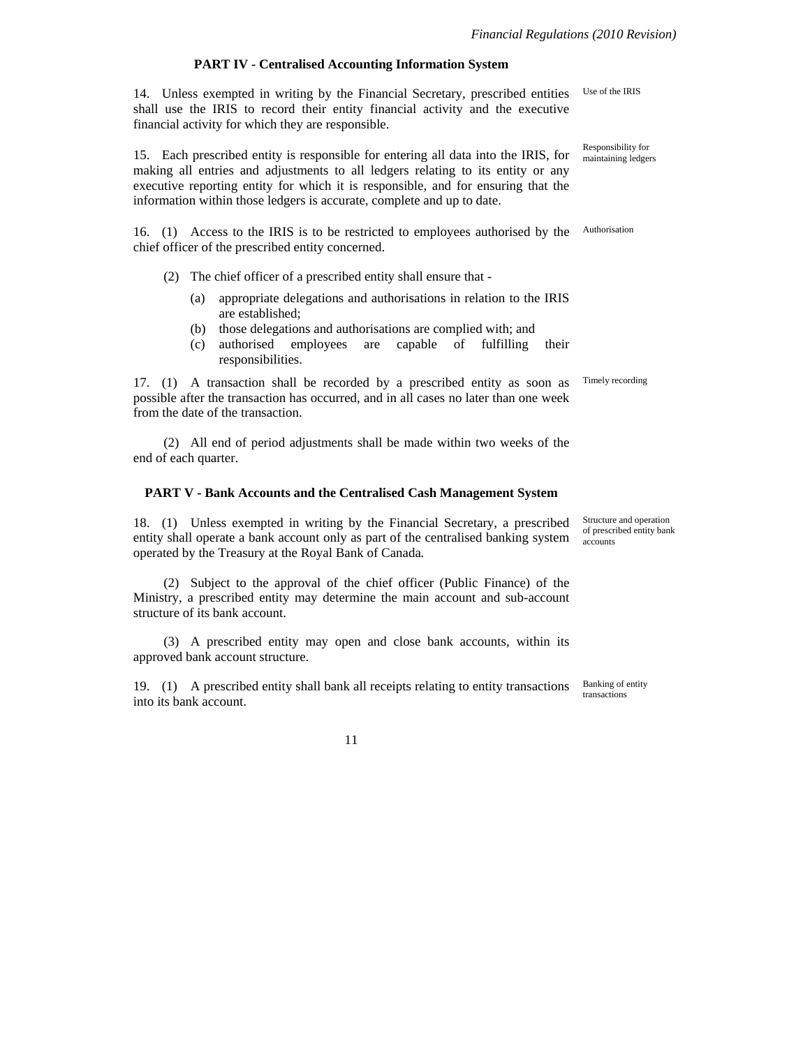## PART IV - Centralised Accounting Information System

14. Unless exempted in writing by the Financial Secretary, prescribed entities shall use the IRIS to record their entity financial activity and the executive financial activity for which they are responsible. *Use of the IRIS*

15. Each prescribed entity is responsible for entering all data into the IRIS, for making all entries and adjustments to all ledgers relating to its entity or any executive reporting entity for which it is responsible, and for ensuring that the information within those ledgers is accurate, complete and up to date. *Responsibility for maintaining ledgers*

16. (1) Access to the IRIS is to be restricted to employees authorised by the chief officer of the prescribed entity concerned. *Authorisation*

(2) The chief officer of a prescribed entity shall ensure that -

(a) appropriate delegations and authorisations in relation to the IRIS are established;
(b) those delegations and authorisations are complied with; and
(c) authorised employees are capable of fulfilling their responsibilities.

17. (1) A transaction shall be recorded by a prescribed entity as soon as possible after the transaction has occurred, and in all cases no later than one week from the date of the transaction. *Timely recording*

(2) All end of period adjustments shall be made within two weeks of the end of each quarter.

## PART V - Bank Accounts and the Centralised Cash Management System

18. (1) Unless exempted in writing by the Financial Secretary, a prescribed entity shall operate a bank account only as part of the centralised banking system operated by the Treasury at the Royal Bank of Canada. *Structure and operation of prescribed entity bank accounts*

(2) Subject to the approval of the chief officer (Public Finance) of the Ministry, a prescribed entity may determine the main account and sub-account structure of its bank account.

(3) A prescribed entity may open and close bank accounts, within its approved bank account structure.

19. (1) A prescribed entity shall bank all receipts relating to entity transactions into its bank account. *Banking of entity transactions*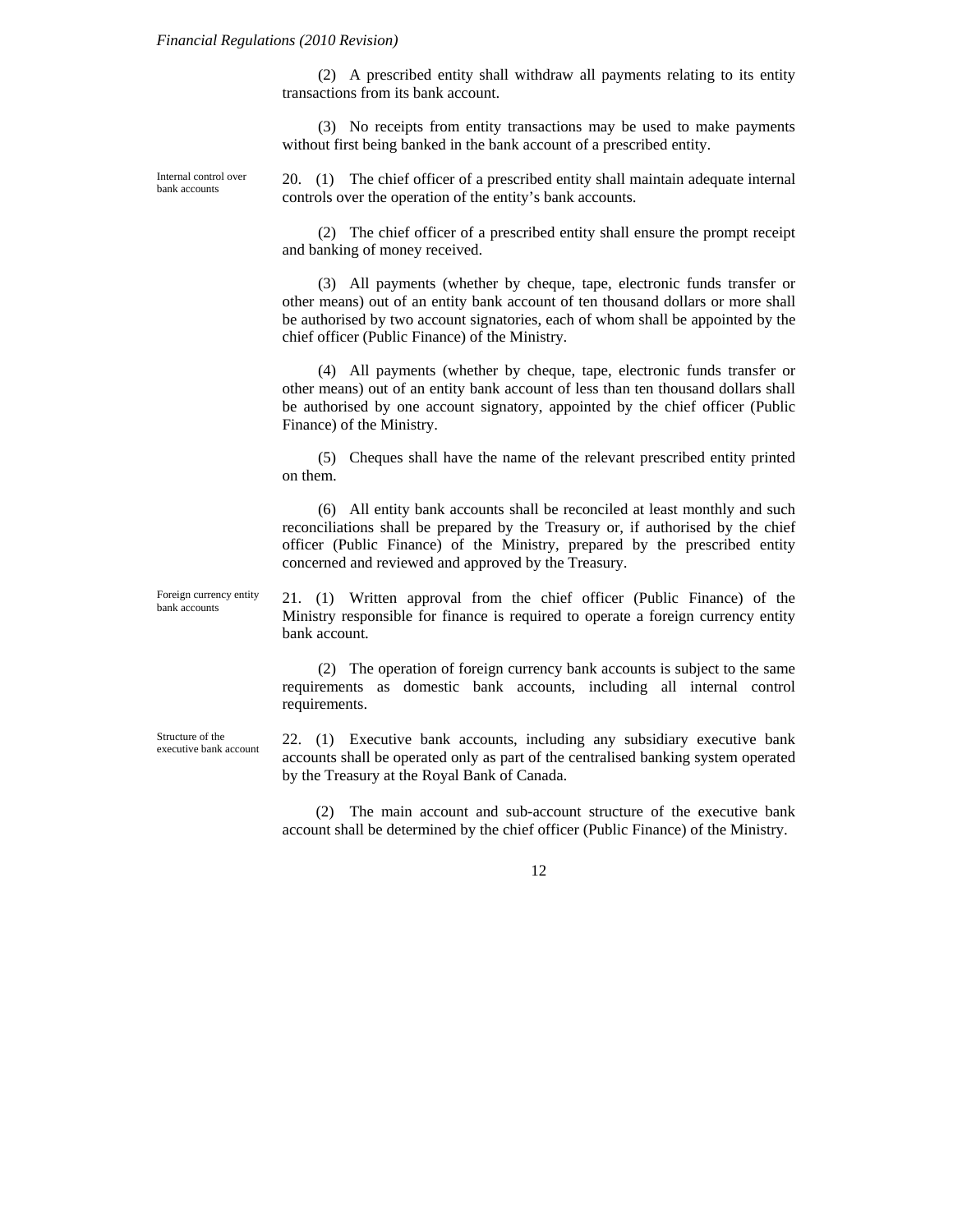(2) A prescribed entity shall withdraw all payments relating to its entity transactions from its bank account.

(3) No receipts from entity transactions may be used to make payments without first being banked in the bank account of a prescribed entity.

*Internal control over bank accounts*

20. (1) The chief officer of a prescribed entity shall maintain adequate internal controls over the operation of the entity's bank accounts.

(2) The chief officer of a prescribed entity shall ensure the prompt receipt and banking of money received.

(3) All payments (whether by cheque, tape, electronic funds transfer or other means) out of an entity bank account of ten thousand dollars or more shall be authorised by two account signatories, each of whom shall be appointed by the chief officer (Public Finance) of the Ministry.

(4) All payments (whether by cheque, tape, electronic funds transfer or other means) out of an entity bank account of less than ten thousand dollars shall be authorised by one account signatory, appointed by the chief officer (Public Finance) of the Ministry.

(5) Cheques shall have the name of the relevant prescribed entity printed on them.

(6) All entity bank accounts shall be reconciled at least monthly and such reconciliations shall be prepared by the Treasury or, if authorised by the chief officer (Public Finance) of the Ministry, prepared by the prescribed entity concerned and reviewed and approved by the Treasury.

*Foreign currency entity bank accounts*

21. (1) Written approval from the chief officer (Public Finance) of the Ministry responsible for finance is required to operate a foreign currency entity bank account.

(2) The operation of foreign currency bank accounts is subject to the same requirements as domestic bank accounts, including all internal control requirements.

*Structure of the executive bank account*

22. (1) Executive bank accounts, including any subsidiary executive bank accounts shall be operated only as part of the centralised banking system operated by the Treasury at the Royal Bank of Canada.

(2) The main account and sub-account structure of the executive bank account shall be determined by the chief officer (Public Finance) of the Ministry.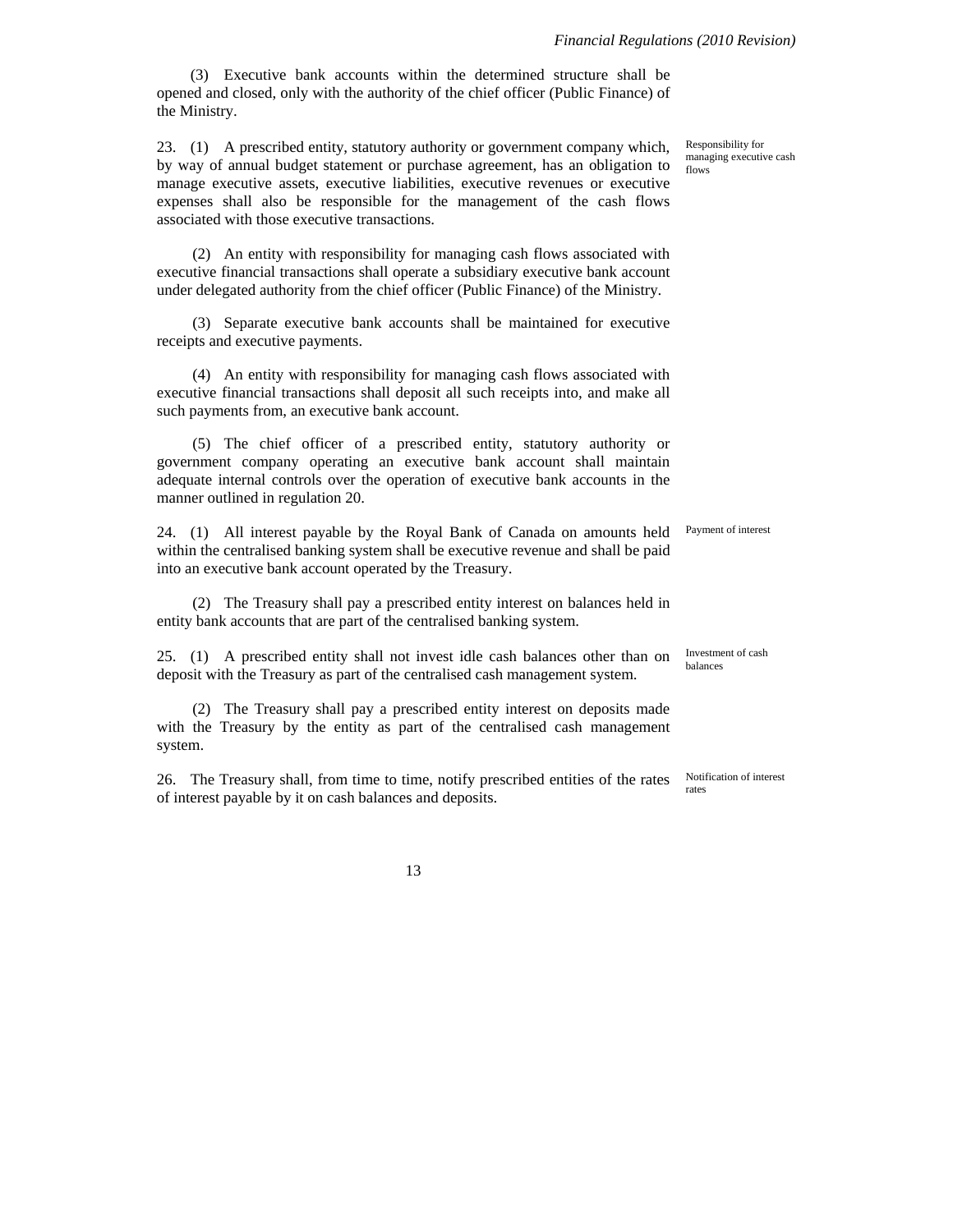(3) Executive bank accounts within the determined structure shall be opened and closed, only with the authority of the chief officer (Public Finance) of the Ministry.

*Responsibility for managing executive cash flows*

23. (1) A prescribed entity, statutory authority or government company which, by way of annual budget statement or purchase agreement, has an obligation to manage executive assets, executive liabilities, executive revenues or executive expenses shall also be responsible for the management of the cash flows associated with those executive transactions.

(2) An entity with responsibility for managing cash flows associated with executive financial transactions shall operate a subsidiary executive bank account under delegated authority from the chief officer (Public Finance) of the Ministry.

(3) Separate executive bank accounts shall be maintained for executive receipts and executive payments.

(4) An entity with responsibility for managing cash flows associated with executive financial transactions shall deposit all such receipts into, and make all such payments from, an executive bank account.

(5) The chief officer of a prescribed entity, statutory authority or government company operating an executive bank account shall maintain adequate internal controls over the operation of executive bank accounts in the manner outlined in regulation 20.

*Payment of interest*

24. (1) All interest payable by the Royal Bank of Canada on amounts held within the centralised banking system shall be executive revenue and shall be paid into an executive bank account operated by the Treasury.

(2) The Treasury shall pay a prescribed entity interest on balances held in entity bank accounts that are part of the centralised banking system.

*Investment of cash balances*

25. (1) A prescribed entity shall not invest idle cash balances other than on deposit with the Treasury as part of the centralised cash management system.

(2) The Treasury shall pay a prescribed entity interest on deposits made with the Treasury by the entity as part of the centralised cash management system.

*Notification of interest rates*

26. The Treasury shall, from time to time, notify prescribed entities of the rates of interest payable by it on cash balances and deposits.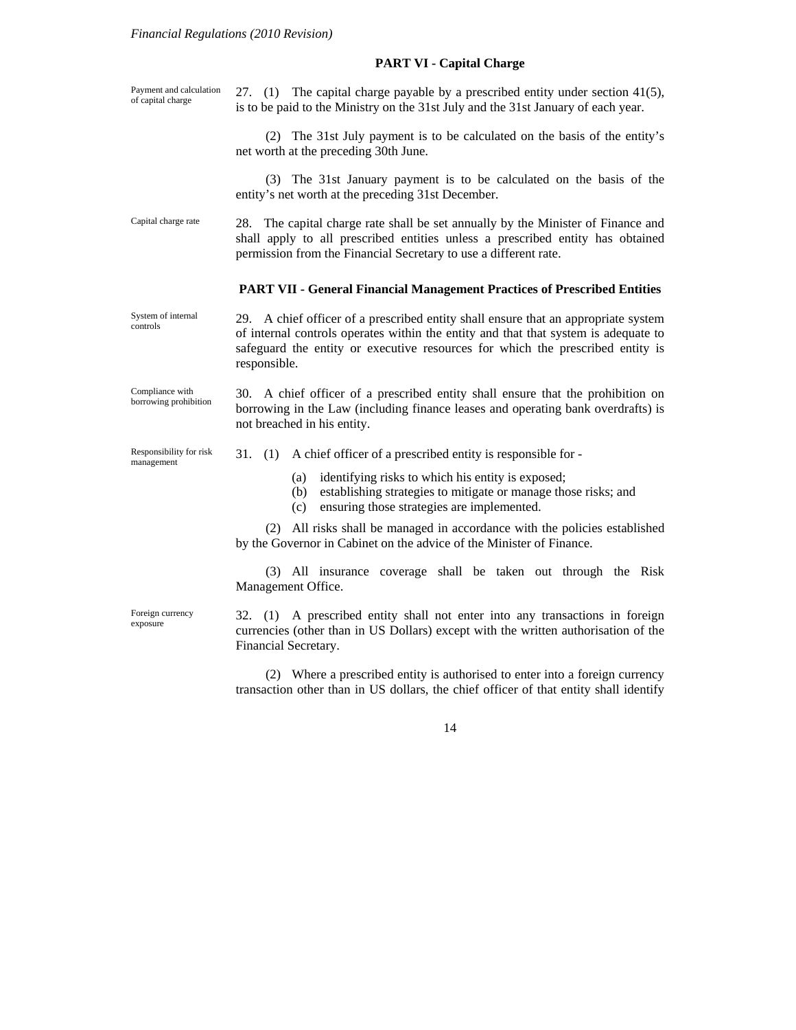## PART VI - Capital Charge

Payment and calculation of capital charge

27. (1) The capital charge payable by a prescribed entity under section 41(5), is to be paid to the Ministry on the 31st July and the 31st January of each year.

(2) The 31st July payment is to be calculated on the basis of the entity's net worth at the preceding 30th June.

(3) The 31st January payment is to be calculated on the basis of the entity's net worth at the preceding 31st December.

Capital charge rate

28. The capital charge rate shall be set annually by the Minister of Finance and shall apply to all prescribed entities unless a prescribed entity has obtained permission from the Financial Secretary to use a different rate.

## PART VII - General Financial Management Practices of Prescribed Entities

System of internal controls

29. A chief officer of a prescribed entity shall ensure that an appropriate system of internal controls operates within the entity and that that system is adequate to safeguard the entity or executive resources for which the prescribed entity is responsible.

Compliance with borrowing prohibition

30. A chief officer of a prescribed entity shall ensure that the prohibition on borrowing in the Law (including finance leases and operating bank overdrafts) is not breached in his entity.

Responsibility for risk management

31. (1) A chief officer of a prescribed entity is responsible for -

(a) identifying risks to which his entity is exposed;
(b) establishing strategies to mitigate or manage those risks; and
(c) ensuring those strategies are implemented.

(2) All risks shall be managed in accordance with the policies established by the Governor in Cabinet on the advice of the Minister of Finance.

(3) All insurance coverage shall be taken out through the Risk Management Office.

Foreign currency exposure

32. (1) A prescribed entity shall not enter into any transactions in foreign currencies (other than in US Dollars) except with the written authorisation of the Financial Secretary.

(2) Where a prescribed entity is authorised to enter into a foreign currency transaction other than in US dollars, the chief officer of that entity shall identify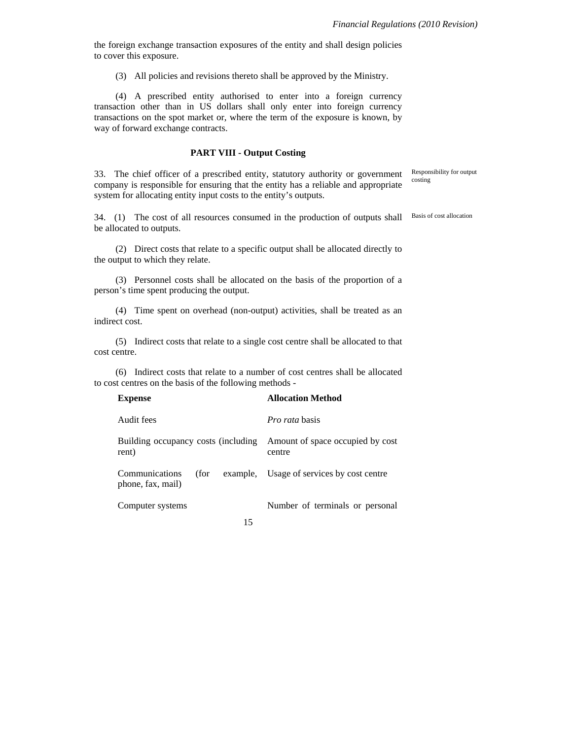the foreign exchange transaction exposures of the entity and shall design policies to cover this exposure.

(3) All policies and revisions thereto shall be approved by the Ministry.

(4) A prescribed entity authorised to enter into a foreign currency transaction other than in US dollars shall only enter into foreign currency transactions on the spot market or, where the term of the exposure is known, by way of forward exchange contracts.

## PART VIII - Output Costing

33. The chief officer of a prescribed entity, statutory authority or government company is responsible for ensuring that the entity has a reliable and appropriate system for allocating entity input costs to the entity's outputs.

Responsibility for output costing

34. (1) The cost of all resources consumed in the production of outputs shall be allocated to outputs.

Basis of cost allocation

(2) Direct costs that relate to a specific output shall be allocated directly to the output to which they relate.

(3) Personnel costs shall be allocated on the basis of the proportion of a person's time spent producing the output.

(4) Time spent on overhead (non-output) activities, shall be treated as an indirect cost.

(5) Indirect costs that relate to a single cost centre shall be allocated to that cost centre.

(6) Indirect costs that relate to a number of cost centres shall be allocated to cost centres on the basis of the following methods -

| **Expense** | **Allocation Method** |
|---|---|
| Audit fees | *Pro rata* basis |
| Building occupancy costs (including rent) | Amount of space occupied by cost centre |
| Communications (for example, phone, fax, mail) | Usage of services by cost centre |
| Computer systems | Number of terminals or personal |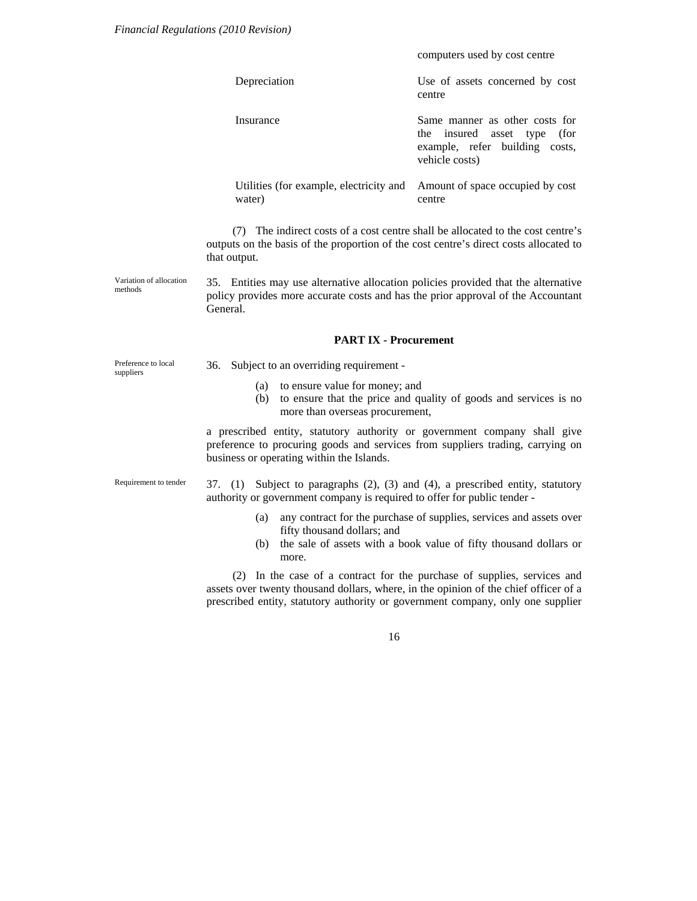| | |
|---|---|
| | computers used by cost centre |
| Depreciation | Use of assets concerned by cost centre |
| Insurance | Same manner as other costs for the insured asset type (for example, refer building costs, vehicle costs) |
| Utilities (for example, electricity and water) | Amount of space occupied by cost centre |

(7) The indirect costs of a cost centre shall be allocated to the cost centre's outputs on the basis of the proportion of the cost centre's direct costs allocated to that output.

Variation of allocation methods

35. Entities may use alternative allocation policies provided that the alternative policy provides more accurate costs and has the prior approval of the Accountant General.

## PART IX - Procurement

Preference to local suppliers

36. Subject to an overriding requirement -

(a) to ensure value for money; and
(b) to ensure that the price and quality of goods and services is no more than overseas procurement,

a prescribed entity, statutory authority or government company shall give preference to procuring goods and services from suppliers trading, carrying on business or operating within the Islands.

Requirement to tender

37. (1) Subject to paragraphs (2), (3) and (4), a prescribed entity, statutory authority or government company is required to offer for public tender -

(a) any contract for the purchase of supplies, services and assets over fifty thousand dollars; and
(b) the sale of assets with a book value of fifty thousand dollars or more.

(2) In the case of a contract for the purchase of supplies, services and assets over twenty thousand dollars, where, in the opinion of the chief officer of a prescribed entity, statutory authority or government company, only one supplier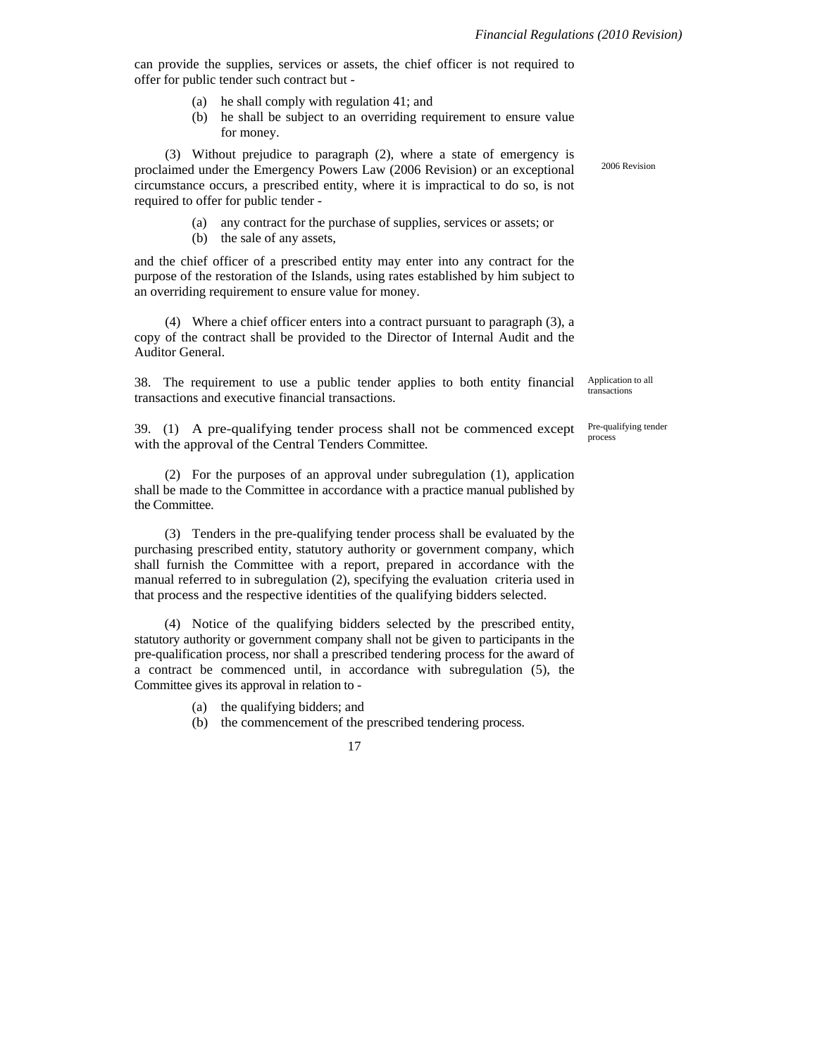can provide the supplies, services or assets, the chief officer is not required to offer for public tender such contract but -

(a) he shall comply with regulation 41; and
(b) he shall be subject to an overriding requirement to ensure value for money.

(3) Without prejudice to paragraph (2), where a state of emergency is proclaimed under the Emergency Powers Law (2006 Revision) or an exceptional circumstance occurs, a prescribed entity, where it is impractical to do so, is not required to offer for public tender -

2006 Revision

(a) any contract for the purchase of supplies, services or assets; or
(b) the sale of any assets,

and the chief officer of a prescribed entity may enter into any contract for the purpose of the restoration of the Islands, using rates established by him subject to an overriding requirement to ensure value for money.

(4) Where a chief officer enters into a contract pursuant to paragraph (3), a copy of the contract shall be provided to the Director of Internal Audit and the Auditor General.

Application to all transactions

38. The requirement to use a public tender applies to both entity financial transactions and executive financial transactions.

Pre-qualifying tender process

39. (1) A pre-qualifying tender process shall not be commenced except with the approval of the Central Tenders Committee.

(2) For the purposes of an approval under subregulation (1), application shall be made to the Committee in accordance with a practice manual published by the Committee.

(3) Tenders in the pre-qualifying tender process shall be evaluated by the purchasing prescribed entity, statutory authority or government company, which shall furnish the Committee with a report, prepared in accordance with the manual referred to in subregulation (2), specifying the evaluation criteria used in that process and the respective identities of the qualifying bidders selected.

(4) Notice of the qualifying bidders selected by the prescribed entity, statutory authority or government company shall not be given to participants in the pre-qualification process, nor shall a prescribed tendering process for the award of a contract be commenced until, in accordance with subregulation (5), the Committee gives its approval in relation to -

(a) the qualifying bidders; and
(b) the commencement of the prescribed tendering process.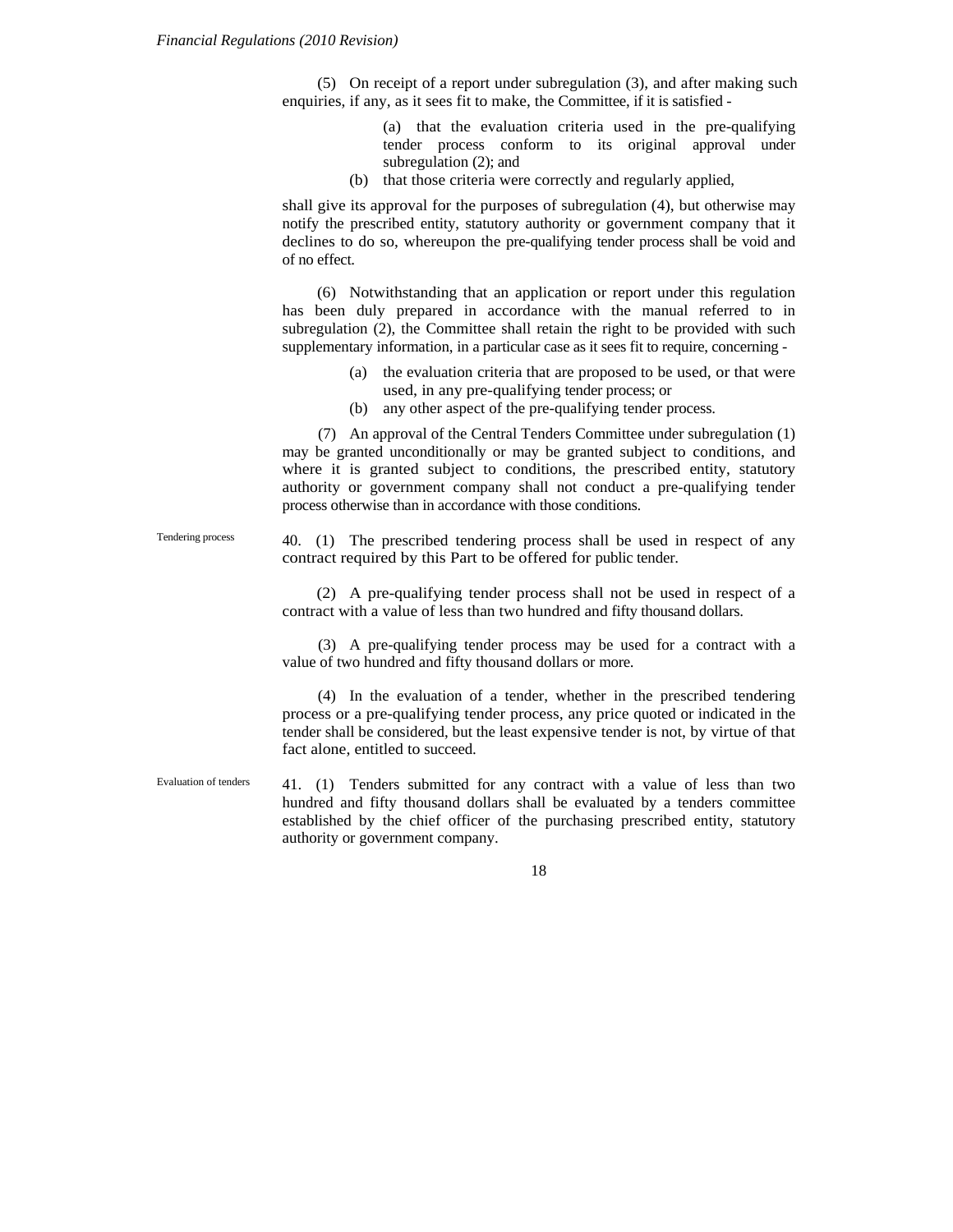(5) On receipt of a report under subregulation (3), and after making such enquiries, if any, as it sees fit to make, the Committee, if it is satisfied -

(a) that the evaluation criteria used in the pre-qualifying tender process conform to its original approval under subregulation (2); and

(b) that those criteria were correctly and regularly applied,

shall give its approval for the purposes of subregulation (4), but otherwise may notify the prescribed entity, statutory authority or government company that it declines to do so, whereupon the pre-qualifying tender process shall be void and of no effect.

(6) Notwithstanding that an application or report under this regulation has been duly prepared in accordance with the manual referred to in subregulation (2), the Committee shall retain the right to be provided with such supplementary information, in a particular case as it sees fit to require, concerning -

(a) the evaluation criteria that are proposed to be used, or that were used, in any pre-qualifying tender process; or

(b) any other aspect of the pre-qualifying tender process.

(7) An approval of the Central Tenders Committee under subregulation (1) may be granted unconditionally or may be granted subject to conditions, and where it is granted subject to conditions, the prescribed entity, statutory authority or government company shall not conduct a pre-qualifying tender process otherwise than in accordance with those conditions.

Tendering process

40. (1) The prescribed tendering process shall be used in respect of any contract required by this Part to be offered for public tender.

(2) A pre-qualifying tender process shall not be used in respect of a contract with a value of less than two hundred and fifty thousand dollars.

(3) A pre-qualifying tender process may be used for a contract with a value of two hundred and fifty thousand dollars or more.

(4) In the evaluation of a tender, whether in the prescribed tendering process or a pre-qualifying tender process, any price quoted or indicated in the tender shall be considered, but the least expensive tender is not, by virtue of that fact alone, entitled to succeed.

Evaluation of tenders

41. (1) Tenders submitted for any contract with a value of less than two hundred and fifty thousand dollars shall be evaluated by a tenders committee established by the chief officer of the purchasing prescribed entity, statutory authority or government company.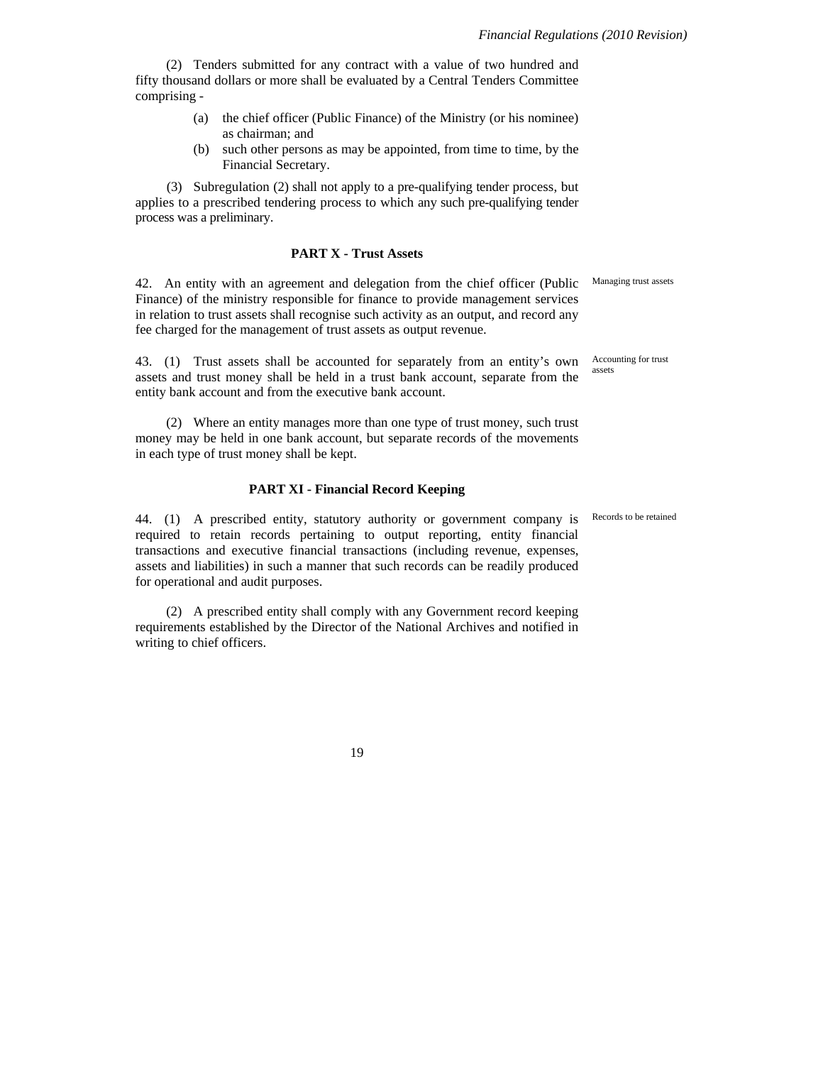(2) Tenders submitted for any contract with a value of two hundred and fifty thousand dollars or more shall be evaluated by a Central Tenders Committee comprising -

(a) the chief officer (Public Finance) of the Ministry (or his nominee) as chairman; and

(b) such other persons as may be appointed, from time to time, by the Financial Secretary.

(3) Subregulation (2) shall not apply to a pre-qualifying tender process, but applies to a prescribed tendering process to which any such pre-qualifying tender process was a preliminary.

## PART X - Trust Assets

*Managing trust assets*

42. An entity with an agreement and delegation from the chief officer (Public Finance) of the ministry responsible for finance to provide management services in relation to trust assets shall recognise such activity as an output, and record any fee charged for the management of trust assets as output revenue.

*Accounting for trust assets*

43. (1) Trust assets shall be accounted for separately from an entity's own assets and trust money shall be held in a trust bank account, separate from the entity bank account and from the executive bank account.

(2) Where an entity manages more than one type of trust money, such trust money may be held in one bank account, but separate records of the movements in each type of trust money shall be kept.

## PART XI - Financial Record Keeping

*Records to be retained*

44. (1) A prescribed entity, statutory authority or government company is required to retain records pertaining to output reporting, entity financial transactions and executive financial transactions (including revenue, expenses, assets and liabilities) in such a manner that such records can be readily produced for operational and audit purposes.

(2) A prescribed entity shall comply with any Government record keeping requirements established by the Director of the National Archives and notified in writing to chief officers.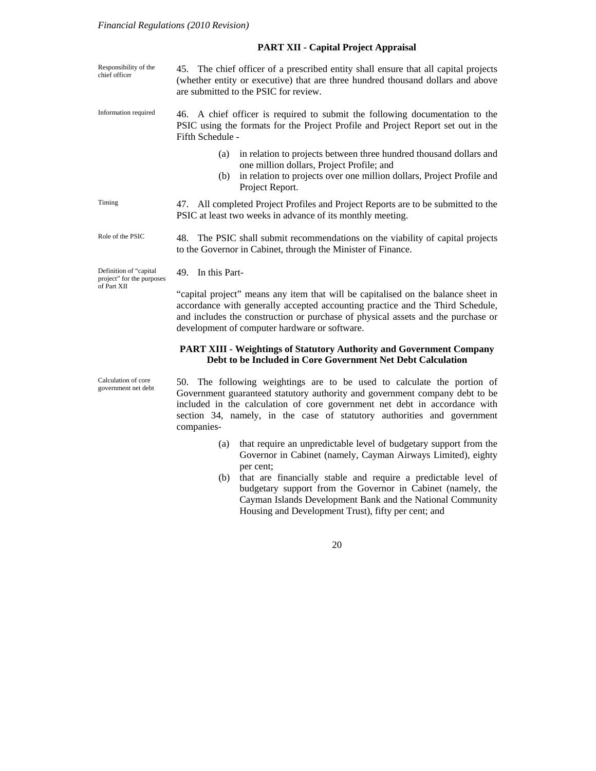## PART XII - Capital Project Appraisal

Responsibility of the chief officer

45. The chief officer of a prescribed entity shall ensure that all capital projects (whether entity or executive) that are three hundred thousand dollars and above are submitted to the PSIC for review.

Information required

46. A chief officer is required to submit the following documentation to the PSIC using the formats for the Project Profile and Project Report set out in the Fifth Schedule -

(a) in relation to projects between three hundred thousand dollars and one million dollars, Project Profile; and

(b) in relation to projects over one million dollars, Project Profile and Project Report.

Timing

47. All completed Project Profiles and Project Reports are to be submitted to the PSIC at least two weeks in advance of its monthly meeting.

Role of the PSIC

48. The PSIC shall submit recommendations on the viability of capital projects to the Governor in Cabinet, through the Minister of Finance.

Definition of "capital project" for the purposes of Part XII

49. In this Part-

"capital project" means any item that will be capitalised on the balance sheet in accordance with generally accepted accounting practice and the Third Schedule, and includes the construction or purchase of physical assets and the purchase or development of computer hardware or software.

## PART XIII - Weightings of Statutory Authority and Government Company Debt to be Included in Core Government Net Debt Calculation

Calculation of core government net debt

50. The following weightings are to be used to calculate the portion of Government guaranteed statutory authority and government company debt to be included in the calculation of core government net debt in accordance with section 34, namely, in the case of statutory authorities and government companies-

(a) that require an unpredictable level of budgetary support from the Governor in Cabinet (namely, Cayman Airways Limited), eighty per cent;

(b) that are financially stable and require a predictable level of budgetary support from the Governor in Cabinet (namely, the Cayman Islands Development Bank and the National Community Housing and Development Trust), fifty per cent; and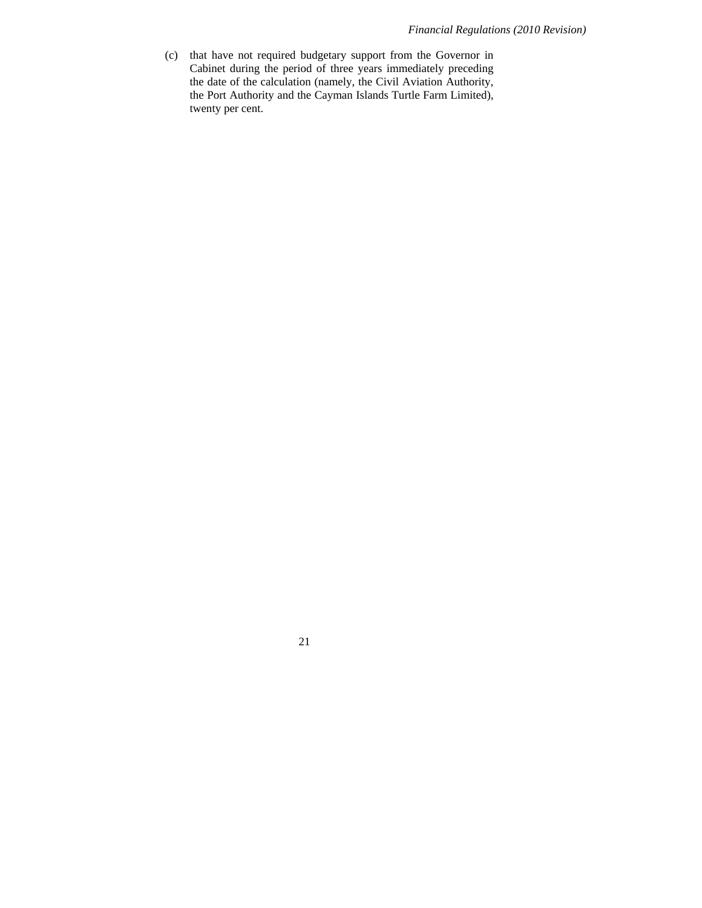(c) that have not required budgetary support from the Governor in Cabinet during the period of three years immediately preceding the date of the calculation (namely, the Civil Aviation Authority, the Port Authority and the Cayman Islands Turtle Farm Limited), twenty per cent.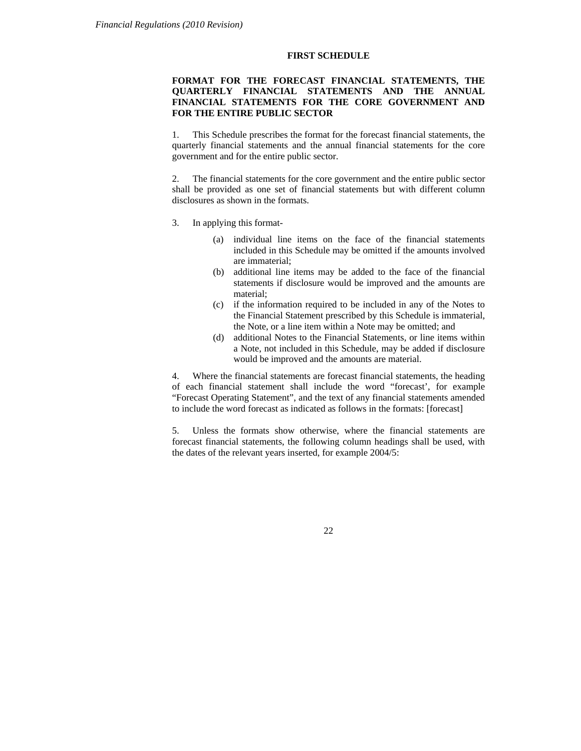## FIRST SCHEDULE

### FORMAT FOR THE FORECAST FINANCIAL STATEMENTS, THE QUARTERLY FINANCIAL STATEMENTS AND THE ANNUAL FINANCIAL STATEMENTS FOR THE CORE GOVERNMENT AND FOR THE ENTIRE PUBLIC SECTOR

1. This Schedule prescribes the format for the forecast financial statements, the quarterly financial statements and the annual financial statements for the core government and for the entire public sector.

2. The financial statements for the core government and the entire public sector shall be provided as one set of financial statements but with different column disclosures as shown in the formats.

3. In applying this format-

   (a) individual line items on the face of the financial statements included in this Schedule may be omitted if the amounts involved are immaterial;

   (b) additional line items may be added to the face of the financial statements if disclosure would be improved and the amounts are material;

   (c) if the information required to be included in any of the Notes to the Financial Statement prescribed by this Schedule is immaterial, the Note, or a line item within a Note may be omitted; and

   (d) additional Notes to the Financial Statements, or line items within a Note, not included in this Schedule, may be added if disclosure would be improved and the amounts are material.

4. Where the financial statements are forecast financial statements, the heading of each financial statement shall include the word "forecast', for example "Forecast Operating Statement", and the text of any financial statements amended to include the word forecast as indicated as follows in the formats: [forecast]

5. Unless the formats show otherwise, where the financial statements are forecast financial statements, the following column headings shall be used, with the dates of the relevant years inserted, for example 2004/5: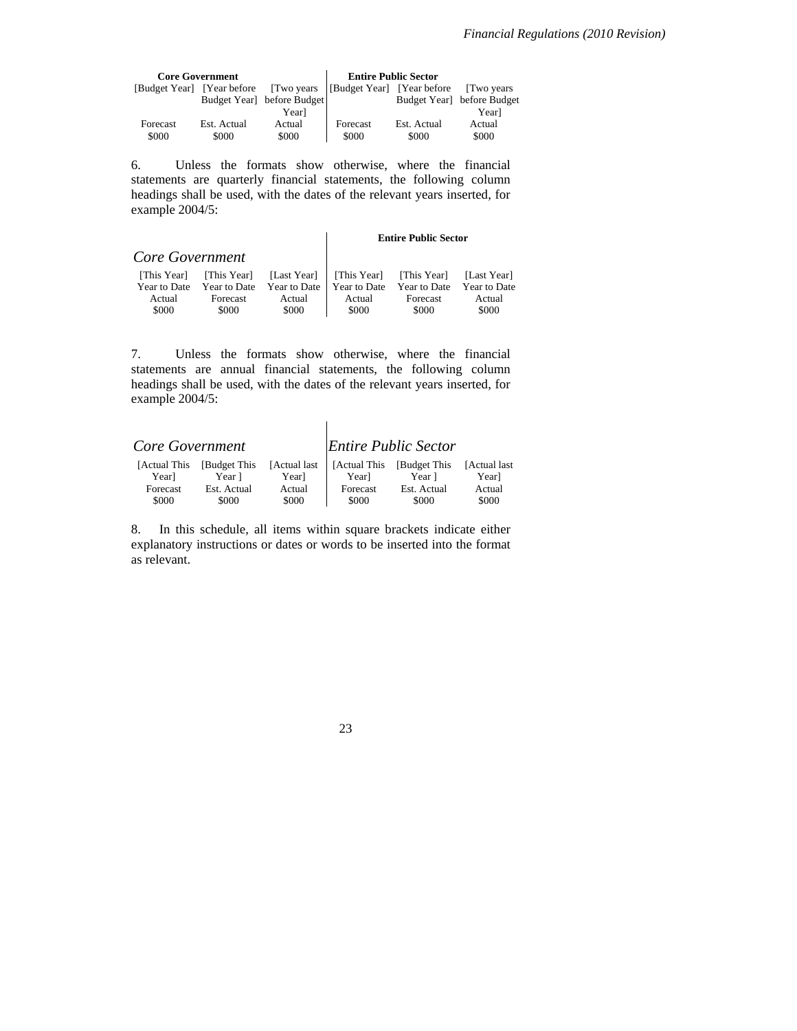| Core Government | | | Entire Public Sector | | |
|---|---|---|---|---|---|
| [Budget Year] | [Year before Budget Year] | [Two years before Budget Year] | [Budget Year] | [Year before Budget Year] | [Two years before Budget Year] |
| Forecast | Est. Actual | Actual | Forecast | Est. Actual | Actual |
| $000 | $000 | $000 | $000 | $000 | $000 |

6. Unless the formats show otherwise, where the financial statements are quarterly financial statements, the following column headings shall be used, with the dates of the relevant years inserted, for example 2004/5:

| *Core Government* | | | **Entire Public Sector** | | |
|---|---|---|---|---|---|
| [This Year] Year to Date | [This Year] Year to Date | [Last Year] Year to Date | [This Year] Year to Date | [This Year] Year to Date | [Last Year] Year to Date |
| Actual | Forecast | Actual | Actual | Forecast | Actual |
| $000 | $000 | $000 | $000 | $000 | $000 |

7. Unless the formats show otherwise, where the financial statements are annual financial statements, the following column headings shall be used, with the dates of the relevant years inserted, for example 2004/5:

| *Core Government* | | | *Entire Public Sector* | | |
|---|---|---|---|---|---|
| [Actual This Year] | [Budget This Year ] | [Actual last Year] | [Actual This Year] | [Budget This Year ] | [Actual last Year] |
| Forecast | Est. Actual | Actual | Forecast | Est. Actual | Actual |
| $000 | $000 | $000 | $000 | $000 | $000 |

8. In this schedule, all items within square brackets indicate either explanatory instructions or dates or words to be inserted into the format as relevant.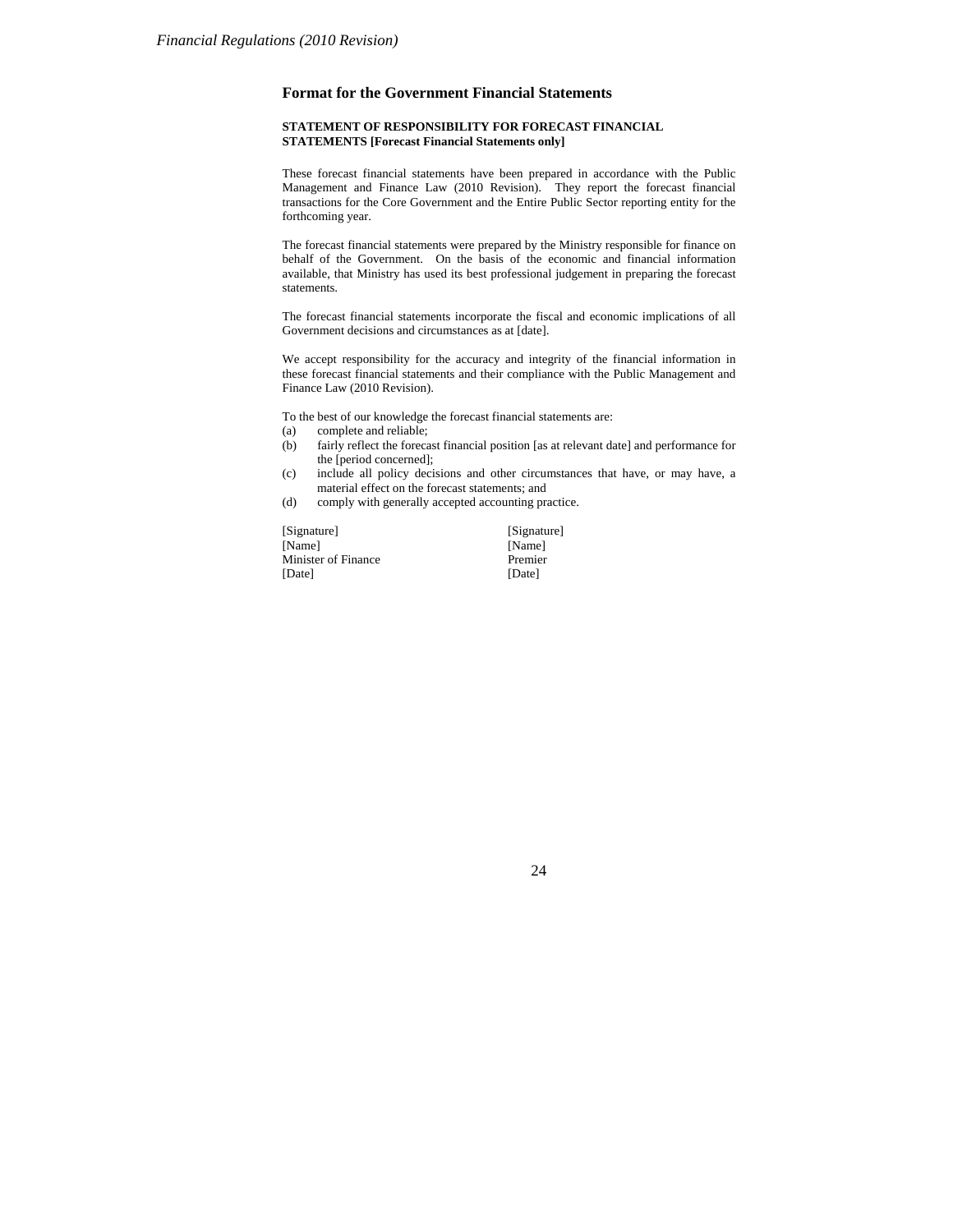## Format for the Government Financial Statements

**STATEMENT OF RESPONSIBILITY FOR FORECAST FINANCIAL STATEMENTS [Forecast Financial Statements only]**

These forecast financial statements have been prepared in accordance with the Public Management and Finance Law (2010 Revision). They report the forecast financial transactions for the Core Government and the Entire Public Sector reporting entity for the forthcoming year.

The forecast financial statements were prepared by the Ministry responsible for finance on behalf of the Government. On the basis of the economic and financial information available, that Ministry has used its best professional judgement in preparing the forecast statements.

The forecast financial statements incorporate the fiscal and economic implications of all Government decisions and circumstances as at [date].

We accept responsibility for the accuracy and integrity of the financial information in these forecast financial statements and their compliance with the Public Management and Finance Law (2010 Revision).

To the best of our knowledge the forecast financial statements are:

(a) complete and reliable;

(b) fairly reflect the forecast financial position [as at relevant date] and performance for the [period concerned];

(c) include all policy decisions and other circumstances that have, or may have, a material effect on the forecast statements; and

(d) comply with generally accepted accounting practice.

| | |
|---|---|
| [Signature] | [Signature] |
| [Name] | [Name] |
| Minister of Finance | Premier |
| [Date] | [Date] |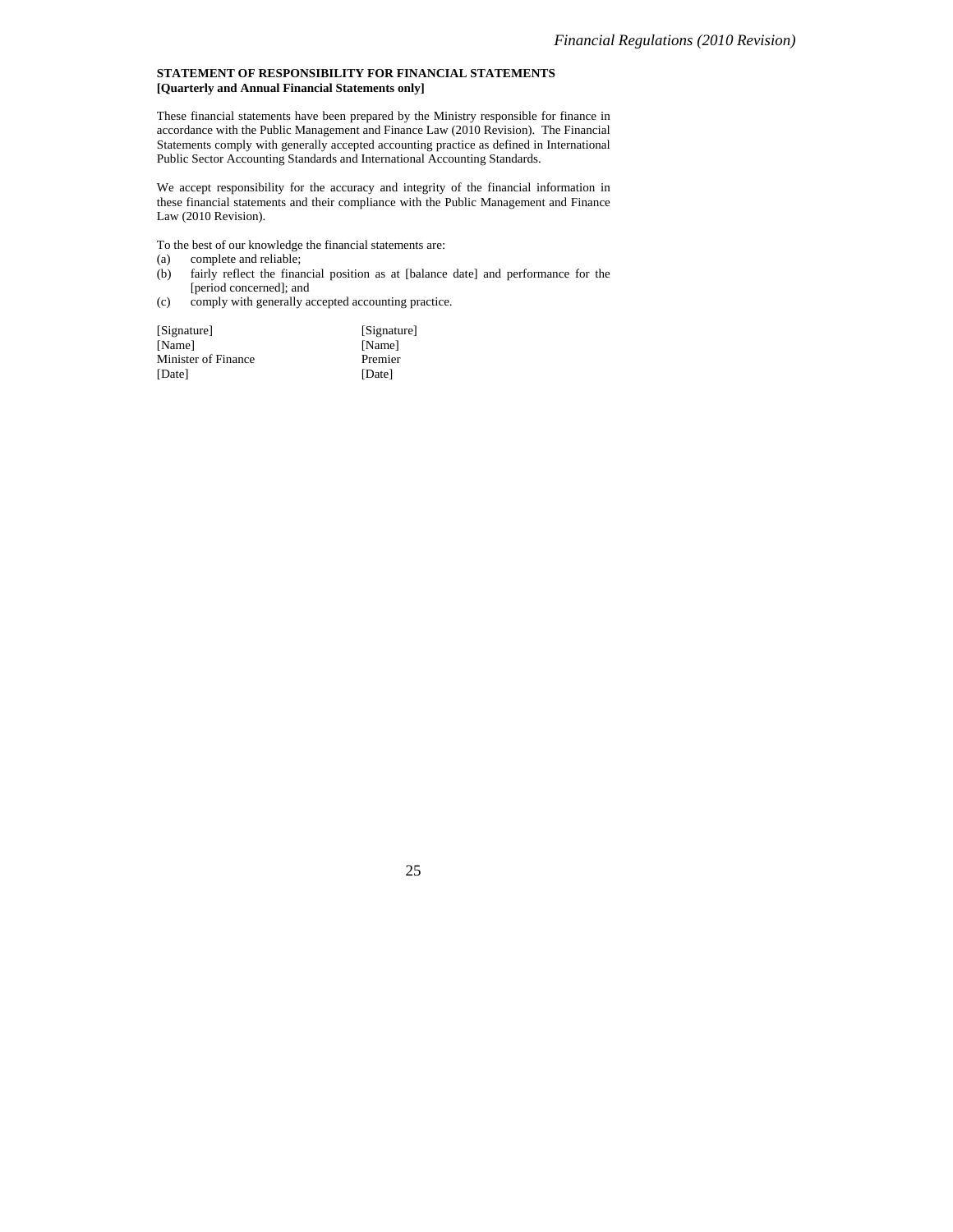**STATEMENT OF RESPONSIBILITY FOR FINANCIAL STATEMENTS**
**[Quarterly and Annual Financial Statements only]**

These financial statements have been prepared by the Ministry responsible for finance in accordance with the Public Management and Finance Law (2010 Revision). The Financial Statements comply with generally accepted accounting practice as defined in International Public Sector Accounting Standards and International Accounting Standards.

We accept responsibility for the accuracy and integrity of the financial information in these financial statements and their compliance with the Public Management and Finance Law (2010 Revision).

To the best of our knowledge the financial statements are:

(a) complete and reliable;

(b) fairly reflect the financial position as at [balance date] and performance for the [period concerned]; and

(c) comply with generally accepted accounting practice.

| | |
|---|---|
| [Signature] | [Signature] |
| [Name] | [Name] |
| Minister of Finance | Premier |
| [Date] | [Date] |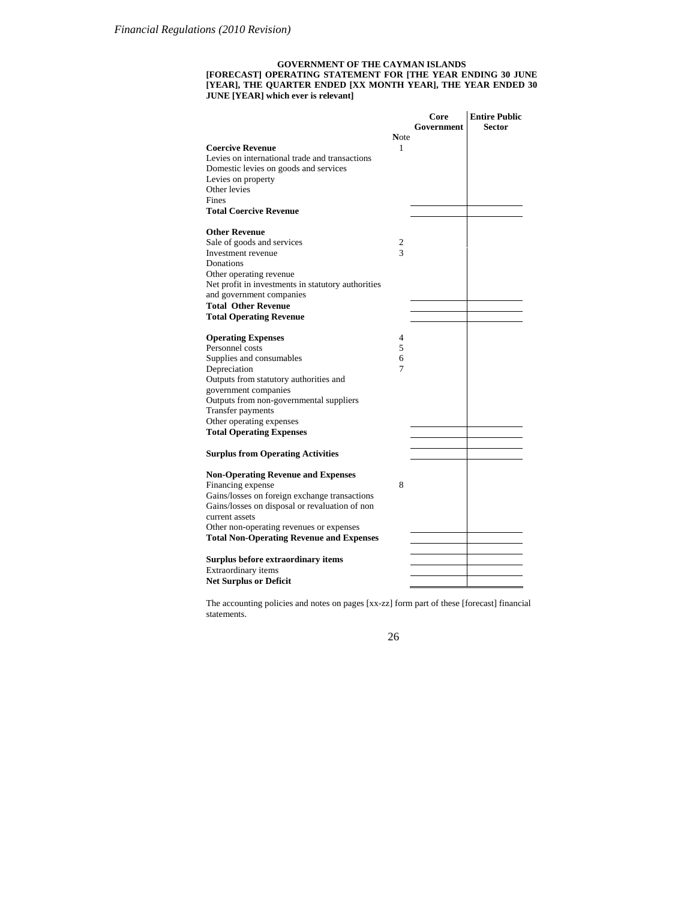**GOVERNMENT OF THE CAYMAN ISLANDS**
**[FORECAST] OPERATING STATEMENT FOR [THE YEAR ENDING 30 JUNE [YEAR], THE QUARTER ENDED [XX MONTH YEAR], THE YEAR ENDED 30 JUNE [YEAR] which ever is relevant]**

| | Note | Core Government | Entire Public Sector |
|---|---|---|---|
| **Coercive Revenue** | 1 | | |
| Levies on international trade and transactions | | | |
| Domestic levies on goods and services | | | |
| Levies on property | | | |
| Other levies | | | |
| Fines | | | |
| **Total Coercive Revenue** | | | |
| | | | |
| **Other Revenue** | | | |
| Sale of goods and services | 2 | | |
| Investment revenue | 3 | | |
| Donations | | | |
| Other operating revenue | | | |
| Net profit in investments in statutory authorities and government companies | | | |
| **Total Other Revenue** | | | |
| **Total Operating Revenue** | | | |
| | | | |
| **Operating Expenses** | 4 | | |
| Personnel costs | 5 | | |
| Supplies and consumables | 6 | | |
| Depreciation | 7 | | |
| Outputs from statutory authorities and government companies | | | |
| Outputs from non-governmental suppliers | | | |
| Transfer payments | | | |
| Other operating expenses | | | |
| **Total Operating Expenses** | | | |
| | | | |
| **Surplus from Operating Activities** | | | |
| | | | |
| **Non-Operating Revenue and Expenses** | | | |
| Financing expense | 8 | | |
| Gains/losses on foreign exchange transactions | | | |
| Gains/losses on disposal or revaluation of non current assets | | | |
| Other non-operating revenues or expenses | | | |
| **Total Non-Operating Revenue and Expenses** | | | |
| | | | |
| **Surplus before extraordinary items** | | | |
| Extraordinary items | | | |
| **Net Surplus or Deficit** | | | |

The accounting policies and notes on pages [xx-zz] form part of these [forecast] financial statements.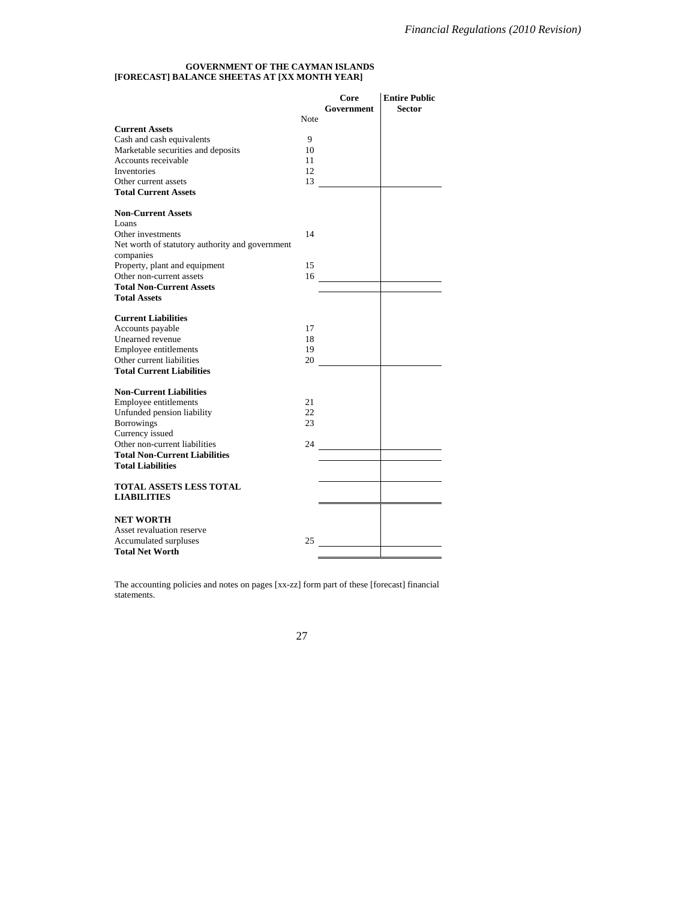**GOVERNMENT OF THE CAYMAN ISLANDS**
**[FORECAST] BALANCE SHEETAS AT [XX MONTH YEAR]**

| | Note | Core Government | Entire Public Sector |
|---|---|---|---|
| **Current Assets** | | | |
| Cash and cash equivalents | 9 | | |
| Marketable securities and deposits | 10 | | |
| Accounts receivable | 11 | | |
| Inventories | 12 | | |
| Other current assets | 13 | | |
| **Total Current Assets** | | | |
| | | | |
| **Non-Current Assets** | | | |
| Loans | | | |
| Other investments | 14 | | |
| Net worth of statutory authority and government companies | | | |
| Property, plant and equipment | 15 | | |
| Other non-current assets | 16 | | |
| **Total Non-Current Assets** | | | |
| **Total Assets** | | | |
| | | | |
| **Current Liabilities** | | | |
| Accounts payable | 17 | | |
| Unearned revenue | 18 | | |
| Employee entitlements | 19 | | |
| Other current liabilities | 20 | | |
| **Total Current Liabilities** | | | |
| | | | |
| **Non-Current Liabilities** | | | |
| Employee entitlements | 21 | | |
| Unfunded pension liability | 22 | | |
| Borrowings | 23 | | |
| Currency issued | | | |
| Other non-current liabilities | 24 | | |
| **Total Non-Current Liabilities** | | | |
| **Total Liabilities** | | | |
| | | | |
| **TOTAL ASSETS LESS TOTAL LIABILITIES** | | | |
| | | | |
| **NET WORTH** | | | |
| Asset revaluation reserve | | | |
| Accumulated surpluses | 25 | | |
| **Total Net Worth** | | | |

The accounting policies and notes on pages [xx-zz] form part of these [forecast] financial statements.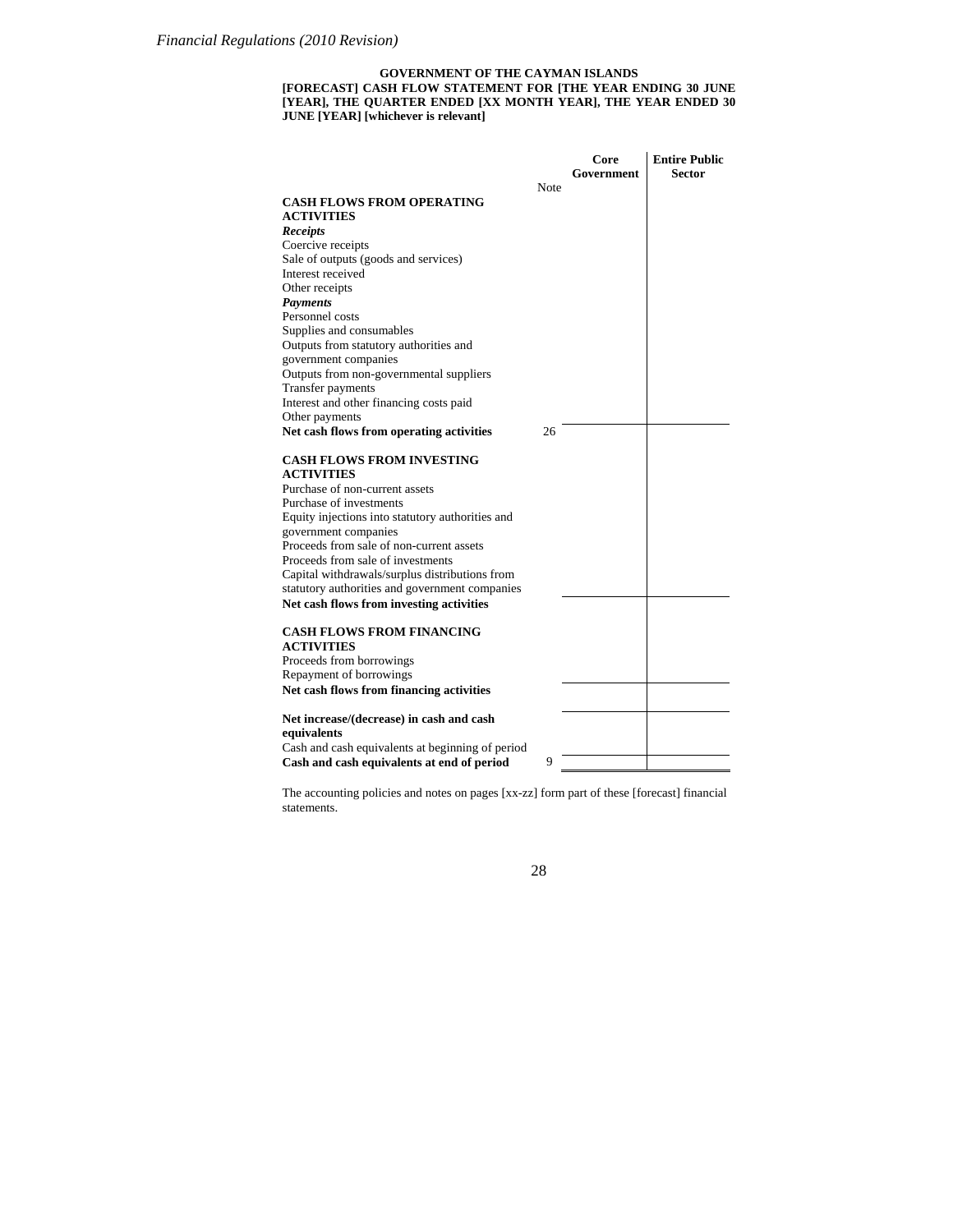**GOVERNMENT OF THE CAYMAN ISLANDS**
**[FORECAST] CASH FLOW STATEMENT FOR [THE YEAR ENDING 30 JUNE [YEAR], THE QUARTER ENDED [XX MONTH YEAR], THE YEAR ENDED 30 JUNE [YEAR] [whichever is relevant]**

| | Note | Core Government | Entire Public Sector |
|---|---|---|---|
| **CASH FLOWS FROM OPERATING ACTIVITIES** | | | |
| ***Receipts*** | | | |
| Coercive receipts | | | |
| Sale of outputs (goods and services) | | | |
| Interest received | | | |
| Other receipts | | | |
| ***Payments*** | | | |
| Personnel costs | | | |
| Supplies and consumables | | | |
| Outputs from statutory authorities and government companies | | | |
| Outputs from non-governmental suppliers | | | |
| Transfer payments | | | |
| Interest and other financing costs paid | | | |
| Other payments | | | |
| **Net cash flows from operating activities** | 26 | | |
| **CASH FLOWS FROM INVESTING ACTIVITIES** | | | |
| Purchase of non-current assets | | | |
| Purchase of investments | | | |
| Equity injections into statutory authorities and government companies | | | |
| Proceeds from sale of non-current assets | | | |
| Proceeds from sale of investments | | | |
| Capital withdrawals/surplus distributions from statutory authorities and government companies | | | |
| **Net cash flows from investing activities** | | | |
| **CASH FLOWS FROM FINANCING ACTIVITIES** | | | |
| Proceeds from borrowings | | | |
| Repayment of borrowings | | | |
| **Net cash flows from financing activities** | | | |
| **Net increase/(decrease) in cash and cash equivalents** | | | |
| Cash and cash equivalents at beginning of period | | | |
| **Cash and cash equivalents at end of period** | 9 | | |

The accounting policies and notes on pages [xx-zz] form part of these [forecast] financial statements.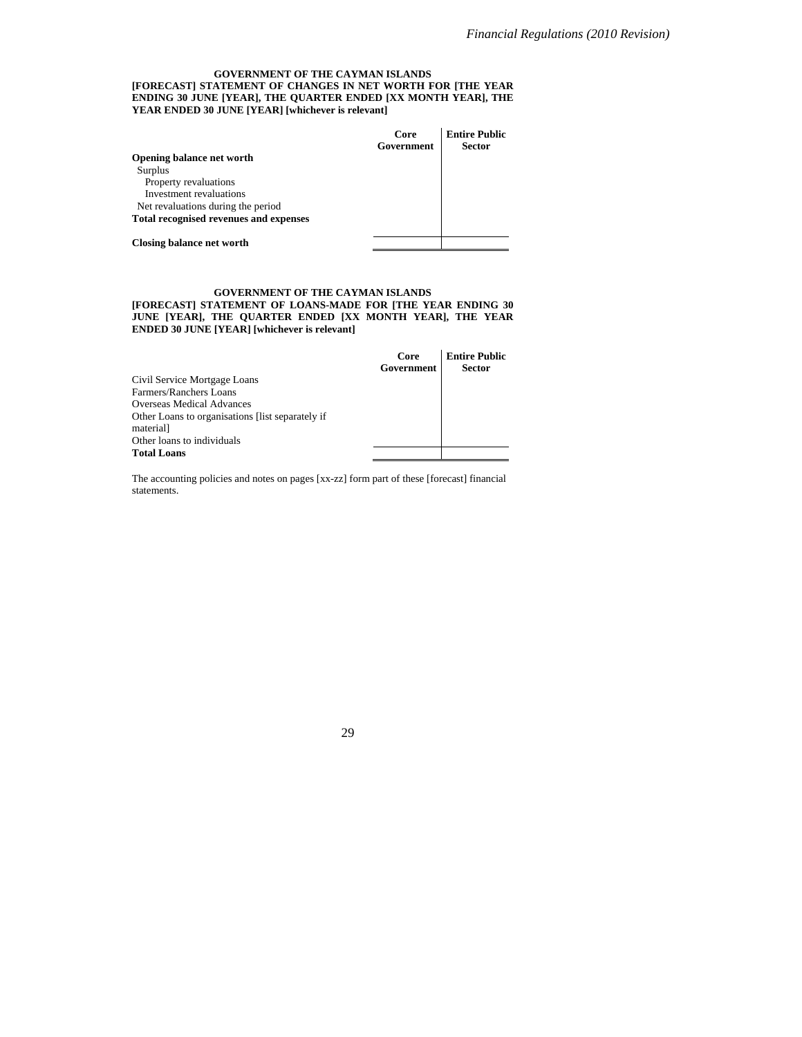**GOVERNMENT OF THE CAYMAN ISLANDS**
**[FORECAST] STATEMENT OF CHANGES IN NET WORTH FOR [THE YEAR ENDING 30 JUNE [YEAR], THE QUARTER ENDED [XX MONTH YEAR], THE YEAR ENDED 30 JUNE [YEAR] [whichever is relevant]**

| | Core Government | Entire Public Sector |
|---|---|---|
| **Opening balance net worth** | | |
| Surplus | | |
| Property revaluations | | |
| Investment revaluations | | |
| Net revaluations during the period | | |
| **Total recognised revenues and expenses** | | |
| **Closing balance net worth** | | |

**GOVERNMENT OF THE CAYMAN ISLANDS**
**[FORECAST] STATEMENT OF LOANS-MADE FOR [THE YEAR ENDING 30 JUNE [YEAR], THE QUARTER ENDED [XX MONTH YEAR], THE YEAR ENDED 30 JUNE [YEAR] [whichever is relevant]**

| | Core Government | Entire Public Sector |
|---|---|---|
| Civil Service Mortgage Loans | | |
| Farmers/Ranchers Loans | | |
| Overseas Medical Advances | | |
| Other Loans to organisations [list separately if material] | | |
| Other loans to individuals | | |
| **Total Loans** | | |

The accounting policies and notes on pages [xx-zz] form part of these [forecast] financial statements.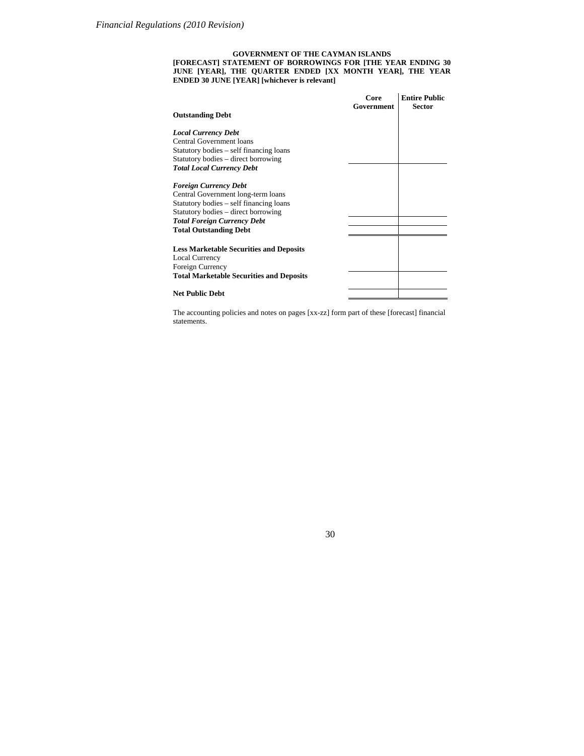**GOVERNMENT OF THE CAYMAN ISLANDS**
**[FORECAST] STATEMENT OF BORROWINGS FOR [THE YEAR ENDING 30 JUNE [YEAR], THE QUARTER ENDED [XX MONTH YEAR], THE YEAR ENDED 30 JUNE [YEAR] [whichever is relevant]**

| | **Core Government** | **Entire Public Sector** |
|---|---|---|
| **Outstanding Debt** | | |
| | | |
| ***Local Currency Debt*** | | |
| Central Government loans | | |
| Statutory bodies – self financing loans | | |
| Statutory bodies – direct borrowing | | |
| ***Total Local Currency Debt*** | | |
| | | |
| ***Foreign Currency Debt*** | | |
| Central Government long-term loans | | |
| Statutory bodies – self financing loans | | |
| Statutory bodies – direct borrowing | | |
| ***Total Foreign Currency Debt*** | | |
| **Total Outstanding Debt** | | |
| | | |
| **Less Marketable Securities and Deposits** | | |
| Local Currency | | |
| Foreign Currency | | |
| **Total Marketable Securities and Deposits** | | |
| | | |
| **Net Public Debt** | | |

The accounting policies and notes on pages [xx-zz] form part of these [forecast] financial statements.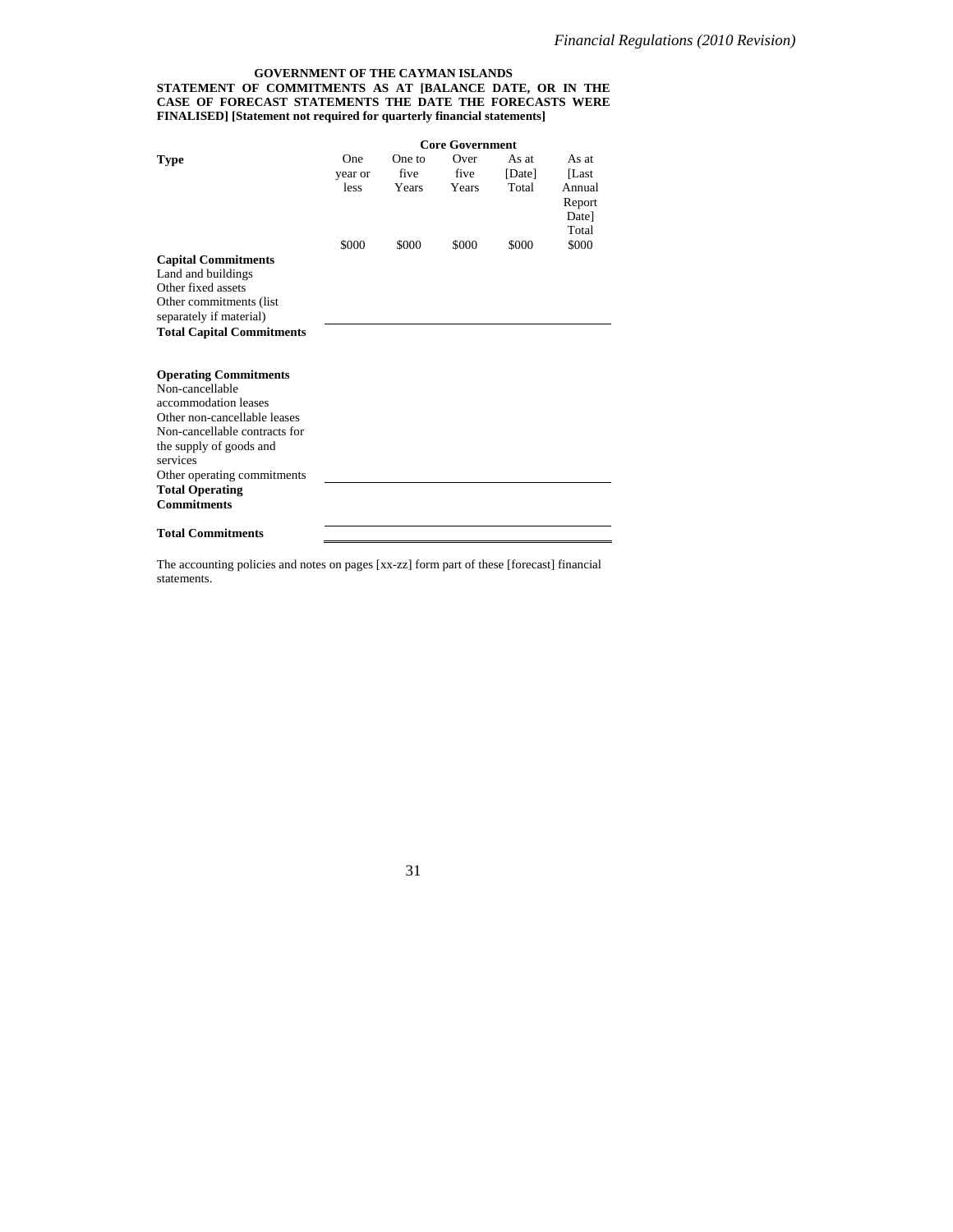**GOVERNMENT OF THE CAYMAN ISLANDS**

**STATEMENT OF COMMITMENTS AS AT [BALANCE DATE, OR IN THE CASE OF FORECAST STATEMENTS THE DATE THE FORECASTS WERE FINALISED] [Statement not required for quarterly financial statements]**

| | **Core Government** | | | | |
|---|---|---|---|---|---|
| **Type** | One year or less | One to five Years | Over five Years | As at [Date] Total | As at [Last Annual Report Date] Total |
| | $000 | $000 | $000 | $000 | $000 |
| **Capital Commitments** | | | | | |
| Land and buildings | | | | | |
| Other fixed assets | | | | | |
| Other commitments (list separately if material) | | | | | |
| **Total Capital Commitments** | | | | | |
| | | | | | |
| **Operating Commitments** | | | | | |
| Non-cancellable accommodation leases | | | | | |
| Other non-cancellable leases | | | | | |
| Non-cancellable contracts for the supply of goods and services | | | | | |
| Other operating commitments | | | | | |
| **Total Operating Commitments** | | | | | |
| | | | | | |
| **Total Commitments** | | | | | |

The accounting policies and notes on pages [xx-zz] form part of these [forecast] financial statements.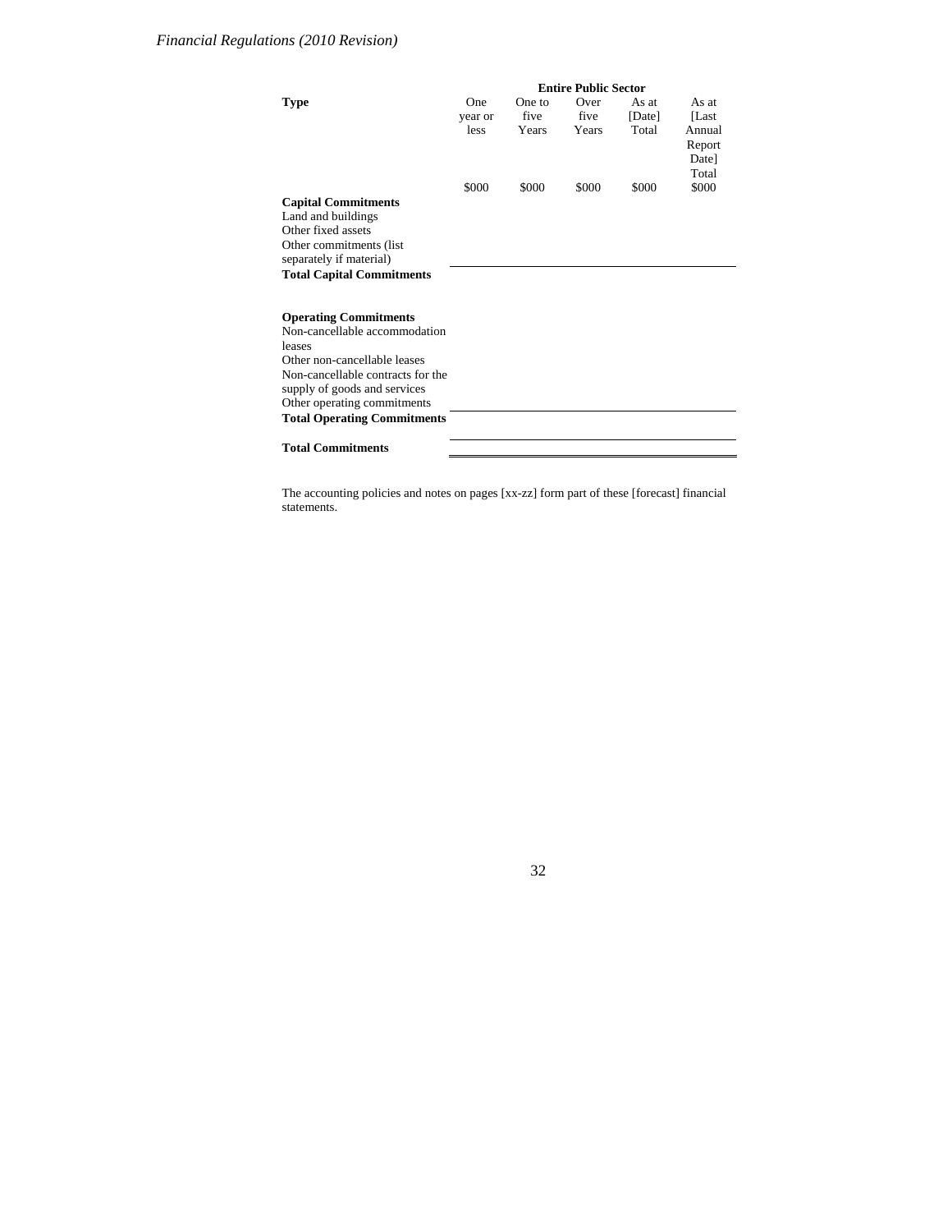| Type | Entire Public Sector | | | | |
|---|---|---|---|---|---|
| | One year or less | One to five Years | Over five Years | As at [Date] Total | As at [Last Annual Report Date] Total |
| | $000 | $000 | $000 | $000 | $000 |
| **Capital Commitments** | | | | | |
| Land and buildings | | | | | |
| Other fixed assets | | | | | |
| Other commitments (list separately if material) | | | | | |
| **Total Capital Commitments** | | | | | |
| | | | | | |
| **Operating Commitments** | | | | | |
| Non-cancellable accommodation leases | | | | | |
| Other non-cancellable leases | | | | | |
| Non-cancellable contracts for the supply of goods and services | | | | | |
| Other operating commitments | | | | | |
| **Total Operating Commitments** | | | | | |
| | | | | | |
| **Total Commitments** | | | | | |

The accounting policies and notes on pages [xx-zz] form part of these [forecast] financial statements.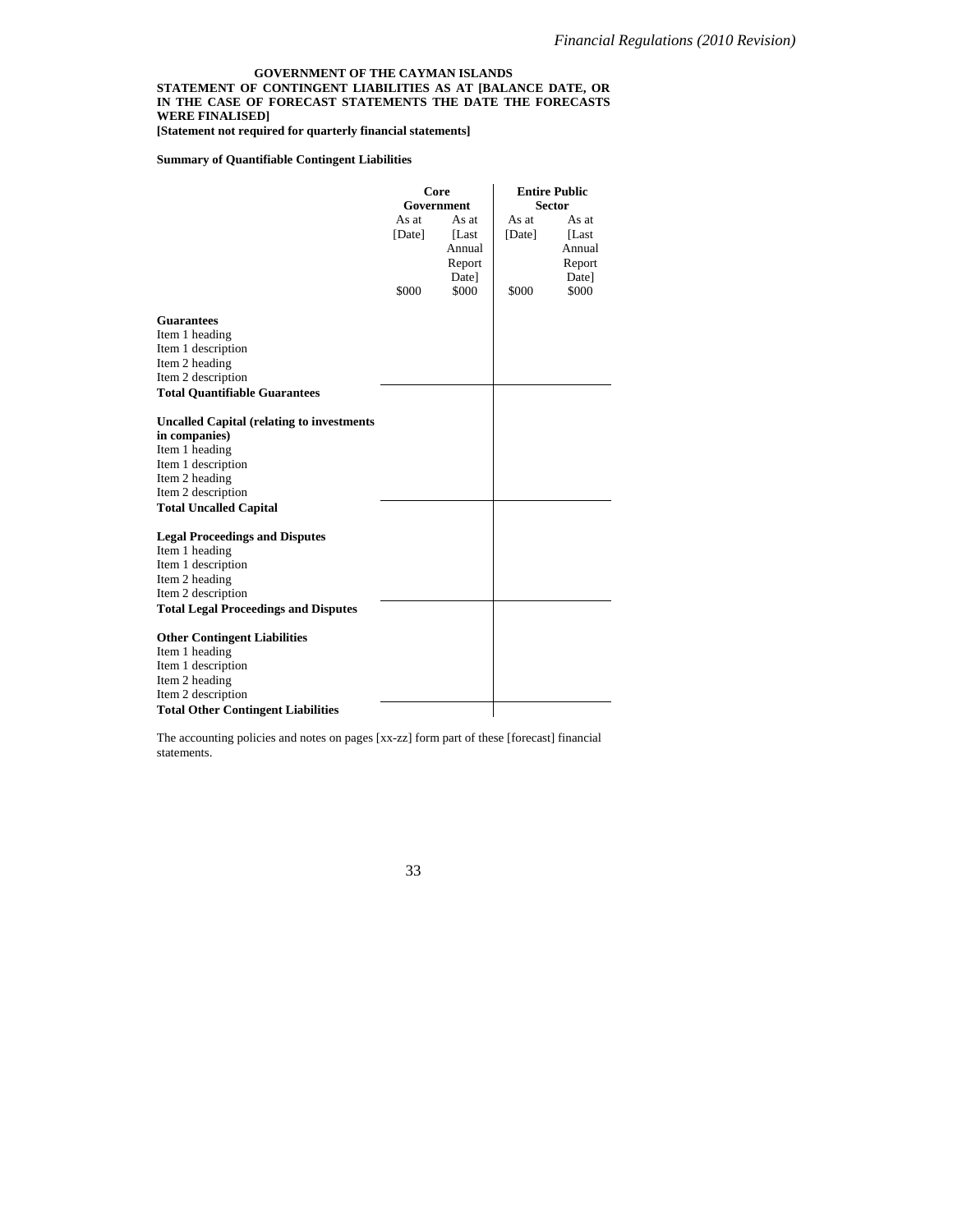**GOVERNMENT OF THE CAYMAN ISLANDS**

**STATEMENT OF CONTINGENT LIABILITIES AS AT [BALANCE DATE, OR IN THE CASE OF FORECAST STATEMENTS THE DATE THE FORECASTS WERE FINALISED]**

**[Statement not required for quarterly financial statements]**

**Summary of Quantifiable Contingent Liabilities**

| | **Core Government** | | **Entire Public Sector** | |
|---|---|---|---|---|
| | As at [Date] | As at [Last Annual Report Date] | As at [Date] | As at [Last Annual Report Date] |
| | $000 | $000 | $000 | $000 |
| **Guarantees** | | | | |
| Item 1 heading | | | | |
| Item 1 description | | | | |
| Item 2 heading | | | | |
| Item 2 description | | | | |
| **Total Quantifiable Guarantees** | | | | |
| **Uncalled Capital (relating to investments in companies)** | | | | |
| Item 1 heading | | | | |
| Item 1 description | | | | |
| Item 2 heading | | | | |
| Item 2 description | | | | |
| **Total Uncalled Capital** | | | | |
| **Legal Proceedings and Disputes** | | | | |
| Item 1 heading | | | | |
| Item 1 description | | | | |
| Item 2 heading | | | | |
| Item 2 description | | | | |
| **Total Legal Proceedings and Disputes** | | | | |
| **Other Contingent Liabilities** | | | | |
| Item 1 heading | | | | |
| Item 1 description | | | | |
| Item 2 heading | | | | |
| Item 2 description | | | | |
| **Total Other Contingent Liabilities** | | | | |

The accounting policies and notes on pages [xx-zz] form part of these [forecast] financial statements.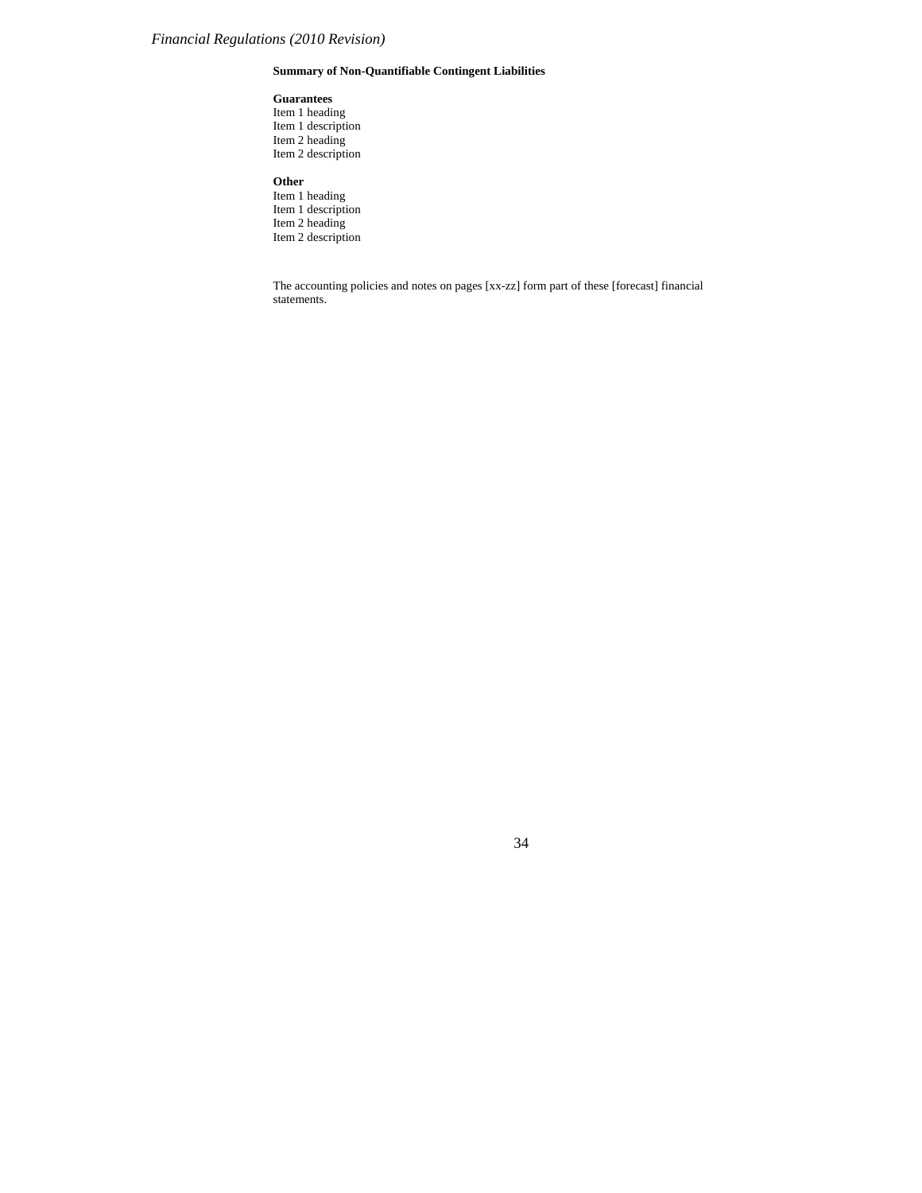**Summary of Non-Quantifiable Contingent Liabilities**

**Guarantees**
Item 1 heading
Item 1 description
Item 2 heading
Item 2 description

**Other**
Item 1 heading
Item 1 description
Item 2 heading
Item 2 description

The accounting policies and notes on pages [xx-zz] form part of these [forecast] financial statements.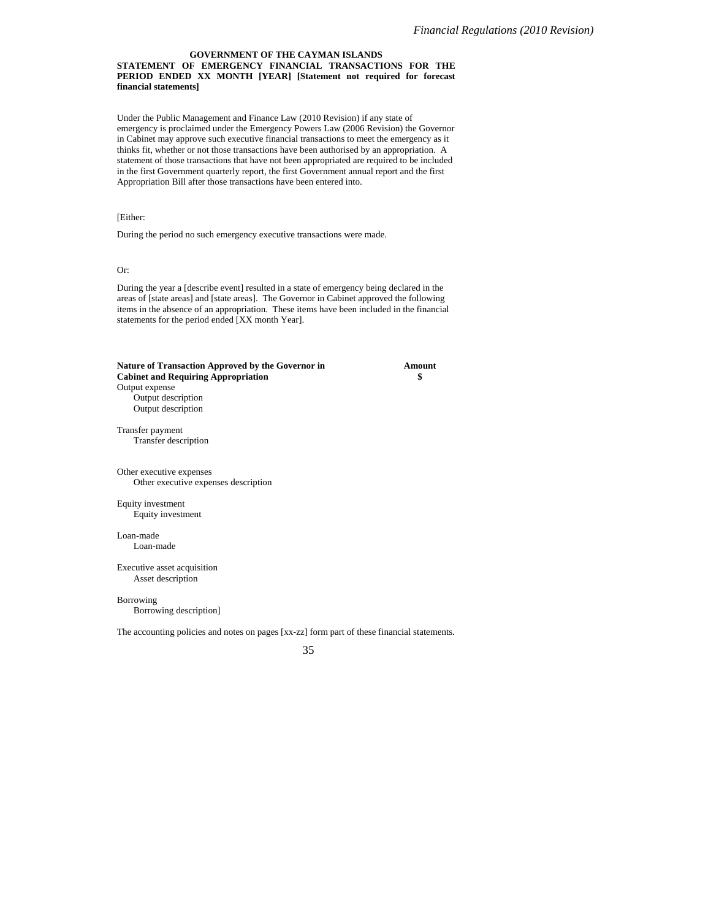**GOVERNMENT OF THE CAYMAN ISLANDS**

**STATEMENT OF EMERGENCY FINANCIAL TRANSACTIONS FOR THE PERIOD ENDED XX MONTH [YEAR] [Statement not required for forecast financial statements]**

Under the Public Management and Finance Law (2010 Revision) if any state of emergency is proclaimed under the Emergency Powers Law (2006 Revision) the Governor in Cabinet may approve such executive financial transactions to meet the emergency as it thinks fit, whether or not those transactions have been authorised by an appropriation. A statement of those transactions that have not been appropriated are required to be included in the first Government quarterly report, the first Government annual report and the first Appropriation Bill after those transactions have been entered into.

[Either:

During the period no such emergency executive transactions were made.

Or:

During the year a [describe event] resulted in a state of emergency being declared in the areas of [state areas] and [state areas]. The Governor in Cabinet approved the following items in the absence of an appropriation. These items have been included in the financial statements for the period ended [XX month Year].

| **Nature of Transaction Approved by the Governor in Cabinet and Requiring Appropriation** | **Amount $** |
|---|---|
| Output expense | |
| Output description | |
| Output description | |
| Transfer payment | |
| Transfer description | |
| Other executive expenses | |
| Other executive expenses description | |
| Equity investment | |
| Equity investment | |
| Loan-made | |
| Loan-made | |
| Executive asset acquisition | |
| Asset description | |
| Borrowing | |
| Borrowing description] | |

The accounting policies and notes on pages [xx-zz] form part of these financial statements.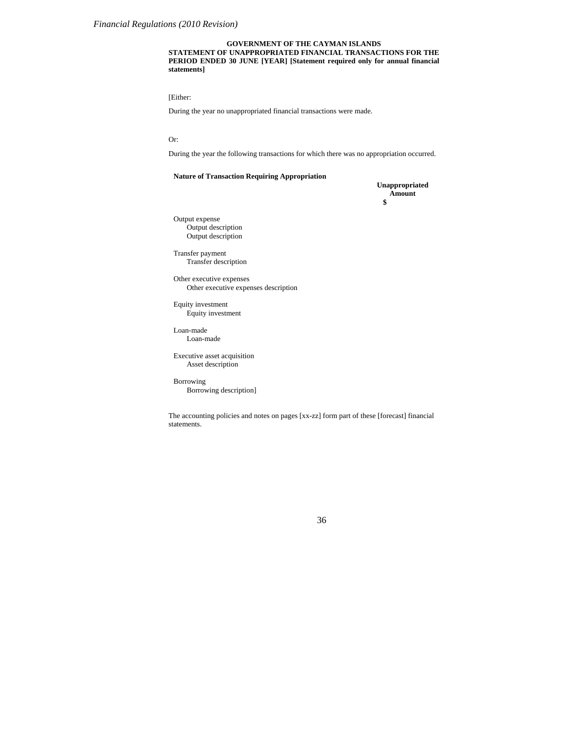**GOVERNMENT OF THE CAYMAN ISLANDS**

**STATEMENT OF UNAPPROPRIATED FINANCIAL TRANSACTIONS FOR THE PERIOD ENDED 30 JUNE [YEAR] [Statement required only for annual financial statements]**

[Either:

During the year no unappropriated financial transactions were made.

Or:

During the year the following transactions for which there was no appropriation occurred.

| **Nature of Transaction Requiring Appropriation** | **Unappropriated Amount** |
|---|---|
| | **$** |
| Output expense | |
| Output description | |
| Output description | |
| Transfer payment | |
| Transfer description | |
| Other executive expenses | |
| Other executive expenses description | |
| Equity investment | |
| Equity investment | |
| Loan-made | |
| Loan-made | |
| Executive asset acquisition | |
| Asset description | |
| Borrowing | |
| Borrowing description] | |

The accounting policies and notes on pages [xx-zz] form part of these [forecast] financial statements.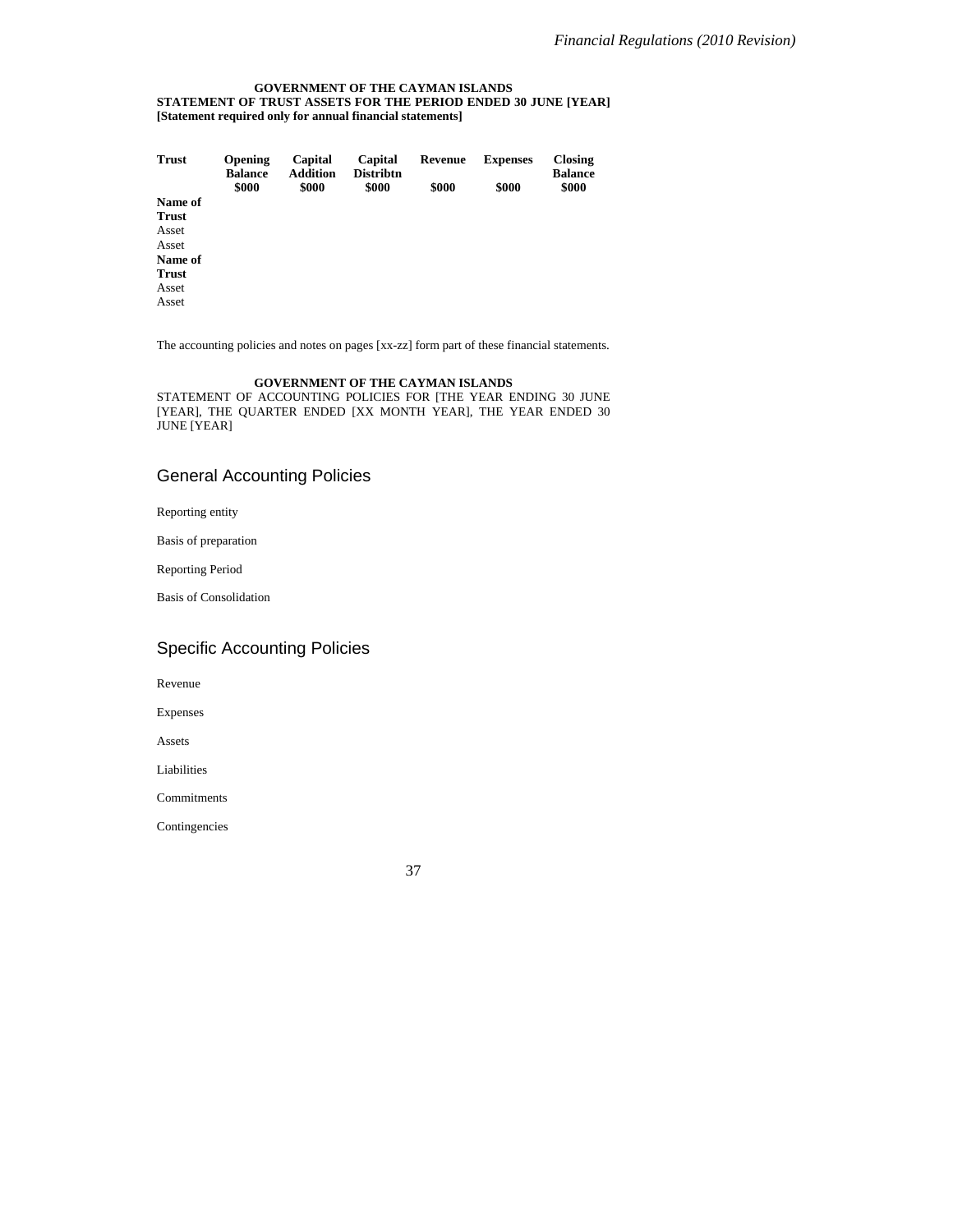**GOVERNMENT OF THE CAYMAN ISLANDS**
**STATEMENT OF TRUST ASSETS FOR THE PERIOD ENDED 30 JUNE [YEAR]**
**[Statement required only for annual financial statements]**

| Trust | Opening Balance $000 | Capital Addition $000 | Capital Distribtn $000 | Revenue $000 | Expenses $000 | Closing Balance $000 |
|---|---|---|---|---|---|---|
| **Name of Trust** | | | | | | |
| Asset | | | | | | |
| Asset | | | | | | |
| **Name of Trust** | | | | | | |
| Asset | | | | | | |
| Asset | | | | | | |

The accounting policies and notes on pages [xx-zz] form part of these financial statements.

**GOVERNMENT OF THE CAYMAN ISLANDS**
STATEMENT OF ACCOUNTING POLICIES FOR [THE YEAR ENDING 30 JUNE [YEAR], THE QUARTER ENDED [XX MONTH YEAR], THE YEAR ENDED 30 JUNE [YEAR]

## General Accounting Policies

Reporting entity

Basis of preparation

Reporting Period

Basis of Consolidation

## Specific Accounting Policies

Revenue

Expenses

Assets

Liabilities

Commitments

Contingencies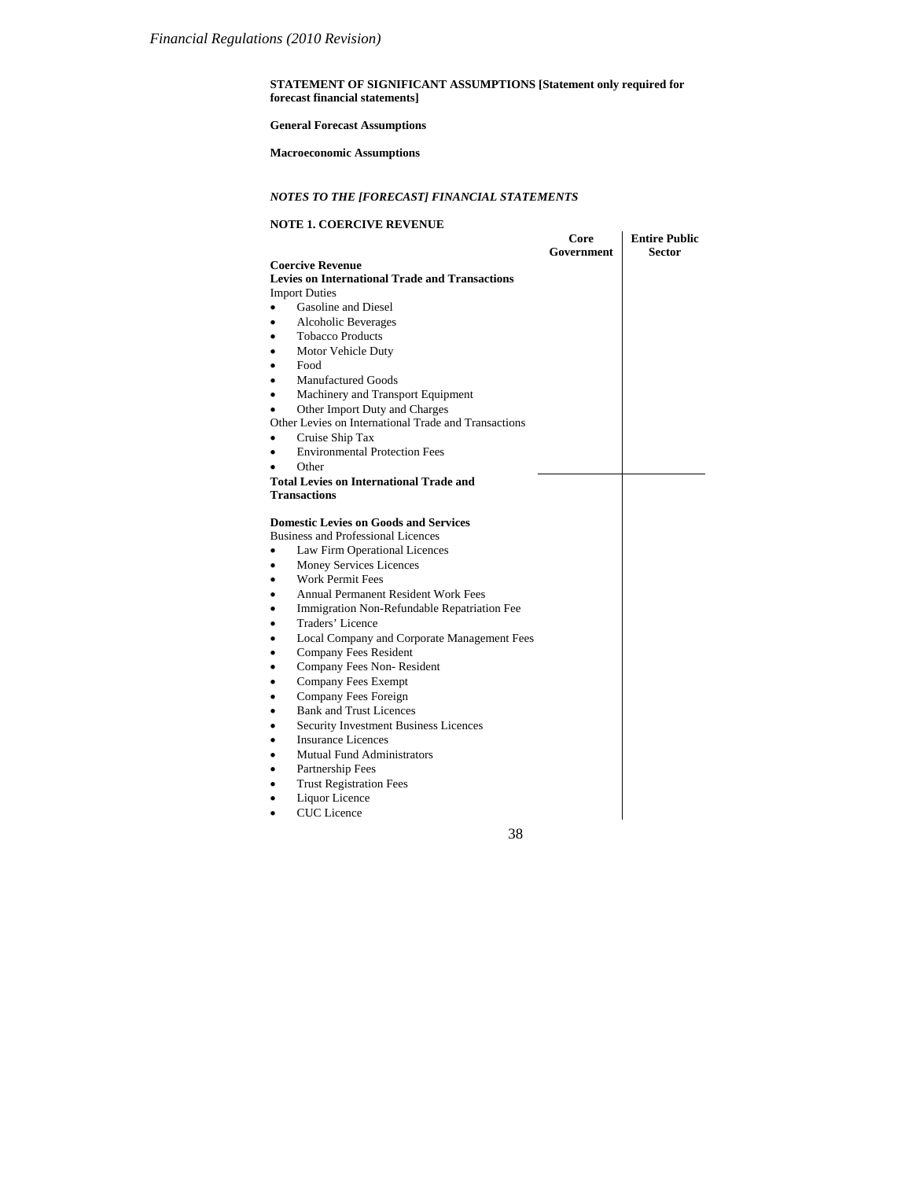**STATEMENT OF SIGNIFICANT ASSUMPTIONS [Statement only required for forecast financial statements]**

**General Forecast Assumptions**

**Macroeconomic Assumptions**

***NOTES TO THE [FORECAST] FINANCIAL STATEMENTS***

**NOTE 1. COERCIVE REVENUE**

| | Core Government | Entire Public Sector |
|---|---|---|
| **Coercive Revenue** | | |
| **Levies on International Trade and Transactions** | | |
| Import Duties | | |
| • Gasoline and Diesel | | |
| • Alcoholic Beverages | | |
| • Tobacco Products | | |
| • Motor Vehicle Duty | | |
| • Food | | |
| • Manufactured Goods | | |
| • Machinery and Transport Equipment | | |
| • Other Import Duty and Charges | | |
| Other Levies on International Trade and Transactions | | |
| • Cruise Ship Tax | | |
| • Environmental Protection Fees | | |
| • Other | | |
| **Total Levies on International Trade and Transactions** | | |
| | | |
| **Domestic Levies on Goods and Services** | | |
| Business and Professional Licences | | |
| • Law Firm Operational Licences | | |
| • Money Services Licences | | |
| • Work Permit Fees | | |
| • Annual Permanent Resident Work Fees | | |
| • Immigration Non-Refundable Repatriation Fee | | |
| • Traders' Licence | | |
| • Local Company and Corporate Management Fees | | |
| • Company Fees Resident | | |
| • Company Fees Non- Resident | | |
| • Company Fees Exempt | | |
| • Company Fees Foreign | | |
| • Bank and Trust Licences | | |
| • Security Investment Business Licences | | |
| • Insurance Licences | | |
| • Mutual Fund Administrators | | |
| • Partnership Fees | | |
| • Trust Registration Fees | | |
| • Liquor Licence | | |
| • CUC Licence | | |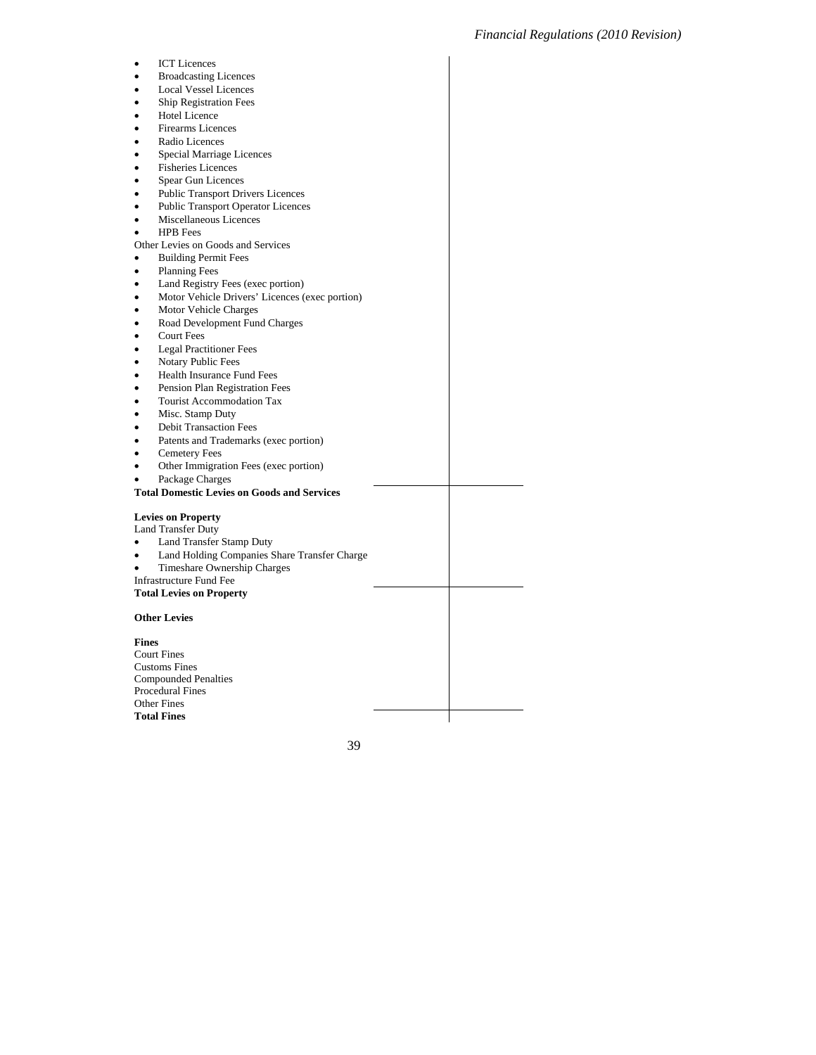- ICT Licences
- Broadcasting Licences
- Local Vessel Licences
- Ship Registration Fees
- Hotel Licence
- Firearms Licences
- Radio Licences
- Special Marriage Licences
- Fisheries Licences
- Spear Gun Licences
- Public Transport Drivers Licences
- Public Transport Operator Licences
- Miscellaneous Licences
- HPB Fees

Other Levies on Goods and Services

- Building Permit Fees
- Planning Fees
- Land Registry Fees (exec portion)
- Motor Vehicle Drivers' Licences (exec portion)
- Motor Vehicle Charges
- Road Development Fund Charges
- Court Fees
- Legal Practitioner Fees
- Notary Public Fees
- Health Insurance Fund Fees
- Pension Plan Registration Fees
- Tourist Accommodation Tax
- Misc. Stamp Duty
- Debit Transaction Fees
- Patents and Trademarks (exec portion)
- Cemetery Fees
- Other Immigration Fees (exec portion)
- Package Charges

**Total Domestic Levies on Goods and Services**

**Levies on Property**

Land Transfer Duty

- Land Transfer Stamp Duty
- Land Holding Companies Share Transfer Charge
- Timeshare Ownership Charges

Infrastructure Fund Fee

**Total Levies on Property**

**Other Levies**

**Fines**

Court Fines

Customs Fines

Compounded Penalties

Procedural Fines

Other Fines

**Total Fines**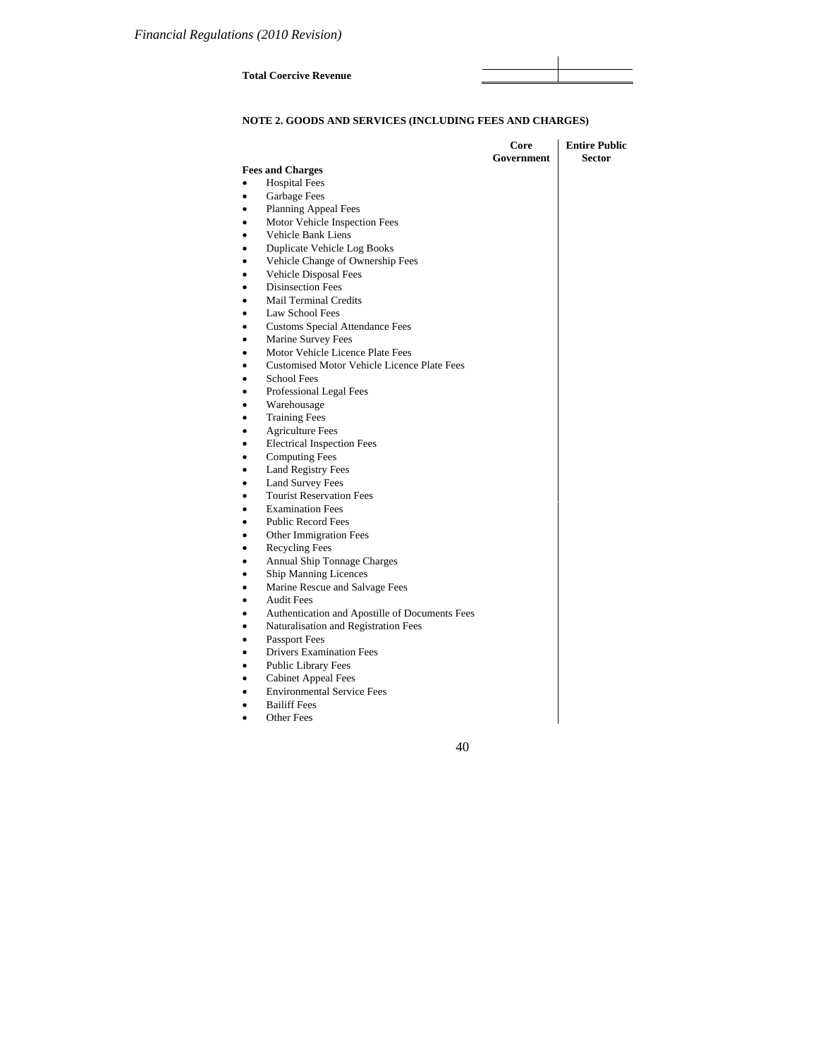| | | |
|---|---|---|
| **Total Coercive Revenue** | | |

**NOTE 2. GOODS AND SERVICES (INCLUDING FEES AND CHARGES)**

| | **Core Government** | **Entire Public Sector** |
|---|---|---|
| **Fees and Charges** | | |
| • Hospital Fees | | |
| • Garbage Fees | | |
| • Planning Appeal Fees | | |
| • Motor Vehicle Inspection Fees | | |
| • Vehicle Bank Liens | | |
| • Duplicate Vehicle Log Books | | |
| • Vehicle Change of Ownership Fees | | |
| • Vehicle Disposal Fees | | |
| • Disinsection Fees | | |
| • Mail Terminal Credits | | |
| • Law School Fees | | |
| • Customs Special Attendance Fees | | |
| • Marine Survey Fees | | |
| • Motor Vehicle Licence Plate Fees | | |
| • Customised Motor Vehicle Licence Plate Fees | | |
| • School Fees | | |
| • Professional Legal Fees | | |
| • Warehousage | | |
| • Training Fees | | |
| • Agriculture Fees | | |
| • Electrical Inspection Fees | | |
| • Computing Fees | | |
| • Land Registry Fees | | |
| • Land Survey Fees | | |
| • Tourist Reservation Fees | | |
| • Examination Fees | | |
| • Public Record Fees | | |
| • Other Immigration Fees | | |
| • Recycling Fees | | |
| • Annual Ship Tonnage Charges | | |
| • Ship Manning Licences | | |
| • Marine Rescue and Salvage Fees | | |
| • Audit Fees | | |
| • Authentication and Apostille of Documents Fees | | |
| • Naturalisation and Registration Fees | | |
| • Passport Fees | | |
| • Drivers Examination Fees | | |
| • Public Library Fees | | |
| • Cabinet Appeal Fees | | |
| • Environmental Service Fees | | |
| • Bailiff Fees | | |
| • Other Fees | | |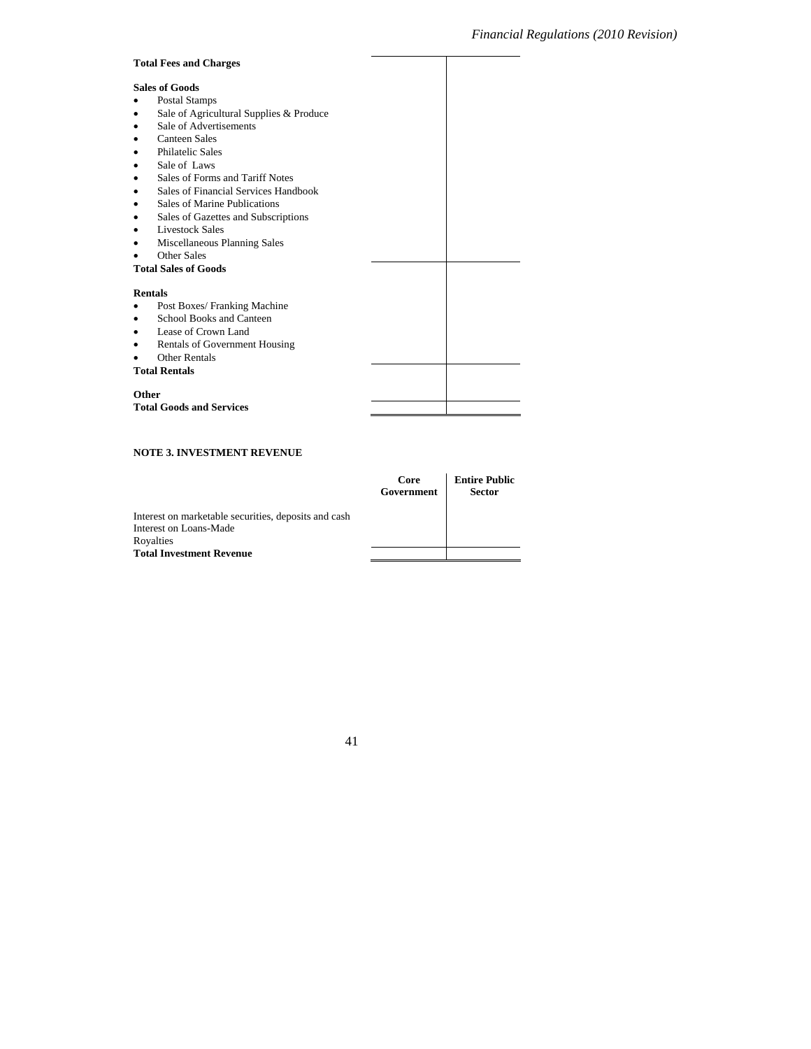| | | |
|---|---|---|
| **Total Fees and Charges** | | |
| **Sales of Goods** | | |
| • Postal Stamps | | |
| • Sale of Agricultural Supplies & Produce | | |
| • Sale of Advertisements | | |
| • Canteen Sales | | |
| • Philatelic Sales | | |
| • Sale of Laws | | |
| • Sales of Forms and Tariff Notes | | |
| • Sales of Financial Services Handbook | | |
| • Sales of Marine Publications | | |
| • Sales of Gazettes and Subscriptions | | |
| • Livestock Sales | | |
| • Miscellaneous Planning Sales | | |
| • Other Sales | | |
| **Total Sales of Goods** | | |
| **Rentals** | | |
| • Post Boxes/ Franking Machine | | |
| • School Books and Canteen | | |
| • Lease of Crown Land | | |
| • Rentals of Government Housing | | |
| • Other Rentals | | |
| **Total Rentals** | | |
| **Other** | | |
| **Total Goods and Services** | | |

**NOTE 3. INVESTMENT REVENUE**

| | **Core Government** | **Entire Public Sector** |
|---|---|---|
| Interest on marketable securities, deposits and cash | | |
| Interest on Loans-Made | | |
| Royalties | | |
| **Total Investment Revenue** | | |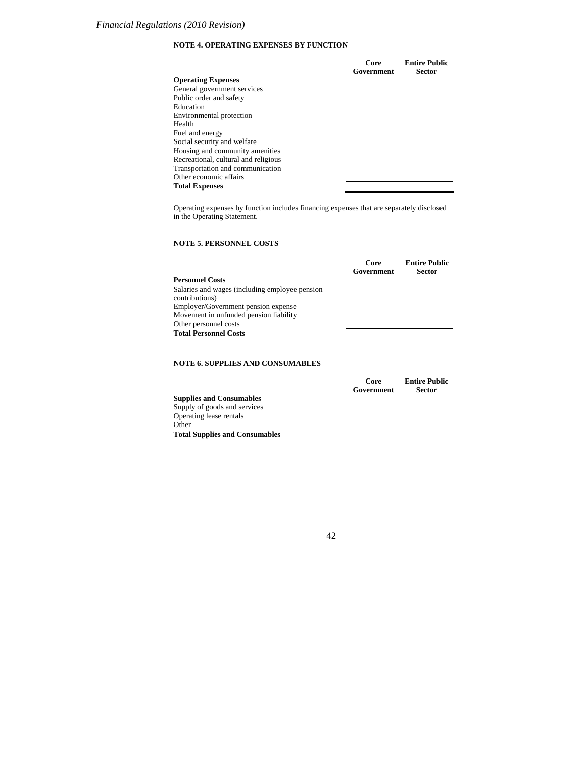#### NOTE 4. OPERATING EXPENSES BY FUNCTION

| | Core Government | Entire Public Sector |
|---|---|---|
| **Operating Expenses** | | |
| General government services | | |
| Public order and safety | | |
| Education | | |
| Environmental protection | | |
| Health | | |
| Fuel and energy | | |
| Social security and welfare | | |
| Housing and community amenities | | |
| Recreational, cultural and religious | | |
| Transportation and communication | | |
| Other economic affairs | | |
| **Total Expenses** | | |

Operating expenses by function includes financing expenses that are separately disclosed in the Operating Statement.

#### NOTE 5. PERSONNEL COSTS

| | Core Government | Entire Public Sector |
|---|---|---|
| **Personnel Costs** | | |
| Salaries and wages (including employee pension contributions) | | |
| Employer/Government pension expense | | |
| Movement in unfunded pension liability | | |
| Other personnel costs | | |
| **Total Personnel Costs** | | |

#### NOTE 6. SUPPLIES AND CONSUMABLES

| | Core Government | Entire Public Sector |
|---|---|---|
| **Supplies and Consumables** | | |
| Supply of goods and services | | |
| Operating lease rentals | | |
| Other | | |
| **Total Supplies and Consumables** | | |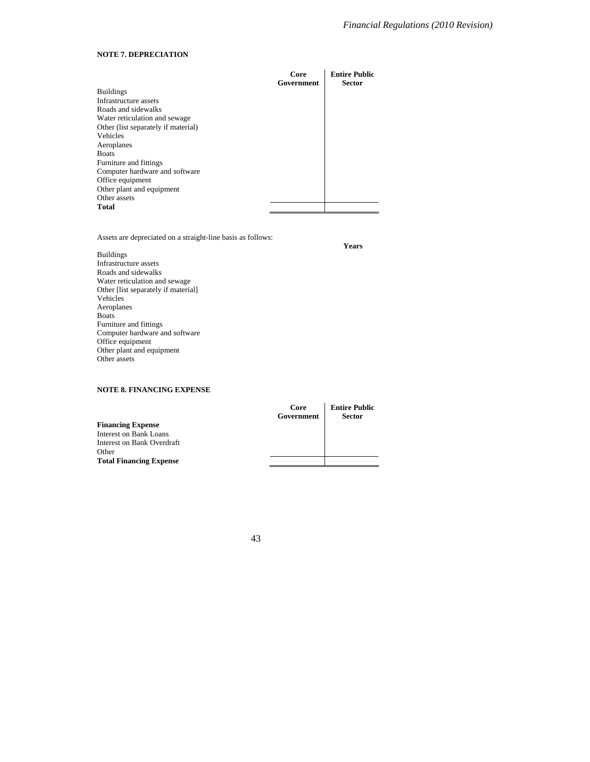## NOTE 7. DEPRECIATION

| | Core Government | Entire Public Sector |
|---|---|---|
| Buildings | | |
| Infrastructure assets | | |
| Roads and sidewalks | | |
| Water reticulation and sewage | | |
| Other (list separately if material) | | |
| Vehicles | | |
| Aeroplanes | | |
| Boats | | |
| Furniture and fittings | | |
| Computer hardware and software | | |
| Office equipment | | |
| Other plant and equipment | | |
| Other assets | | |
| **Total** | | |

Assets are depreciated on a straight-line basis as follows:

| | Years |
|---|---|
| Buildings | |
| Infrastructure assets | |
| Roads and sidewalks | |
| Water reticulation and sewage | |
| Other [list separately if material] | |
| Vehicles | |
| Aeroplanes | |
| Boats | |
| Furniture and fittings | |
| Computer hardware and software | |
| Office equipment | |
| Other plant and equipment | |
| Other assets | |

## NOTE 8. FINANCING EXPENSE

| | Core Government | Entire Public Sector |
|---|---|---|
| **Financing Expense** | | |
| Interest on Bank Loans | | |
| Interest on Bank Overdraft | | |
| Other | | |
| **Total Financing Expense** | | |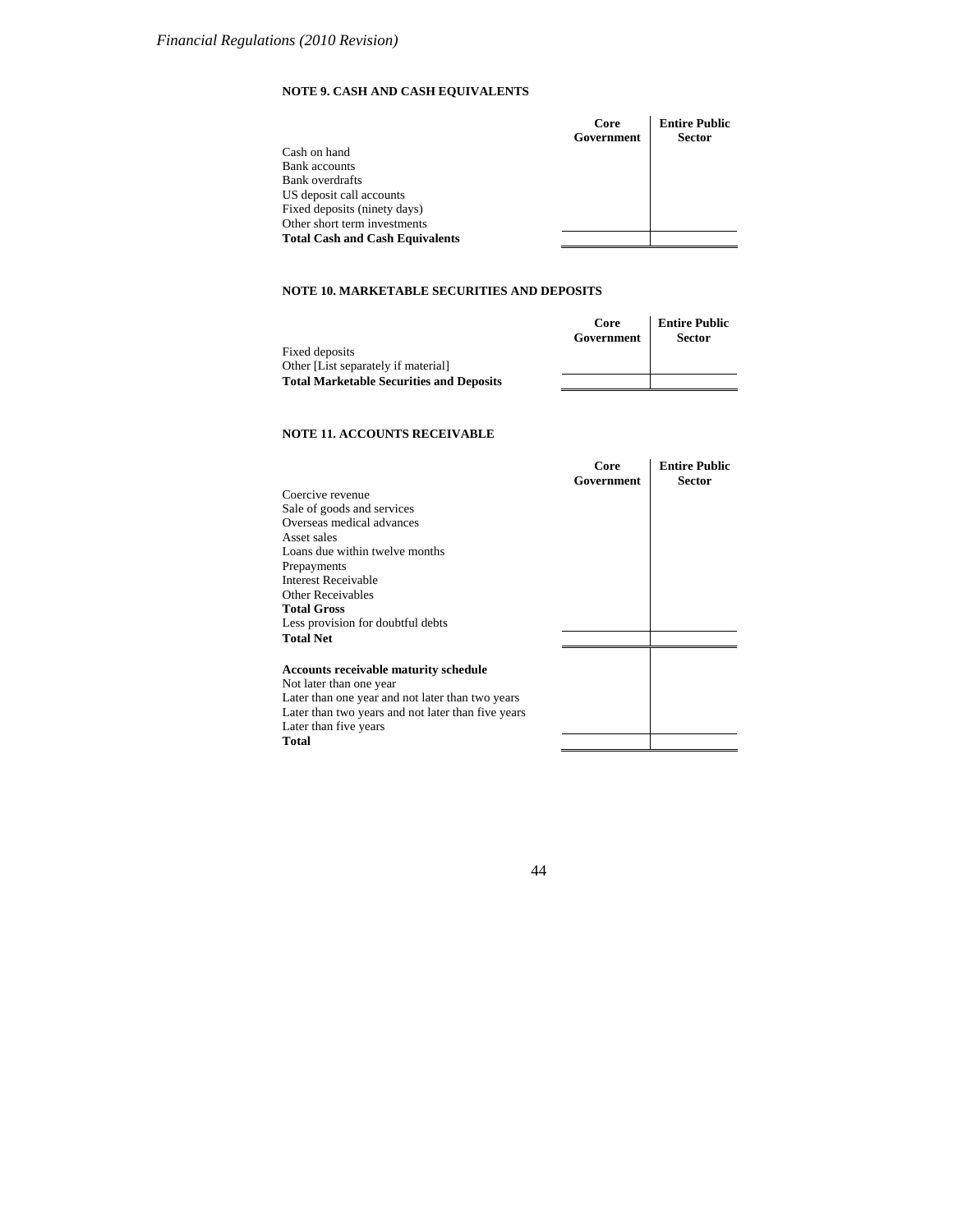### NOTE 9. CASH AND CASH EQUIVALENTS

| | Core Government | Entire Public Sector |
|---|---|---|
| Cash on hand | | |
| Bank accounts | | |
| Bank overdrafts | | |
| US deposit call accounts | | |
| Fixed deposits (ninety days) | | |
| Other short term investments | | |
| **Total Cash and Cash Equivalents** | | |

### NOTE 10. MARKETABLE SECURITIES AND DEPOSITS

| | Core Government | Entire Public Sector |
|---|---|---|
| Fixed deposits | | |
| Other [List separately if material] | | |
| **Total Marketable Securities and Deposits** | | |

### NOTE 11. ACCOUNTS RECEIVABLE

| | Core Government | Entire Public Sector |
|---|---|---|
| Coercive revenue | | |
| Sale of goods and services | | |
| Overseas medical advances | | |
| Asset sales | | |
| Loans due within twelve months | | |
| Prepayments | | |
| Interest Receivable | | |
| Other Receivables | | |
| **Total Gross** | | |
| Less provision for doubtful debts | | |
| **Total Net** | | |
| | | |
| **Accounts receivable maturity schedule** | | |
| Not later than one year | | |
| Later than one year and not later than two years | | |
| Later than two years and not later than five years | | |
| Later than five years | | |
| **Total** | | |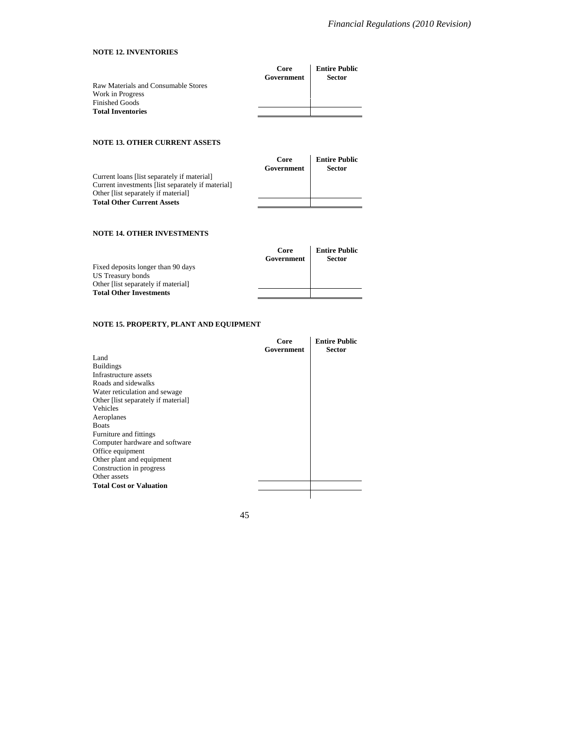**NOTE 12. INVENTORIES**

| | Core Government | Entire Public Sector |
|---|---|---|
| Raw Materials and Consumable Stores | | |
| Work in Progress | | |
| Finished Goods | | |
| **Total Inventories** | | |

**NOTE 13. OTHER CURRENT ASSETS**

| | Core Government | Entire Public Sector |
|---|---|---|
| Current loans [list separately if material] | | |
| Current investments [list separately if material] | | |
| Other [list separately if material] | | |
| **Total Other Current Assets** | | |

**NOTE 14. OTHER INVESTMENTS**

| | Core Government | Entire Public Sector |
|---|---|---|
| Fixed deposits longer than 90 days | | |
| US Treasury bonds | | |
| Other [list separately if material] | | |
| **Total Other Investments** | | |

**NOTE 15. PROPERTY, PLANT AND EQUIPMENT**

| | Core Government | Entire Public Sector |
|---|---|---|
| Land | | |
| Buildings | | |
| Infrastructure assets | | |
| Roads and sidewalks | | |
| Water reticulation and sewage | | |
| Other [list separately if material] | | |
| Vehicles | | |
| Aeroplanes | | |
| Boats | | |
| Furniture and fittings | | |
| Computer hardware and software | | |
| Office equipment | | |
| Other plant and equipment | | |
| Construction in progress | | |
| Other assets | | |
| **Total Cost or Valuation** | | |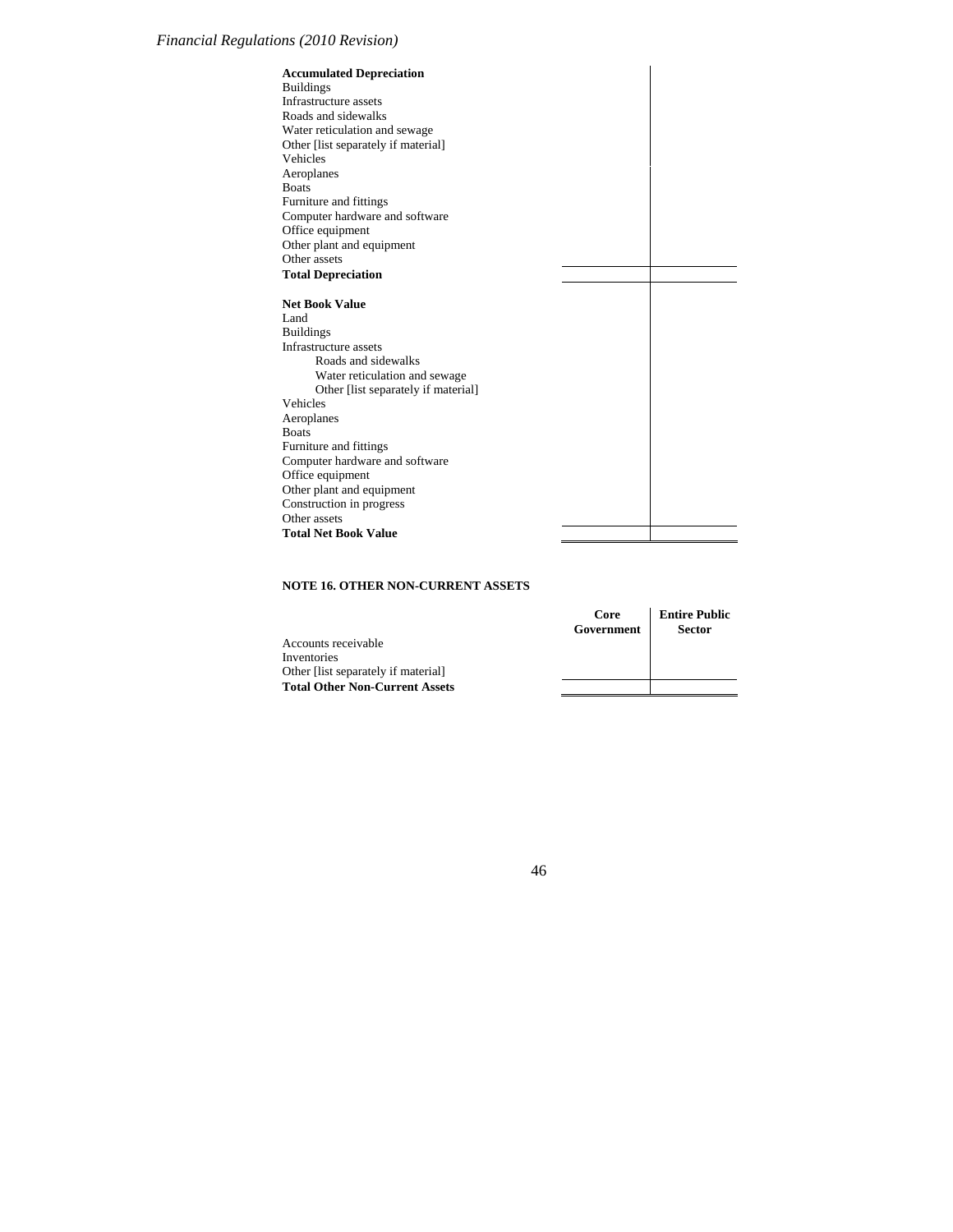| | | |
|---|---|---|
| **Accumulated Depreciation** | | |
| Buildings | | |
| Infrastructure assets | | |
| Roads and sidewalks | | |
| Water reticulation and sewage | | |
| Other [list separately if material] | | |
| Vehicles | | |
| Aeroplanes | | |
| Boats | | |
| Furniture and fittings | | |
| Computer hardware and software | | |
| Office equipment | | |
| Other plant and equipment | | |
| Other assets | | |
| **Total Depreciation** | | |
| | | |
| **Net Book Value** | | |
| Land | | |
| Buildings | | |
| Infrastructure assets | | |
| Roads and sidewalks | | |
| Water reticulation and sewage | | |
| Other [list separately if material] | | |
| Vehicles | | |
| Aeroplanes | | |
| Boats | | |
| Furniture and fittings | | |
| Computer hardware and software | | |
| Office equipment | | |
| Other plant and equipment | | |
| Construction in progress | | |
| Other assets | | |
| **Total Net Book Value** | | |

**NOTE 16. OTHER NON-CURRENT ASSETS**

| | Core Government | Entire Public Sector |
|---|---|---|
| Accounts receivable | | |
| Inventories | | |
| Other [list separately if material] | | |
| **Total Other Non-Current Assets** | | |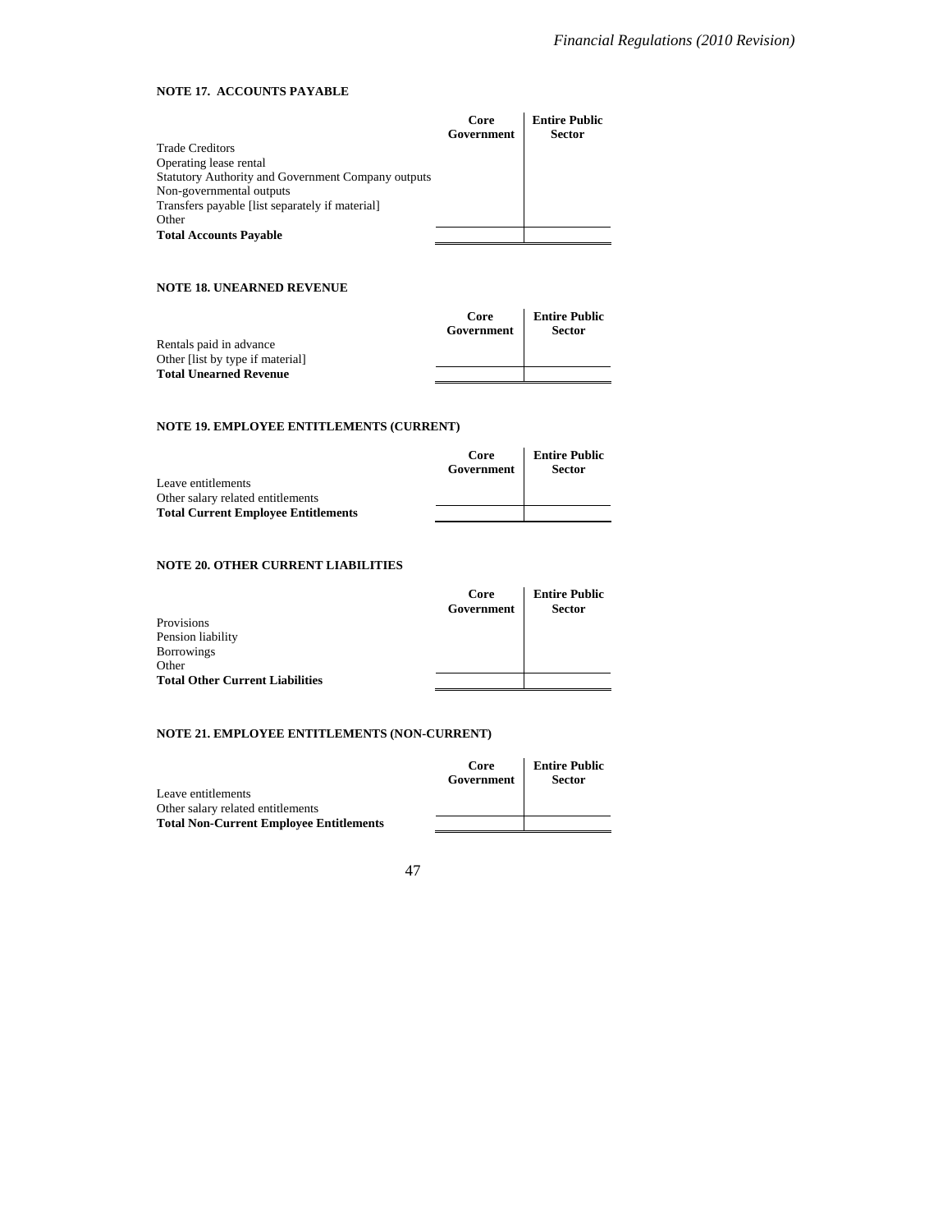### NOTE 17. ACCOUNTS PAYABLE

| | Core Government | Entire Public Sector |
|---|---|---|
| Trade Creditors | | |
| Operating lease rental | | |
| Statutory Authority and Government Company outputs | | |
| Non-governmental outputs | | |
| Transfers payable [list separately if material] | | |
| Other | | |
| **Total Accounts Payable** | | |

### NOTE 18. UNEARNED REVENUE

| | Core Government | Entire Public Sector |
|---|---|---|
| Rentals paid in advance | | |
| Other [list by type if material] | | |
| **Total Unearned Revenue** | | |

### NOTE 19. EMPLOYEE ENTITLEMENTS (CURRENT)

| | Core Government | Entire Public Sector |
|---|---|---|
| Leave entitlements | | |
| Other salary related entitlements | | |
| **Total Current Employee Entitlements** | | |

### NOTE 20. OTHER CURRENT LIABILITIES

| | Core Government | Entire Public Sector |
|---|---|---|
| Provisions | | |
| Pension liability | | |
| Borrowings | | |
| Other | | |
| **Total Other Current Liabilities** | | |

### NOTE 21. EMPLOYEE ENTITLEMENTS (NON-CURRENT)

| | Core Government | Entire Public Sector |
|---|---|---|
| Leave entitlements | | |
| Other salary related entitlements | | |
| **Total Non-Current Employee Entitlements** | | |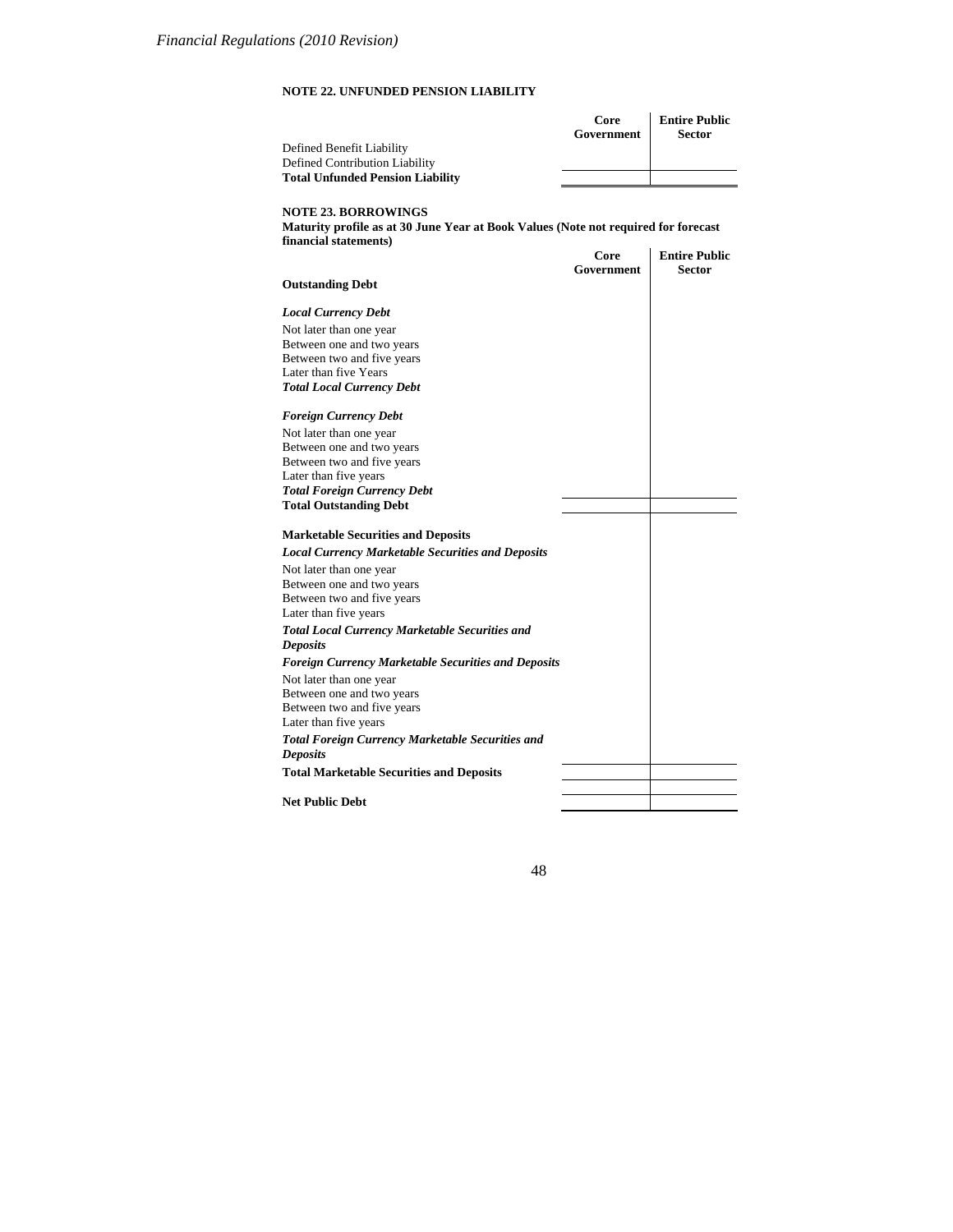**NOTE 22. UNFUNDED PENSION LIABILITY**

| | Core Government | Entire Public Sector |
|---|---|---|
| Defined Benefit Liability | | |
| Defined Contribution Liability | | |
| **Total Unfunded Pension Liability** | | |

**NOTE 23. BORROWINGS**

**Maturity profile as at 30 June Year at Book Values (Note not required for forecast financial statements)**

| | Core Government | Entire Public Sector |
|---|---|---|
| **Outstanding Debt** | | |
| ***Local Currency Debt*** | | |
| Not later than one year | | |
| Between one and two years | | |
| Between two and five years | | |
| Later than five Years | | |
| ***Total Local Currency Debt*** | | |
| ***Foreign Currency Debt*** | | |
| Not later than one year | | |
| Between one and two years | | |
| Between two and five years | | |
| Later than five years | | |
| ***Total Foreign Currency Debt*** | | |
| **Total Outstanding Debt** | | |
| **Marketable Securities and Deposits** | | |
| ***Local Currency Marketable Securities and Deposits*** | | |
| Not later than one year | | |
| Between one and two years | | |
| Between two and five years | | |
| Later than five years | | |
| ***Total Local Currency Marketable Securities and Deposits*** | | |
| ***Foreign Currency Marketable Securities and Deposits*** | | |
| Not later than one year | | |
| Between one and two years | | |
| Between two and five years | | |
| Later than five years | | |
| ***Total Foreign Currency Marketable Securities and Deposits*** | | |
| **Total Marketable Securities and Deposits** | | |
| **Net Public Debt** | | |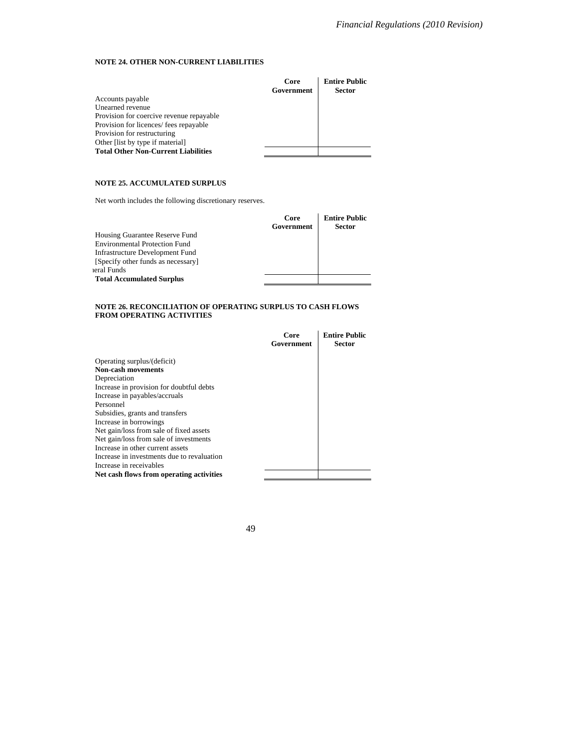### NOTE 24. OTHER NON-CURRENT LIABILITIES

| | Core Government | Entire Public Sector |
|---|---|---|
| Accounts payable | | |
| Unearned revenue | | |
| Provision for coercive revenue repayable | | |
| Provision for licences/ fees repayable | | |
| Provision for restructuring | | |
| Other [list by type if material] | | |
| **Total Other Non-Current Liabilities** | | |

### NOTE 25. ACCUMULATED SURPLUS

Net worth includes the following discretionary reserves.

| | Core Government | Entire Public Sector |
|---|---|---|
| Housing Guarantee Reserve Fund | | |
| Environmental Protection Fund | | |
| Infrastructure Development Fund | | |
| [Specify other funds as necessary] | | |
| ıeral Funds | | |
| **Total Accumulated Surplus** | | |

### NOTE 26. RECONCILIATION OF OPERATING SURPLUS TO CASH FLOWS FROM OPERATING ACTIVITIES

| | Core Government | Entire Public Sector |
|---|---|---|
| Operating surplus/(deficit) | | |
| **Non-cash movements** | | |
| Depreciation | | |
| Increase in provision for doubtful debts | | |
| Increase in payables/accruals | | |
| Personnel | | |
| Subsidies, grants and transfers | | |
| Increase in borrowings | | |
| Net gain/loss from sale of fixed assets | | |
| Net gain/loss from sale of investments | | |
| Increase in other current assets | | |
| Increase in investments due to revaluation | | |
| Increase in receivables | | |
| **Net cash flows from operating activities** | | |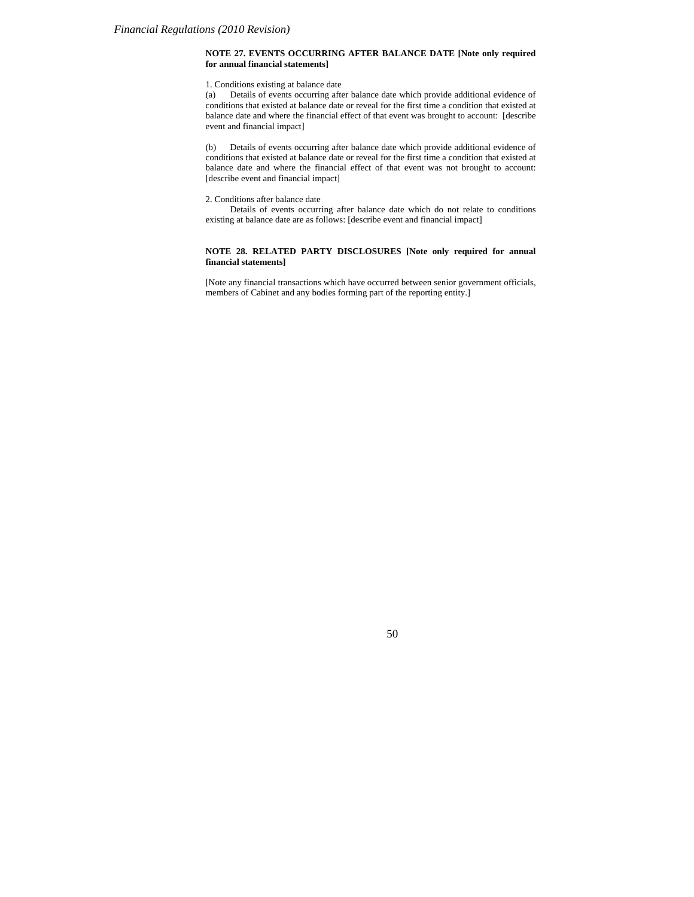**NOTE 27. EVENTS OCCURRING AFTER BALANCE DATE [Note only required for annual financial statements]**

1. Conditions existing at balance date

(a) Details of events occurring after balance date which provide additional evidence of conditions that existed at balance date or reveal for the first time a condition that existed at balance date and where the financial effect of that event was brought to account: [describe event and financial impact]

(b) Details of events occurring after balance date which provide additional evidence of conditions that existed at balance date or reveal for the first time a condition that existed at balance date and where the financial effect of that event was not brought to account: [describe event and financial impact]

2. Conditions after balance date

Details of events occurring after balance date which do not relate to conditions existing at balance date are as follows: [describe event and financial impact]

**NOTE 28. RELATED PARTY DISCLOSURES [Note only required for annual financial statements]**

[Note any financial transactions which have occurred between senior government officials, members of Cabinet and any bodies forming part of the reporting entity.]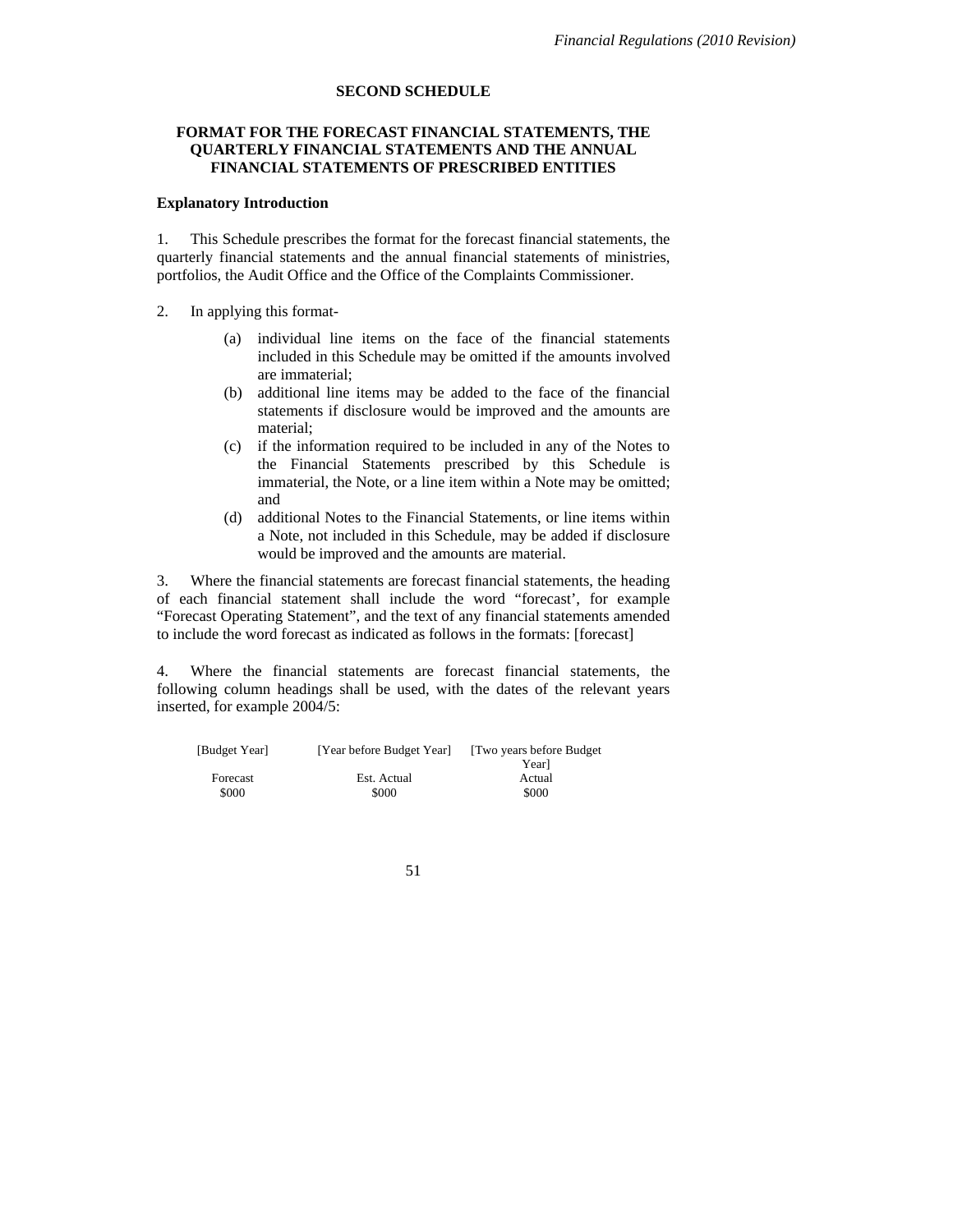## SECOND SCHEDULE

### FORMAT FOR THE FORECAST FINANCIAL STATEMENTS, THE QUARTERLY FINANCIAL STATEMENTS AND THE ANNUAL FINANCIAL STATEMENTS OF PRESCRIBED ENTITIES

**Explanatory Introduction**

1. This Schedule prescribes the format for the forecast financial statements, the quarterly financial statements and the annual financial statements of ministries, portfolios, the Audit Office and the Office of the Complaints Commissioner.

2. In applying this format-

    (a) individual line items on the face of the financial statements included in this Schedule may be omitted if the amounts involved are immaterial;

    (b) additional line items may be added to the face of the financial statements if disclosure would be improved and the amounts are material;

    (c) if the information required to be included in any of the Notes to the Financial Statements prescribed by this Schedule is immaterial, the Note, or a line item within a Note may be omitted; and

    (d) additional Notes to the Financial Statements, or line items within a Note, not included in this Schedule, may be added if disclosure would be improved and the amounts are material.

3. Where the financial statements are forecast financial statements, the heading of each financial statement shall include the word "forecast', for example "Forecast Operating Statement", and the text of any financial statements amended to include the word forecast as indicated as follows in the formats: [forecast]

4. Where the financial statements are forecast financial statements, the following column headings shall be used, with the dates of the relevant years inserted, for example 2004/5:

| [Budget Year] | [Year before Budget Year] | [Two years before Budget Year] |
|---|---|---|
| Forecast | Est. Actual | Actual |
| $000 | $000 | $000 |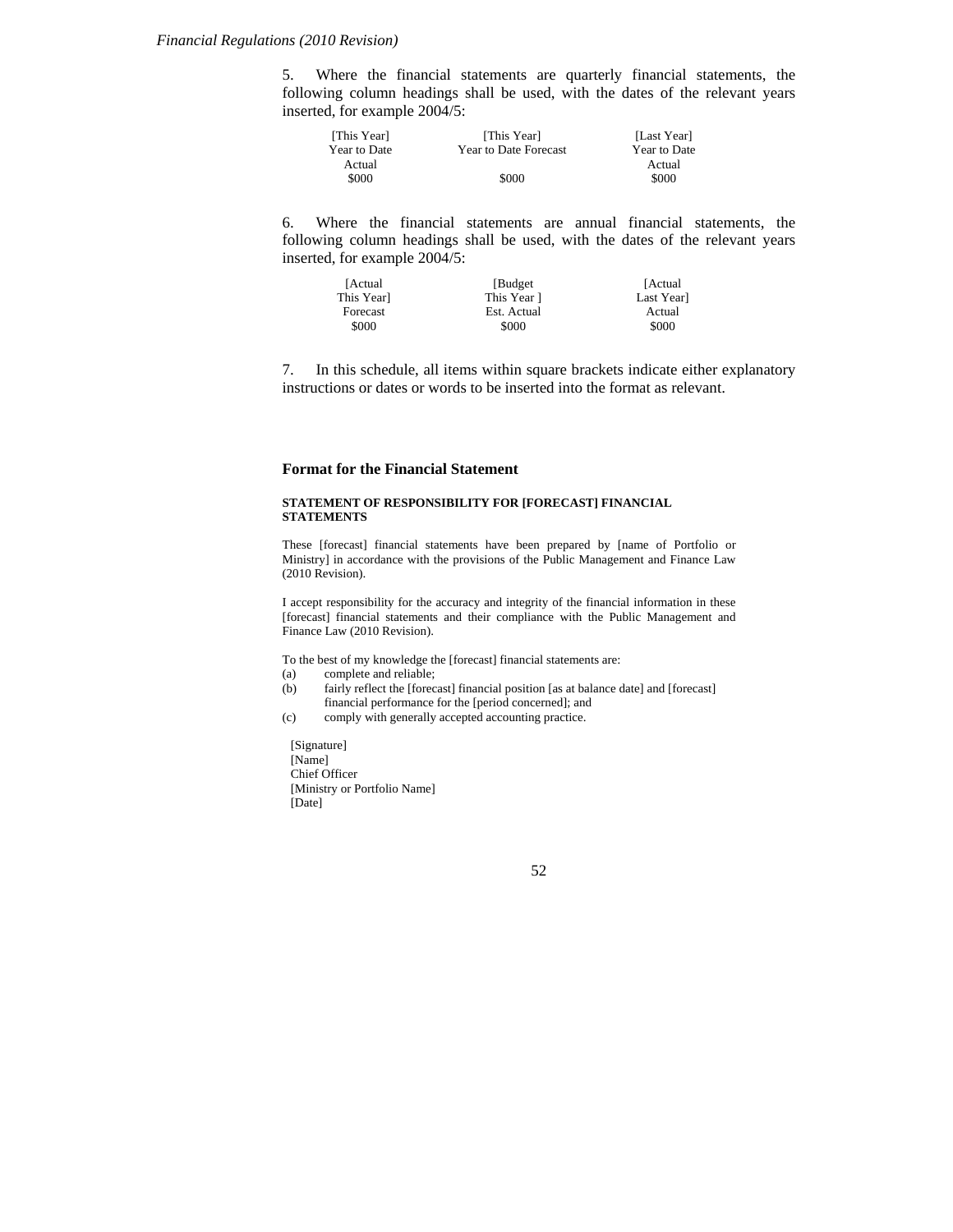5. Where the financial statements are quarterly financial statements, the following column headings shall be used, with the dates of the relevant years inserted, for example 2004/5:

| [This Year] Year to Date Actual | [This Year] Year to Date Forecast | [Last Year] Year to Date Actual |
|---|---|---|
| $000 | $000 | $000 |

6. Where the financial statements are annual financial statements, the following column headings shall be used, with the dates of the relevant years inserted, for example 2004/5:

| [Actual This Year] Forecast | [Budget This Year ] Est. Actual | [Actual Last Year] Actual |
|---|---|---|
| $000 | $000 | $000 |

7. In this schedule, all items within square brackets indicate either explanatory instructions or dates or words to be inserted into the format as relevant.

## Format for the Financial Statement

### STATEMENT OF RESPONSIBILITY FOR [FORECAST] FINANCIAL STATEMENTS

These [forecast] financial statements have been prepared by [name of Portfolio or Ministry] in accordance with the provisions of the Public Management and Finance Law (2010 Revision).

I accept responsibility for the accuracy and integrity of the financial information in these [forecast] financial statements and their compliance with the Public Management and Finance Law (2010 Revision).

To the best of my knowledge the [forecast] financial statements are:

(a) complete and reliable;

(b) fairly reflect the [forecast] financial position [as at balance date] and [forecast] financial performance for the [period concerned]; and

(c) comply with generally accepted accounting practice.

[Signature]
[Name]
Chief Officer
[Ministry or Portfolio Name]
[Date]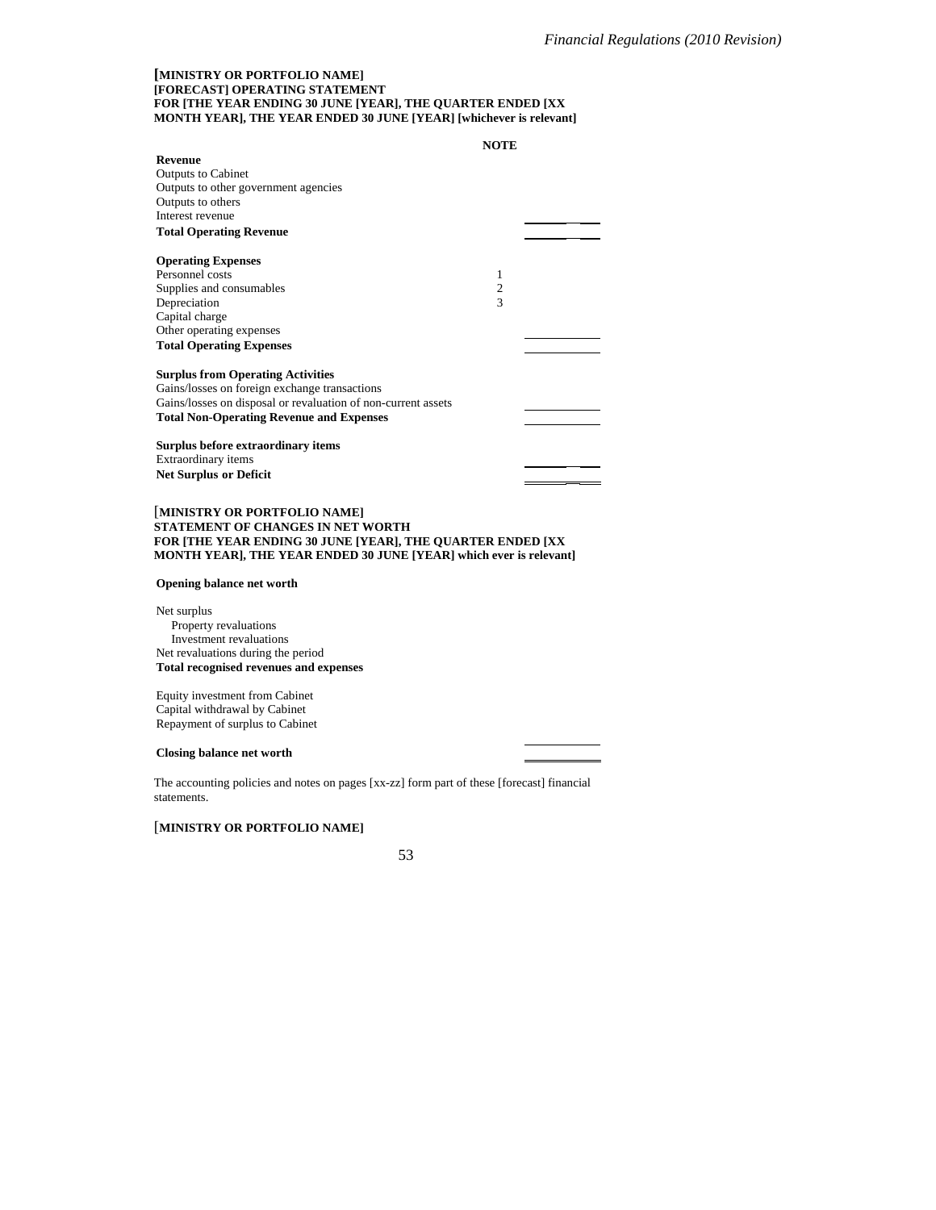**[MINISTRY OR PORTFOLIO NAME]**
**[FORECAST] OPERATING STATEMENT**
**FOR [THE YEAR ENDING 30 JUNE [YEAR], THE QUARTER ENDED [XX MONTH YEAR], THE YEAR ENDED 30 JUNE [YEAR] [whichever is relevant]**

| | NOTE | |
|---|---|---|
| **Revenue** | | |
| Outputs to Cabinet | | |
| Outputs to other government agencies | | |
| Outputs to others | | |
| Interest revenue | | |
| **Total Operating Revenue** | | |
| | | |
| **Operating Expenses** | | |
| Personnel costs | 1 | |
| Supplies and consumables | 2 | |
| Depreciation | 3 | |
| Capital charge | | |
| Other operating expenses | | |
| **Total Operating Expenses** | | |
| | | |
| **Surplus from Operating Activities** | | |
| Gains/losses on foreign exchange transactions | | |
| Gains/losses on disposal or revaluation of non-current assets | | |
| **Total Non-Operating Revenue and Expenses** | | |
| | | |
| **Surplus before extraordinary items** | | |
| Extraordinary items | | |
| **Net Surplus or Deficit** | | |

[**MINISTRY OR PORTFOLIO NAME]**
**STATEMENT OF CHANGES IN NET WORTH**
**FOR [THE YEAR ENDING 30 JUNE [YEAR], THE QUARTER ENDED [XX MONTH YEAR], THE YEAR ENDED 30 JUNE [YEAR] which ever is relevant]**

| | |
|---|---|
| **Opening balance net worth** | |
| | |
| Net surplus | |
| Property revaluations | |
| Investment revaluations | |
| Net revaluations during the period | |
| **Total recognised revenues and expenses** | |
| | |
| Equity investment from Cabinet | |
| Capital withdrawal by Cabinet | |
| Repayment of surplus to Cabinet | |
| | |
| **Closing balance net worth** | |

The accounting policies and notes on pages [xx-zz] form part of these [forecast] financial statements.

[**MINISTRY OR PORTFOLIO NAME]**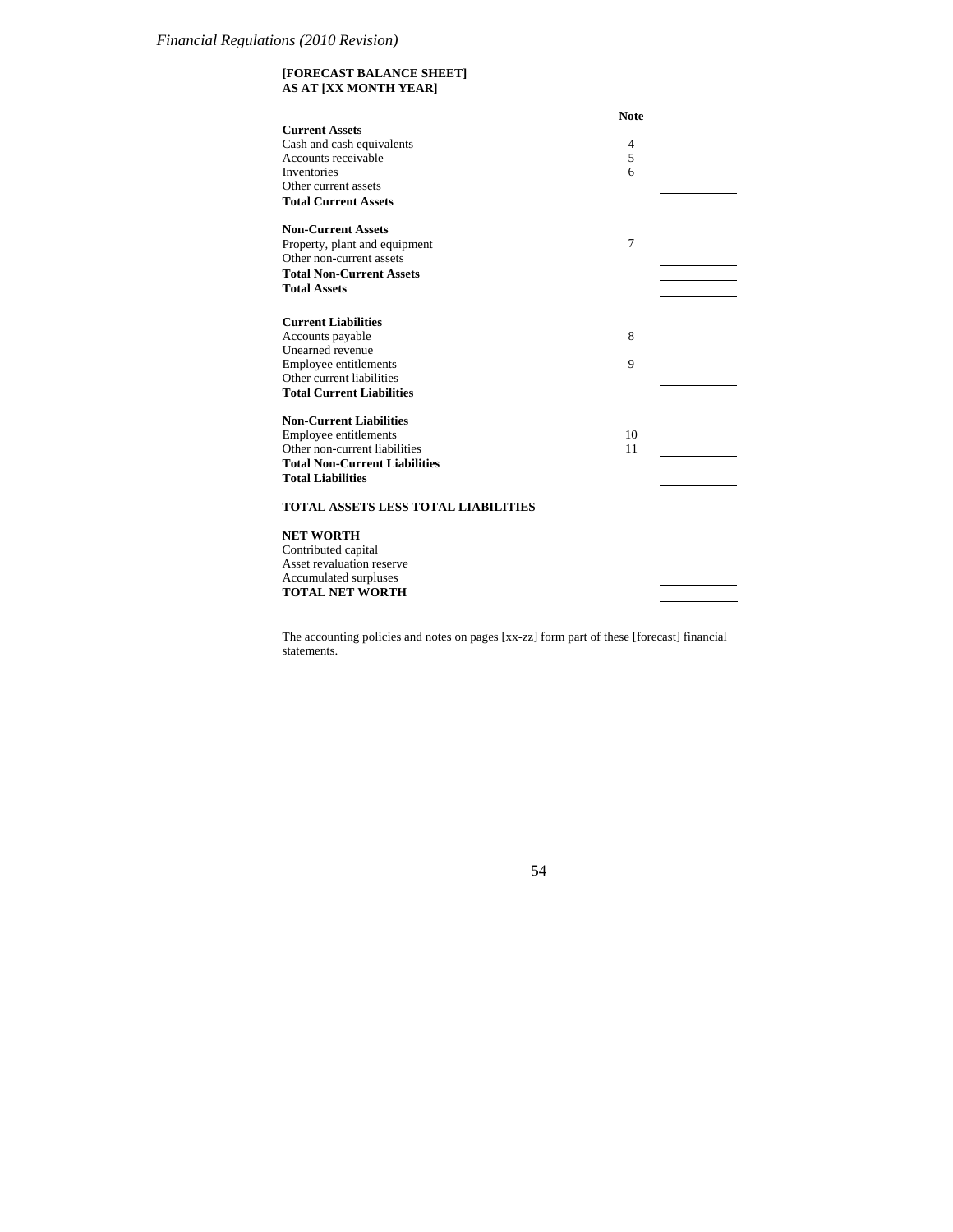**[FORECAST BALANCE SHEET]**
**AS AT [XX MONTH YEAR]**

| | Note | |
|---|---|---|
| **Current Assets** | | |
| Cash and cash equivalents | 4 | |
| Accounts receivable | 5 | |
| Inventories | 6 | |
| Other current assets | | |
| **Total Current Assets** | | |
| | | |
| **Non-Current Assets** | | |
| Property, plant and equipment | 7 | |
| Other non-current assets | | |
| **Total Non-Current Assets** | | |
| **Total Assets** | | |
| | | |
| **Current Liabilities** | | |
| Accounts payable | 8 | |
| Unearned revenue | | |
| Employee entitlements | 9 | |
| Other current liabilities | | |
| **Total Current Liabilities** | | |
| | | |
| **Non-Current Liabilities** | | |
| Employee entitlements | 10 | |
| Other non-current liabilities | 11 | |
| **Total Non-Current Liabilities** | | |
| **Total Liabilities** | | |
| | | |
| **TOTAL ASSETS LESS TOTAL LIABILITIES** | | |
| | | |
| **NET WORTH** | | |
| Contributed capital | | |
| Asset revaluation reserve | | |
| Accumulated surpluses | | |
| **TOTAL NET WORTH** | | |

The accounting policies and notes on pages [xx-zz] form part of these [forecast] financial statements.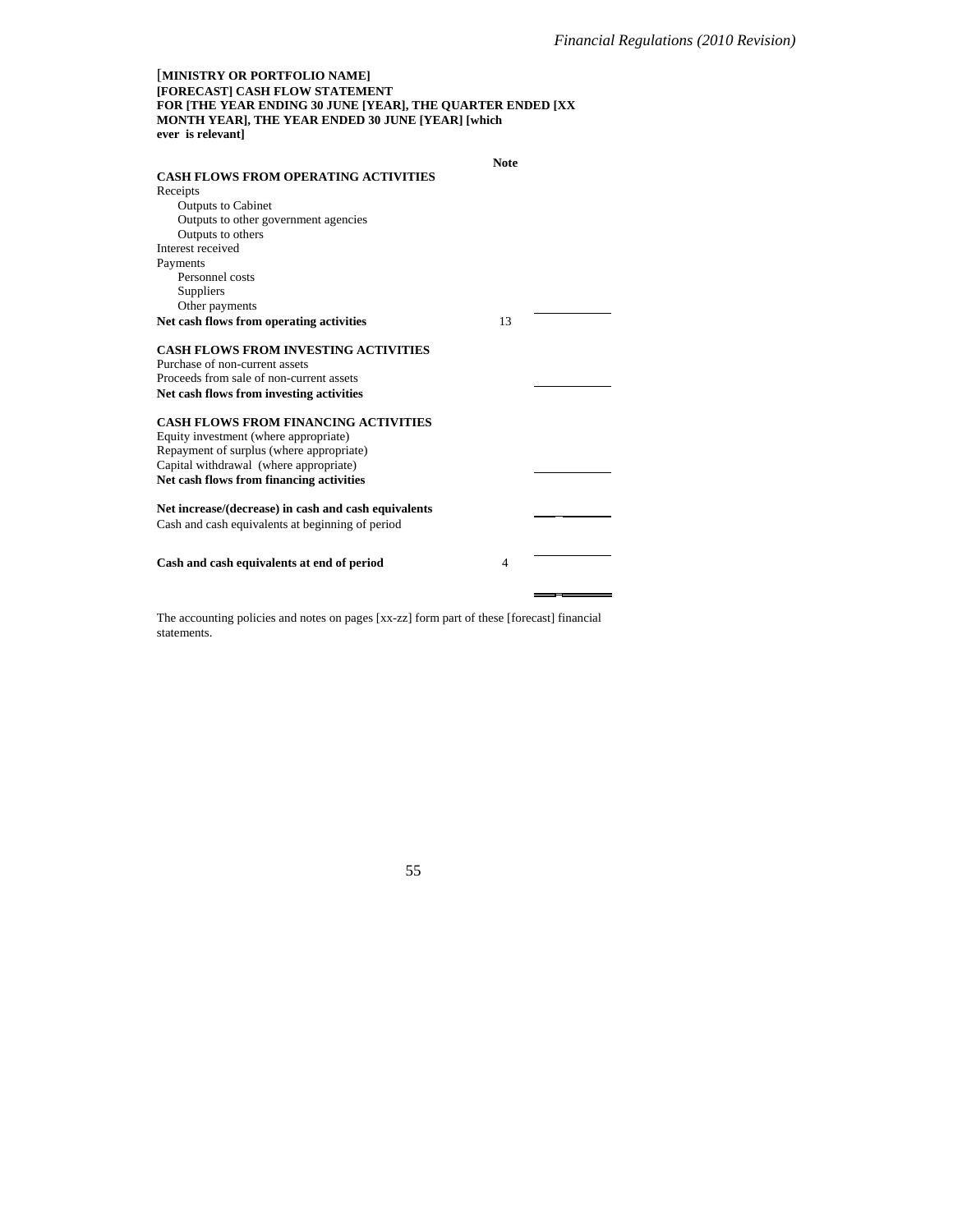**[MINISTRY OR PORTFOLIO NAME]**
**[FORECAST] CASH FLOW STATEMENT**
**FOR [THE YEAR ENDING 30 JUNE [YEAR], THE QUARTER ENDED [XX MONTH YEAR], THE YEAR ENDED 30 JUNE [YEAR] [which ever is relevant]**

| | Note | |
|---|---|---|
| **CASH FLOWS FROM OPERATING ACTIVITIES** | | |
| Receipts | | |
| Outputs to Cabinet | | |
| Outputs to other government agencies | | |
| Outputs to others | | |
| Interest received | | |
| Payments | | |
| Personnel costs | | |
| Suppliers | | |
| Other payments | | |
| **Net cash flows from operating activities** | 13 | |
| | | |
| **CASH FLOWS FROM INVESTING ACTIVITIES** | | |
| Purchase of non-current assets | | |
| Proceeds from sale of non-current assets | | |
| **Net cash flows from investing activities** | | |
| | | |
| **CASH FLOWS FROM FINANCING ACTIVITIES** | | |
| Equity investment (where appropriate) | | |
| Repayment of surplus (where appropriate) | | |
| Capital withdrawal (where appropriate) | | |
| **Net cash flows from financing activities** | | |
| | | |
| **Net increase/(decrease) in cash and cash equivalents** | | |
| Cash and cash equivalents at beginning of period | | |
| | | |
| **Cash and cash equivalents at end of period** | 4 | |

The accounting policies and notes on pages [xx-zz] form part of these [forecast] financial statements.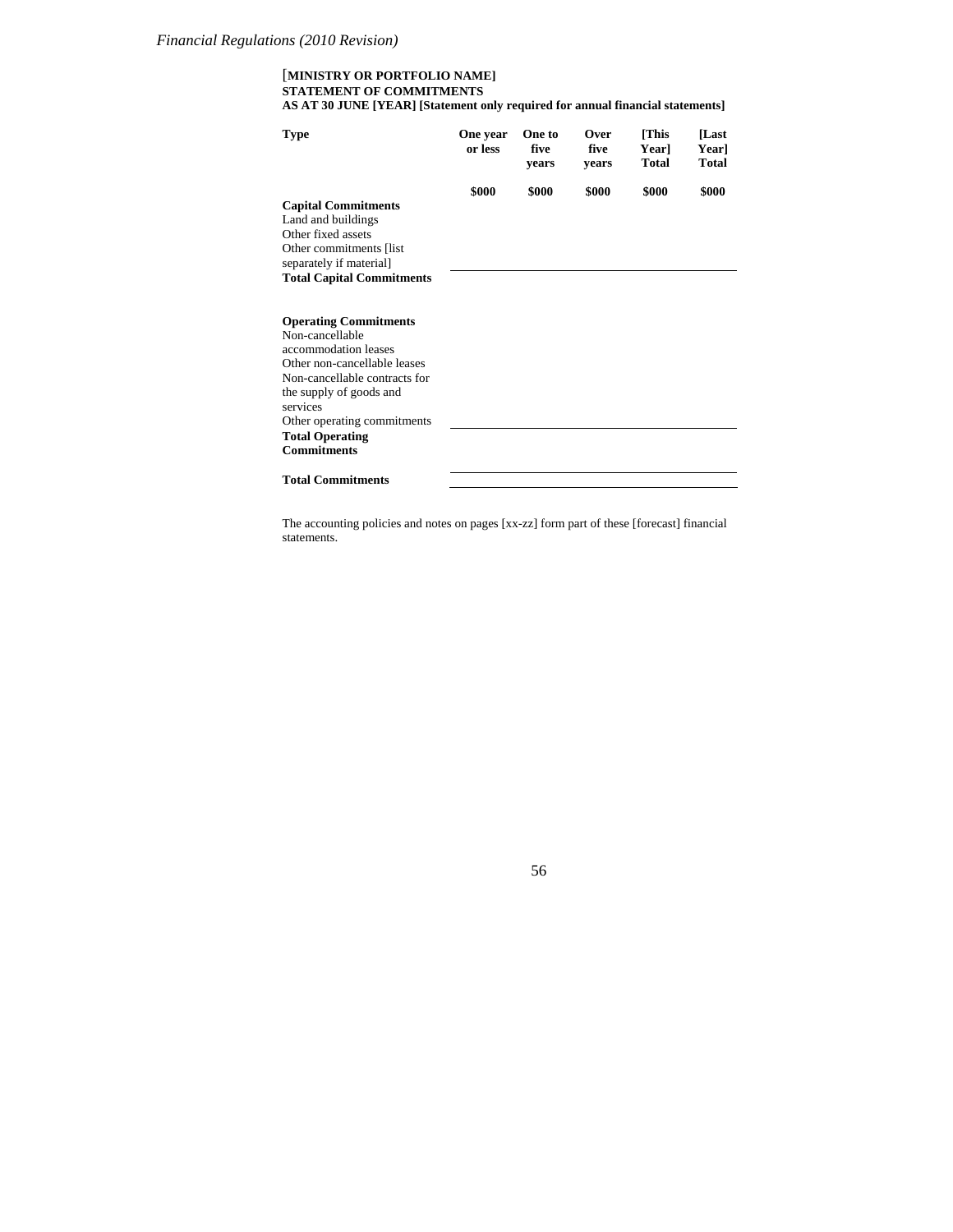**[MINISTRY OR PORTFOLIO NAME]**
**STATEMENT OF COMMITMENTS**
**AS AT 30 JUNE [YEAR] [Statement only required for annual financial statements]**

| Type | One year or less | One to five years | Over five years | [This Year] Total | [Last Year] Total |
|---|---|---|---|---|---|
| | $000 | $000 | $000 | $000 | $000 |
| **Capital Commitments** | | | | | |
| Land and buildings | | | | | |
| Other fixed assets | | | | | |
| Other commitments [list separately if material] | | | | | |
| **Total Capital Commitments** | | | | | |
| | | | | | |
| **Operating Commitments** | | | | | |
| Non-cancellable accommodation leases | | | | | |
| Other non-cancellable leases | | | | | |
| Non-cancellable contracts for the supply of goods and services | | | | | |
| Other operating commitments | | | | | |
| **Total Operating Commitments** | | | | | |
| | | | | | |
| **Total Commitments** | | | | | |

The accounting policies and notes on pages [xx-zz] form part of these [forecast] financial statements.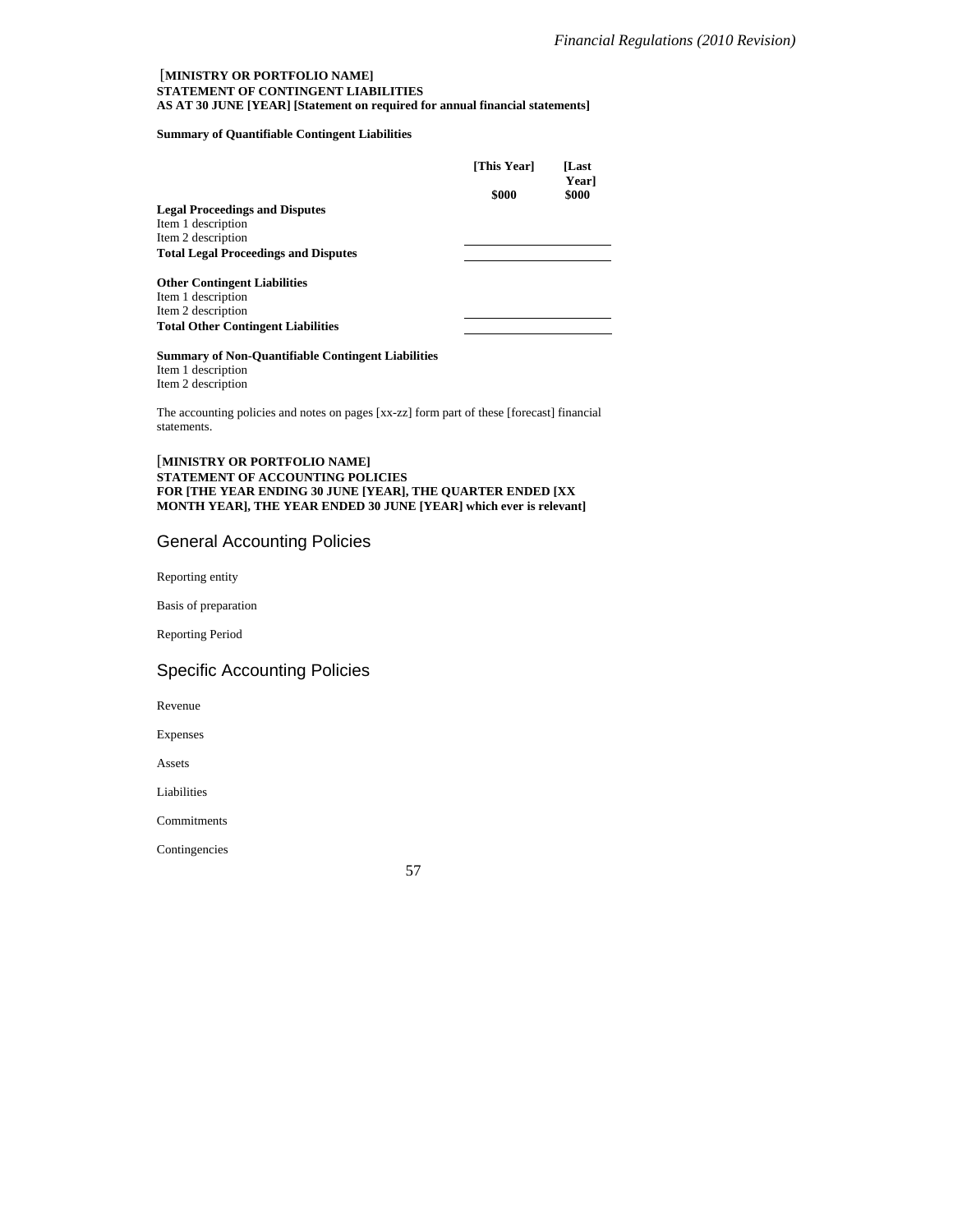**[MINISTRY OR PORTFOLIO NAME]**
**STATEMENT OF CONTINGENT LIABILITIES**
**AS AT 30 JUNE [YEAR] [Statement on required for annual financial statements]**

**Summary of Quantifiable Contingent Liabilities**

| | [This Year] $000 | [Last Year] $000 |
|---|---|---|
| **Legal Proceedings and Disputes** | | |
| Item 1 description | | |
| Item 2 description | | |
| **Total Legal Proceedings and Disputes** | | |
| | | |
| **Other Contingent Liabilities** | | |
| Item 1 description | | |
| Item 2 description | | |
| **Total Other Contingent Liabilities** | | |

**Summary of Non-Quantifiable Contingent Liabilities**
Item 1 description
Item 2 description

The accounting policies and notes on pages [xx-zz] form part of these [forecast] financial statements.

**[MINISTRY OR PORTFOLIO NAME]**
**STATEMENT OF ACCOUNTING POLICIES**
**FOR [THE YEAR ENDING 30 JUNE [YEAR], THE QUARTER ENDED [XX MONTH YEAR], THE YEAR ENDED 30 JUNE [YEAR] which ever is relevant]**

## General Accounting Policies

Reporting entity

Basis of preparation

Reporting Period

## Specific Accounting Policies

Revenue

Expenses

Assets

Liabilities

Commitments

Contingencies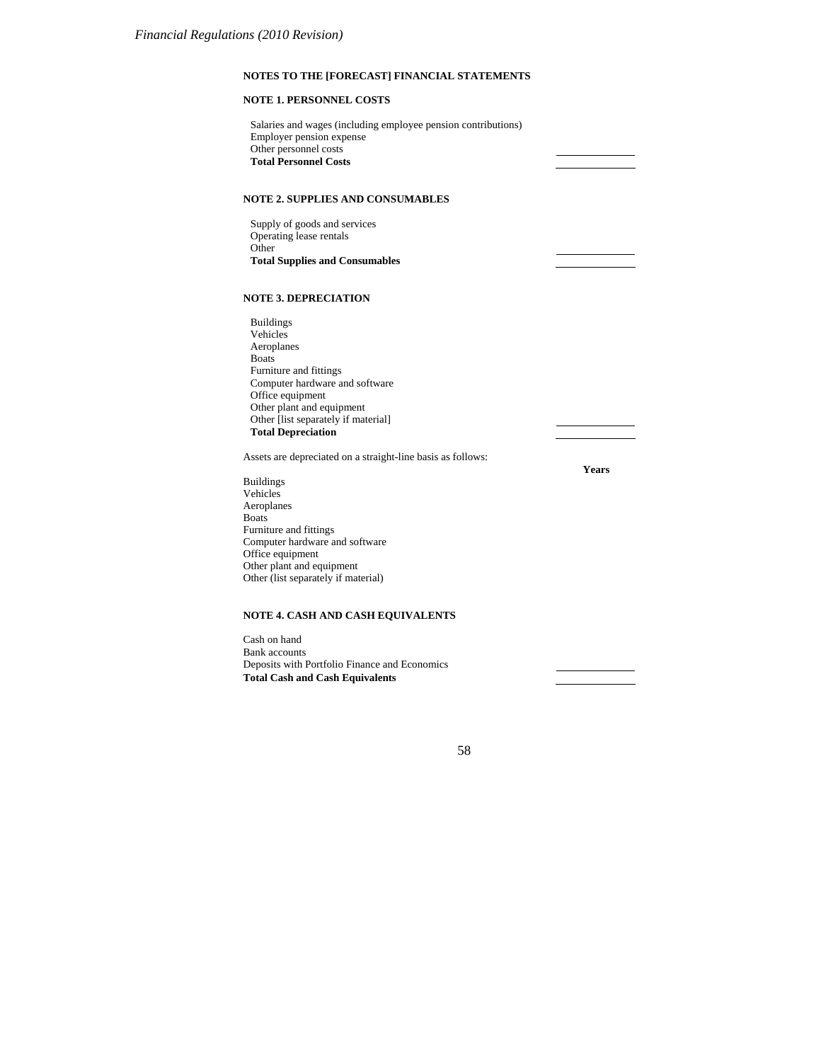## NOTES TO THE [FORECAST] FINANCIAL STATEMENTS

### NOTE 1. PERSONNEL COSTS

| | |
|---|---|
| Salaries and wages (including employee pension contributions) | |
| Employer pension expense | |
| Other personnel costs | |
| **Total Personnel Costs** | |

### NOTE 2. SUPPLIES AND CONSUMABLES

| | |
|---|---|
| Supply of goods and services | |
| Operating lease rentals | |
| Other | |
| **Total Supplies and Consumables** | |

### NOTE 3. DEPRECIATION

| | |
|---|---|
| Buildings | |
| Vehicles | |
| Aeroplanes | |
| Boats | |
| Furniture and fittings | |
| Computer hardware and software | |
| Office equipment | |
| Other plant and equipment | |
| Other [list separately if material] | |
| **Total Depreciation** | |

Assets are depreciated on a straight-line basis as follows:

| | **Years** |
|---|---|
| Buildings | |
| Vehicles | |
| Aeroplanes | |
| Boats | |
| Furniture and fittings | |
| Computer hardware and software | |
| Office equipment | |
| Other plant and equipment | |
| Other (list separately if material) | |

### NOTE 4. CASH AND CASH EQUIVALENTS

| | |
|---|---|
| Cash on hand | |
| Bank accounts | |
| Deposits with Portfolio Finance and Economics | |
| **Total Cash and Cash Equivalents** | |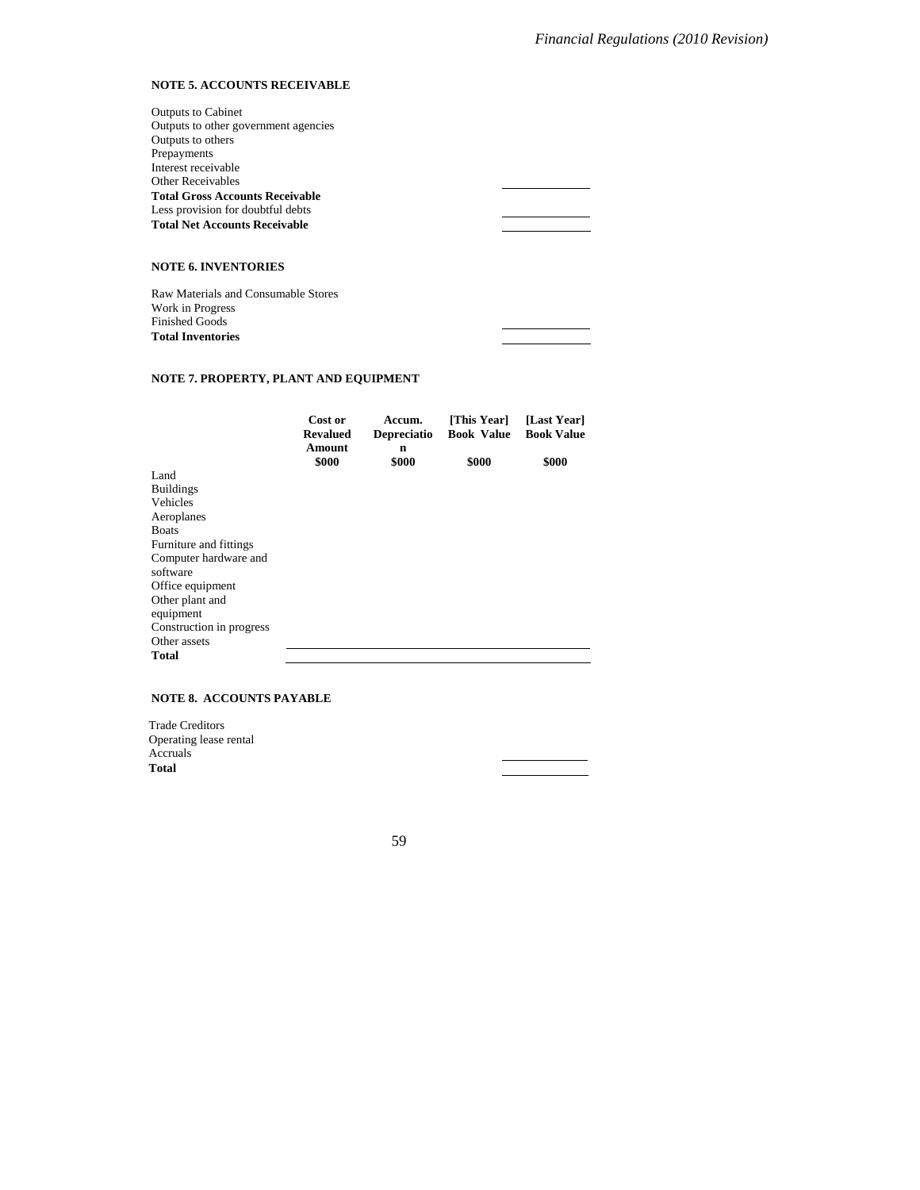### NOTE 5. ACCOUNTS RECEIVABLE

| | |
|---|---|
| Outputs to Cabinet | |
| Outputs to other government agencies | |
| Outputs to others | |
| Prepayments | |
| Interest receivable | |
| Other Receivables | |
| **Total Gross Accounts Receivable** | |
| Less provision for doubtful debts | |
| **Total Net Accounts Receivable** | |

### NOTE 6. INVENTORIES

| | |
|---|---|
| Raw Materials and Consumable Stores | |
| Work in Progress | |
| Finished Goods | |
| **Total Inventories** | |

### NOTE 7. PROPERTY, PLANT AND EQUIPMENT

| | **Cost or Revalued Amount** | **Accum. Depreciation** | **[This Year] Book Value** | **[Last Year] Book Value** |
|---|---|---|---|---|
| | **$000** | **$000** | **$000** | **$000** |
| Land | | | | |
| Buildings | | | | |
| Vehicles | | | | |
| Aeroplanes | | | | |
| Boats | | | | |
| Furniture and fittings | | | | |
| Computer hardware and software | | | | |
| Office equipment | | | | |
| Other plant and equipment | | | | |
| Construction in progress | | | | |
| Other assets | | | | |
| **Total** | | | | |

### NOTE 8. ACCOUNTS PAYABLE

| | |
|---|---|
| Trade Creditors | |
| Operating lease rental | |
| Accruals | |
| **Total** | |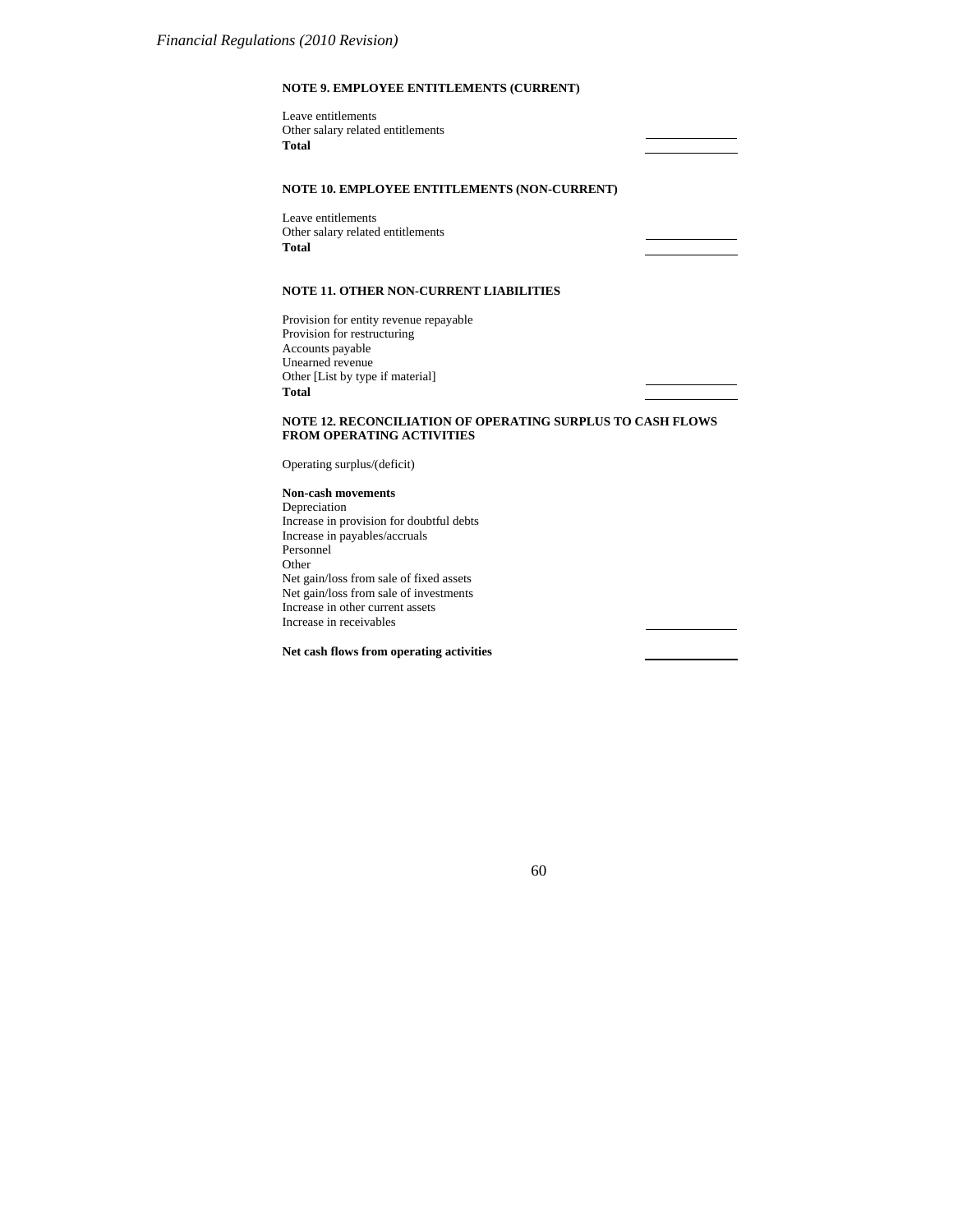**NOTE 9. EMPLOYEE ENTITLEMENTS (CURRENT)**

Leave entitlements
Other salary related entitlements
**Total**

**NOTE 10. EMPLOYEE ENTITLEMENTS (NON-CURRENT)**

Leave entitlements
Other salary related entitlements
**Total**

**NOTE 11. OTHER NON-CURRENT LIABILITIES**

Provision for entity revenue repayable
Provision for restructuring
Accounts payable
Unearned revenue
Other [List by type if material]
**Total**

**NOTE 12. RECONCILIATION OF OPERATING SURPLUS TO CASH FLOWS FROM OPERATING ACTIVITIES**

Operating surplus/(deficit)

**Non-cash movements**
Depreciation
Increase in provision for doubtful debts
Increase in payables/accruals
Personnel
Other
Net gain/loss from sale of fixed assets
Net gain/loss from sale of investments
Increase in other current assets
Increase in receivables

**Net cash flows from operating activities**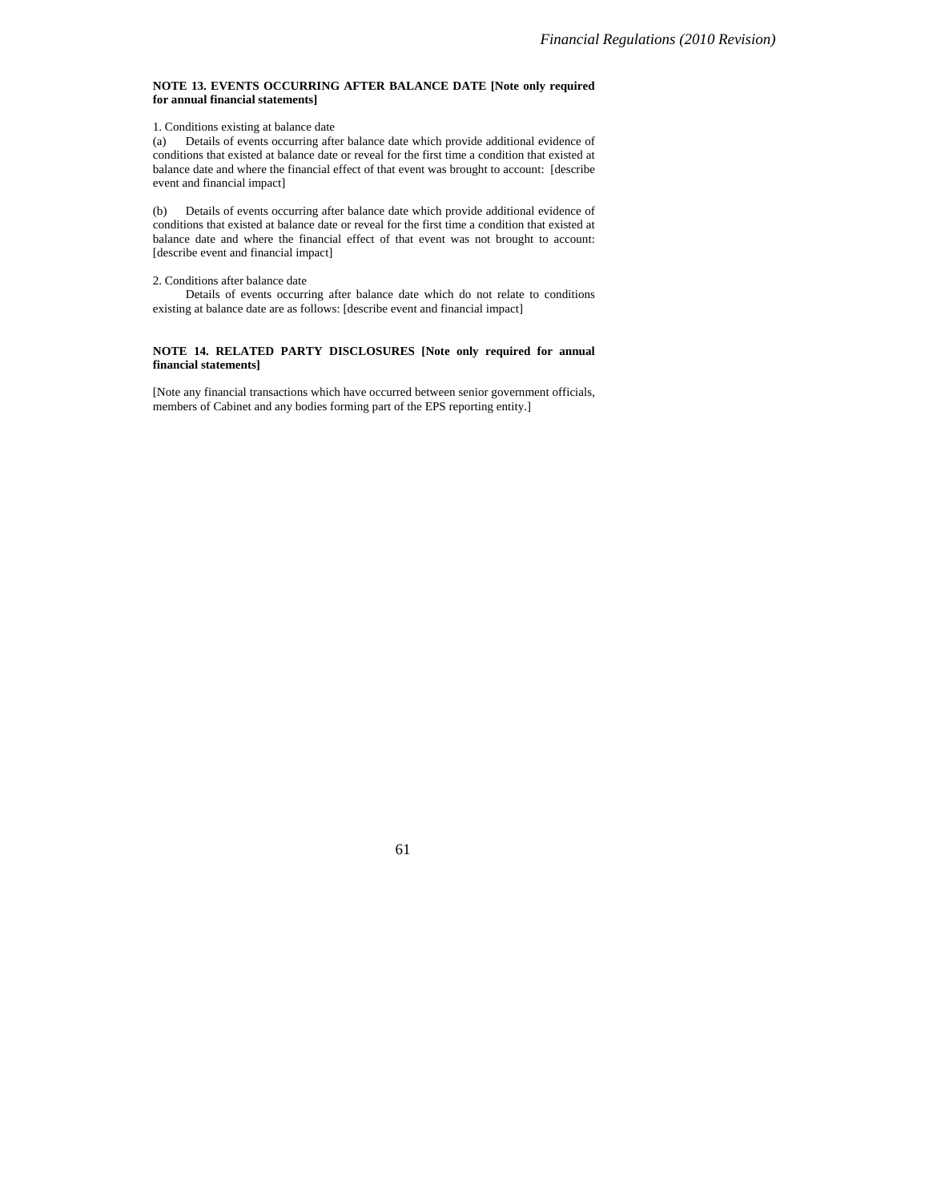**NOTE 13. EVENTS OCCURRING AFTER BALANCE DATE [Note only required for annual financial statements]**

1. Conditions existing at balance date

(a) Details of events occurring after balance date which provide additional evidence of conditions that existed at balance date or reveal for the first time a condition that existed at balance date and where the financial effect of that event was brought to account: [describe event and financial impact]

(b) Details of events occurring after balance date which provide additional evidence of conditions that existed at balance date or reveal for the first time a condition that existed at balance date and where the financial effect of that event was not brought to account: [describe event and financial impact]

2. Conditions after balance date

Details of events occurring after balance date which do not relate to conditions existing at balance date are as follows: [describe event and financial impact]

**NOTE 14. RELATED PARTY DISCLOSURES [Note only required for annual financial statements]**

[Note any financial transactions which have occurred between senior government officials, members of Cabinet and any bodies forming part of the EPS reporting entity.]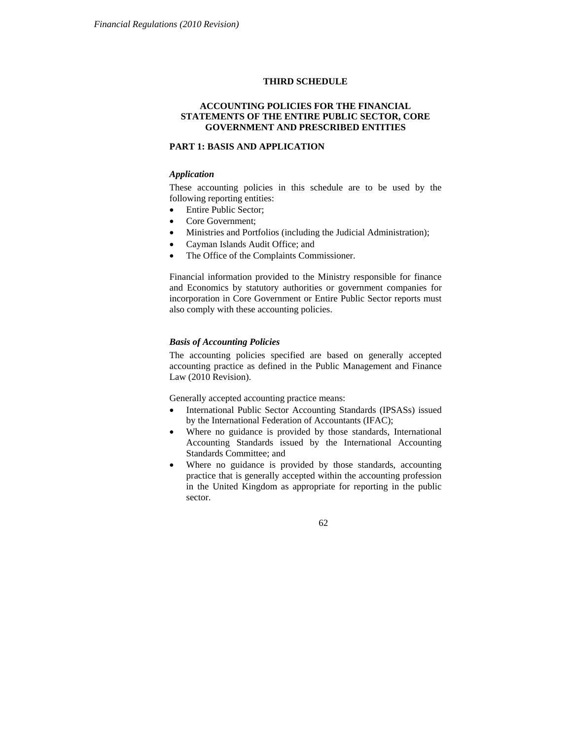# THIRD SCHEDULE

## ACCOUNTING POLICIES FOR THE FINANCIAL STATEMENTS OF THE ENTIRE PUBLIC SECTOR, CORE GOVERNMENT AND PRESCRIBED ENTITIES

### PART 1: BASIS AND APPLICATION

*Application*

These accounting policies in this schedule are to be used by the following reporting entities:

- Entire Public Sector;
- Core Government;
- Ministries and Portfolios (including the Judicial Administration);
- Cayman Islands Audit Office; and
- The Office of the Complaints Commissioner.

Financial information provided to the Ministry responsible for finance and Economics by statutory authorities or government companies for incorporation in Core Government or Entire Public Sector reports must also comply with these accounting policies.

*Basis of Accounting Policies*

The accounting policies specified are based on generally accepted accounting practice as defined in the Public Management and Finance Law (2010 Revision).

Generally accepted accounting practice means:

- International Public Sector Accounting Standards (IPSASs) issued by the International Federation of Accountants (IFAC);
- Where no guidance is provided by those standards, International Accounting Standards issued by the International Accounting Standards Committee; and
- Where no guidance is provided by those standards, accounting practice that is generally accepted within the accounting profession in the United Kingdom as appropriate for reporting in the public sector.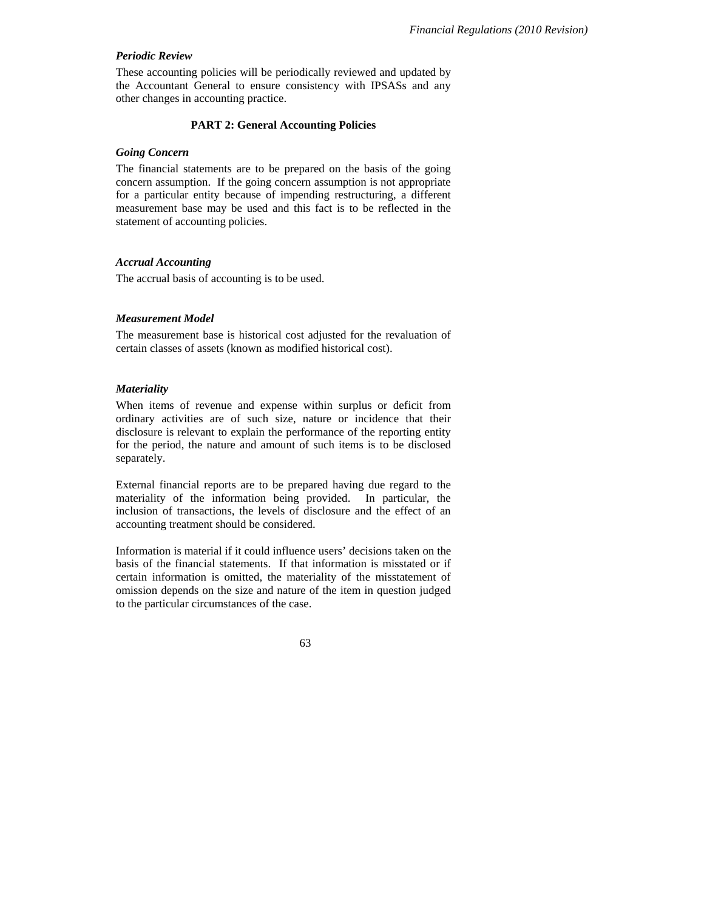### *Periodic Review*

These accounting policies will be periodically reviewed and updated by the Accountant General to ensure consistency with IPSASs and any other changes in accounting practice.

## PART 2: General Accounting Policies

### *Going Concern*

The financial statements are to be prepared on the basis of the going concern assumption. If the going concern assumption is not appropriate for a particular entity because of impending restructuring, a different measurement base may be used and this fact is to be reflected in the statement of accounting policies.

### *Accrual Accounting*

The accrual basis of accounting is to be used.

### *Measurement Model*

The measurement base is historical cost adjusted for the revaluation of certain classes of assets (known as modified historical cost).

### *Materiality*

When items of revenue and expense within surplus or deficit from ordinary activities are of such size, nature or incidence that their disclosure is relevant to explain the performance of the reporting entity for the period, the nature and amount of such items is to be disclosed separately.

External financial reports are to be prepared having due regard to the materiality of the information being provided. In particular, the inclusion of transactions, the levels of disclosure and the effect of an accounting treatment should be considered.

Information is material if it could influence users' decisions taken on the basis of the financial statements. If that information is misstated or if certain information is omitted, the materiality of the misstatement of omission depends on the size and nature of the item in question judged to the particular circumstances of the case.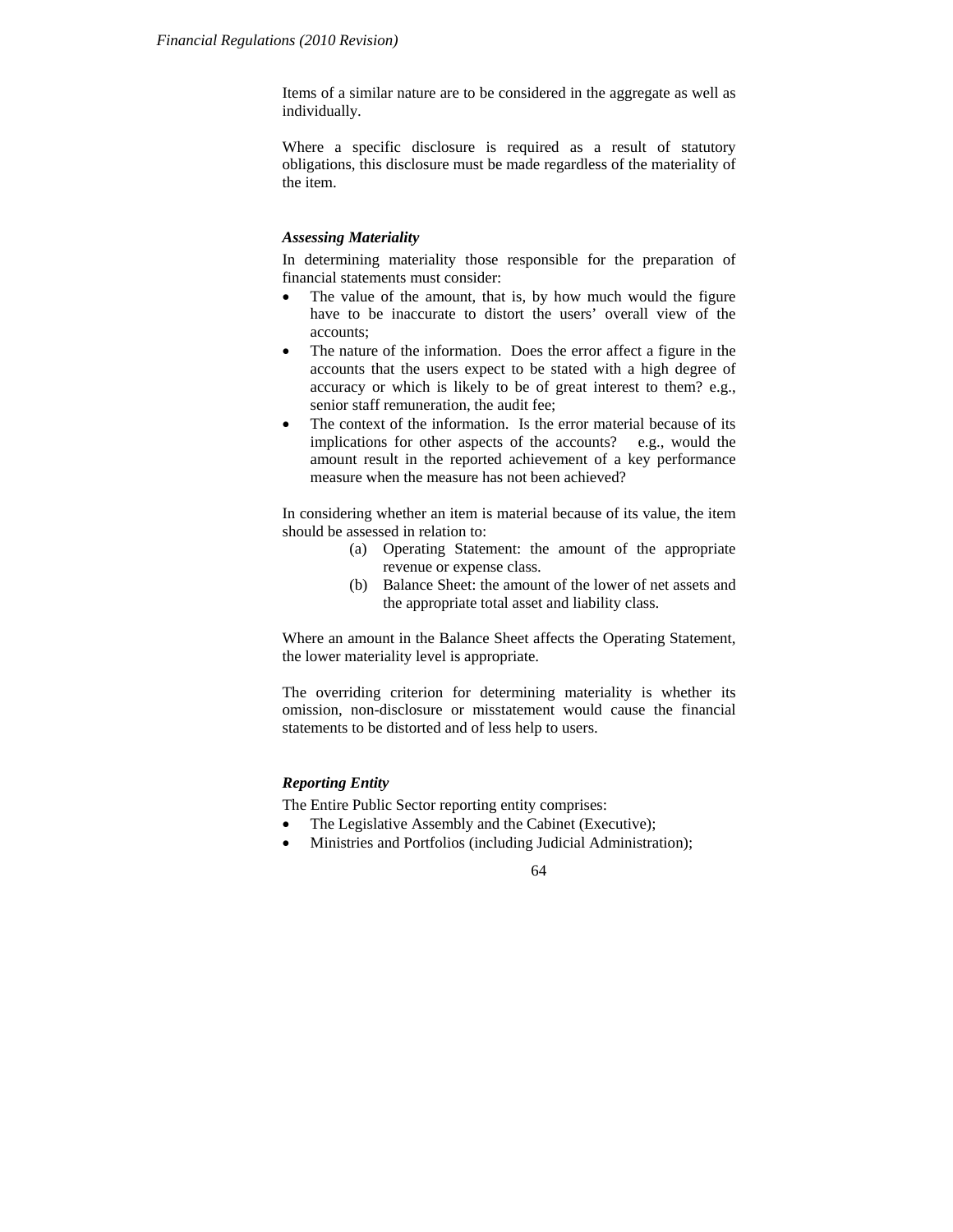Items of a similar nature are to be considered in the aggregate as well as individually.

Where a specific disclosure is required as a result of statutory obligations, this disclosure must be made regardless of the materiality of the item.

***Assessing Materiality***

In determining materiality those responsible for the preparation of financial statements must consider:

- The value of the amount, that is, by how much would the figure have to be inaccurate to distort the users' overall view of the accounts;
- The nature of the information. Does the error affect a figure in the accounts that the users expect to be stated with a high degree of accuracy or which is likely to be of great interest to them? e.g., senior staff remuneration, the audit fee;
- The context of the information. Is the error material because of its implications for other aspects of the accounts? e.g., would the amount result in the reported achievement of a key performance measure when the measure has not been achieved?

In considering whether an item is material because of its value, the item should be assessed in relation to:

(a) Operating Statement: the amount of the appropriate revenue or expense class.

(b) Balance Sheet: the amount of the lower of net assets and the appropriate total asset and liability class.

Where an amount in the Balance Sheet affects the Operating Statement, the lower materiality level is appropriate.

The overriding criterion for determining materiality is whether its omission, non-disclosure or misstatement would cause the financial statements to be distorted and of less help to users.

***Reporting Entity***

The Entire Public Sector reporting entity comprises:

- The Legislative Assembly and the Cabinet (Executive);
- Ministries and Portfolios (including Judicial Administration);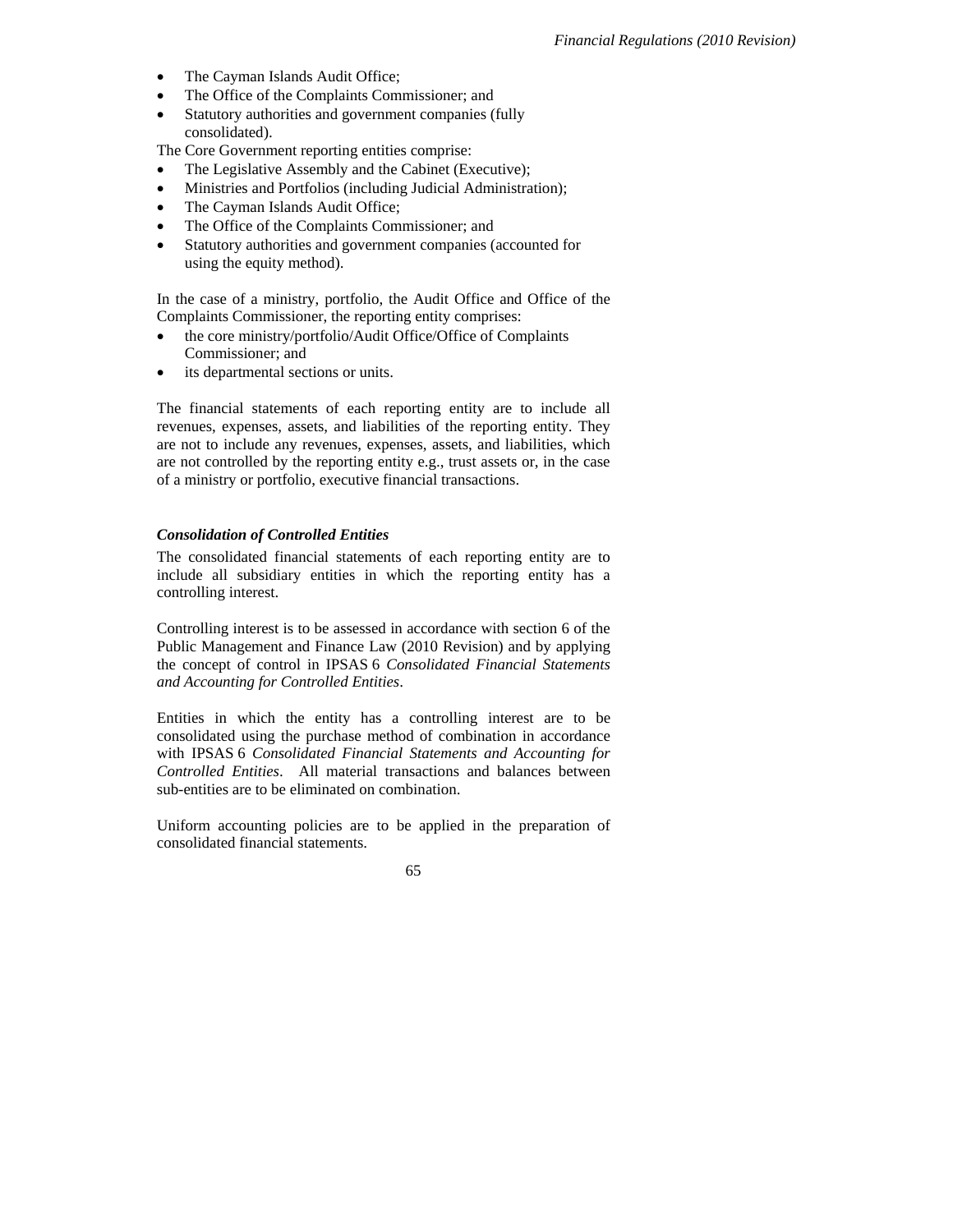- The Cayman Islands Audit Office;
- The Office of the Complaints Commissioner; and
- Statutory authorities and government companies (fully consolidated).

The Core Government reporting entities comprise:

- The Legislative Assembly and the Cabinet (Executive);
- Ministries and Portfolios (including Judicial Administration);
- The Cayman Islands Audit Office;
- The Office of the Complaints Commissioner; and
- Statutory authorities and government companies (accounted for using the equity method).

In the case of a ministry, portfolio, the Audit Office and Office of the Complaints Commissioner, the reporting entity comprises:

- the core ministry/portfolio/Audit Office/Office of Complaints Commissioner; and
- its departmental sections or units.

The financial statements of each reporting entity are to include all revenues, expenses, assets, and liabilities of the reporting entity. They are not to include any revenues, expenses, assets, and liabilities, which are not controlled by the reporting entity e.g., trust assets or, in the case of a ministry or portfolio, executive financial transactions.

***Consolidation of Controlled Entities***

The consolidated financial statements of each reporting entity are to include all subsidiary entities in which the reporting entity has a controlling interest.

Controlling interest is to be assessed in accordance with section 6 of the Public Management and Finance Law (2010 Revision) and by applying the concept of control in IPSAS 6 *Consolidated Financial Statements and Accounting for Controlled Entities*.

Entities in which the entity has a controlling interest are to be consolidated using the purchase method of combination in accordance with IPSAS 6 *Consolidated Financial Statements and Accounting for Controlled Entities*. All material transactions and balances between sub-entities are to be eliminated on combination.

Uniform accounting policies are to be applied in the preparation of consolidated financial statements.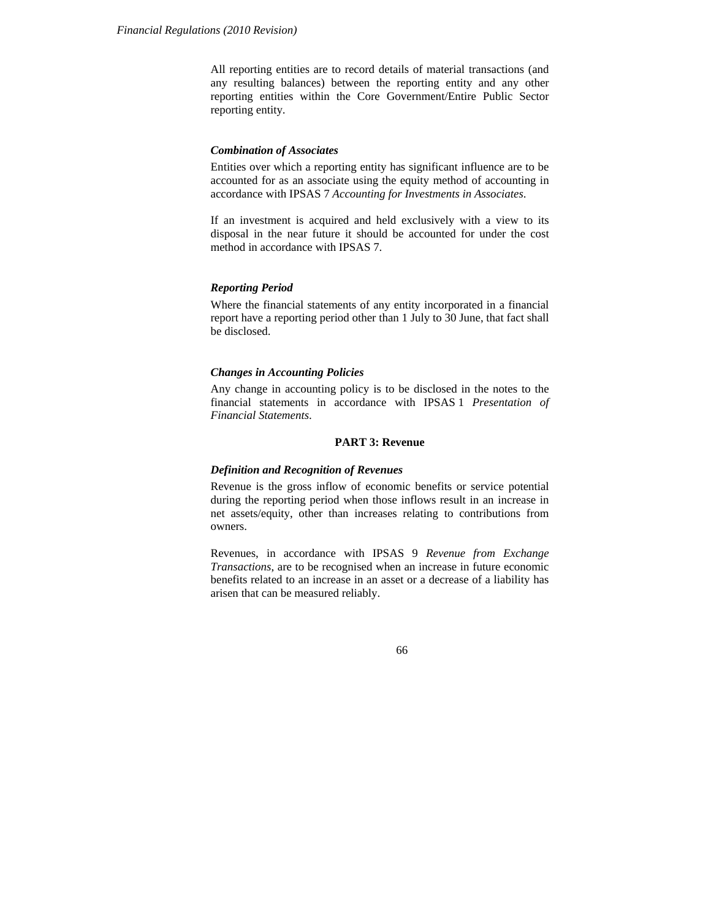All reporting entities are to record details of material transactions (and any resulting balances) between the reporting entity and any other reporting entities within the Core Government/Entire Public Sector reporting entity.

***Combination of Associates***

Entities over which a reporting entity has significant influence are to be accounted for as an associate using the equity method of accounting in accordance with IPSAS 7 *Accounting for Investments in Associates*.

If an investment is acquired and held exclusively with a view to its disposal in the near future it should be accounted for under the cost method in accordance with IPSAS 7.

***Reporting Period***

Where the financial statements of any entity incorporated in a financial report have a reporting period other than 1 July to 30 June, that fact shall be disclosed.

***Changes in Accounting Policies***

Any change in accounting policy is to be disclosed in the notes to the financial statements in accordance with IPSAS 1 *Presentation of Financial Statements*.

## PART 3: Revenue

***Definition and Recognition of Revenues***

Revenue is the gross inflow of economic benefits or service potential during the reporting period when those inflows result in an increase in net assets/equity, other than increases relating to contributions from owners.

Revenues, in accordance with IPSAS 9 *Revenue from Exchange Transactions*, are to be recognised when an increase in future economic benefits related to an increase in an asset or a decrease of a liability has arisen that can be measured reliably.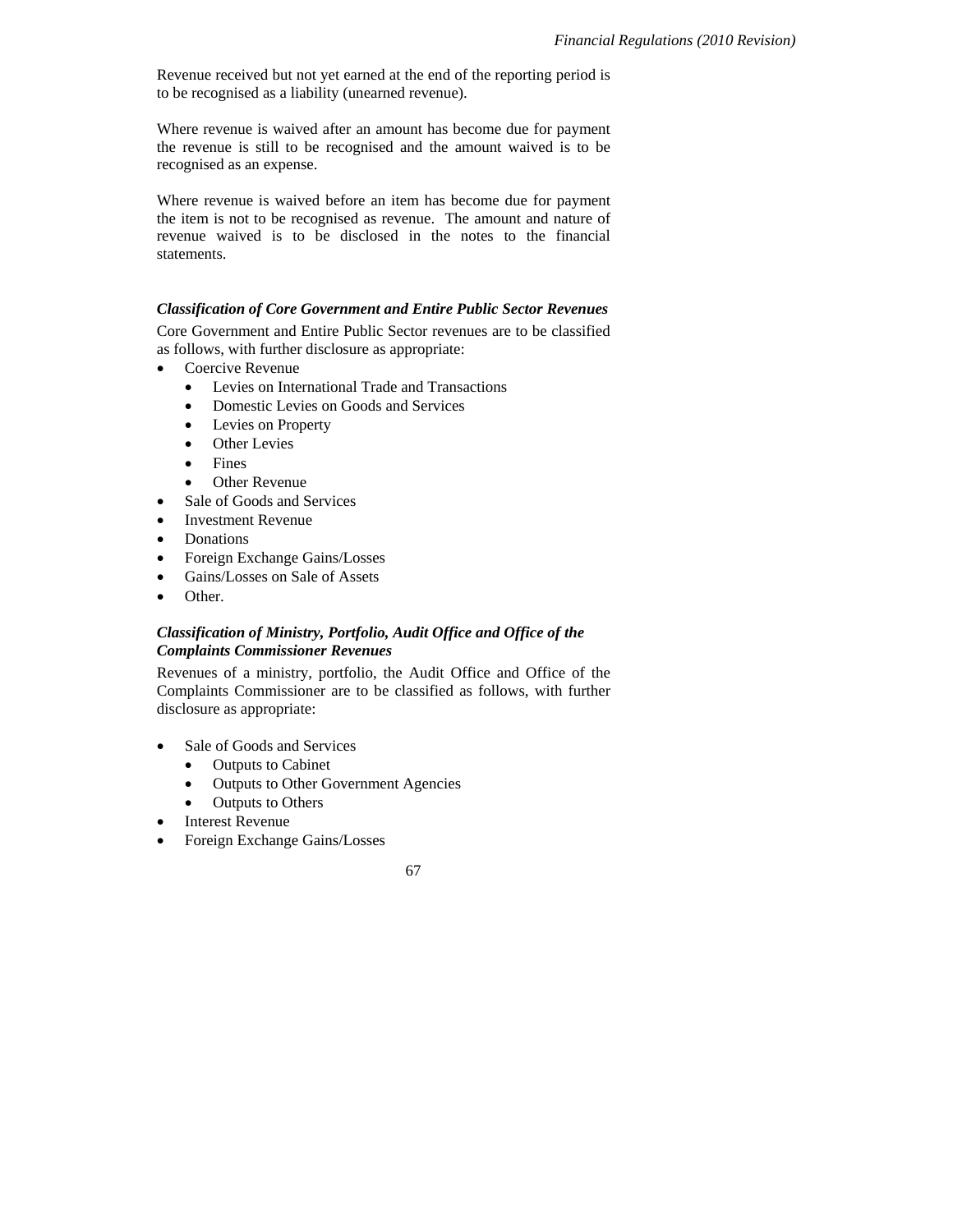Revenue received but not yet earned at the end of the reporting period is to be recognised as a liability (unearned revenue).

Where revenue is waived after an amount has become due for payment the revenue is still to be recognised and the amount waived is to be recognised as an expense.

Where revenue is waived before an item has become due for payment the item is not to be recognised as revenue. The amount and nature of revenue waived is to be disclosed in the notes to the financial statements.

***Classification of Core Government and Entire Public Sector Revenues***

Core Government and Entire Public Sector revenues are to be classified as follows, with further disclosure as appropriate:

- Coercive Revenue
  - Levies on International Trade and Transactions
  - Domestic Levies on Goods and Services
  - Levies on Property
  - Other Levies
  - Fines
  - Other Revenue
- Sale of Goods and Services
- Investment Revenue
- Donations
- Foreign Exchange Gains/Losses
- Gains/Losses on Sale of Assets
- Other.

***Classification of Ministry, Portfolio, Audit Office and Office of the Complaints Commissioner Revenues***

Revenues of a ministry, portfolio, the Audit Office and Office of the Complaints Commissioner are to be classified as follows, with further disclosure as appropriate:

- Sale of Goods and Services
  - Outputs to Cabinet
  - Outputs to Other Government Agencies
  - Outputs to Others
- Interest Revenue
- Foreign Exchange Gains/Losses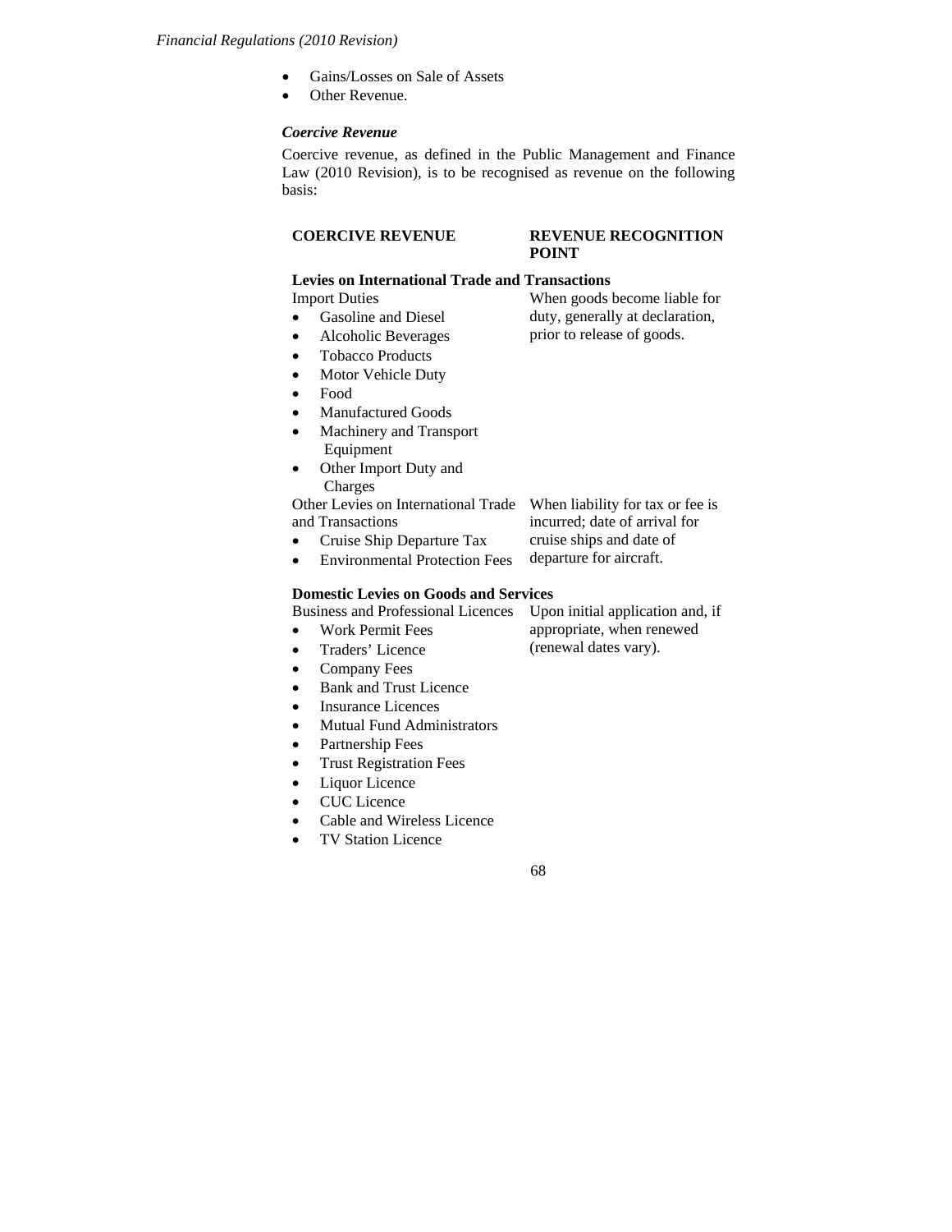- Gains/Losses on Sale of Assets
- Other Revenue.

***Coercive Revenue***

Coercive revenue, as defined in the Public Management and Finance Law (2010 Revision), is to be recognised as revenue on the following basis:

| **COERCIVE REVENUE** | **REVENUE RECOGNITION POINT** |
|---|---|
| **Levies on International Trade and Transactions** | |
| Import Duties<br>• Gasoline and Diesel<br>• Alcoholic Beverages<br>• Tobacco Products<br>• Motor Vehicle Duty<br>• Food<br>• Manufactured Goods<br>• Machinery and Transport Equipment<br>• Other Import Duty and Charges | When goods become liable for duty, generally at declaration, prior to release of goods. |
| Other Levies on International Trade and Transactions<br>• Cruise Ship Departure Tax<br>• Environmental Protection Fees | When liability for tax or fee is incurred; date of arrival for cruise ships and date of departure for aircraft. |
| **Domestic Levies on Goods and Services** | |
| Business and Professional Licences<br>• Work Permit Fees<br>• Traders' Licence<br>• Company Fees<br>• Bank and Trust Licence<br>• Insurance Licences<br>• Mutual Fund Administrators<br>• Partnership Fees<br>• Trust Registration Fees<br>• Liquor Licence<br>• CUC Licence<br>• Cable and Wireless Licence<br>• TV Station Licence | Upon initial application and, if appropriate, when renewed (renewal dates vary). |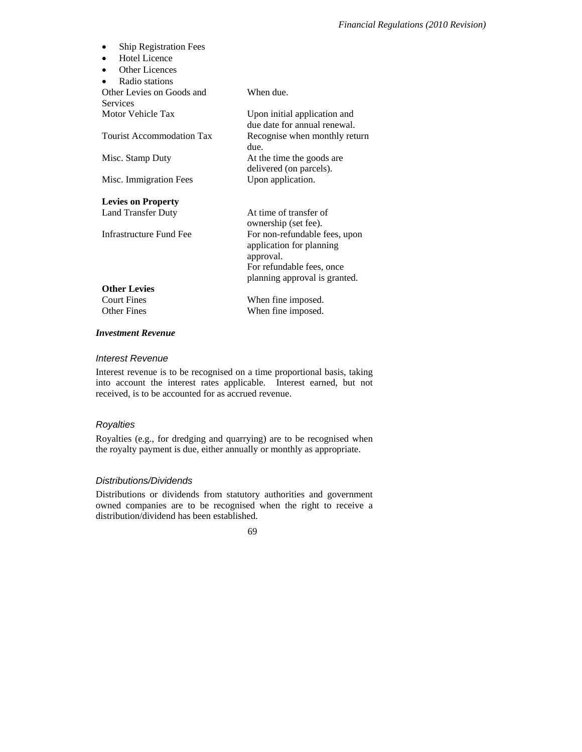- Ship Registration Fees
- Hotel Licence
- Other Licences
- Radio stations

| | |
|---|---|
| Other Levies on Goods and Services | When due. |
| Motor Vehicle Tax | Upon initial application and due date for annual renewal. |
| Tourist Accommodation Tax | Recognise when monthly return due. |
| Misc. Stamp Duty | At the time the goods are delivered (on parcels). |
| Misc. Immigration Fees | Upon application. |
| **Levies on Property** | |
| Land Transfer Duty | At time of transfer of ownership (set fee). |
| Infrastructure Fund Fee | For non-refundable fees, upon application for planning approval. For refundable fees, once planning approval is granted. |
| **Other Levies** | |
| Court Fines | When fine imposed. |
| Other Fines | When fine imposed. |

***Investment Revenue***

*Interest Revenue*

Interest revenue is to be recognised on a time proportional basis, taking into account the interest rates applicable. Interest earned, but not received, is to be accounted for as accrued revenue.

*Royalties*

Royalties (e.g., for dredging and quarrying) are to be recognised when the royalty payment is due, either annually or monthly as appropriate.

*Distributions/Dividends*

Distributions or dividends from statutory authorities and government owned companies are to be recognised when the right to receive a distribution/dividend has been established.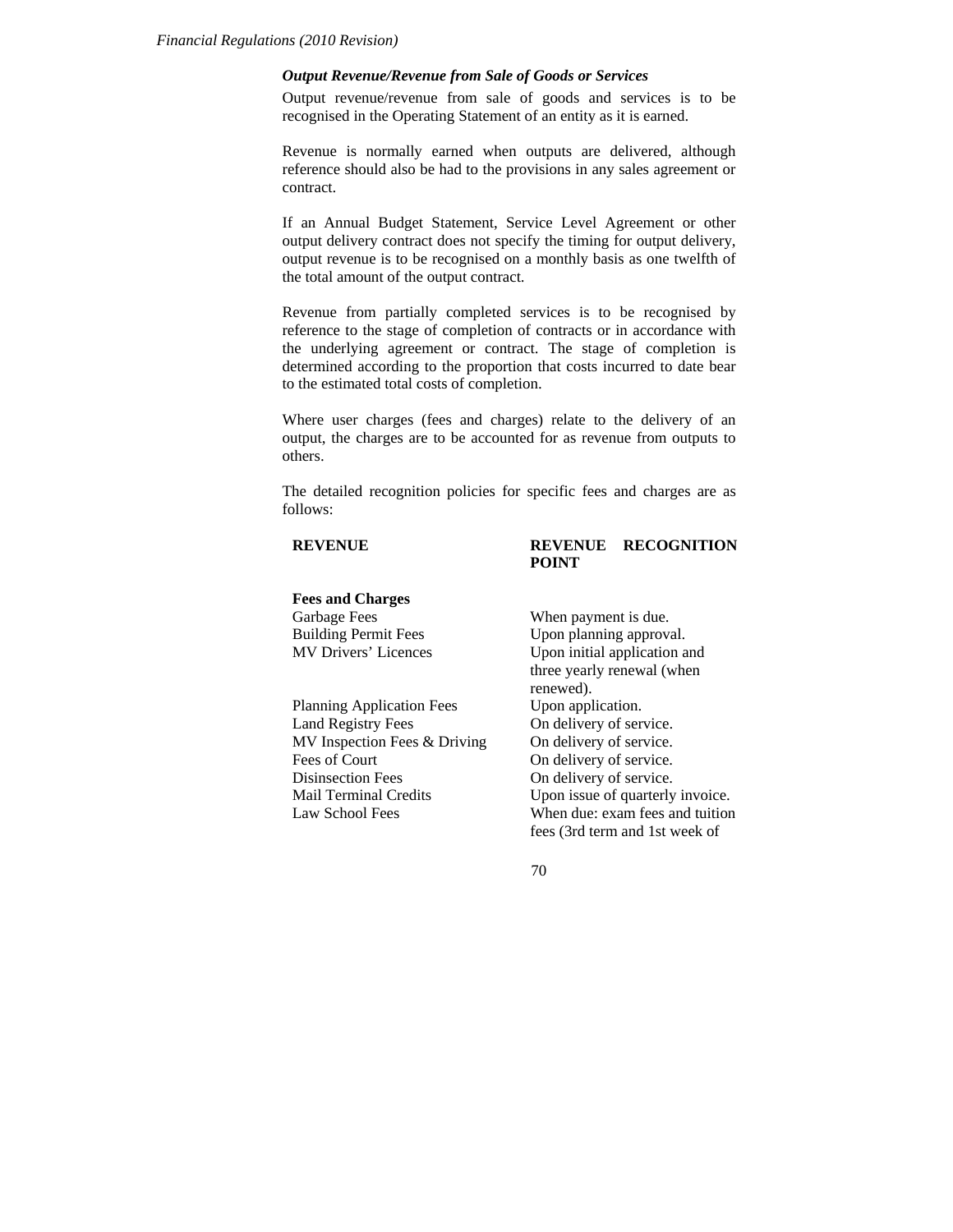### *Output Revenue/Revenue from Sale of Goods or Services*

Output revenue/revenue from sale of goods and services is to be recognised in the Operating Statement of an entity as it is earned.

Revenue is normally earned when outputs are delivered, although reference should also be had to the provisions in any sales agreement or contract.

If an Annual Budget Statement, Service Level Agreement or other output delivery contract does not specify the timing for output delivery, output revenue is to be recognised on a monthly basis as one twelfth of the total amount of the output contract.

Revenue from partially completed services is to be recognised by reference to the stage of completion of contracts or in accordance with the underlying agreement or contract. The stage of completion is determined according to the proportion that costs incurred to date bear to the estimated total costs of completion.

Where user charges (fees and charges) relate to the delivery of an output, the charges are to be accounted for as revenue from outputs to others.

The detailed recognition policies for specific fees and charges are as follows:

| REVENUE | REVENUE RECOGNITION POINT |
|---|---|
| **Fees and Charges** | |
| Garbage Fees | When payment is due. |
| Building Permit Fees | Upon planning approval. |
| MV Drivers' Licences | Upon initial application and three yearly renewal (when renewed). |
| Planning Application Fees | Upon application. |
| Land Registry Fees | On delivery of service. |
| MV Inspection Fees & Driving | On delivery of service. |
| Fees of Court | On delivery of service. |
| Disinsection Fees | On delivery of service. |
| Mail Terminal Credits | Upon issue of quarterly invoice. |
| Law School Fees | When due: exam fees and tuition fees (3rd term and 1st week of |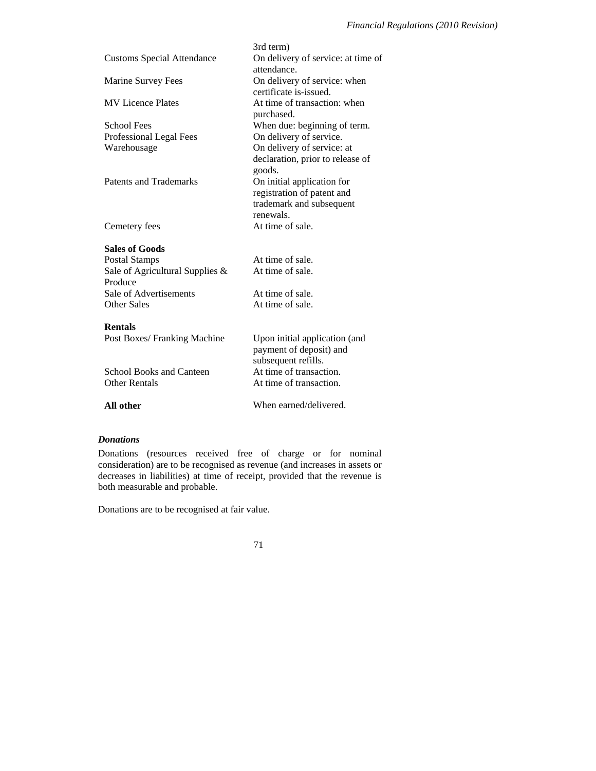| | |
|---|---|
| | 3rd term) |
| Customs Special Attendance | On delivery of service: at time of attendance. |
| Marine Survey Fees | On delivery of service: when certificate is-issued. |
| MV Licence Plates | At time of transaction: when purchased. |
| School Fees | When due: beginning of term. |
| Professional Legal Fees | On delivery of service. |
| Warehousage | On delivery of service: at declaration, prior to release of goods. |
| Patents and Trademarks | On initial application for registration of patent and trademark and subsequent renewals. |
| Cemetery fees | At time of sale. |
| **Sales of Goods** | |
| Postal Stamps | At time of sale. |
| Sale of Agricultural Supplies & Produce | At time of sale. |
| Sale of Advertisements | At time of sale. |
| Other Sales | At time of sale. |
| **Rentals** | |
| Post Boxes/ Franking Machine | Upon initial application (and payment of deposit) and subsequent refills. |
| School Books and Canteen | At time of transaction. |
| Other Rentals | At time of transaction. |
| **All other** | When earned/delivered. |

***Donations***

Donations (resources received free of charge or for nominal consideration) are to be recognised as revenue (and increases in assets or decreases in liabilities) at time of receipt, provided that the revenue is both measurable and probable.

Donations are to be recognised at fair value.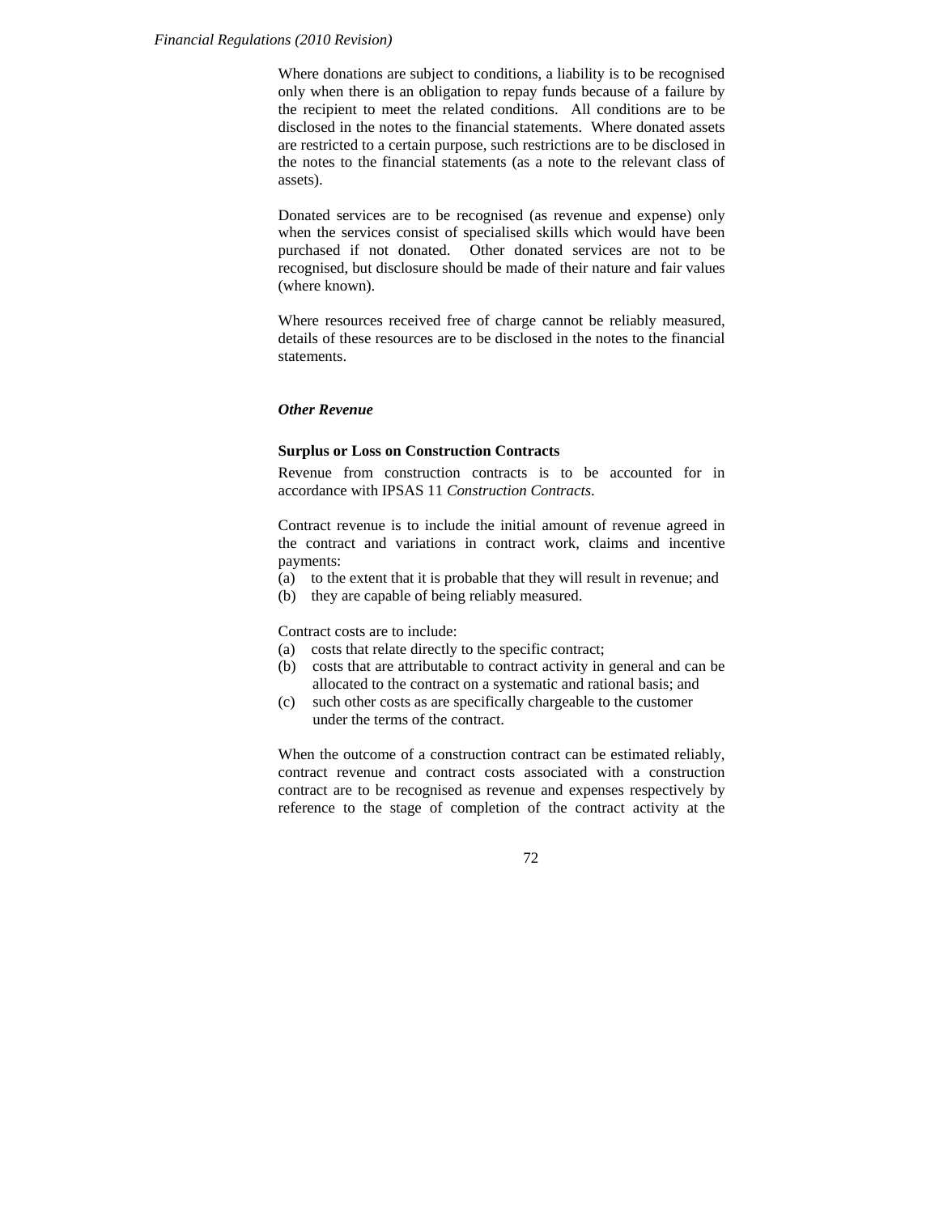Where donations are subject to conditions, a liability is to be recognised only when there is an obligation to repay funds because of a failure by the recipient to meet the related conditions. All conditions are to be disclosed in the notes to the financial statements. Where donated assets are restricted to a certain purpose, such restrictions are to be disclosed in the notes to the financial statements (as a note to the relevant class of assets).

Donated services are to be recognised (as revenue and expense) only when the services consist of specialised skills which would have been purchased if not donated. Other donated services are not to be recognised, but disclosure should be made of their nature and fair values (where known).

Where resources received free of charge cannot be reliably measured, details of these resources are to be disclosed in the notes to the financial statements.

***Other Revenue***

**Surplus or Loss on Construction Contracts**

Revenue from construction contracts is to be accounted for in accordance with IPSAS 11 *Construction Contracts*.

Contract revenue is to include the initial amount of revenue agreed in the contract and variations in contract work, claims and incentive payments:

(a) to the extent that it is probable that they will result in revenue; and
(b) they are capable of being reliably measured.

Contract costs are to include:

(a) costs that relate directly to the specific contract;
(b) costs that are attributable to contract activity in general and can be allocated to the contract on a systematic and rational basis; and
(c) such other costs as are specifically chargeable to the customer under the terms of the contract.

When the outcome of a construction contract can be estimated reliably, contract revenue and contract costs associated with a construction contract are to be recognised as revenue and expenses respectively by reference to the stage of completion of the contract activity at the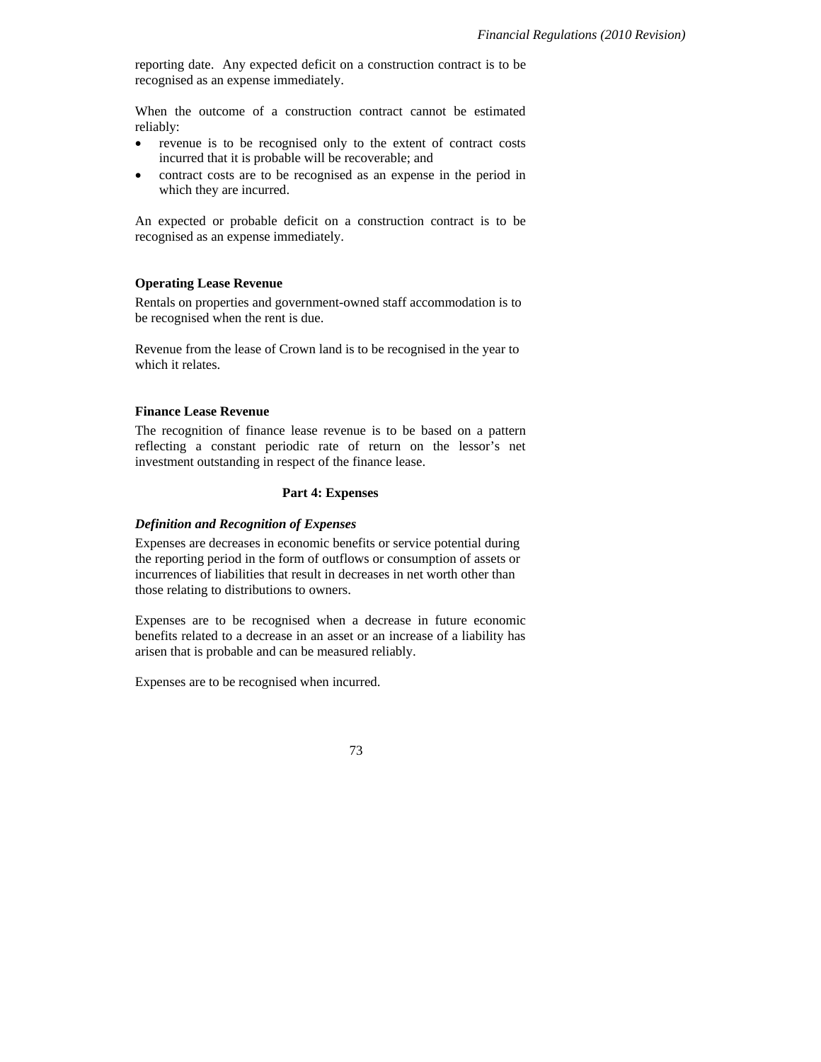reporting date. Any expected deficit on a construction contract is to be recognised as an expense immediately.

When the outcome of a construction contract cannot be estimated reliably:

- revenue is to be recognised only to the extent of contract costs incurred that it is probable will be recoverable; and
- contract costs are to be recognised as an expense in the period in which they are incurred.

An expected or probable deficit on a construction contract is to be recognised as an expense immediately.

**Operating Lease Revenue**

Rentals on properties and government-owned staff accommodation is to be recognised when the rent is due.

Revenue from the lease of Crown land is to be recognised in the year to which it relates.

**Finance Lease Revenue**

The recognition of finance lease revenue is to be based on a pattern reflecting a constant periodic rate of return on the lessor's net investment outstanding in respect of the finance lease.

## Part 4: Expenses

***Definition and Recognition of Expenses***

Expenses are decreases in economic benefits or service potential during the reporting period in the form of outflows or consumption of assets or incurrences of liabilities that result in decreases in net worth other than those relating to distributions to owners.

Expenses are to be recognised when a decrease in future economic benefits related to a decrease in an asset or an increase of a liability has arisen that is probable and can be measured reliably.

Expenses are to be recognised when incurred.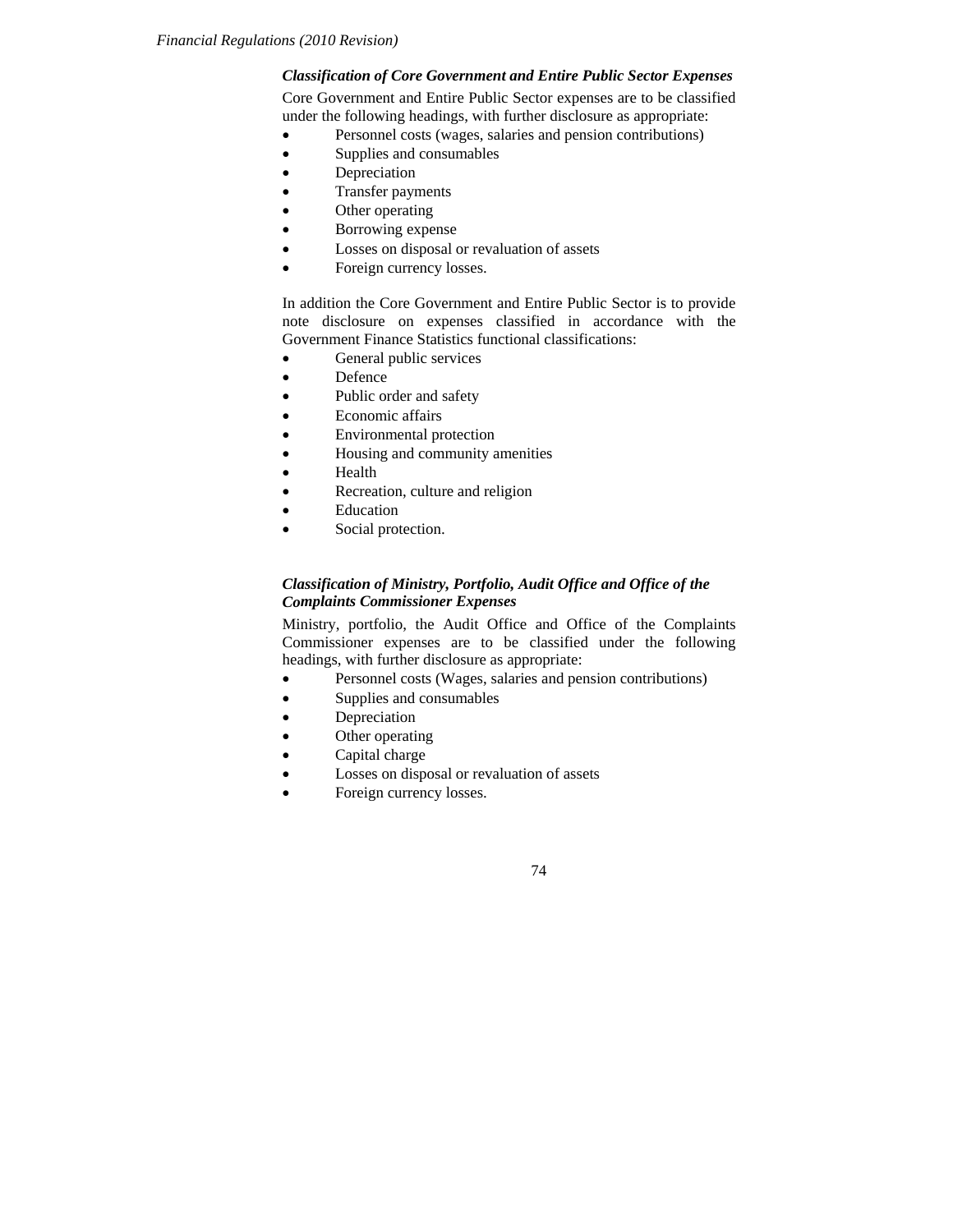### *Classification of Core Government and Entire Public Sector Expenses*

Core Government and Entire Public Sector expenses are to be classified under the following headings, with further disclosure as appropriate:

- Personnel costs (wages, salaries and pension contributions)
- Supplies and consumables
- Depreciation
- Transfer payments
- Other operating
- Borrowing expense
- Losses on disposal or revaluation of assets
- Foreign currency losses.

In addition the Core Government and Entire Public Sector is to provide note disclosure on expenses classified in accordance with the Government Finance Statistics functional classifications:

- General public services
- Defence
- Public order and safety
- Economic affairs
- Environmental protection
- Housing and community amenities
- Health
- Recreation, culture and religion
- Education
- Social protection.

### *Classification of Ministry, Portfolio, Audit Office and Office of the Complaints Commissioner Expenses*

Ministry, portfolio, the Audit Office and Office of the Complaints Commissioner expenses are to be classified under the following headings, with further disclosure as appropriate:

- Personnel costs (Wages, salaries and pension contributions)
- Supplies and consumables
- Depreciation
- Other operating
- Capital charge
- Losses on disposal or revaluation of assets
- Foreign currency losses.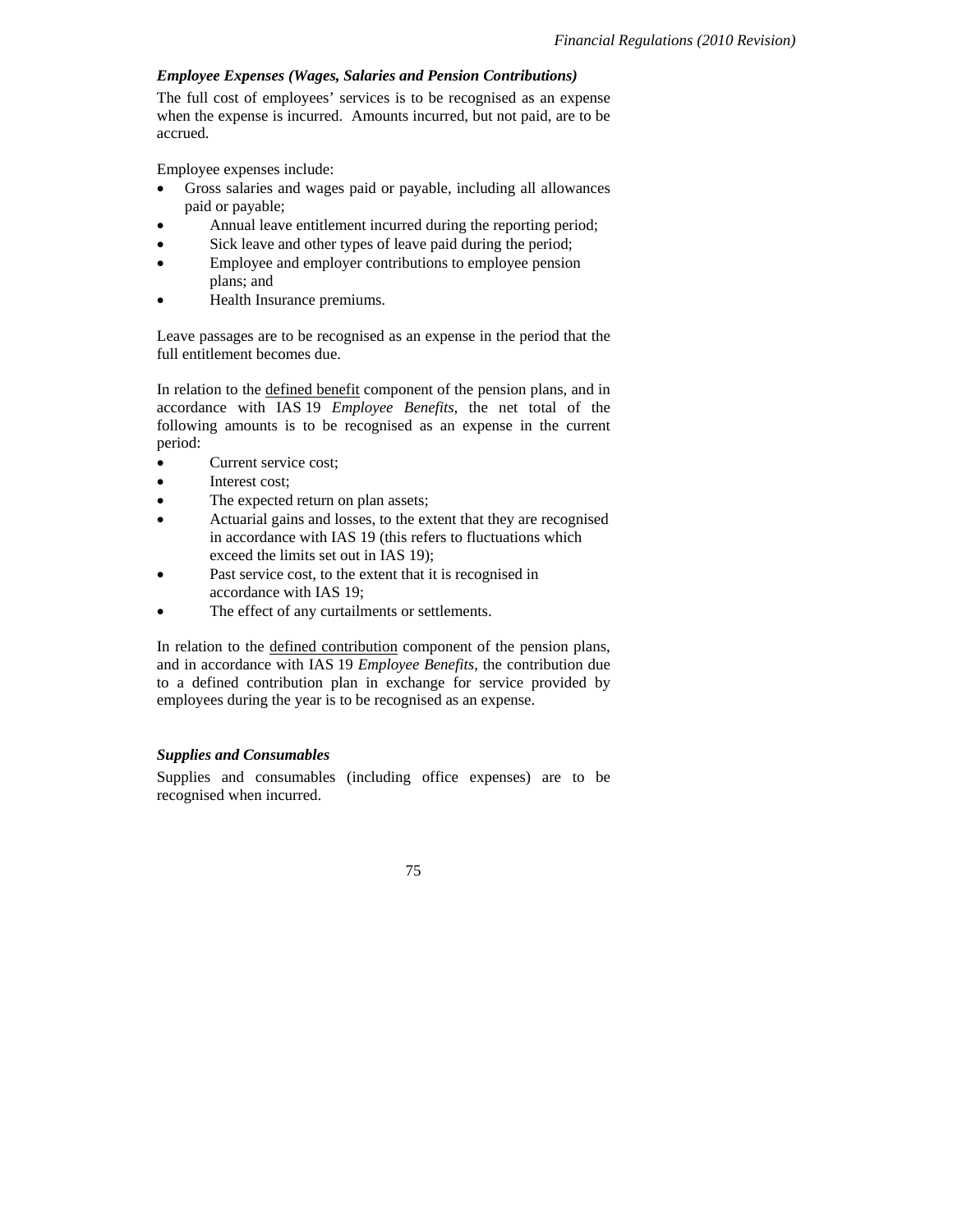***Employee Expenses (Wages, Salaries and Pension Contributions)***

The full cost of employees' services is to be recognised as an expense when the expense is incurred. Amounts incurred, but not paid, are to be accrued.

Employee expenses include:

- Gross salaries and wages paid or payable, including all allowances paid or payable;
- Annual leave entitlement incurred during the reporting period;
- Sick leave and other types of leave paid during the period;
- Employee and employer contributions to employee pension plans; and
- Health Insurance premiums.

Leave passages are to be recognised as an expense in the period that the full entitlement becomes due.

In relation to the defined benefit component of the pension plans, and in accordance with IAS 19 *Employee Benefits*, the net total of the following amounts is to be recognised as an expense in the current period:

- Current service cost;
- Interest cost;
- The expected return on plan assets;
- Actuarial gains and losses, to the extent that they are recognised in accordance with IAS 19 (this refers to fluctuations which exceed the limits set out in IAS 19);
- Past service cost, to the extent that it is recognised in accordance with IAS 19;
- The effect of any curtailments or settlements.

In relation to the defined contribution component of the pension plans, and in accordance with IAS 19 *Employee Benefits*, the contribution due to a defined contribution plan in exchange for service provided by employees during the year is to be recognised as an expense.

***Supplies and Consumables***

Supplies and consumables (including office expenses) are to be recognised when incurred.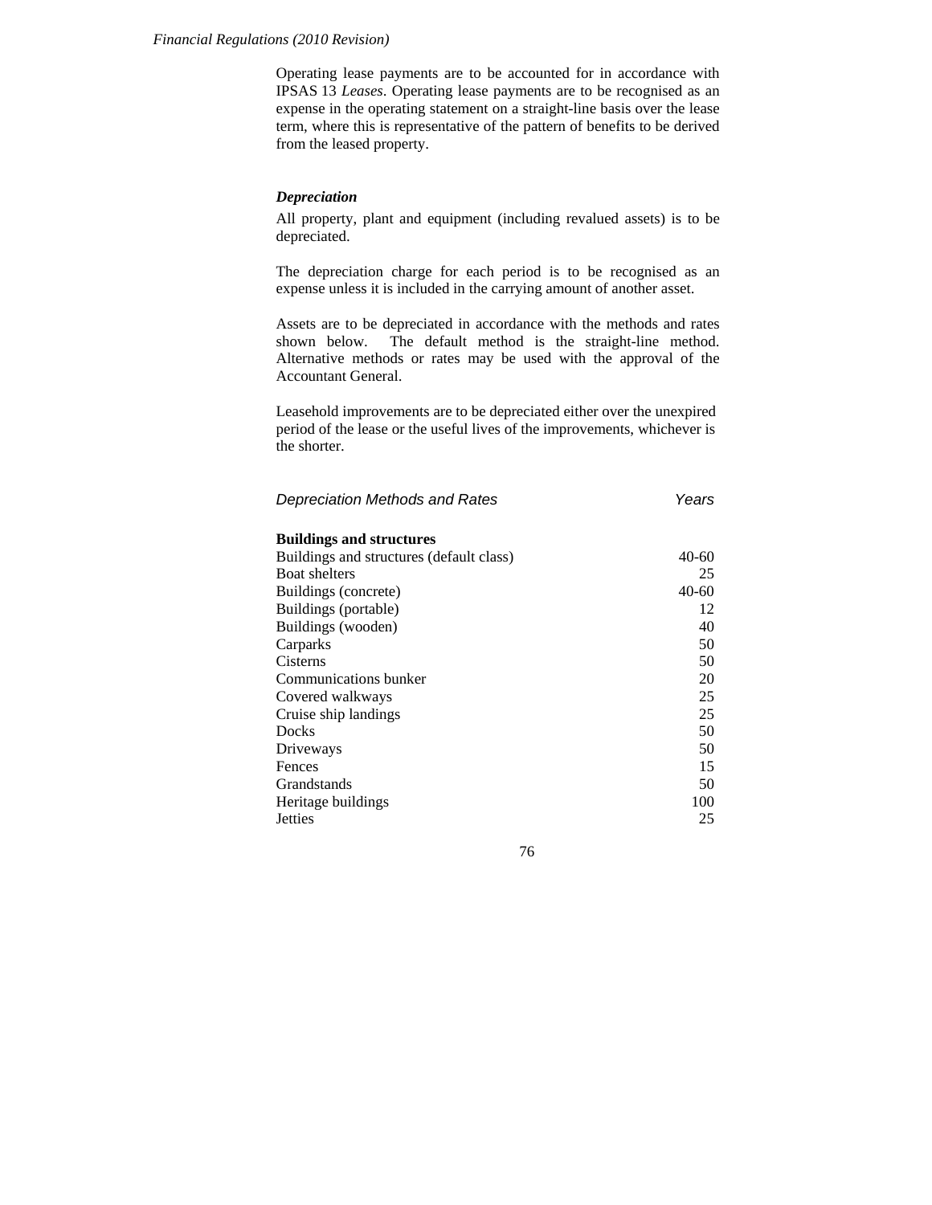Operating lease payments are to be accounted for in accordance with IPSAS 13 *Leases*. Operating lease payments are to be recognised as an expense in the operating statement on a straight-line basis over the lease term, where this is representative of the pattern of benefits to be derived from the leased property.

***Depreciation***

All property, plant and equipment (including revalued assets) is to be depreciated.

The depreciation charge for each period is to be recognised as an expense unless it is included in the carrying amount of another asset.

Assets are to be depreciated in accordance with the methods and rates shown below. The default method is the straight-line method. Alternative methods or rates may be used with the approval of the Accountant General.

Leasehold improvements are to be depreciated either over the unexpired period of the lease or the useful lives of the improvements, whichever is the shorter.

| *Depreciation Methods and Rates* | *Years* |
|---|---|
| **Buildings and structures** | |
| Buildings and structures (default class) | 40-60 |
| Boat shelters | 25 |
| Buildings (concrete) | 40-60 |
| Buildings (portable) | 12 |
| Buildings (wooden) | 40 |
| Carparks | 50 |
| Cisterns | 50 |
| Communications bunker | 20 |
| Covered walkways | 25 |
| Cruise ship landings | 25 |
| Docks | 50 |
| Driveways | 50 |
| Fences | 15 |
| Grandstands | 50 |
| Heritage buildings | 100 |
| Jetties | 25 |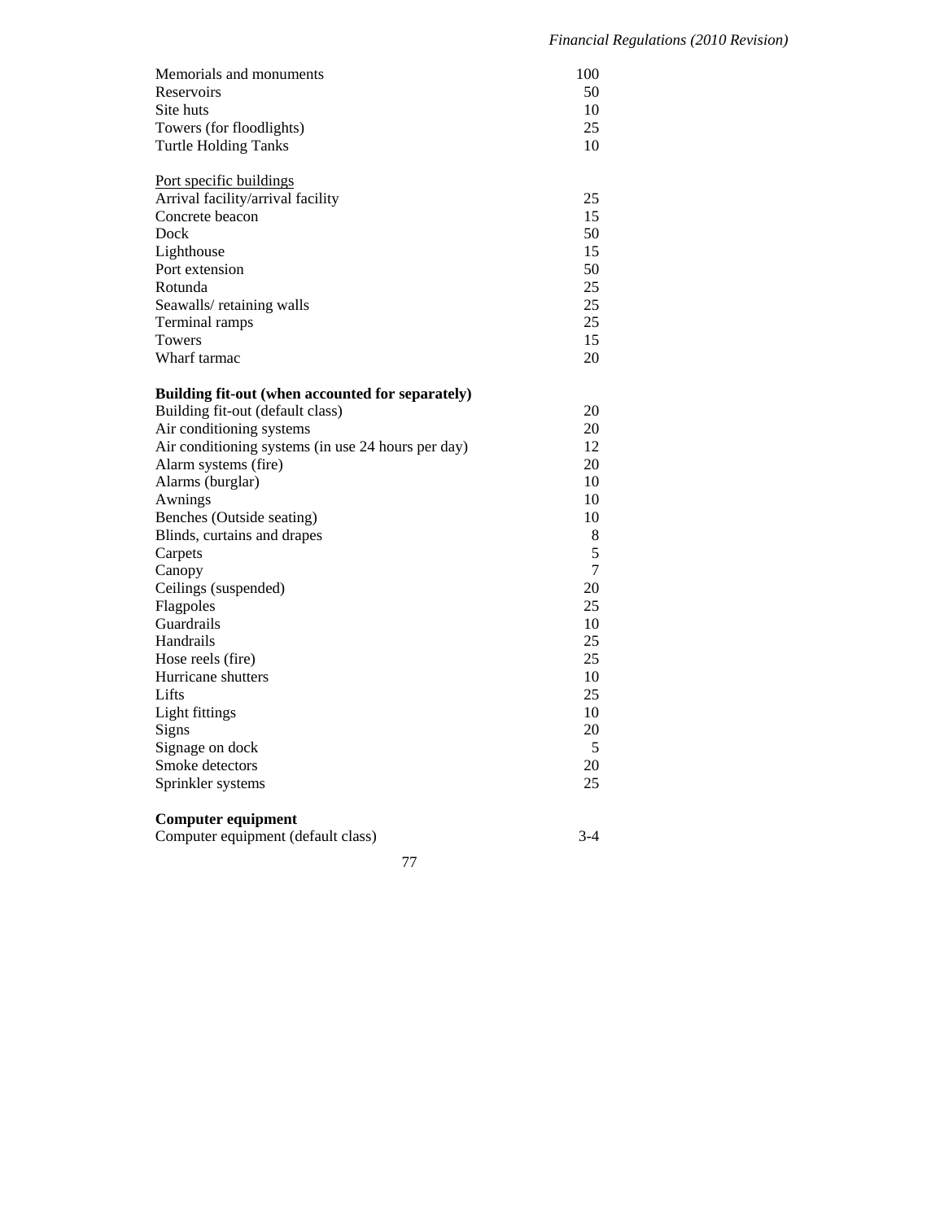| | |
|---|---|
| Memorials and monuments | 100 |
| Reservoirs | 50 |
| Site huts | 10 |
| Towers (for floodlights) | 25 |
| Turtle Holding Tanks | 10 |
| | |
| <u>Port specific buildings</u> | |
| Arrival facility/arrival facility | 25 |
| Concrete beacon | 15 |
| Dock | 50 |
| Lighthouse | 15 |
| Port extension | 50 |
| Rotunda | 25 |
| Seawalls/ retaining walls | 25 |
| Terminal ramps | 25 |
| Towers | 15 |
| Wharf tarmac | 20 |
| | |
| **Building fit-out (when accounted for separately)** | |
| Building fit-out (default class) | 20 |
| Air conditioning systems | 20 |
| Air conditioning systems (in use 24 hours per day) | 12 |
| Alarm systems (fire) | 20 |
| Alarms (burglar) | 10 |
| Awnings | 10 |
| Benches (Outside seating) | 10 |
| Blinds, curtains and drapes | 8 |
| Carpets | 5 |
| Canopy | 7 |
| Ceilings (suspended) | 20 |
| Flagpoles | 25 |
| Guardrails | 10 |
| Handrails | 25 |
| Hose reels (fire) | 25 |
| Hurricane shutters | 10 |
| Lifts | 25 |
| Light fittings | 10 |
| Signs | 20 |
| Signage on dock | 5 |
| Smoke detectors | 20 |
| Sprinkler systems | 25 |
| | |
| **Computer equipment** | |
| Computer equipment (default class) | 3-4 |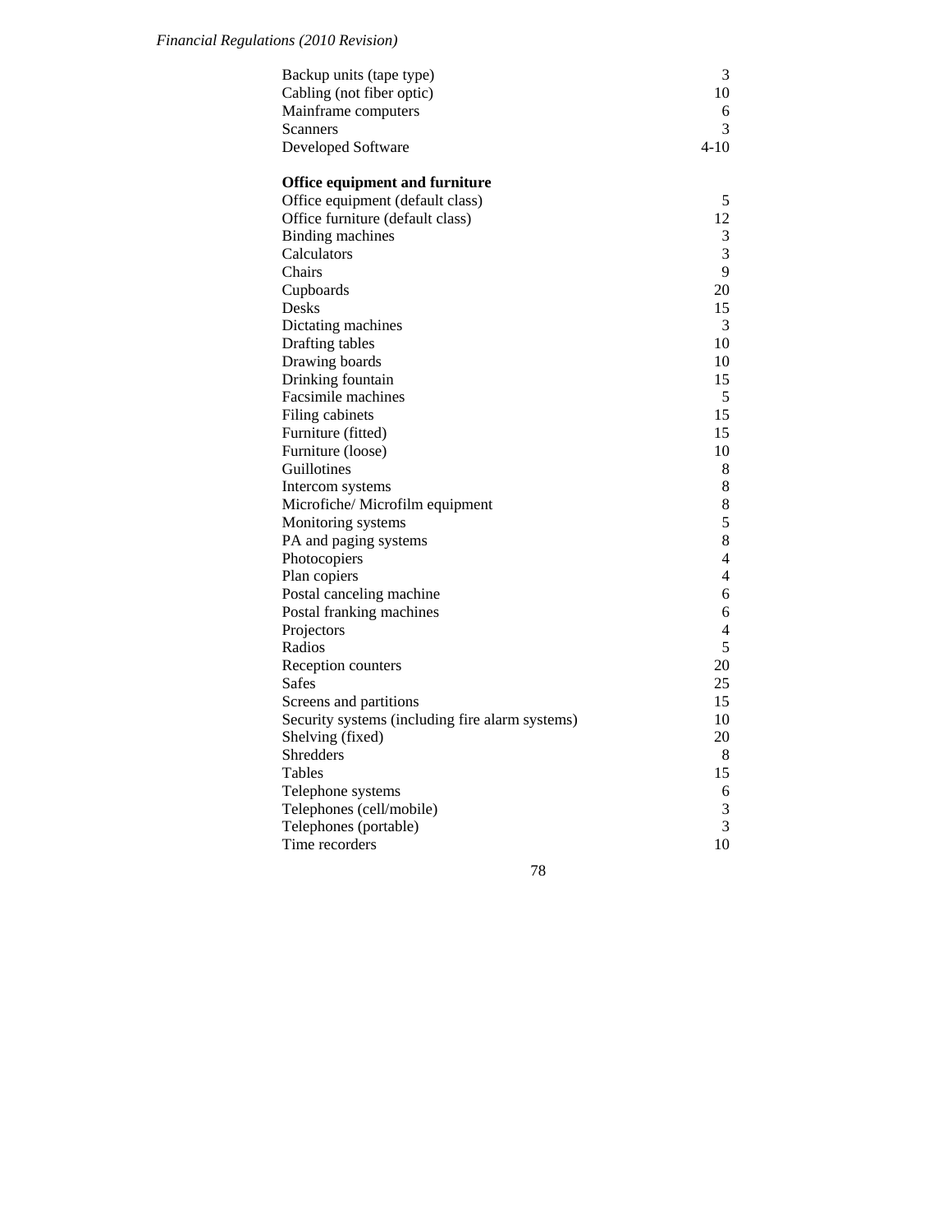| | |
|---|---|
| Backup units (tape type) | 3 |
| Cabling (not fiber optic) | 10 |
| Mainframe computers | 6 |
| Scanners | 3 |
| Developed Software | 4-10 |

**Office equipment and furniture**

| | |
|---|---|
| Office equipment (default class) | 5 |
| Office furniture (default class) | 12 |
| Binding machines | 3 |
| Calculators | 3 |
| Chairs | 9 |
| Cupboards | 20 |
| Desks | 15 |
| Dictating machines | 3 |
| Drafting tables | 10 |
| Drawing boards | 10 |
| Drinking fountain | 15 |
| Facsimile machines | 5 |
| Filing cabinets | 15 |
| Furniture (fitted) | 15 |
| Furniture (loose) | 10 |
| Guillotines | 8 |
| Intercom systems | 8 |
| Microfiche/ Microfilm equipment | 8 |
| Monitoring systems | 5 |
| PA and paging systems | 8 |
| Photocopiers | 4 |
| Plan copiers | 4 |
| Postal canceling machine | 6 |
| Postal franking machines | 6 |
| Projectors | 4 |
| Radios | 5 |
| Reception counters | 20 |
| Safes | 25 |
| Screens and partitions | 15 |
| Security systems (including fire alarm systems) | 10 |
| Shelving (fixed) | 20 |
| Shredders | 8 |
| Tables | 15 |
| Telephone systems | 6 |
| Telephones (cell/mobile) | 3 |
| Telephones (portable) | 3 |
| Time recorders | 10 |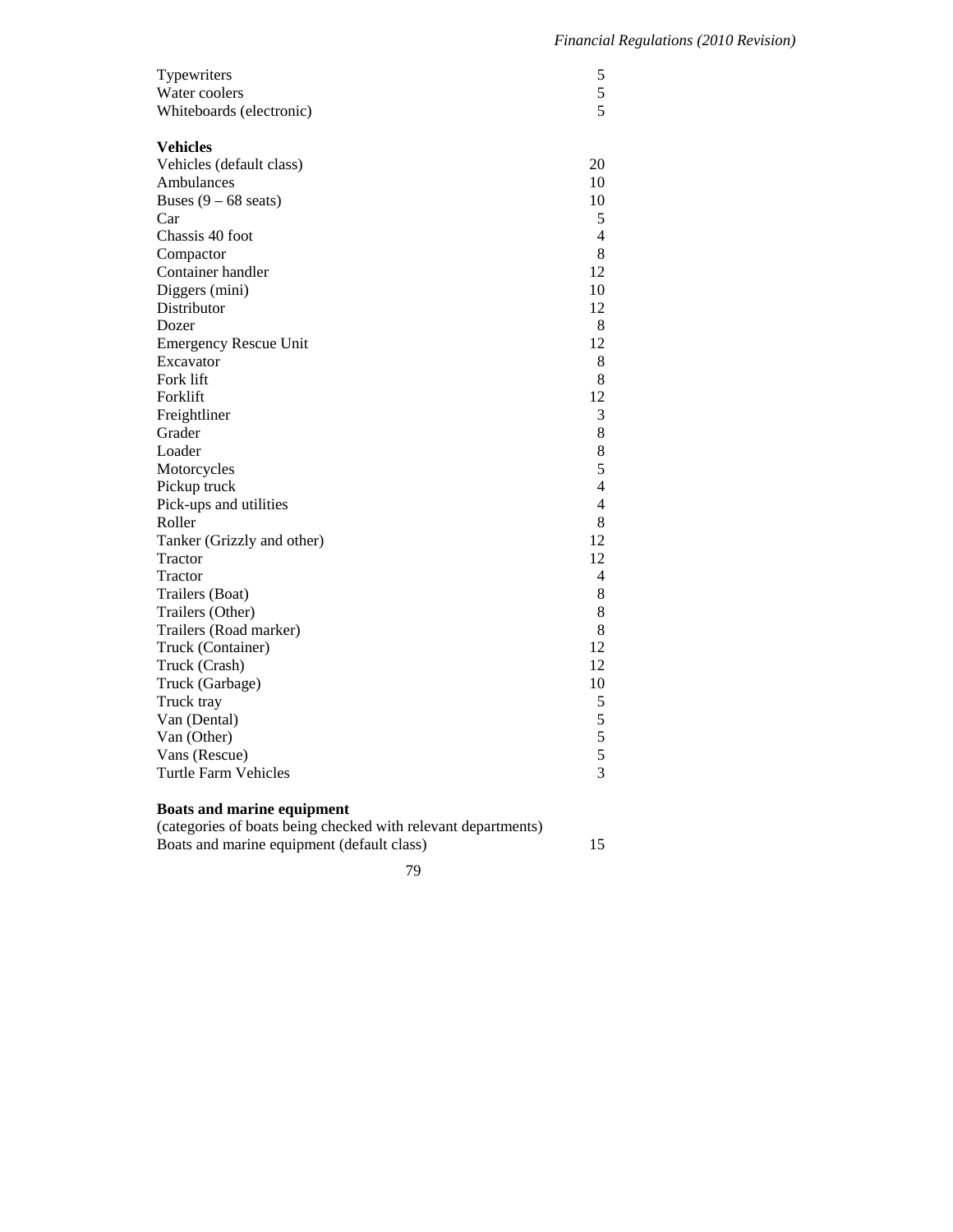| | |
|---|---|
| Typewriters | 5 |
| Water coolers | 5 |
| Whiteboards (electronic) | 5 |

**Vehicles**

| | |
|---|---|
| Vehicles (default class) | 20 |
| Ambulances | 10 |
| Buses (9 – 68 seats) | 10 |
| Car | 5 |
| Chassis 40 foot | 4 |
| Compactor | 8 |
| Container handler | 12 |
| Diggers (mini) | 10 |
| Distributor | 12 |
| Dozer | 8 |
| Emergency Rescue Unit | 12 |
| Excavator | 8 |
| Fork lift | 8 |
| Forklift | 12 |
| Freightliner | 3 |
| Grader | 8 |
| Loader | 8 |
| Motorcycles | 5 |
| Pickup truck | 4 |
| Pick-ups and utilities | 4 |
| Roller | 8 |
| Tanker (Grizzly and other) | 12 |
| Tractor | 12 |
| Tractor | 4 |
| Trailers (Boat) | 8 |
| Trailers (Other) | 8 |
| Trailers (Road marker) | 8 |
| Truck (Container) | 12 |
| Truck (Crash) | 12 |
| Truck (Garbage) | 10 |
| Truck tray | 5 |
| Van (Dental) | 5 |
| Van (Other) | 5 |
| Vans (Rescue) | 5 |
| Turtle Farm Vehicles | 3 |

**Boats and marine equipment**

(categories of boats being checked with relevant departments)

| | |
|---|---|
| Boats and marine equipment (default class) | 15 |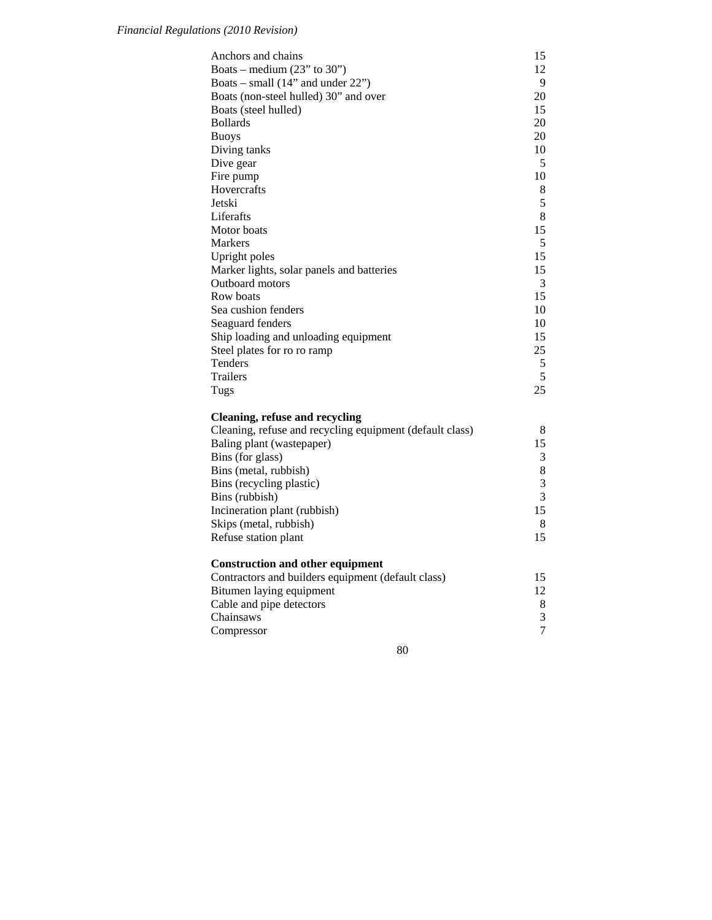| | |
|---|---|
| Anchors and chains | 15 |
| Boats – medium (23” to 30”) | 12 |
| Boats – small (14” and under 22”) | 9 |
| Boats (non-steel hulled) 30” and over | 20 |
| Boats (steel hulled) | 15 |
| Bollards | 20 |
| Buoys | 20 |
| Diving tanks | 10 |
| Dive gear | 5 |
| Fire pump | 10 |
| Hovercrafts | 8 |
| Jetski | 5 |
| Liferafts | 8 |
| Motor boats | 15 |
| Markers | 5 |
| Upright poles | 15 |
| Marker lights, solar panels and batteries | 15 |
| Outboard motors | 3 |
| Row boats | 15 |
| Sea cushion fenders | 10 |
| Seaguard fenders | 10 |
| Ship loading and unloading equipment | 15 |
| Steel plates for ro ro ramp | 25 |
| Tenders | 5 |
| Trailers | 5 |
| Tugs | 25 |

**Cleaning, refuse and recycling**

| | |
|---|---|
| Cleaning, refuse and recycling equipment (default class) | 8 |
| Baling plant (wastepaper) | 15 |
| Bins (for glass) | 3 |
| Bins (metal, rubbish) | 8 |
| Bins (recycling plastic) | 3 |
| Bins (rubbish) | 3 |
| Incineration plant (rubbish) | 15 |
| Skips (metal, rubbish) | 8 |
| Refuse station plant | 15 |

**Construction and other equipment**

| | |
|---|---|
| Contractors and builders equipment (default class) | 15 |
| Bitumen laying equipment | 12 |
| Cable and pipe detectors | 8 |
| Chainsaws | 3 |
| Compressor | 7 |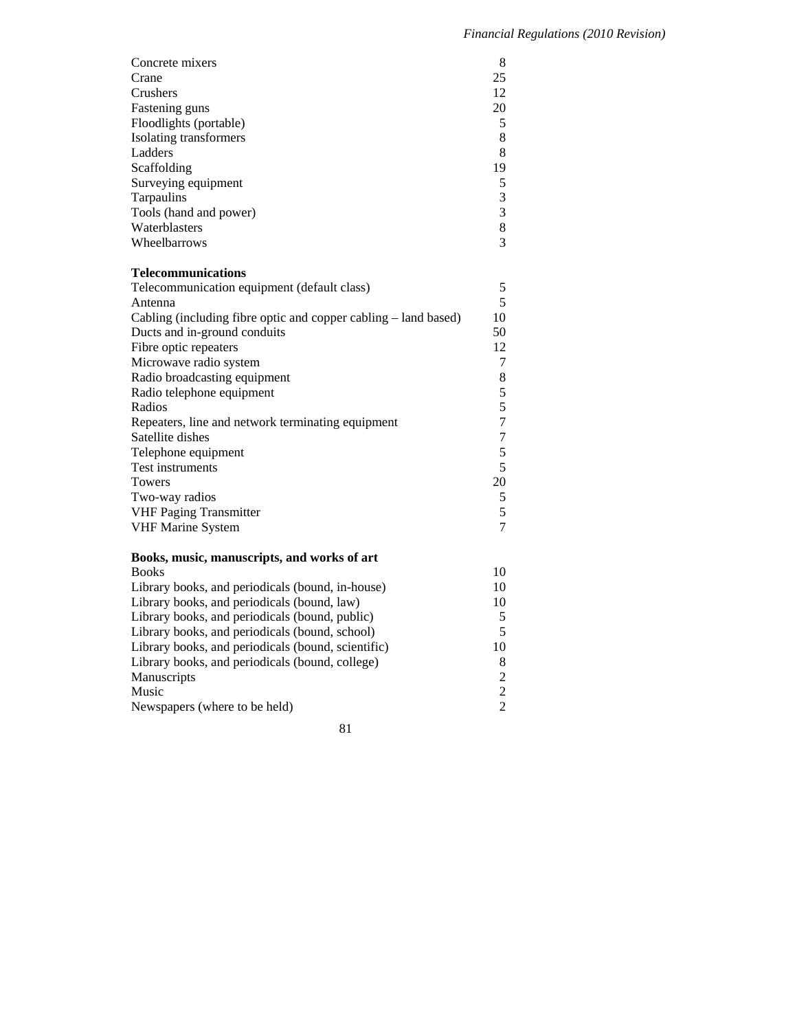| | |
|---|---|
| Concrete mixers | 8 |
| Crane | 25 |
| Crushers | 12 |
| Fastening guns | 20 |
| Floodlights (portable) | 5 |
| Isolating transformers | 8 |
| Ladders | 8 |
| Scaffolding | 19 |
| Surveying equipment | 5 |
| Tarpaulins | 3 |
| Tools (hand and power) | 3 |
| Waterblasters | 8 |
| Wheelbarrows | 3 |

**Telecommunications**

| | |
|---|---|
| Telecommunication equipment (default class) | 5 |
| Antenna | 5 |
| Cabling (including fibre optic and copper cabling – land based) | 10 |
| Ducts and in-ground conduits | 50 |
| Fibre optic repeaters | 12 |
| Microwave radio system | 7 |
| Radio broadcasting equipment | 8 |
| Radio telephone equipment | 5 |
| Radios | 5 |
| Repeaters, line and network terminating equipment | 7 |
| Satellite dishes | 7 |
| Telephone equipment | 5 |
| Test instruments | 5 |
| Towers | 20 |
| Two-way radios | 5 |
| VHF Paging Transmitter | 5 |
| VHF Marine System | 7 |

**Books, music, manuscripts, and works of art**

| | |
|---|---|
| Books | 10 |
| Library books, and periodicals (bound, in-house) | 10 |
| Library books, and periodicals (bound, law) | 10 |
| Library books, and periodicals (bound, public) | 5 |
| Library books, and periodicals (bound, school) | 5 |
| Library books, and periodicals (bound, scientific) | 10 |
| Library books, and periodicals (bound, college) | 8 |
| Manuscripts | 2 |
| Music | 2 |
| Newspapers (where to be held) | 2 |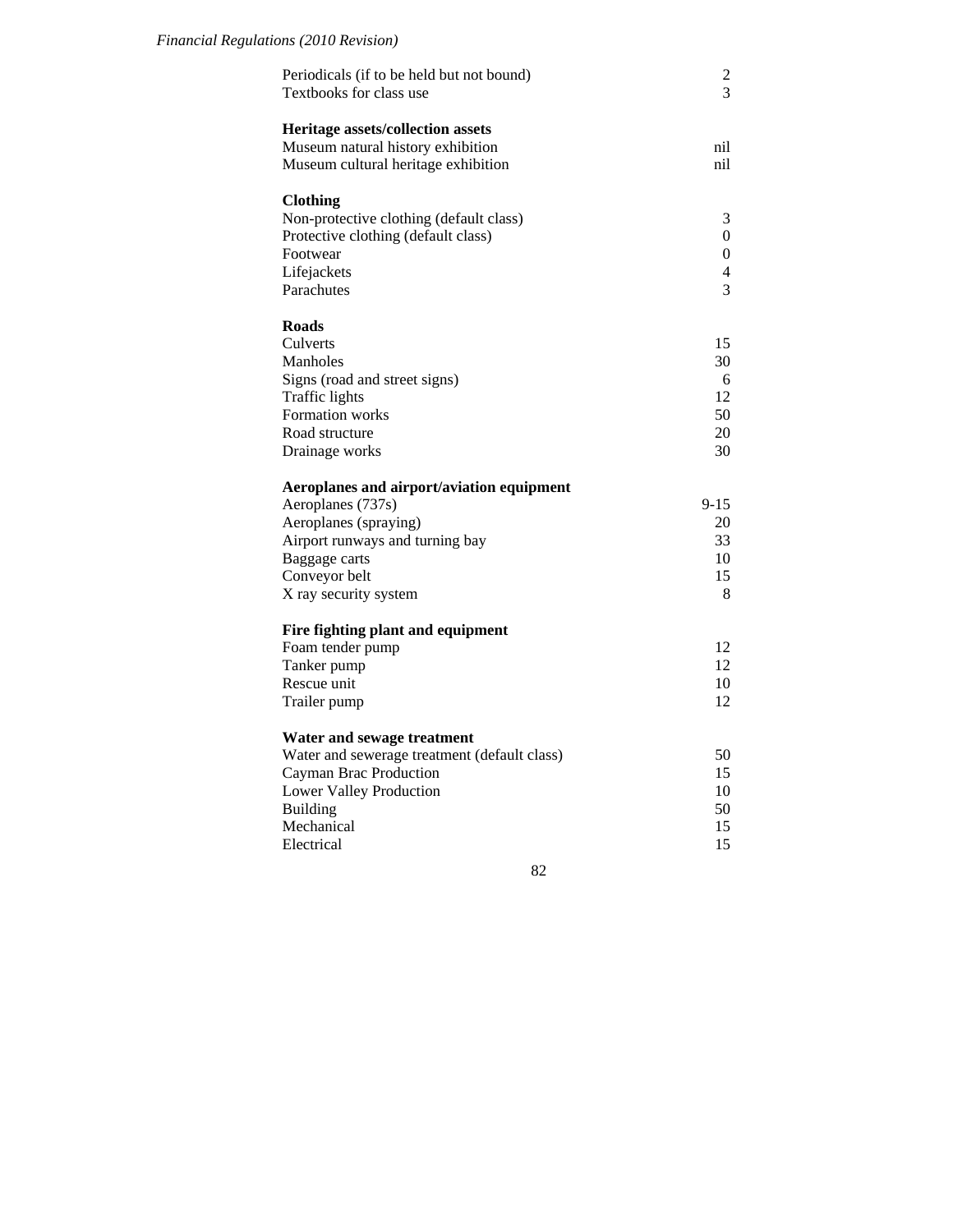| | |
|---|---|
| Periodicals (if to be held but not bound) | 2 |
| Textbooks for class use | 3 |
| | |
| **Heritage assets/collection assets** | |
| Museum natural history exhibition | nil |
| Museum cultural heritage exhibition | nil |
| | |
| **Clothing** | |
| Non-protective clothing (default class) | 3 |
| Protective clothing (default class) | 0 |
| Footwear | 0 |
| Lifejackets | 4 |
| Parachutes | 3 |
| | |
| **Roads** | |
| Culverts | 15 |
| Manholes | 30 |
| Signs (road and street signs) | 6 |
| Traffic lights | 12 |
| Formation works | 50 |
| Road structure | 20 |
| Drainage works | 30 |
| | |
| **Aeroplanes and airport/aviation equipment** | |
| Aeroplanes (737s) | 9-15 |
| Aeroplanes (spraying) | 20 |
| Airport runways and turning bay | 33 |
| Baggage carts | 10 |
| Conveyor belt | 15 |
| X ray security system | 8 |
| | |
| **Fire fighting plant and equipment** | |
| Foam tender pump | 12 |
| Tanker pump | 12 |
| Rescue unit | 10 |
| Trailer pump | 12 |
| | |
| **Water and sewage treatment** | |
| Water and sewerage treatment (default class) | 50 |
| Cayman Brac Production | 15 |
| Lower Valley Production | 10 |
| Building | 50 |
| Mechanical | 15 |
| Electrical | 15 |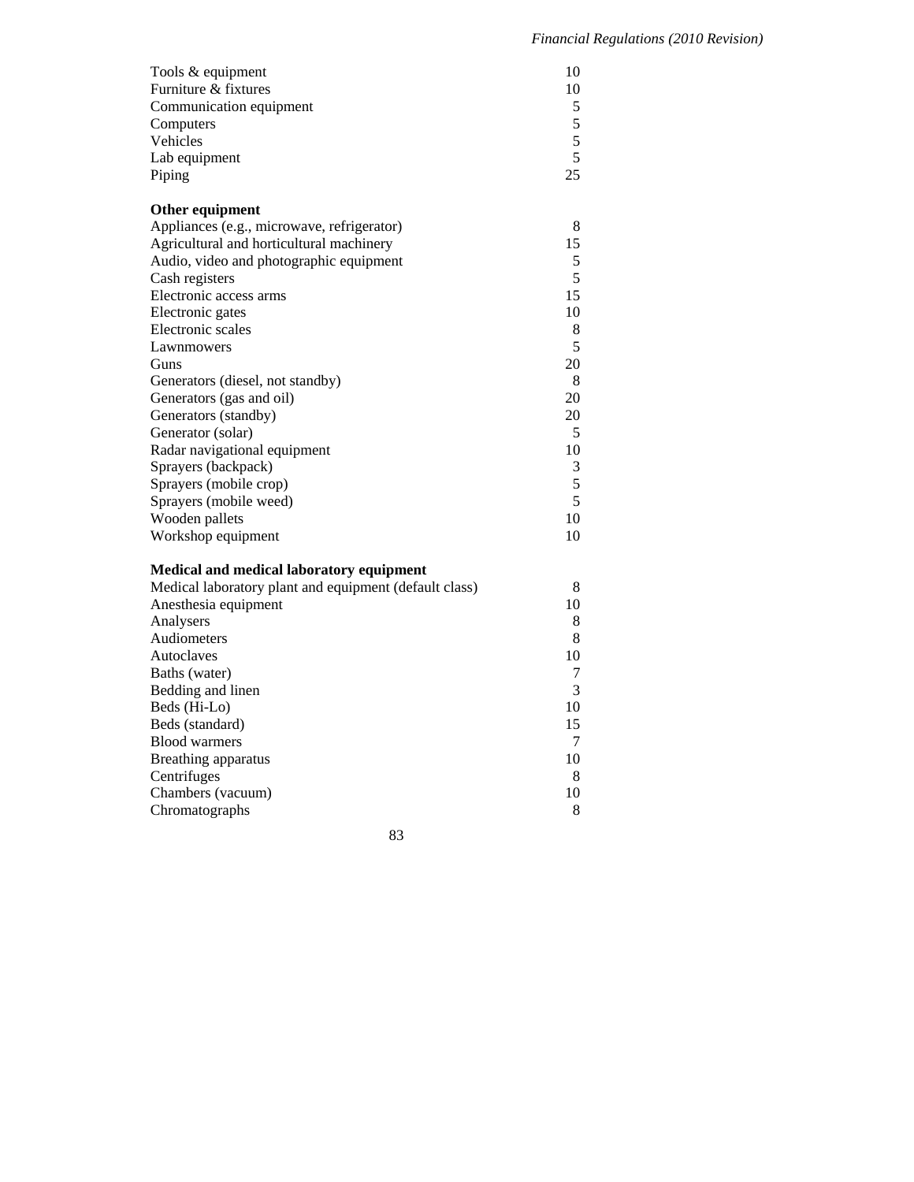| | |
|---|---|
| Tools & equipment | 10 |
| Furniture & fixtures | 10 |
| Communication equipment | 5 |
| Computers | 5 |
| Vehicles | 5 |
| Lab equipment | 5 |
| Piping | 25 |

**Other equipment**

| | |
|---|---|
| Appliances (e.g., microwave, refrigerator) | 8 |
| Agricultural and horticultural machinery | 15 |
| Audio, video and photographic equipment | 5 |
| Cash registers | 5 |
| Electronic access arms | 15 |
| Electronic gates | 10 |
| Electronic scales | 8 |
| Lawnmowers | 5 |
| Guns | 20 |
| Generators (diesel, not standby) | 8 |
| Generators (gas and oil) | 20 |
| Generators (standby) | 20 |
| Generator (solar) | 5 |
| Radar navigational equipment | 10 |
| Sprayers (backpack) | 3 |
| Sprayers (mobile crop) | 5 |
| Sprayers (mobile weed) | 5 |
| Wooden pallets | 10 |
| Workshop equipment | 10 |

**Medical and medical laboratory equipment**

| | |
|---|---|
| Medical laboratory plant and equipment (default class) | 8 |
| Anesthesia equipment | 10 |
| Analysers | 8 |
| Audiometers | 8 |
| Autoclaves | 10 |
| Baths (water) | 7 |
| Bedding and linen | 3 |
| Beds (Hi-Lo) | 10 |
| Beds (standard) | 15 |
| Blood warmers | 7 |
| Breathing apparatus | 10 |
| Centrifuges | 8 |
| Chambers (vacuum) | 10 |
| Chromatographs | 8 |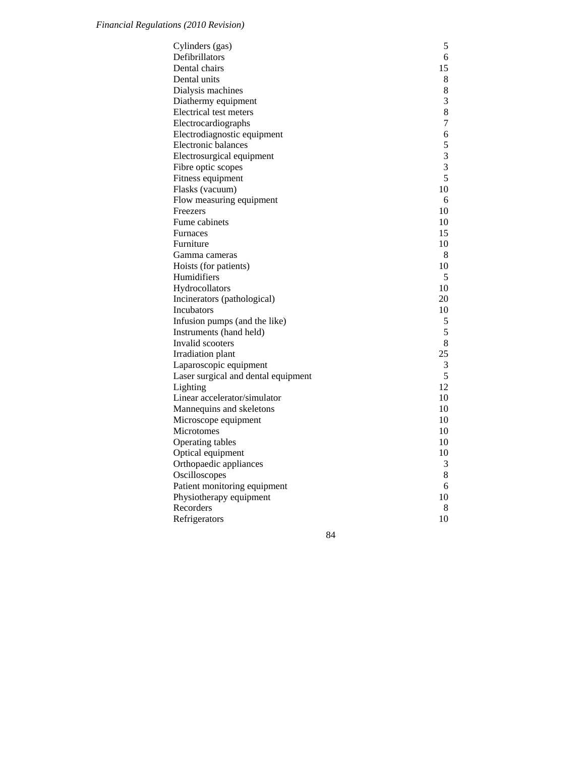| | |
|---|---|
| Cylinders (gas) | 5 |
| Defibrillators | 6 |
| Dental chairs | 15 |
| Dental units | 8 |
| Dialysis machines | 8 |
| Diathermy equipment | 3 |
| Electrical test meters | 8 |
| Electrocardiographs | 7 |
| Electrodiagnostic equipment | 6 |
| Electronic balances | 5 |
| Electrosurgical equipment | 3 |
| Fibre optic scopes | 3 |
| Fitness equipment | 5 |
| Flasks (vacuum) | 10 |
| Flow measuring equipment | 6 |
| Freezers | 10 |
| Fume cabinets | 10 |
| Furnaces | 15 |
| Furniture | 10 |
| Gamma cameras | 8 |
| Hoists (for patients) | 10 |
| Humidifiers | 5 |
| Hydrocollators | 10 |
| Incinerators (pathological) | 20 |
| Incubators | 10 |
| Infusion pumps (and the like) | 5 |
| Instruments (hand held) | 5 |
| Invalid scooters | 8 |
| Irradiation plant | 25 |
| Laparoscopic equipment | 3 |
| Laser surgical and dental equipment | 5 |
| Lighting | 12 |
| Linear accelerator/simulator | 10 |
| Mannequins and skeletons | 10 |
| Microscope equipment | 10 |
| Microtomes | 10 |
| Operating tables | 10 |
| Optical equipment | 10 |
| Orthopaedic appliances | 3 |
| Oscilloscopes | 8 |
| Patient monitoring equipment | 6 |
| Physiotherapy equipment | 10 |
| Recorders | 8 |
| Refrigerators | 10 |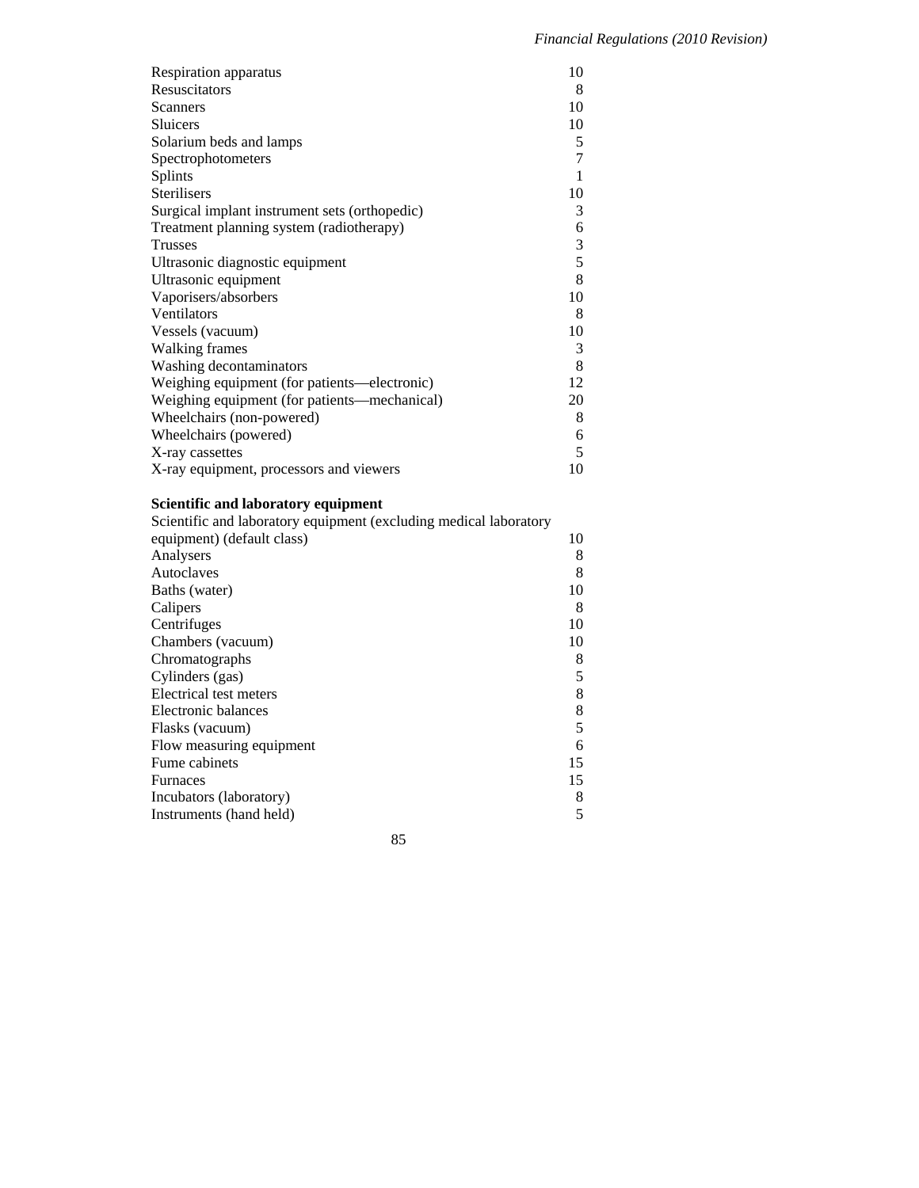| | |
|---|---|
| Respiration apparatus | 10 |
| Resuscitators | 8 |
| Scanners | 10 |
| Sluicers | 10 |
| Solarium beds and lamps | 5 |
| Spectrophotometers | 7 |
| Splints | 1 |
| Sterilisers | 10 |
| Surgical implant instrument sets (orthopedic) | 3 |
| Treatment planning system (radiotherapy) | 6 |
| Trusses | 3 |
| Ultrasonic diagnostic equipment | 5 |
| Ultrasonic equipment | 8 |
| Vaporisers/absorbers | 10 |
| Ventilators | 8 |
| Vessels (vacuum) | 10 |
| Walking frames | 3 |
| Washing decontaminators | 8 |
| Weighing equipment (for patients—electronic) | 12 |
| Weighing equipment (for patients—mechanical) | 20 |
| Wheelchairs (non-powered) | 8 |
| Wheelchairs (powered) | 6 |
| X-ray cassettes | 5 |
| X-ray equipment, processors and viewers | 10 |

**Scientific and laboratory equipment**

| | |
|---|---|
| Scientific and laboratory equipment (excluding medical laboratory equipment) (default class) | 10 |
| Analysers | 8 |
| Autoclaves | 8 |
| Baths (water) | 10 |
| Calipers | 8 |
| Centrifuges | 10 |
| Chambers (vacuum) | 10 |
| Chromatographs | 8 |
| Cylinders (gas) | 5 |
| Electrical test meters | 8 |
| Electronic balances | 8 |
| Flasks (vacuum) | 5 |
| Flow measuring equipment | 6 |
| Fume cabinets | 15 |
| Furnaces | 15 |
| Incubators (laboratory) | 8 |
| Instruments (hand held) | 5 |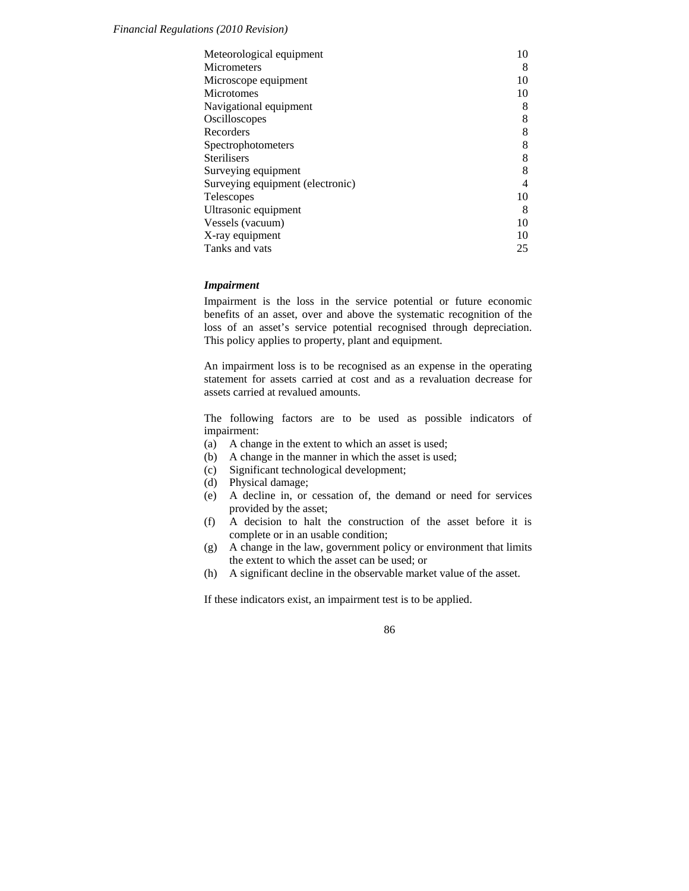| | |
|---|---|
| Meteorological equipment | 10 |
| Micrometers | 8 |
| Microscope equipment | 10 |
| Microtomes | 10 |
| Navigational equipment | 8 |
| Oscilloscopes | 8 |
| Recorders | 8 |
| Spectrophotometers | 8 |
| Sterilisers | 8 |
| Surveying equipment | 8 |
| Surveying equipment (electronic) | 4 |
| Telescopes | 10 |
| Ultrasonic equipment | 8 |
| Vessels (vacuum) | 10 |
| X-ray equipment | 10 |
| Tanks and vats | 25 |

***Impairment***

Impairment is the loss in the service potential or future economic benefits of an asset, over and above the systematic recognition of the loss of an asset's service potential recognised through depreciation. This policy applies to property, plant and equipment.

An impairment loss is to be recognised as an expense in the operating statement for assets carried at cost and as a revaluation decrease for assets carried at revalued amounts.

The following factors are to be used as possible indicators of impairment:

(a) A change in the extent to which an asset is used;
(b) A change in the manner in which the asset is used;
(c) Significant technological development;
(d) Physical damage;
(e) A decline in, or cessation of, the demand or need for services provided by the asset;
(f) A decision to halt the construction of the asset before it is complete or in an usable condition;
(g) A change in the law, government policy or environment that limits the extent to which the asset can be used; or
(h) A significant decline in the observable market value of the asset.

If these indicators exist, an impairment test is to be applied.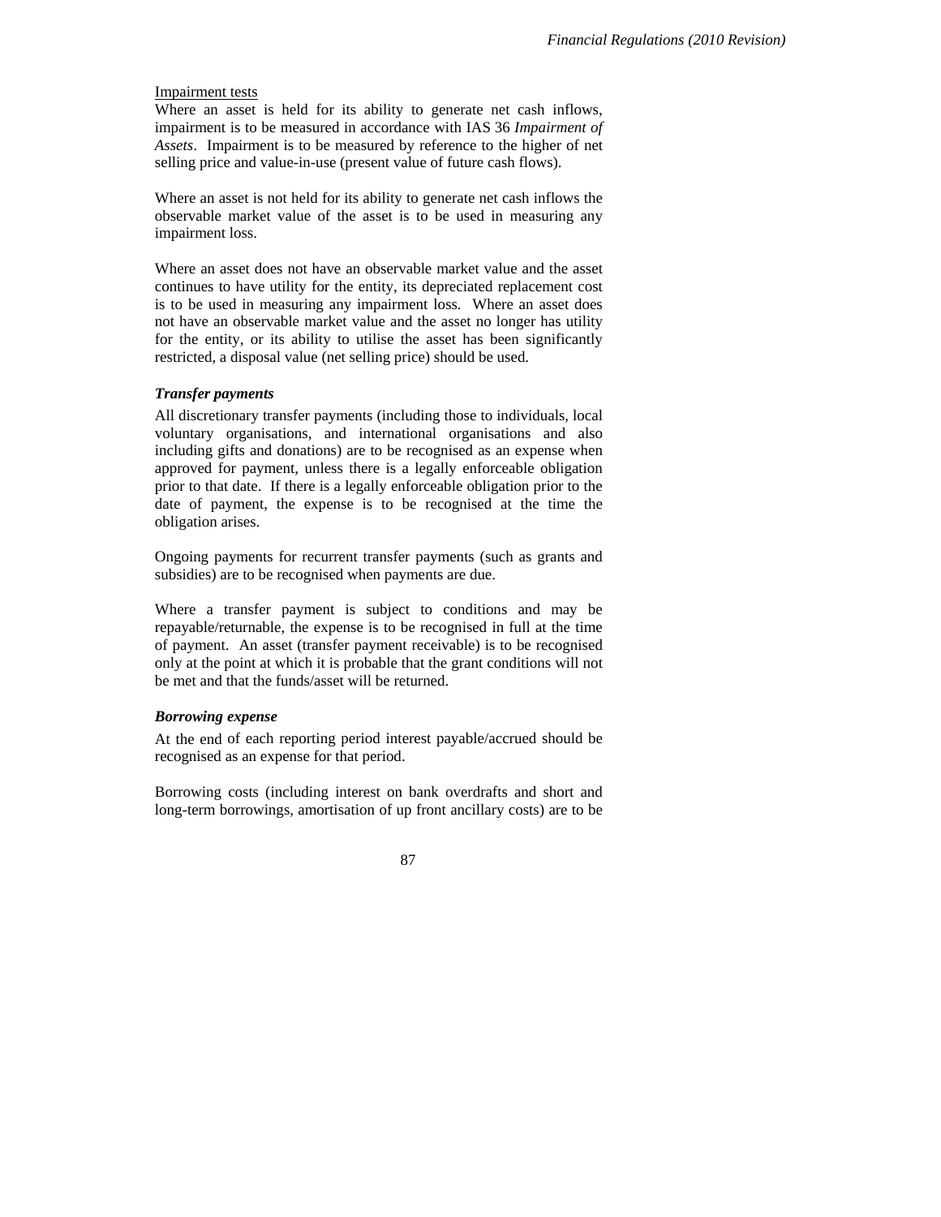<u>Impairment tests</u>

Where an asset is held for its ability to generate net cash inflows, impairment is to be measured in accordance with IAS 36 *Impairment of Assets*. Impairment is to be measured by reference to the higher of net selling price and value-in-use (present value of future cash flows).

Where an asset is not held for its ability to generate net cash inflows the observable market value of the asset is to be used in measuring any impairment loss.

Where an asset does not have an observable market value and the asset continues to have utility for the entity, its depreciated replacement cost is to be used in measuring any impairment loss. Where an asset does not have an observable market value and the asset no longer has utility for the entity, or its ability to utilise the asset has been significantly restricted, a disposal value (net selling price) should be used.

***Transfer payments***

All discretionary transfer payments (including those to individuals, local voluntary organisations, and international organisations and also including gifts and donations) are to be recognised as an expense when approved for payment, unless there is a legally enforceable obligation prior to that date. If there is a legally enforceable obligation prior to the date of payment, the expense is to be recognised at the time the obligation arises.

Ongoing payments for recurrent transfer payments (such as grants and subsidies) are to be recognised when payments are due.

Where a transfer payment is subject to conditions and may be repayable/returnable, the expense is to be recognised in full at the time of payment. An asset (transfer payment receivable) is to be recognised only at the point at which it is probable that the grant conditions will not be met and that the funds/asset will be returned.

***Borrowing expense***

At the end of each reporting period interest payable/accrued should be recognised as an expense for that period.

Borrowing costs (including interest on bank overdrafts and short and long-term borrowings, amortisation of up front ancillary costs) are to be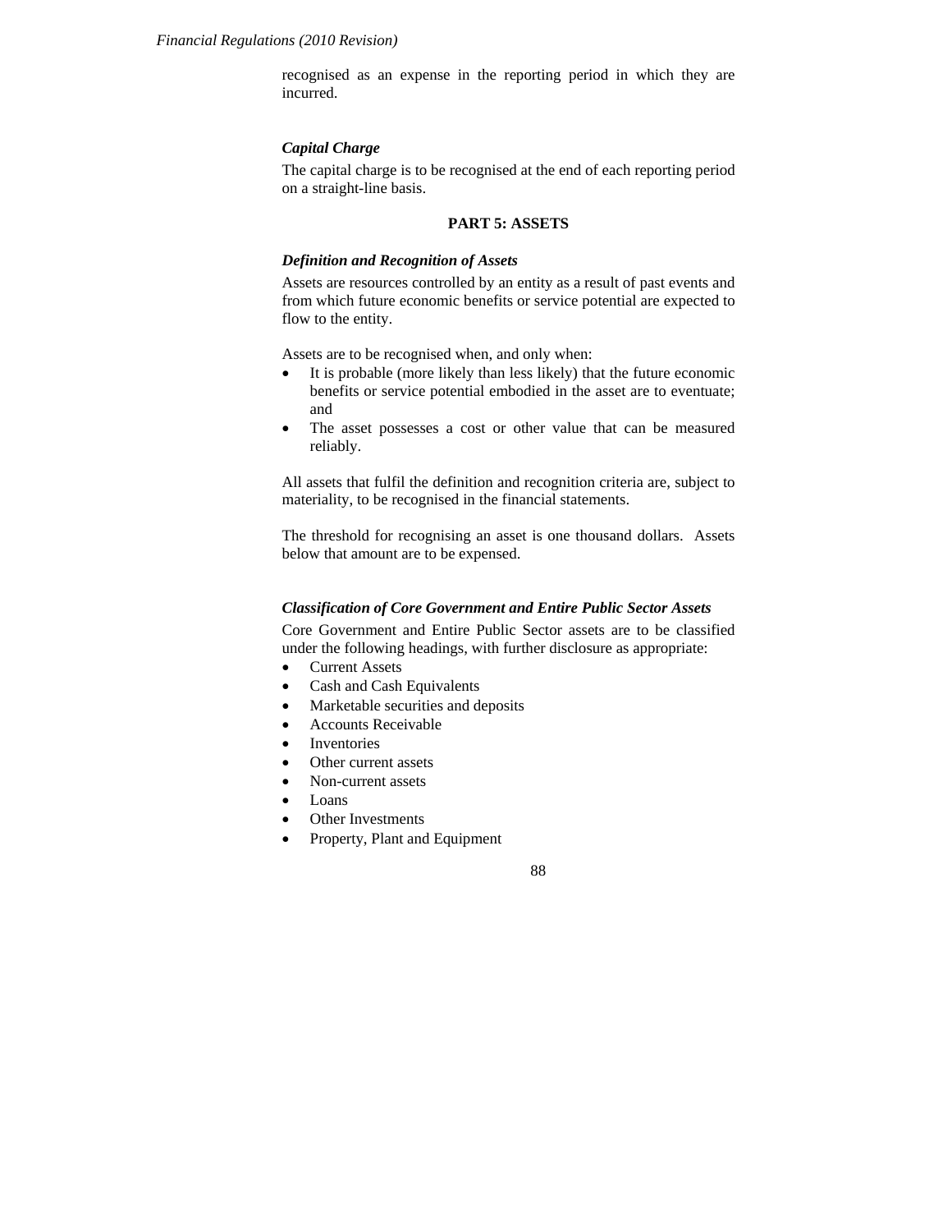recognised as an expense in the reporting period in which they are incurred.

***Capital Charge***

The capital charge is to be recognised at the end of each reporting period on a straight-line basis.

## PART 5: ASSETS

***Definition and Recognition of Assets***

Assets are resources controlled by an entity as a result of past events and from which future economic benefits or service potential are expected to flow to the entity.

Assets are to be recognised when, and only when:

- It is probable (more likely than less likely) that the future economic benefits or service potential embodied in the asset are to eventuate; and
- The asset possesses a cost or other value that can be measured reliably.

All assets that fulfil the definition and recognition criteria are, subject to materiality, to be recognised in the financial statements.

The threshold for recognising an asset is one thousand dollars. Assets below that amount are to be expensed.

***Classification of Core Government and Entire Public Sector Assets***

Core Government and Entire Public Sector assets are to be classified under the following headings, with further disclosure as appropriate:

- Current Assets
- Cash and Cash Equivalents
- Marketable securities and deposits
- Accounts Receivable
- Inventories
- Other current assets
- Non-current assets
- Loans
- Other Investments
- Property, Plant and Equipment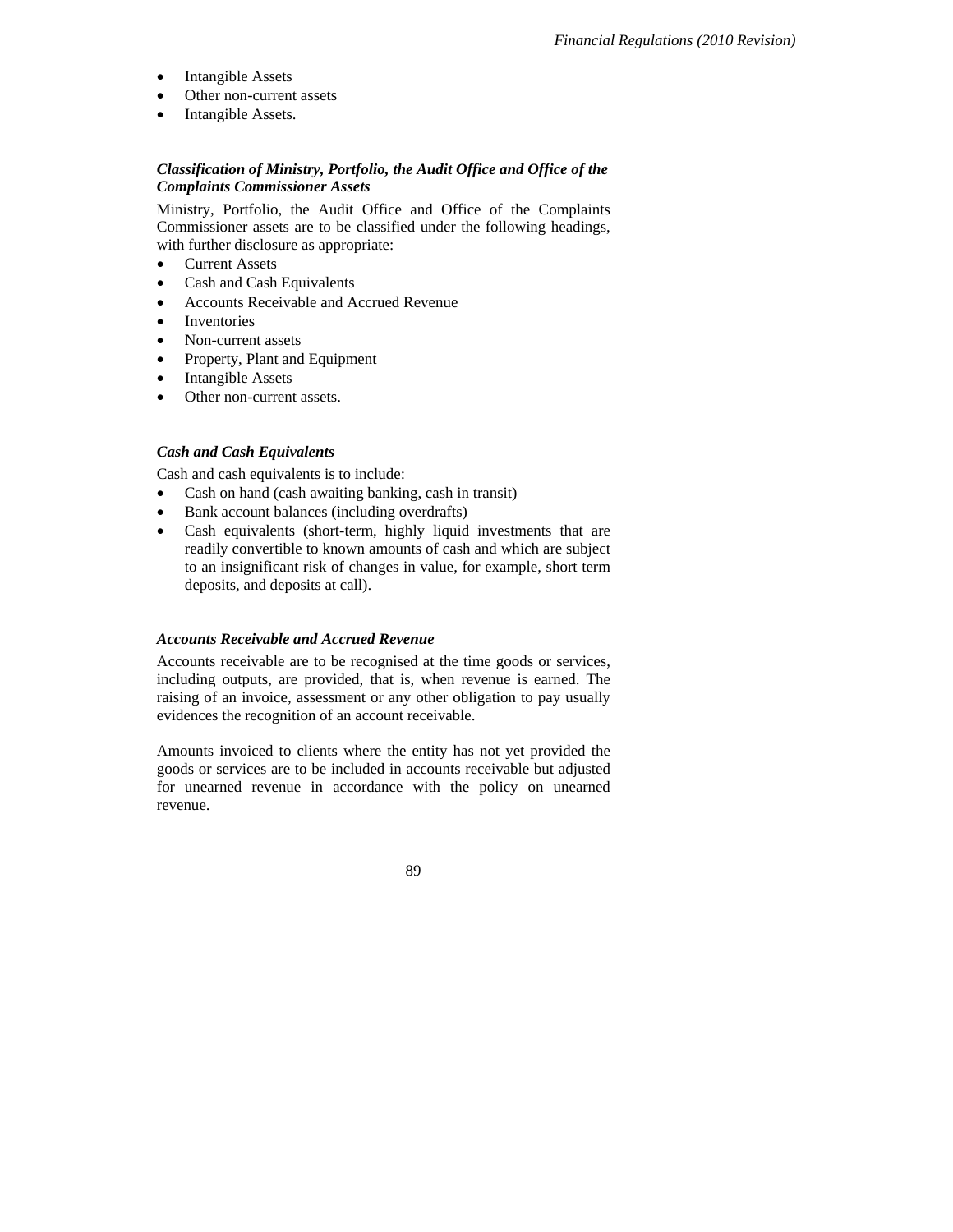- Intangible Assets
- Other non-current assets
- Intangible Assets.

### *Classification of Ministry, Portfolio, the Audit Office and Office of the Complaints Commissioner Assets*

Ministry, Portfolio, the Audit Office and Office of the Complaints Commissioner assets are to be classified under the following headings, with further disclosure as appropriate:

- Current Assets
- Cash and Cash Equivalents
- Accounts Receivable and Accrued Revenue
- Inventories
- Non-current assets
- Property, Plant and Equipment
- Intangible Assets
- Other non-current assets.

### *Cash and Cash Equivalents*

Cash and cash equivalents is to include:

- Cash on hand (cash awaiting banking, cash in transit)
- Bank account balances (including overdrafts)
- Cash equivalents (short-term, highly liquid investments that are readily convertible to known amounts of cash and which are subject to an insignificant risk of changes in value, for example, short term deposits, and deposits at call).

### *Accounts Receivable and Accrued Revenue*

Accounts receivable are to be recognised at the time goods or services, including outputs, are provided, that is, when revenue is earned. The raising of an invoice, assessment or any other obligation to pay usually evidences the recognition of an account receivable.

Amounts invoiced to clients where the entity has not yet provided the goods or services are to be included in accounts receivable but adjusted for unearned revenue in accordance with the policy on unearned revenue.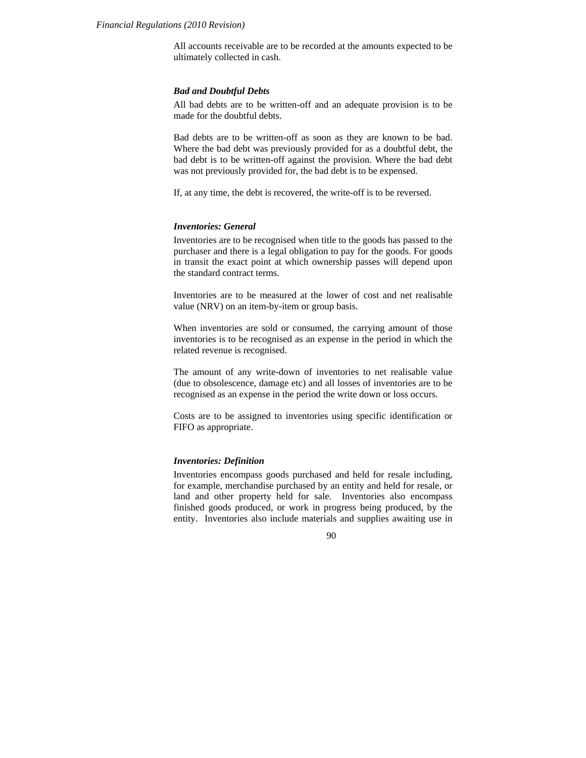All accounts receivable are to be recorded at the amounts expected to be ultimately collected in cash.

### *Bad and Doubtful Debts*

All bad debts are to be written-off and an adequate provision is to be made for the doubtful debts.

Bad debts are to be written-off as soon as they are known to be bad. Where the bad debt was previously provided for as a doubtful debt, the bad debt is to be written-off against the provision. Where the bad debt was not previously provided for, the bad debt is to be expensed.

If, at any time, the debt is recovered, the write-off is to be reversed.

### *Inventories: General*

Inventories are to be recognised when title to the goods has passed to the purchaser and there is a legal obligation to pay for the goods. For goods in transit the exact point at which ownership passes will depend upon the standard contract terms.

Inventories are to be measured at the lower of cost and net realisable value (NRV) on an item-by-item or group basis.

When inventories are sold or consumed, the carrying amount of those inventories is to be recognised as an expense in the period in which the related revenue is recognised.

The amount of any write-down of inventories to net realisable value (due to obsolescence, damage etc) and all losses of inventories are to be recognised as an expense in the period the write down or loss occurs.

Costs are to be assigned to inventories using specific identification or FIFO as appropriate.

### *Inventories: Definition*

Inventories encompass goods purchased and held for resale including, for example, merchandise purchased by an entity and held for resale, or land and other property held for sale. Inventories also encompass finished goods produced, or work in progress being produced, by the entity. Inventories also include materials and supplies awaiting use in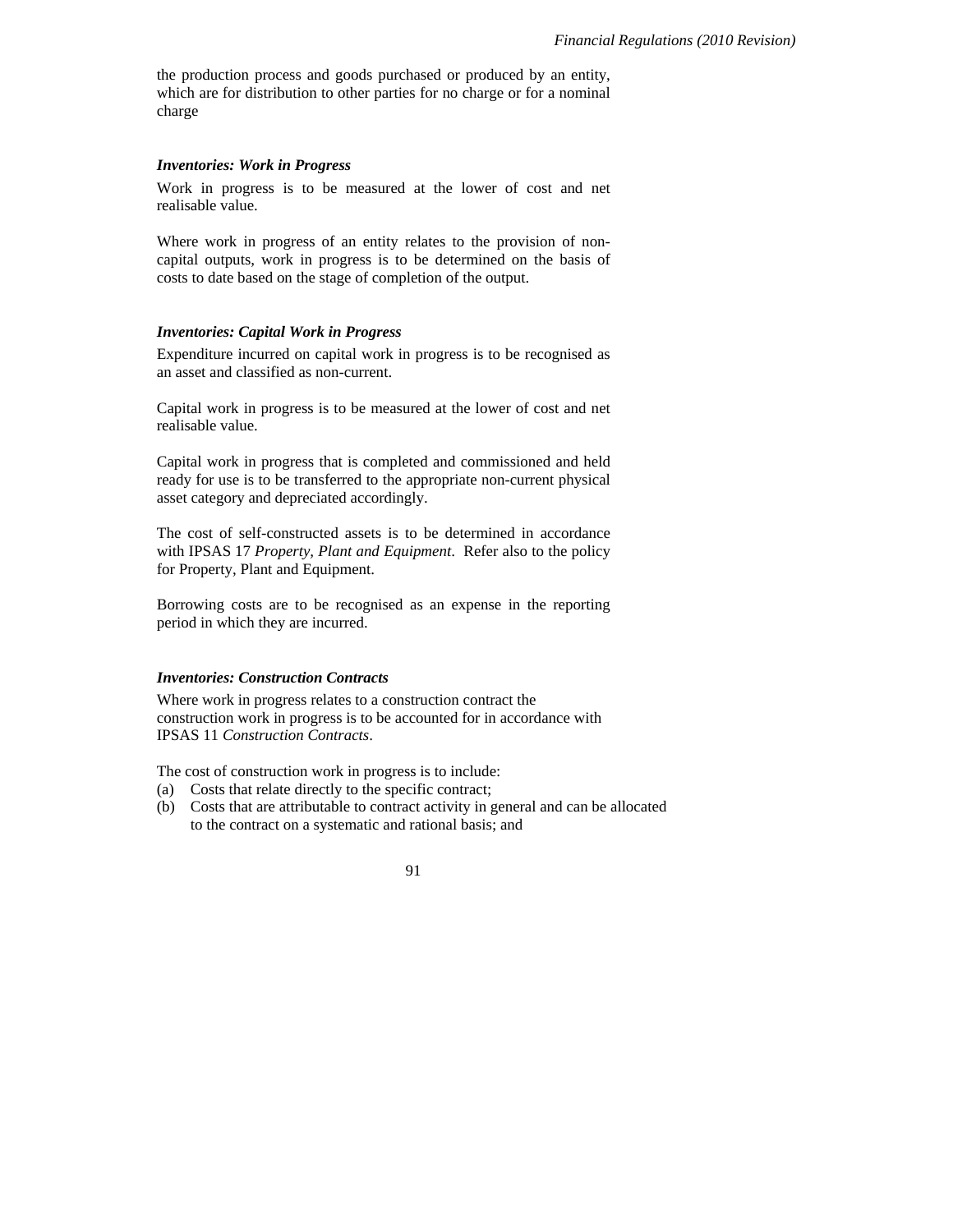the production process and goods purchased or produced by an entity, which are for distribution to other parties for no charge or for a nominal charge

***Inventories: Work in Progress***

Work in progress is to be measured at the lower of cost and net realisable value.

Where work in progress of an entity relates to the provision of non-capital outputs, work in progress is to be determined on the basis of costs to date based on the stage of completion of the output.

***Inventories: Capital Work in Progress***

Expenditure incurred on capital work in progress is to be recognised as an asset and classified as non-current.

Capital work in progress is to be measured at the lower of cost and net realisable value.

Capital work in progress that is completed and commissioned and held ready for use is to be transferred to the appropriate non-current physical asset category and depreciated accordingly.

The cost of self-constructed assets is to be determined in accordance with IPSAS 17 *Property, Plant and Equipment*. Refer also to the policy for Property, Plant and Equipment.

Borrowing costs are to be recognised as an expense in the reporting period in which they are incurred.

***Inventories: Construction Contracts***

Where work in progress relates to a construction contract the construction work in progress is to be accounted for in accordance with IPSAS 11 *Construction Contracts*.

The cost of construction work in progress is to include:

(a) Costs that relate directly to the specific contract;
(b) Costs that are attributable to contract activity in general and can be allocated to the contract on a systematic and rational basis; and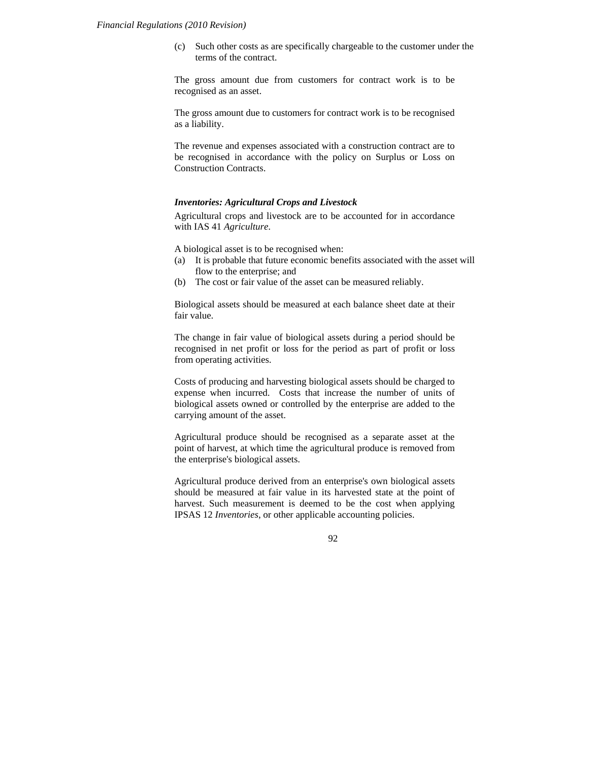(c) Such other costs as are specifically chargeable to the customer under the terms of the contract.

The gross amount due from customers for contract work is to be recognised as an asset.

The gross amount due to customers for contract work is to be recognised as a liability.

The revenue and expenses associated with a construction contract are to be recognised in accordance with the policy on Surplus or Loss on Construction Contracts.

***Inventories: Agricultural Crops and Livestock***

Agricultural crops and livestock are to be accounted for in accordance with IAS 41 *Agriculture*.

A biological asset is to be recognised when:

(a) It is probable that future economic benefits associated with the asset will flow to the enterprise; and
(b) The cost or fair value of the asset can be measured reliably.

Biological assets should be measured at each balance sheet date at their fair value.

The change in fair value of biological assets during a period should be recognised in net profit or loss for the period as part of profit or loss from operating activities.

Costs of producing and harvesting biological assets should be charged to expense when incurred. Costs that increase the number of units of biological assets owned or controlled by the enterprise are added to the carrying amount of the asset.

Agricultural produce should be recognised as a separate asset at the point of harvest, at which time the agricultural produce is removed from the enterprise's biological assets.

Agricultural produce derived from an enterprise's own biological assets should be measured at fair value in its harvested state at the point of harvest. Such measurement is deemed to be the cost when applying IPSAS 12 *Inventories*, or other applicable accounting policies.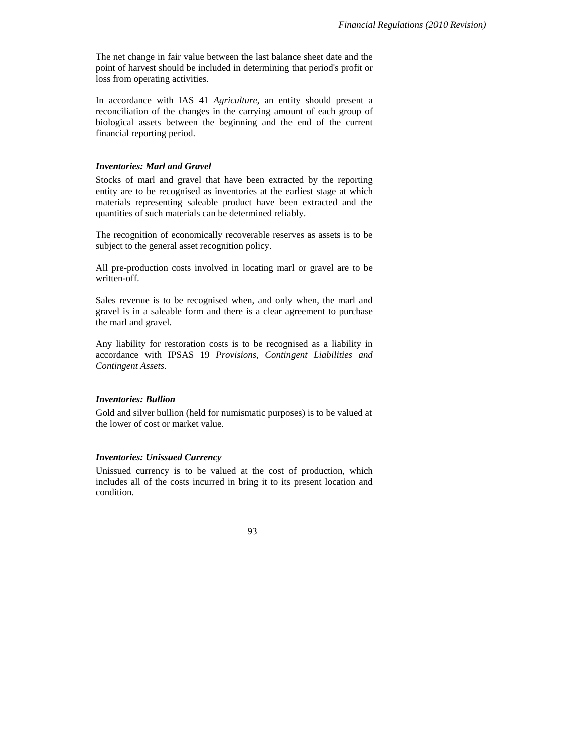The net change in fair value between the last balance sheet date and the point of harvest should be included in determining that period's profit or loss from operating activities.

In accordance with IAS 41 *Agriculture*, an entity should present a reconciliation of the changes in the carrying amount of each group of biological assets between the beginning and the end of the current financial reporting period.

### *Inventories: Marl and Gravel*

Stocks of marl and gravel that have been extracted by the reporting entity are to be recognised as inventories at the earliest stage at which materials representing saleable product have been extracted and the quantities of such materials can be determined reliably.

The recognition of economically recoverable reserves as assets is to be subject to the general asset recognition policy.

All pre-production costs involved in locating marl or gravel are to be written-off.

Sales revenue is to be recognised when, and only when, the marl and gravel is in a saleable form and there is a clear agreement to purchase the marl and gravel.

Any liability for restoration costs is to be recognised as a liability in accordance with IPSAS 19 *Provisions, Contingent Liabilities and Contingent Assets*.

### *Inventories: Bullion*

Gold and silver bullion (held for numismatic purposes) is to be valued at the lower of cost or market value.

### *Inventories: Unissued Currency*

Unissued currency is to be valued at the cost of production, which includes all of the costs incurred in bring it to its present location and condition.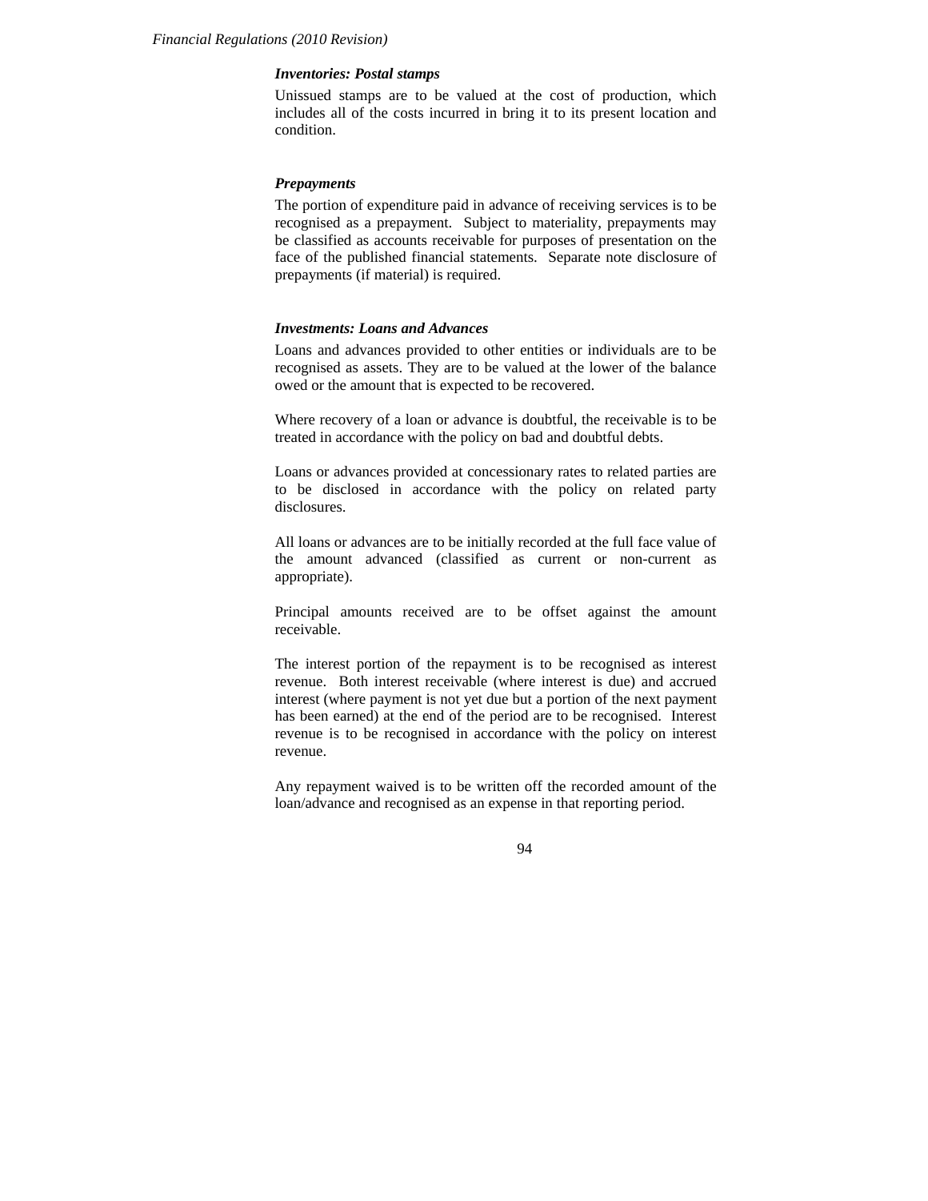***Inventories: Postal stamps***

Unissued stamps are to be valued at the cost of production, which includes all of the costs incurred in bring it to its present location and condition.

***Prepayments***

The portion of expenditure paid in advance of receiving services is to be recognised as a prepayment. Subject to materiality, prepayments may be classified as accounts receivable for purposes of presentation on the face of the published financial statements. Separate note disclosure of prepayments (if material) is required.

***Investments: Loans and Advances***

Loans and advances provided to other entities or individuals are to be recognised as assets. They are to be valued at the lower of the balance owed or the amount that is expected to be recovered.

Where recovery of a loan or advance is doubtful, the receivable is to be treated in accordance with the policy on bad and doubtful debts.

Loans or advances provided at concessionary rates to related parties are to be disclosed in accordance with the policy on related party disclosures.

All loans or advances are to be initially recorded at the full face value of the amount advanced (classified as current or non-current as appropriate).

Principal amounts received are to be offset against the amount receivable.

The interest portion of the repayment is to be recognised as interest revenue. Both interest receivable (where interest is due) and accrued interest (where payment is not yet due but a portion of the next payment has been earned) at the end of the period are to be recognised. Interest revenue is to be recognised in accordance with the policy on interest revenue.

Any repayment waived is to be written off the recorded amount of the loan/advance and recognised as an expense in that reporting period.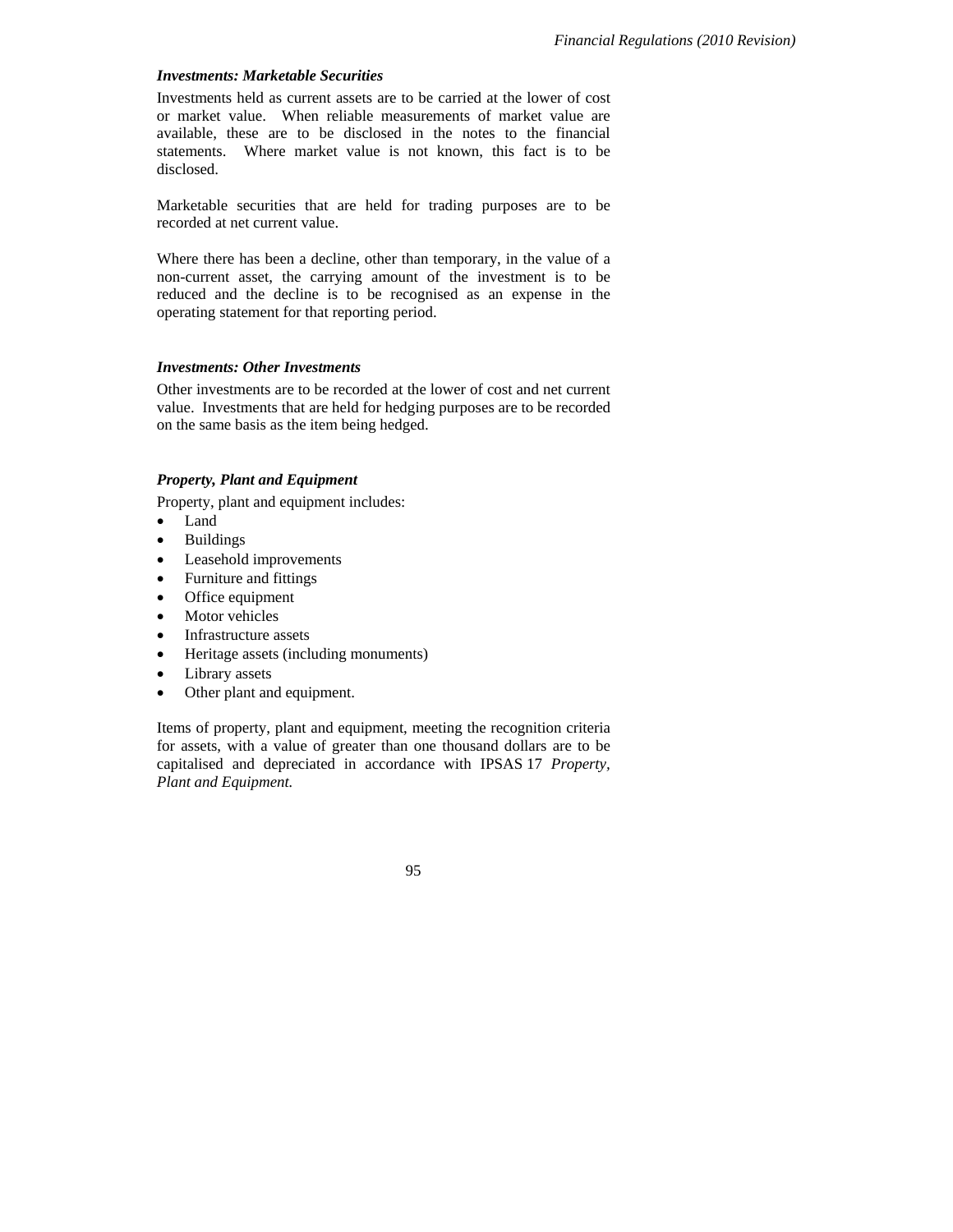### *Investments: Marketable Securities*

Investments held as current assets are to be carried at the lower of cost or market value. When reliable measurements of market value are available, these are to be disclosed in the notes to the financial statements. Where market value is not known, this fact is to be disclosed.

Marketable securities that are held for trading purposes are to be recorded at net current value.

Where there has been a decline, other than temporary, in the value of a non-current asset, the carrying amount of the investment is to be reduced and the decline is to be recognised as an expense in the operating statement for that reporting period.

### *Investments: Other Investments*

Other investments are to be recorded at the lower of cost and net current value. Investments that are held for hedging purposes are to be recorded on the same basis as the item being hedged.

### *Property, Plant and Equipment*

Property, plant and equipment includes:

- Land
- Buildings
- Leasehold improvements
- Furniture and fittings
- Office equipment
- Motor vehicles
- Infrastructure assets
- Heritage assets (including monuments)
- Library assets
- Other plant and equipment.

Items of property, plant and equipment, meeting the recognition criteria for assets, with a value of greater than one thousand dollars are to be capitalised and depreciated in accordance with IPSAS 17 *Property, Plant and Equipment.*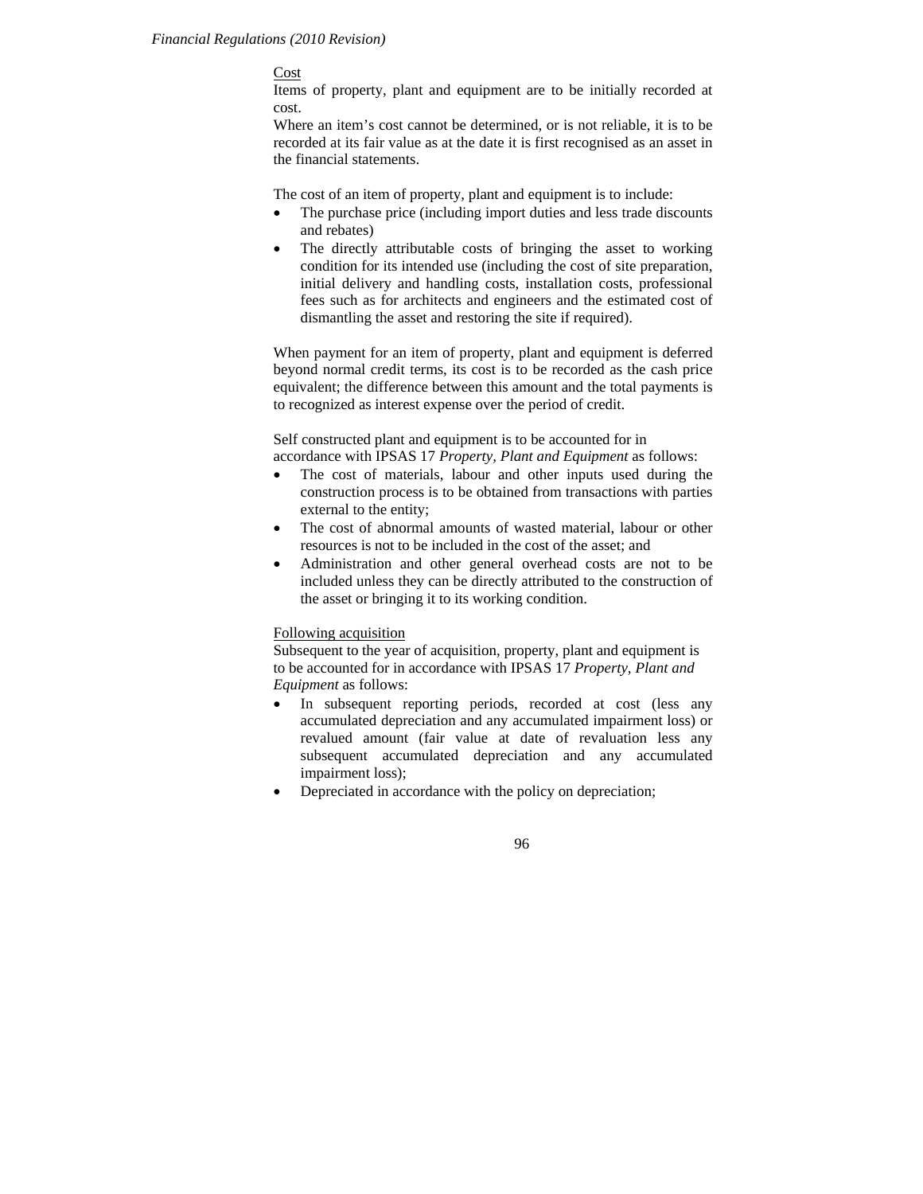Cost

Items of property, plant and equipment are to be initially recorded at cost.

Where an item's cost cannot be determined, or is not reliable, it is to be recorded at its fair value as at the date it is first recognised as an asset in the financial statements.

The cost of an item of property, plant and equipment is to include:

- The purchase price (including import duties and less trade discounts and rebates)
- The directly attributable costs of bringing the asset to working condition for its intended use (including the cost of site preparation, initial delivery and handling costs, installation costs, professional fees such as for architects and engineers and the estimated cost of dismantling the asset and restoring the site if required).

When payment for an item of property, plant and equipment is deferred beyond normal credit terms, its cost is to be recorded as the cash price equivalent; the difference between this amount and the total payments is to recognized as interest expense over the period of credit.

Self constructed plant and equipment is to be accounted for in accordance with IPSAS 17 *Property, Plant and Equipment* as follows:

- The cost of materials, labour and other inputs used during the construction process is to be obtained from transactions with parties external to the entity;
- The cost of abnormal amounts of wasted material, labour or other resources is not to be included in the cost of the asset; and
- Administration and other general overhead costs are not to be included unless they can be directly attributed to the construction of the asset or bringing it to its working condition.

Following acquisition

Subsequent to the year of acquisition, property, plant and equipment is to be accounted for in accordance with IPSAS 17 *Property, Plant and Equipment* as follows:

- In subsequent reporting periods, recorded at cost (less any accumulated depreciation and any accumulated impairment loss) or revalued amount (fair value at date of revaluation less any subsequent accumulated depreciation and any accumulated impairment loss);
- Depreciated in accordance with the policy on depreciation;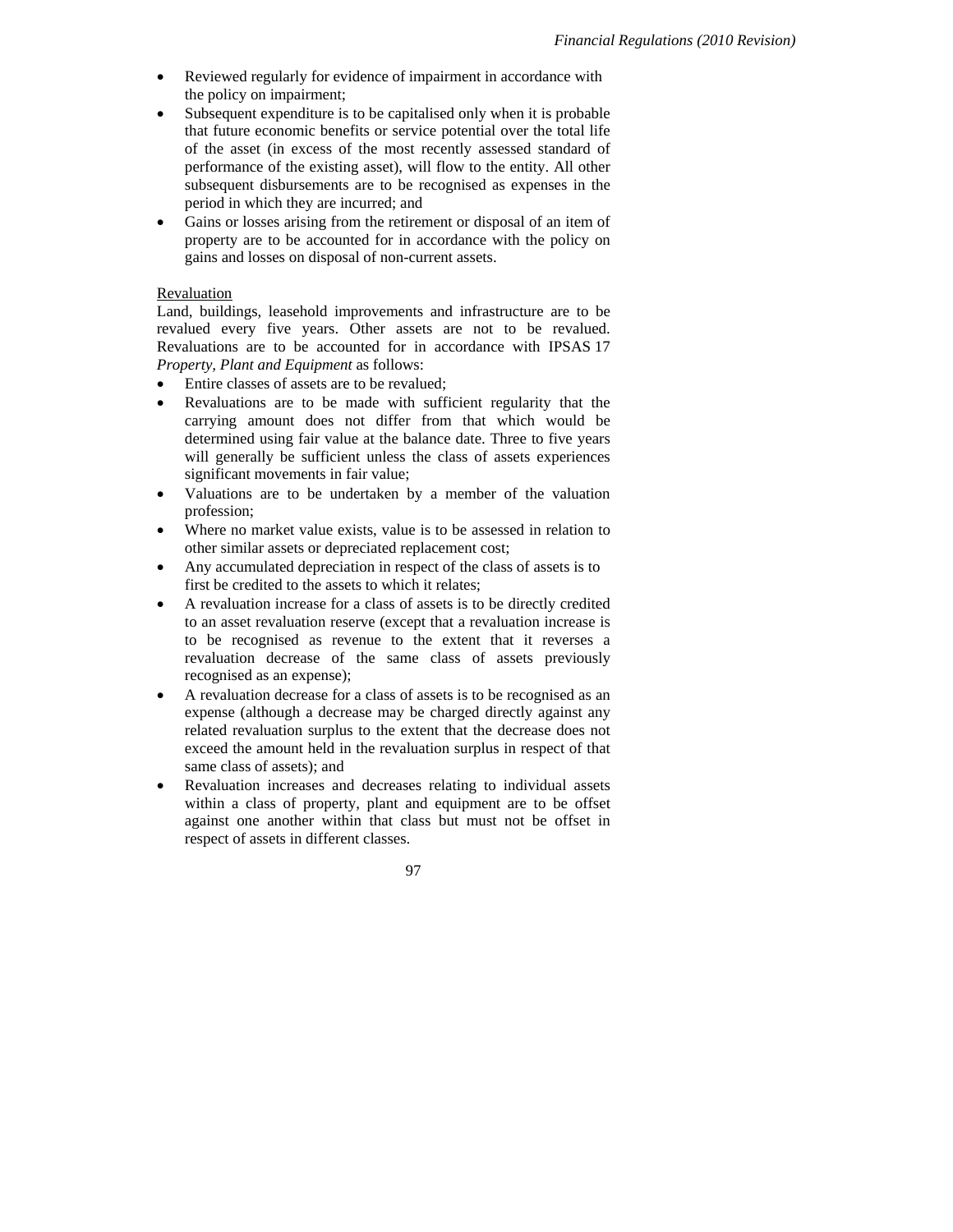- Reviewed regularly for evidence of impairment in accordance with the policy on impairment;
- Subsequent expenditure is to be capitalised only when it is probable that future economic benefits or service potential over the total life of the asset (in excess of the most recently assessed standard of performance of the existing asset), will flow to the entity. All other subsequent disbursements are to be recognised as expenses in the period in which they are incurred; and
- Gains or losses arising from the retirement or disposal of an item of property are to be accounted for in accordance with the policy on gains and losses on disposal of non-current assets.

Revaluation

Land, buildings, leasehold improvements and infrastructure are to be revalued every five years. Other assets are not to be revalued. Revaluations are to be accounted for in accordance with IPSAS 17 *Property, Plant and Equipment* as follows:

- Entire classes of assets are to be revalued;
- Revaluations are to be made with sufficient regularity that the carrying amount does not differ from that which would be determined using fair value at the balance date. Three to five years will generally be sufficient unless the class of assets experiences significant movements in fair value;
- Valuations are to be undertaken by a member of the valuation profession;
- Where no market value exists, value is to be assessed in relation to other similar assets or depreciated replacement cost;
- Any accumulated depreciation in respect of the class of assets is to first be credited to the assets to which it relates;
- A revaluation increase for a class of assets is to be directly credited to an asset revaluation reserve (except that a revaluation increase is to be recognised as revenue to the extent that it reverses a revaluation decrease of the same class of assets previously recognised as an expense);
- A revaluation decrease for a class of assets is to be recognised as an expense (although a decrease may be charged directly against any related revaluation surplus to the extent that the decrease does not exceed the amount held in the revaluation surplus in respect of that same class of assets); and
- Revaluation increases and decreases relating to individual assets within a class of property, plant and equipment are to be offset against one another within that class but must not be offset in respect of assets in different classes.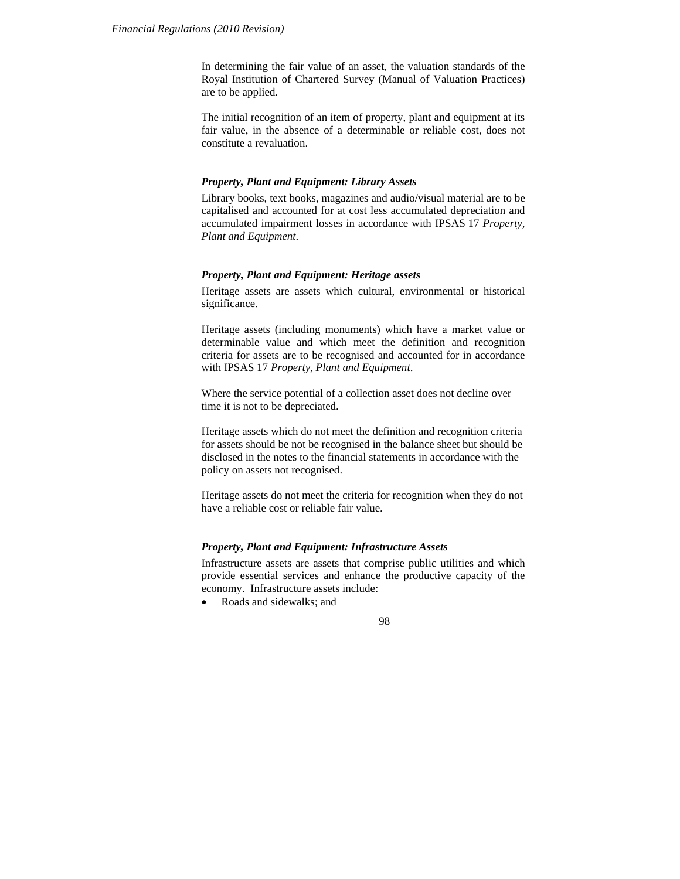In determining the fair value of an asset, the valuation standards of the Royal Institution of Chartered Survey (Manual of Valuation Practices) are to be applied.

The initial recognition of an item of property, plant and equipment at its fair value, in the absence of a determinable or reliable cost, does not constitute a revaluation.

***Property, Plant and Equipment: Library Assets***

Library books, text books, magazines and audio/visual material are to be capitalised and accounted for at cost less accumulated depreciation and accumulated impairment losses in accordance with IPSAS 17 *Property, Plant and Equipment*.

***Property, Plant and Equipment: Heritage assets***

Heritage assets are assets which cultural, environmental or historical significance.

Heritage assets (including monuments) which have a market value or determinable value and which meet the definition and recognition criteria for assets are to be recognised and accounted for in accordance with IPSAS 17 *Property, Plant and Equipment*.

Where the service potential of a collection asset does not decline over time it is not to be depreciated.

Heritage assets which do not meet the definition and recognition criteria for assets should be not be recognised in the balance sheet but should be disclosed in the notes to the financial statements in accordance with the policy on assets not recognised.

Heritage assets do not meet the criteria for recognition when they do not have a reliable cost or reliable fair value.

***Property, Plant and Equipment: Infrastructure Assets***

Infrastructure assets are assets that comprise public utilities and which provide essential services and enhance the productive capacity of the economy. Infrastructure assets include:

- Roads and sidewalks; and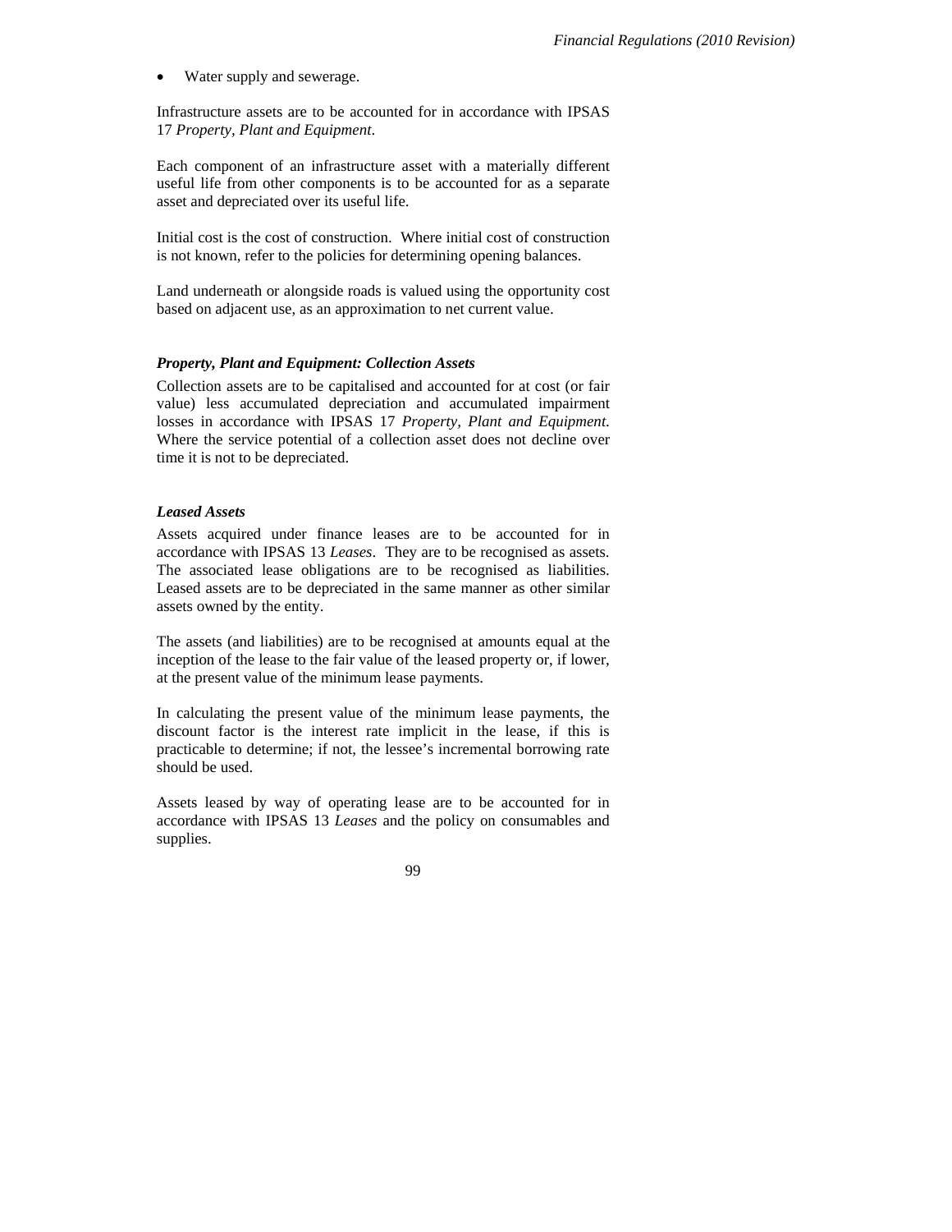- Water supply and sewerage.

Infrastructure assets are to be accounted for in accordance with IPSAS 17 *Property, Plant and Equipment*.

Each component of an infrastructure asset with a materially different useful life from other components is to be accounted for as a separate asset and depreciated over its useful life.

Initial cost is the cost of construction. Where initial cost of construction is not known, refer to the policies for determining opening balances.

Land underneath or alongside roads is valued using the opportunity cost based on adjacent use, as an approximation to net current value.

### *Property, Plant and Equipment: Collection Assets*

Collection assets are to be capitalised and accounted for at cost (or fair value) less accumulated depreciation and accumulated impairment losses in accordance with IPSAS 17 *Property, Plant and Equipment.* Where the service potential of a collection asset does not decline over time it is not to be depreciated.

### *Leased Assets*

Assets acquired under finance leases are to be accounted for in accordance with IPSAS 13 *Leases*. They are to be recognised as assets. The associated lease obligations are to be recognised as liabilities. Leased assets are to be depreciated in the same manner as other similar assets owned by the entity.

The assets (and liabilities) are to be recognised at amounts equal at the inception of the lease to the fair value of the leased property or, if lower, at the present value of the minimum lease payments.

In calculating the present value of the minimum lease payments, the discount factor is the interest rate implicit in the lease, if this is practicable to determine; if not, the lessee's incremental borrowing rate should be used.

Assets leased by way of operating lease are to be accounted for in accordance with IPSAS 13 *Leases* and the policy on consumables and supplies.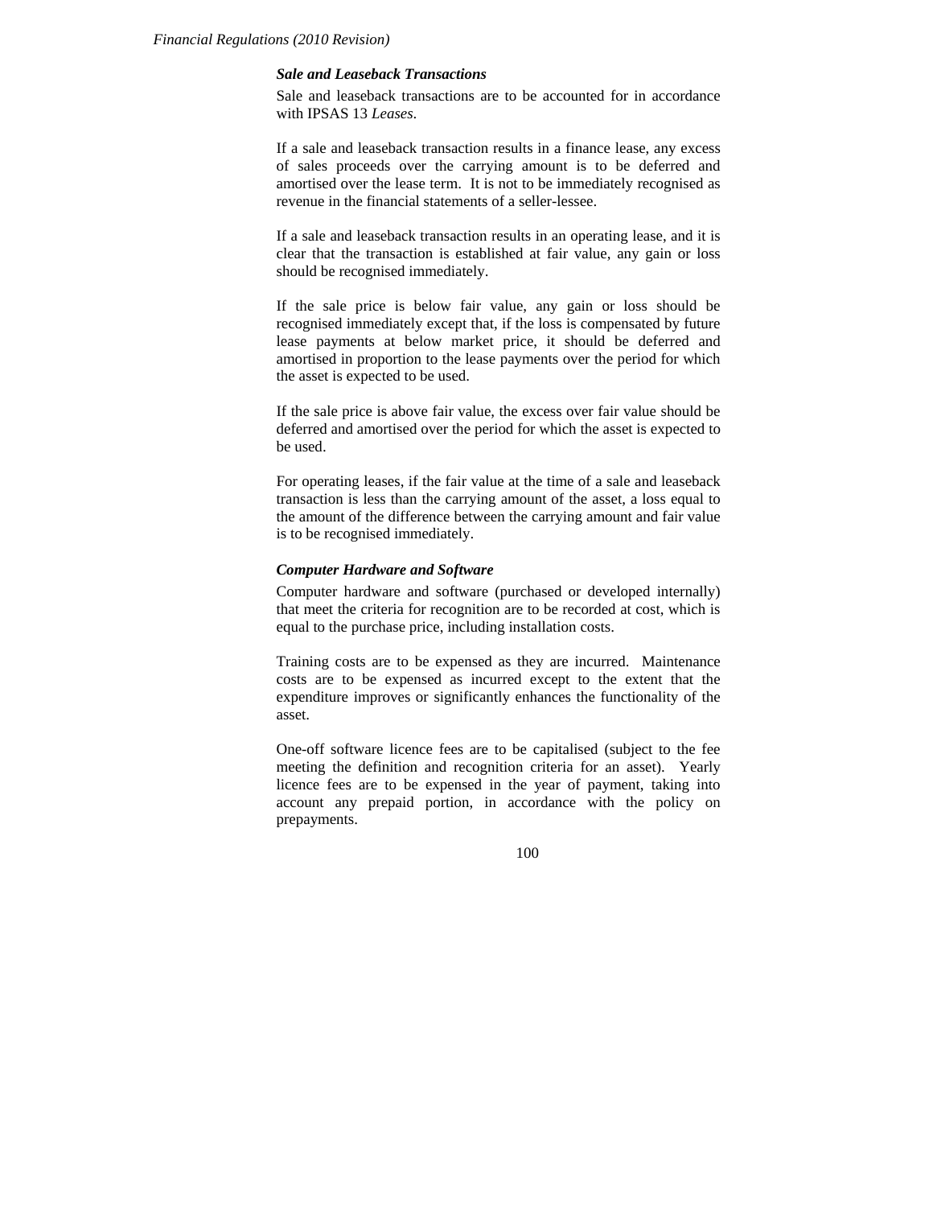### *Sale and Leaseback Transactions*

Sale and leaseback transactions are to be accounted for in accordance with IPSAS 13 *Leases*.

If a sale and leaseback transaction results in a finance lease, any excess of sales proceeds over the carrying amount is to be deferred and amortised over the lease term. It is not to be immediately recognised as revenue in the financial statements of a seller-lessee.

If a sale and leaseback transaction results in an operating lease, and it is clear that the transaction is established at fair value, any gain or loss should be recognised immediately.

If the sale price is below fair value, any gain or loss should be recognised immediately except that, if the loss is compensated by future lease payments at below market price, it should be deferred and amortised in proportion to the lease payments over the period for which the asset is expected to be used.

If the sale price is above fair value, the excess over fair value should be deferred and amortised over the period for which the asset is expected to be used.

For operating leases, if the fair value at the time of a sale and leaseback transaction is less than the carrying amount of the asset, a loss equal to the amount of the difference between the carrying amount and fair value is to be recognised immediately.

### *Computer Hardware and Software*

Computer hardware and software (purchased or developed internally) that meet the criteria for recognition are to be recorded at cost, which is equal to the purchase price, including installation costs.

Training costs are to be expensed as they are incurred. Maintenance costs are to be expensed as incurred except to the extent that the expenditure improves or significantly enhances the functionality of the asset.

One-off software licence fees are to be capitalised (subject to the fee meeting the definition and recognition criteria for an asset). Yearly licence fees are to be expensed in the year of payment, taking into account any prepaid portion, in accordance with the policy on prepayments.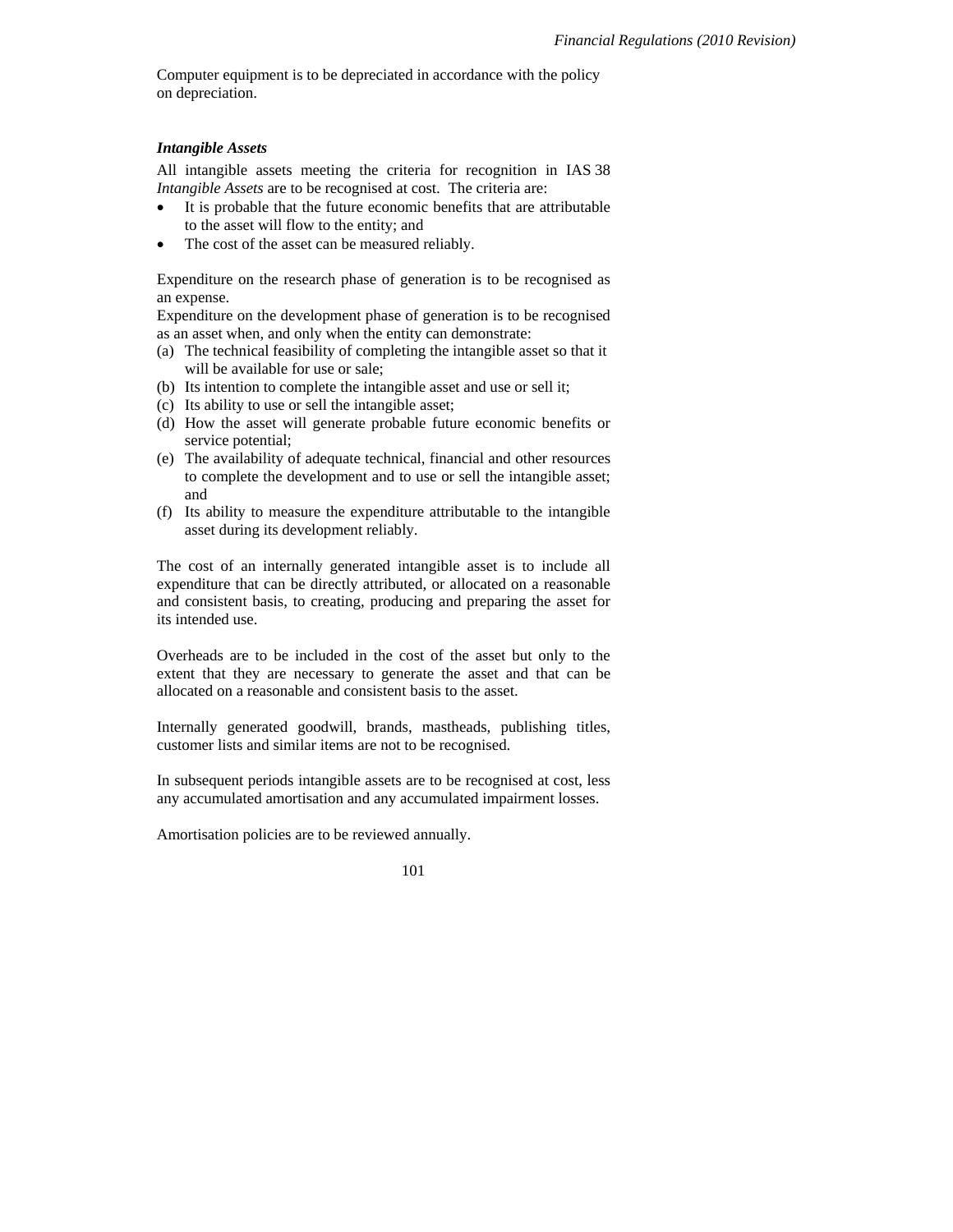Computer equipment is to be depreciated in accordance with the policy on depreciation.

### *Intangible Assets*

All intangible assets meeting the criteria for recognition in IAS 38 *Intangible Assets* are to be recognised at cost. The criteria are:

- It is probable that the future economic benefits that are attributable to the asset will flow to the entity; and
- The cost of the asset can be measured reliably.

Expenditure on the research phase of generation is to be recognised as an expense.
Expenditure on the development phase of generation is to be recognised as an asset when, and only when the entity can demonstrate:

(a) The technical feasibility of completing the intangible asset so that it will be available for use or sale;
(b) Its intention to complete the intangible asset and use or sell it;
(c) Its ability to use or sell the intangible asset;
(d) How the asset will generate probable future economic benefits or service potential;
(e) The availability of adequate technical, financial and other resources to complete the development and to use or sell the intangible asset; and
(f) Its ability to measure the expenditure attributable to the intangible asset during its development reliably.

The cost of an internally generated intangible asset is to include all expenditure that can be directly attributed, or allocated on a reasonable and consistent basis, to creating, producing and preparing the asset for its intended use.

Overheads are to be included in the cost of the asset but only to the extent that they are necessary to generate the asset and that can be allocated on a reasonable and consistent basis to the asset.

Internally generated goodwill, brands, mastheads, publishing titles, customer lists and similar items are not to be recognised.

In subsequent periods intangible assets are to be recognised at cost, less any accumulated amortisation and any accumulated impairment losses.

Amortisation policies are to be reviewed annually.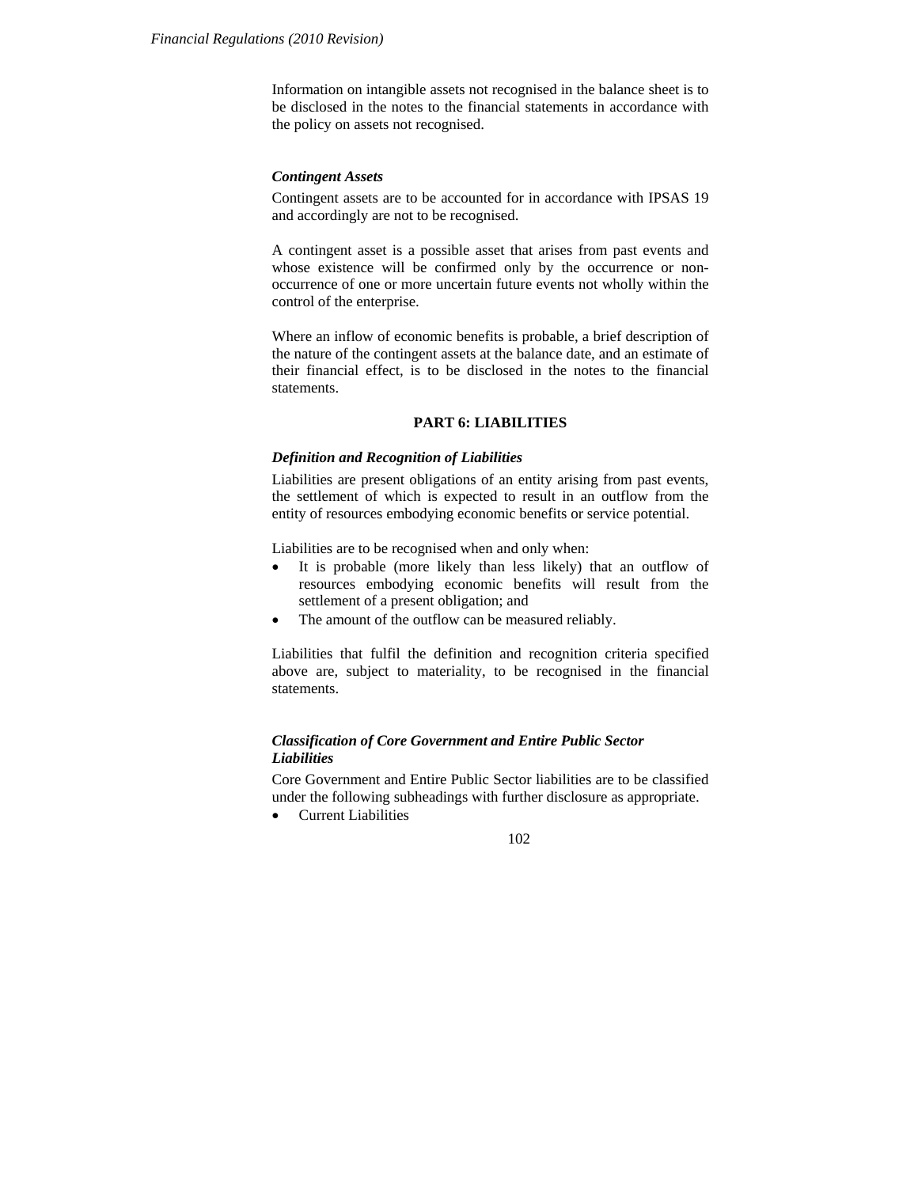Information on intangible assets not recognised in the balance sheet is to be disclosed in the notes to the financial statements in accordance with the policy on assets not recognised.

***Contingent Assets***

Contingent assets are to be accounted for in accordance with IPSAS 19 and accordingly are not to be recognised.

A contingent asset is a possible asset that arises from past events and whose existence will be confirmed only by the occurrence or non-occurrence of one or more uncertain future events not wholly within the control of the enterprise.

Where an inflow of economic benefits is probable, a brief description of the nature of the contingent assets at the balance date, and an estimate of their financial effect, is to be disclosed in the notes to the financial statements.

## PART 6: LIABILITIES

***Definition and Recognition of Liabilities***

Liabilities are present obligations of an entity arising from past events, the settlement of which is expected to result in an outflow from the entity of resources embodying economic benefits or service potential.

Liabilities are to be recognised when and only when:

- It is probable (more likely than less likely) that an outflow of resources embodying economic benefits will result from the settlement of a present obligation; and
- The amount of the outflow can be measured reliably.

Liabilities that fulfil the definition and recognition criteria specified above are, subject to materiality, to be recognised in the financial statements.

***Classification of Core Government and Entire Public Sector Liabilities***

Core Government and Entire Public Sector liabilities are to be classified under the following subheadings with further disclosure as appropriate.

- Current Liabilities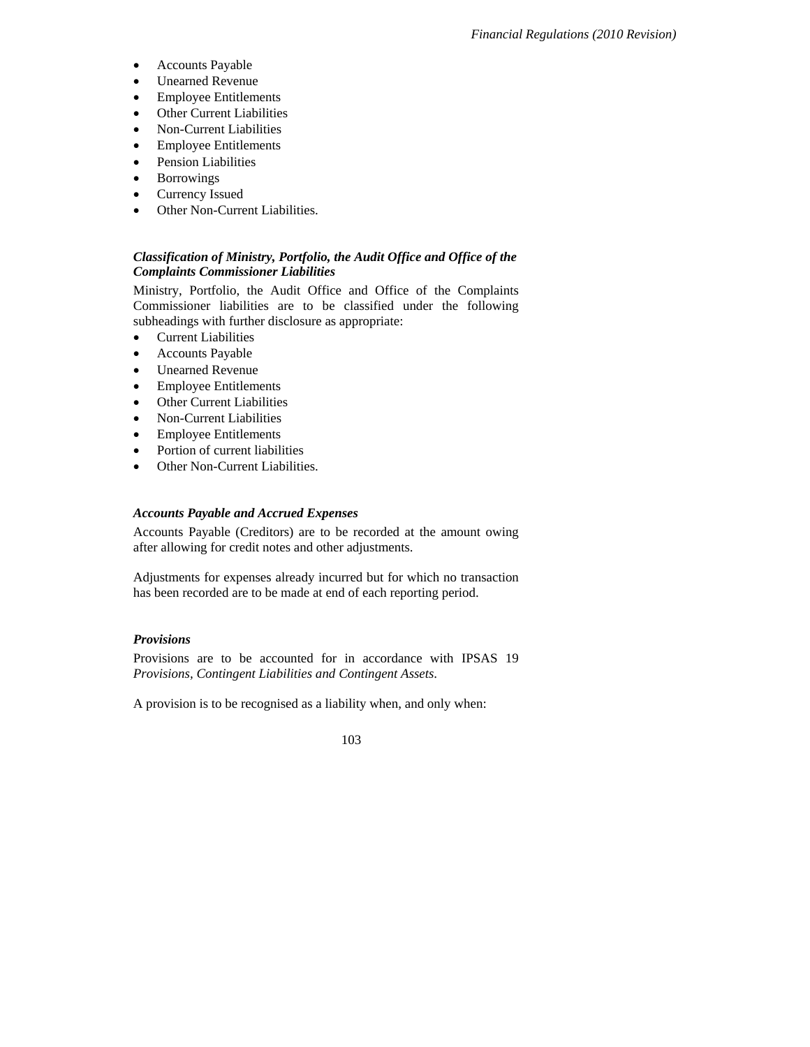- Accounts Payable
- Unearned Revenue
- Employee Entitlements
- Other Current Liabilities
- Non-Current Liabilities
- Employee Entitlements
- Pension Liabilities
- Borrowings
- Currency Issued
- Other Non-Current Liabilities.

### *Classification of Ministry, Portfolio, the Audit Office and Office of the Complaints Commissioner Liabilities*

Ministry, Portfolio, the Audit Office and Office of the Complaints Commissioner liabilities are to be classified under the following subheadings with further disclosure as appropriate:

- Current Liabilities
- Accounts Payable
- Unearned Revenue
- Employee Entitlements
- Other Current Liabilities
- Non-Current Liabilities
- Employee Entitlements
- Portion of current liabilities
- Other Non-Current Liabilities.

### *Accounts Payable and Accrued Expenses*

Accounts Payable (Creditors) are to be recorded at the amount owing after allowing for credit notes and other adjustments.

Adjustments for expenses already incurred but for which no transaction has been recorded are to be made at end of each reporting period.

### *Provisions*

Provisions are to be accounted for in accordance with IPSAS 19 *Provisions, Contingent Liabilities and Contingent Assets*.

A provision is to be recognised as a liability when, and only when: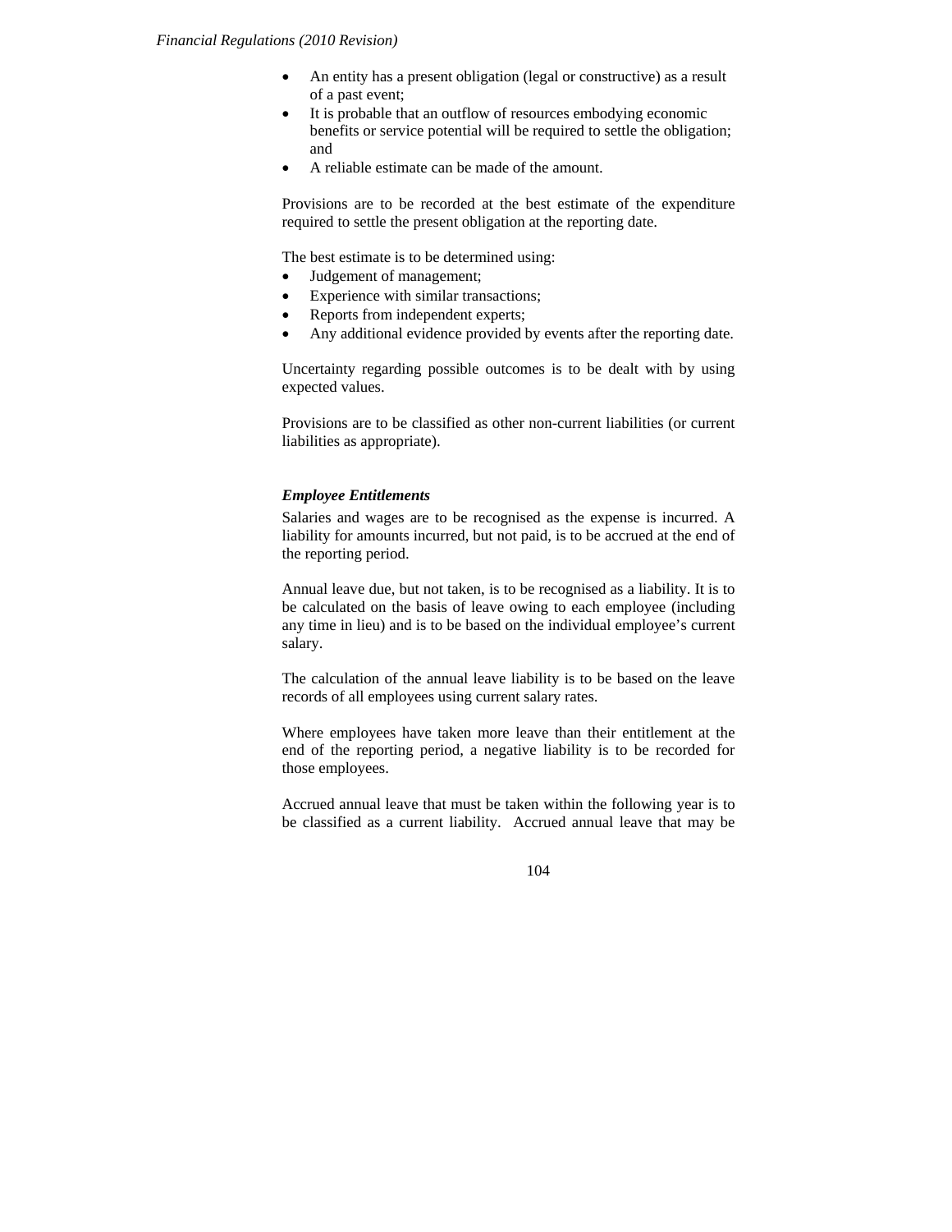- An entity has a present obligation (legal or constructive) as a result of a past event;
- It is probable that an outflow of resources embodying economic benefits or service potential will be required to settle the obligation; and
- A reliable estimate can be made of the amount.

Provisions are to be recorded at the best estimate of the expenditure required to settle the present obligation at the reporting date.

The best estimate is to be determined using:

- Judgement of management;
- Experience with similar transactions;
- Reports from independent experts;
- Any additional evidence provided by events after the reporting date.

Uncertainty regarding possible outcomes is to be dealt with by using expected values.

Provisions are to be classified as other non-current liabilities (or current liabilities as appropriate).

***Employee Entitlements***

Salaries and wages are to be recognised as the expense is incurred. A liability for amounts incurred, but not paid, is to be accrued at the end of the reporting period.

Annual leave due, but not taken, is to be recognised as a liability. It is to be calculated on the basis of leave owing to each employee (including any time in lieu) and is to be based on the individual employee's current salary.

The calculation of the annual leave liability is to be based on the leave records of all employees using current salary rates.

Where employees have taken more leave than their entitlement at the end of the reporting period, a negative liability is to be recorded for those employees.

Accrued annual leave that must be taken within the following year is to be classified as a current liability. Accrued annual leave that may be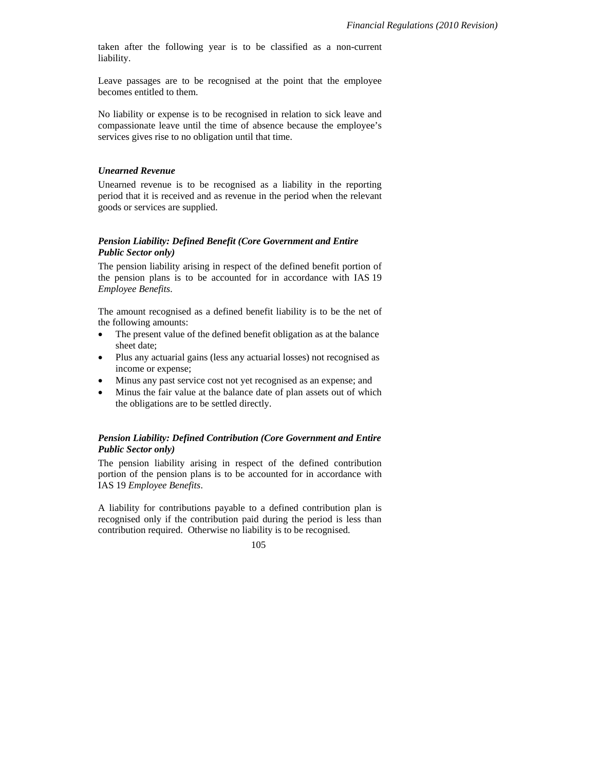taken after the following year is to be classified as a non-current liability.

Leave passages are to be recognised at the point that the employee becomes entitled to them.

No liability or expense is to be recognised in relation to sick leave and compassionate leave until the time of absence because the employee's services gives rise to no obligation until that time.

***Unearned Revenue***

Unearned revenue is to be recognised as a liability in the reporting period that it is received and as revenue in the period when the relevant goods or services are supplied.

***Pension Liability: Defined Benefit (Core Government and Entire Public Sector only)***

The pension liability arising in respect of the defined benefit portion of the pension plans is to be accounted for in accordance with IAS 19 *Employee Benefits*.

The amount recognised as a defined benefit liability is to be the net of the following amounts:

- The present value of the defined benefit obligation as at the balance sheet date;
- Plus any actuarial gains (less any actuarial losses) not recognised as income or expense;
- Minus any past service cost not yet recognised as an expense; and
- Minus the fair value at the balance date of plan assets out of which the obligations are to be settled directly.

***Pension Liability: Defined Contribution (Core Government and Entire Public Sector only)***

The pension liability arising in respect of the defined contribution portion of the pension plans is to be accounted for in accordance with IAS 19 *Employee Benefits*.

A liability for contributions payable to a defined contribution plan is recognised only if the contribution paid during the period is less than contribution required. Otherwise no liability is to be recognised.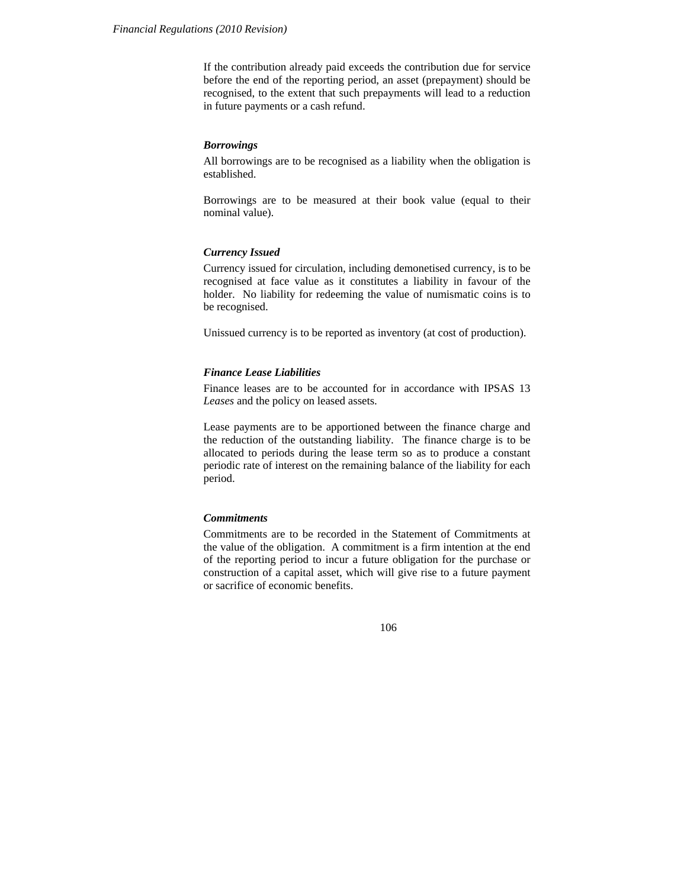If the contribution already paid exceeds the contribution due for service before the end of the reporting period, an asset (prepayment) should be recognised, to the extent that such prepayments will lead to a reduction in future payments or a cash refund.

***Borrowings***

All borrowings are to be recognised as a liability when the obligation is established.

Borrowings are to be measured at their book value (equal to their nominal value).

***Currency Issued***

Currency issued for circulation, including demonetised currency, is to be recognised at face value as it constitutes a liability in favour of the holder. No liability for redeeming the value of numismatic coins is to be recognised.

Unissued currency is to be reported as inventory (at cost of production).

***Finance Lease Liabilities***

Finance leases are to be accounted for in accordance with IPSAS 13 *Leases* and the policy on leased assets.

Lease payments are to be apportioned between the finance charge and the reduction of the outstanding liability. The finance charge is to be allocated to periods during the lease term so as to produce a constant periodic rate of interest on the remaining balance of the liability for each period.

***Commitments***

Commitments are to be recorded in the Statement of Commitments at the value of the obligation. A commitment is a firm intention at the end of the reporting period to incur a future obligation for the purchase or construction of a capital asset, which will give rise to a future payment or sacrifice of economic benefits.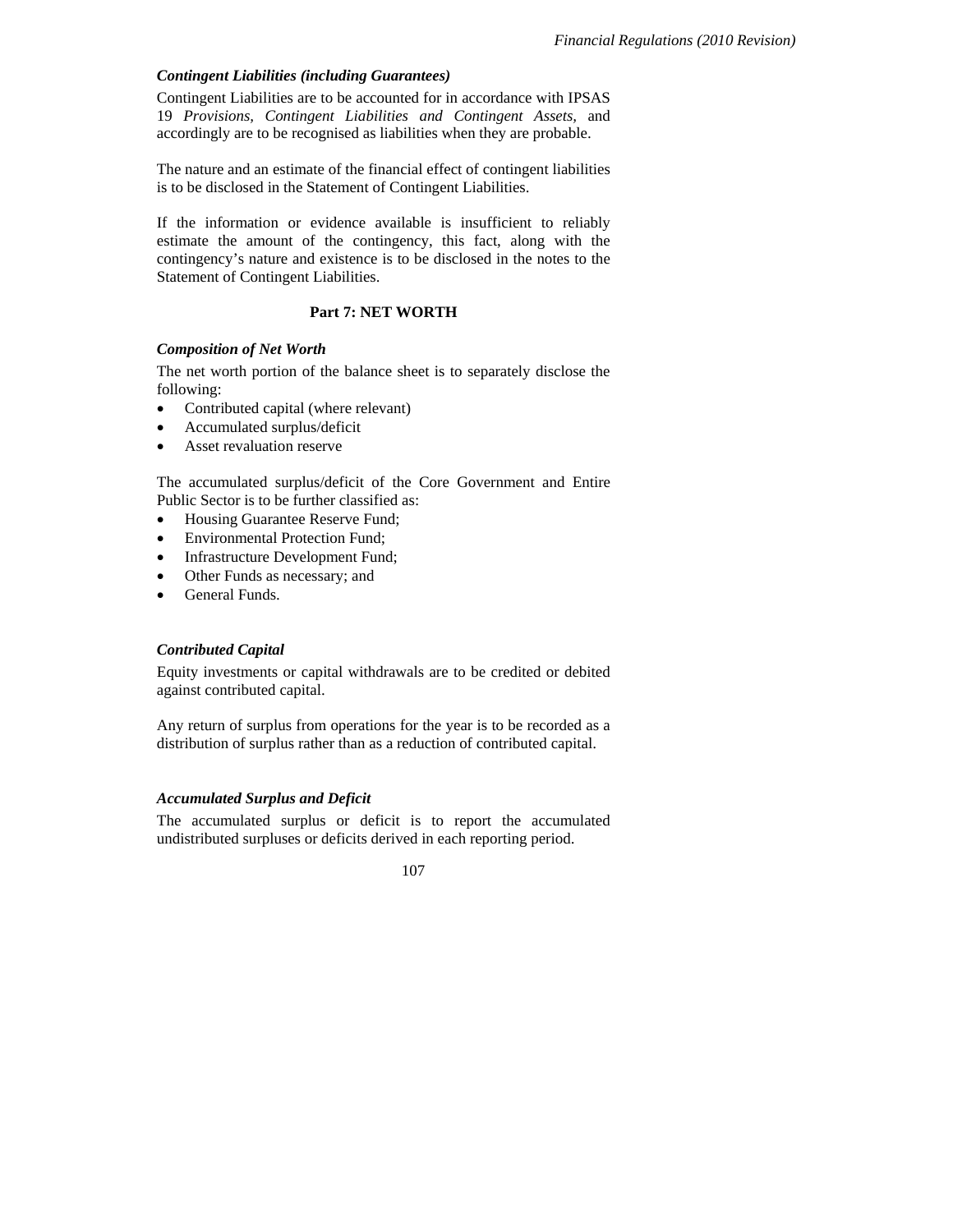### *Contingent Liabilities (including Guarantees)*

Contingent Liabilities are to be accounted for in accordance with IPSAS 19 *Provisions, Contingent Liabilities and Contingent Assets,* and accordingly are to be recognised as liabilities when they are probable.

The nature and an estimate of the financial effect of contingent liabilities is to be disclosed in the Statement of Contingent Liabilities.

If the information or evidence available is insufficient to reliably estimate the amount of the contingency, this fact, along with the contingency's nature and existence is to be disclosed in the notes to the Statement of Contingent Liabilities.

## Part 7: NET WORTH

### *Composition of Net Worth*

The net worth portion of the balance sheet is to separately disclose the following:

- Contributed capital (where relevant)
- Accumulated surplus/deficit
- Asset revaluation reserve

The accumulated surplus/deficit of the Core Government and Entire Public Sector is to be further classified as:

- Housing Guarantee Reserve Fund;
- Environmental Protection Fund;
- Infrastructure Development Fund;
- Other Funds as necessary; and
- General Funds.

### *Contributed Capital*

Equity investments or capital withdrawals are to be credited or debited against contributed capital.

Any return of surplus from operations for the year is to be recorded as a distribution of surplus rather than as a reduction of contributed capital.

### *Accumulated Surplus and Deficit*

The accumulated surplus or deficit is to report the accumulated undistributed surpluses or deficits derived in each reporting period.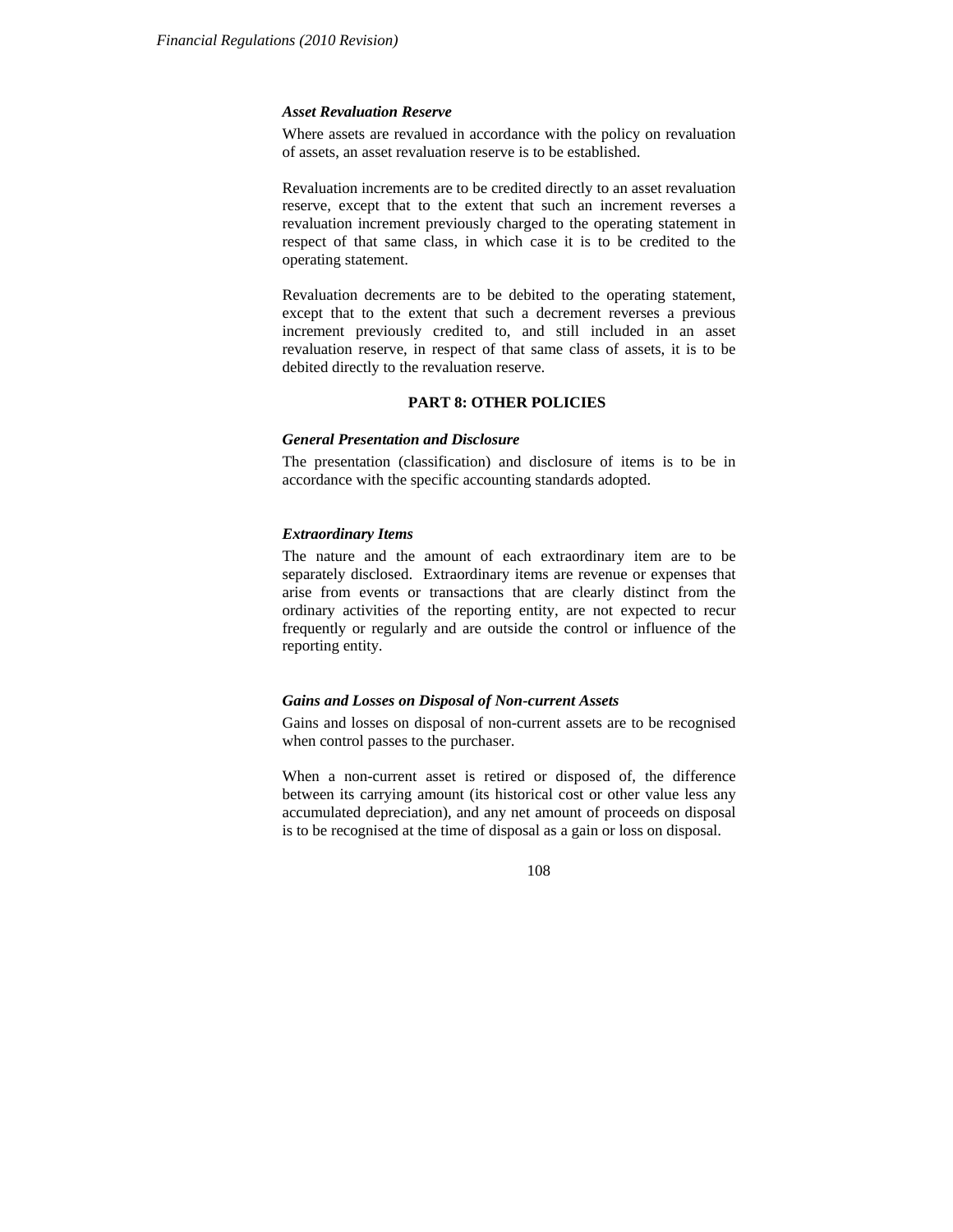### *Asset Revaluation Reserve*

Where assets are revalued in accordance with the policy on revaluation of assets, an asset revaluation reserve is to be established.

Revaluation increments are to be credited directly to an asset revaluation reserve, except that to the extent that such an increment reverses a revaluation increment previously charged to the operating statement in respect of that same class, in which case it is to be credited to the operating statement.

Revaluation decrements are to be debited to the operating statement, except that to the extent that such a decrement reverses a previous increment previously credited to, and still included in an asset revaluation reserve, in respect of that same class of assets, it is to be debited directly to the revaluation reserve.

## PART 8: OTHER POLICIES

### *General Presentation and Disclosure*

The presentation (classification) and disclosure of items is to be in accordance with the specific accounting standards adopted.

### *Extraordinary Items*

The nature and the amount of each extraordinary item are to be separately disclosed. Extraordinary items are revenue or expenses that arise from events or transactions that are clearly distinct from the ordinary activities of the reporting entity, are not expected to recur frequently or regularly and are outside the control or influence of the reporting entity.

### *Gains and Losses on Disposal of Non-current Assets*

Gains and losses on disposal of non-current assets are to be recognised when control passes to the purchaser.

When a non-current asset is retired or disposed of, the difference between its carrying amount (its historical cost or other value less any accumulated depreciation), and any net amount of proceeds on disposal is to be recognised at the time of disposal as a gain or loss on disposal.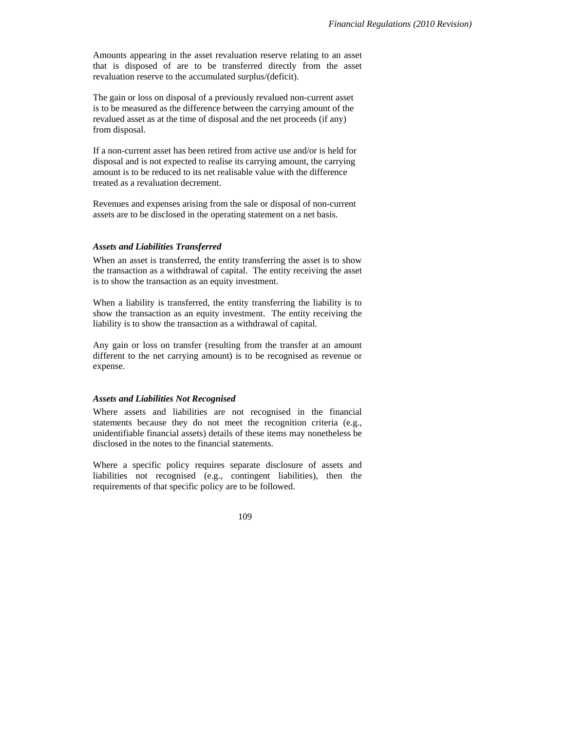Amounts appearing in the asset revaluation reserve relating to an asset that is disposed of are to be transferred directly from the asset revaluation reserve to the accumulated surplus/(deficit).

The gain or loss on disposal of a previously revalued non-current asset is to be measured as the difference between the carrying amount of the revalued asset as at the time of disposal and the net proceeds (if any) from disposal.

If a non-current asset has been retired from active use and/or is held for disposal and is not expected to realise its carrying amount, the carrying amount is to be reduced to its net realisable value with the difference treated as a revaluation decrement.

Revenues and expenses arising from the sale or disposal of non-current assets are to be disclosed in the operating statement on a net basis.

### *Assets and Liabilities Transferred*

When an asset is transferred, the entity transferring the asset is to show the transaction as a withdrawal of capital. The entity receiving the asset is to show the transaction as an equity investment.

When a liability is transferred, the entity transferring the liability is to show the transaction as an equity investment. The entity receiving the liability is to show the transaction as a withdrawal of capital.

Any gain or loss on transfer (resulting from the transfer at an amount different to the net carrying amount) is to be recognised as revenue or expense.

### *Assets and Liabilities Not Recognised*

Where assets and liabilities are not recognised in the financial statements because they do not meet the recognition criteria (e.g., unidentifiable financial assets) details of these items may nonetheless be disclosed in the notes to the financial statements.

Where a specific policy requires separate disclosure of assets and liabilities not recognised (e.g., contingent liabilities), then the requirements of that specific policy are to be followed.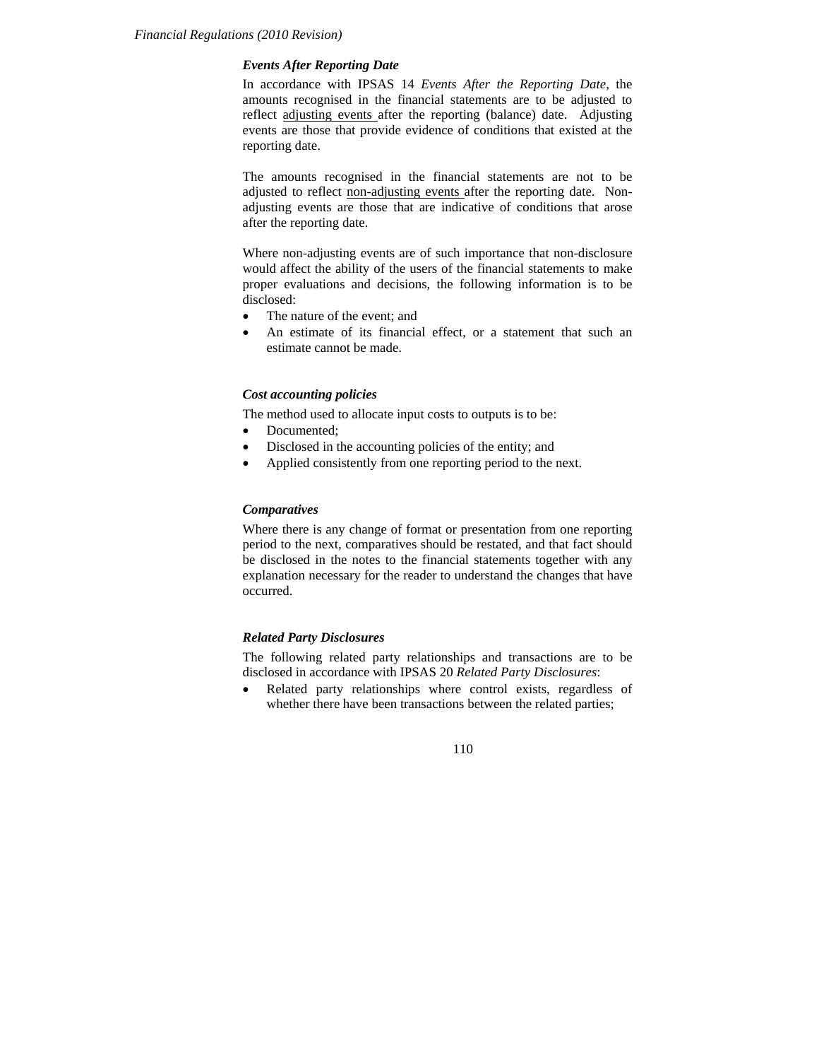### *Events After Reporting Date*

In accordance with IPSAS 14 *Events After the Reporting Date*, the amounts recognised in the financial statements are to be adjusted to reflect adjusting events after the reporting (balance) date. Adjusting events are those that provide evidence of conditions that existed at the reporting date.

The amounts recognised in the financial statements are not to be adjusted to reflect non-adjusting events after the reporting date. Non-adjusting events are those that are indicative of conditions that arose after the reporting date.

Where non-adjusting events are of such importance that non-disclosure would affect the ability of the users of the financial statements to make proper evaluations and decisions, the following information is to be disclosed:

- The nature of the event; and
- An estimate of its financial effect, or a statement that such an estimate cannot be made.

### *Cost accounting policies*

The method used to allocate input costs to outputs is to be:

- Documented;
- Disclosed in the accounting policies of the entity; and
- Applied consistently from one reporting period to the next.

### *Comparatives*

Where there is any change of format or presentation from one reporting period to the next, comparatives should be restated, and that fact should be disclosed in the notes to the financial statements together with any explanation necessary for the reader to understand the changes that have occurred.

### *Related Party Disclosures*

The following related party relationships and transactions are to be disclosed in accordance with IPSAS 20 *Related Party Disclosures*:

- Related party relationships where control exists, regardless of whether there have been transactions between the related parties;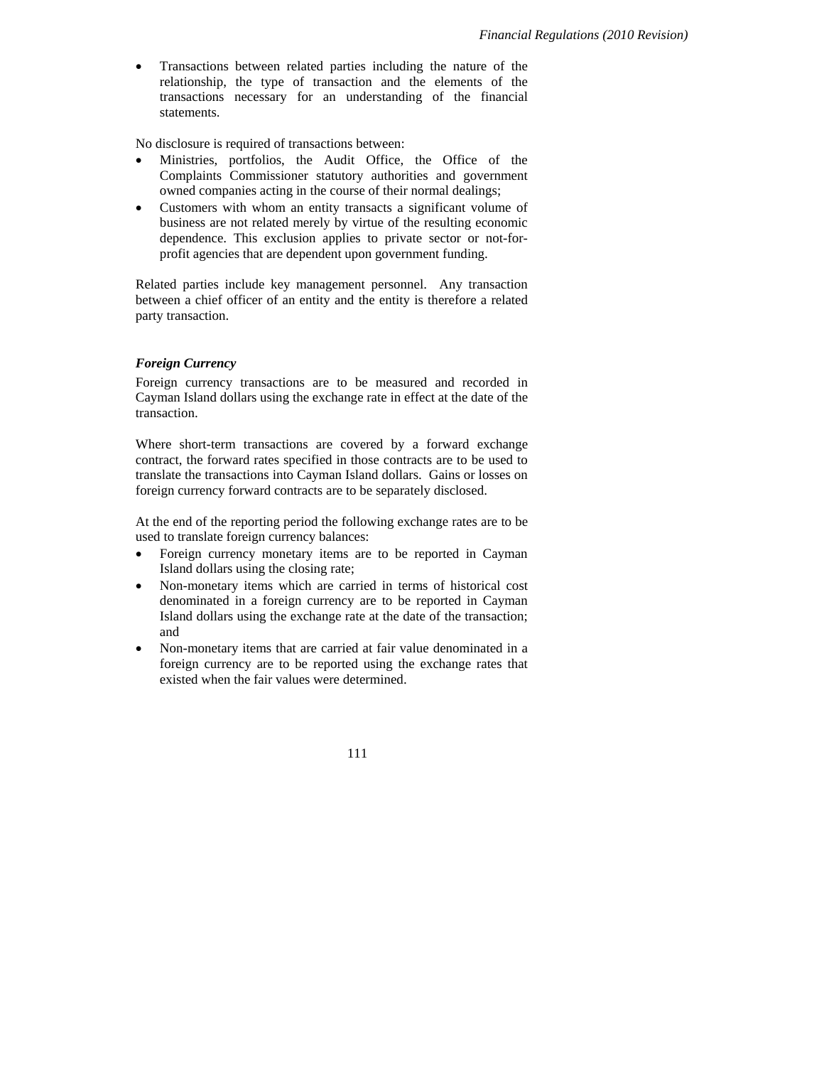- Transactions between related parties including the nature of the relationship, the type of transaction and the elements of the transactions necessary for an understanding of the financial statements.

No disclosure is required of transactions between:

- Ministries, portfolios, the Audit Office, the Office of the Complaints Commissioner statutory authorities and government owned companies acting in the course of their normal dealings;
- Customers with whom an entity transacts a significant volume of business are not related merely by virtue of the resulting economic dependence. This exclusion applies to private sector or not-for-profit agencies that are dependent upon government funding.

Related parties include key management personnel. Any transaction between a chief officer of an entity and the entity is therefore a related party transaction.

***Foreign Currency***

Foreign currency transactions are to be measured and recorded in Cayman Island dollars using the exchange rate in effect at the date of the transaction.

Where short-term transactions are covered by a forward exchange contract, the forward rates specified in those contracts are to be used to translate the transactions into Cayman Island dollars. Gains or losses on foreign currency forward contracts are to be separately disclosed.

At the end of the reporting period the following exchange rates are to be used to translate foreign currency balances:

- Foreign currency monetary items are to be reported in Cayman Island dollars using the closing rate;
- Non-monetary items which are carried in terms of historical cost denominated in a foreign currency are to be reported in Cayman Island dollars using the exchange rate at the date of the transaction; and
- Non-monetary items that are carried at fair value denominated in a foreign currency are to be reported using the exchange rates that existed when the fair values were determined.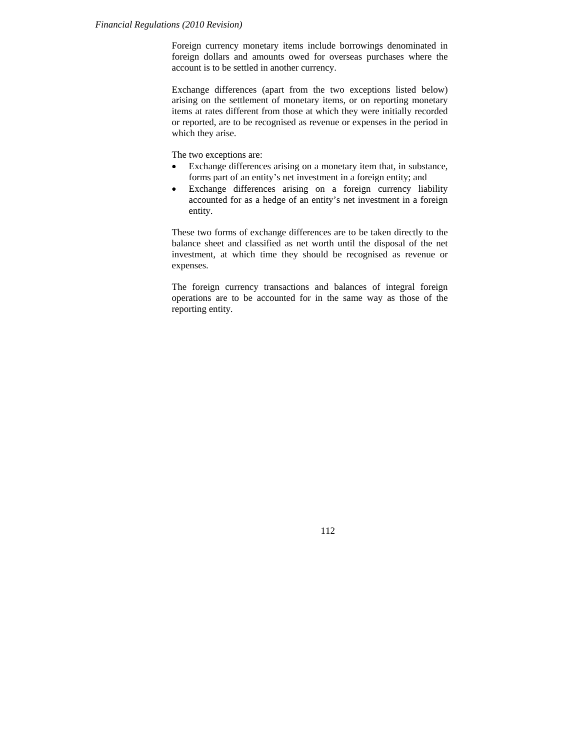Foreign currency monetary items include borrowings denominated in foreign dollars and amounts owed for overseas purchases where the account is to be settled in another currency.

Exchange differences (apart from the two exceptions listed below) arising on the settlement of monetary items, or on reporting monetary items at rates different from those at which they were initially recorded or reported, are to be recognised as revenue or expenses in the period in which they arise.

The two exceptions are:

- Exchange differences arising on a monetary item that, in substance, forms part of an entity's net investment in a foreign entity; and
- Exchange differences arising on a foreign currency liability accounted for as a hedge of an entity's net investment in a foreign entity.

These two forms of exchange differences are to be taken directly to the balance sheet and classified as net worth until the disposal of the net investment, at which time they should be recognised as revenue or expenses.

The foreign currency transactions and balances of integral foreign operations are to be accounted for in the same way as those of the reporting entity.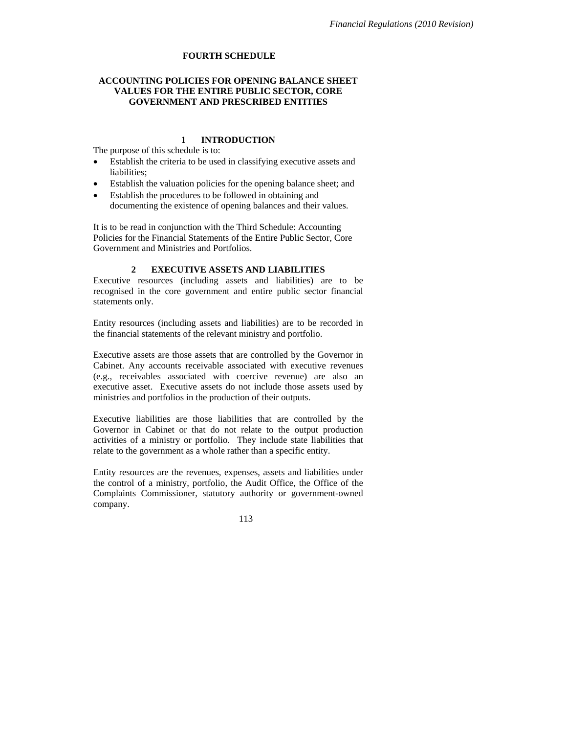# FOURTH SCHEDULE

## ACCOUNTING POLICIES FOR OPENING BALANCE SHEET VALUES FOR THE ENTIRE PUBLIC SECTOR, CORE GOVERNMENT AND PRESCRIBED ENTITIES

### 1 INTRODUCTION

The purpose of this schedule is to:

- Establish the criteria to be used in classifying executive assets and liabilities;
- Establish the valuation policies for the opening balance sheet; and
- Establish the procedures to be followed in obtaining and documenting the existence of opening balances and their values.

It is to be read in conjunction with the Third Schedule: Accounting Policies for the Financial Statements of the Entire Public Sector, Core Government and Ministries and Portfolios.

### 2 EXECUTIVE ASSETS AND LIABILITIES

Executive resources (including assets and liabilities) are to be recognised in the core government and entire public sector financial statements only.

Entity resources (including assets and liabilities) are to be recorded in the financial statements of the relevant ministry and portfolio.

Executive assets are those assets that are controlled by the Governor in Cabinet. Any accounts receivable associated with executive revenues (e.g., receivables associated with coercive revenue) are also an executive asset. Executive assets do not include those assets used by ministries and portfolios in the production of their outputs.

Executive liabilities are those liabilities that are controlled by the Governor in Cabinet or that do not relate to the output production activities of a ministry or portfolio. They include state liabilities that relate to the government as a whole rather than a specific entity.

Entity resources are the revenues, expenses, assets and liabilities under the control of a ministry, portfolio, the Audit Office, the Office of the Complaints Commissioner, statutory authority or government-owned company.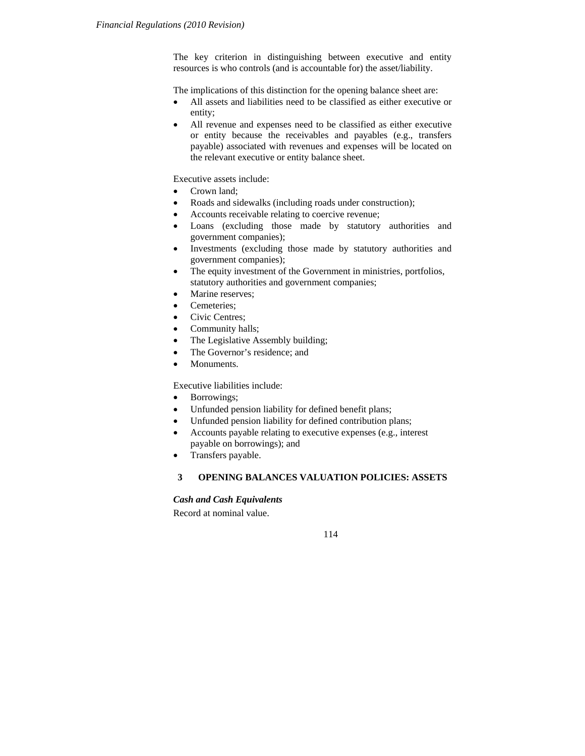The key criterion in distinguishing between executive and entity resources is who controls (and is accountable for) the asset/liability.

The implications of this distinction for the opening balance sheet are:

- All assets and liabilities need to be classified as either executive or entity;
- All revenue and expenses need to be classified as either executive or entity because the receivables and payables (e.g., transfers payable) associated with revenues and expenses will be located on the relevant executive or entity balance sheet.

Executive assets include:

- Crown land;
- Roads and sidewalks (including roads under construction);
- Accounts receivable relating to coercive revenue;
- Loans (excluding those made by statutory authorities and government companies);
- Investments (excluding those made by statutory authorities and government companies);
- The equity investment of the Government in ministries, portfolios, statutory authorities and government companies;
- Marine reserves;
- Cemeteries;
- Civic Centres;
- Community halls;
- The Legislative Assembly building;
- The Governor's residence; and
- Monuments.

Executive liabilities include:

- Borrowings;
- Unfunded pension liability for defined benefit plans;
- Unfunded pension liability for defined contribution plans;
- Accounts payable relating to executive expenses (e.g., interest payable on borrowings); and
- Transfers payable.

## 3 OPENING BALANCES VALUATION POLICIES: ASSETS

***Cash and Cash Equivalents***

Record at nominal value.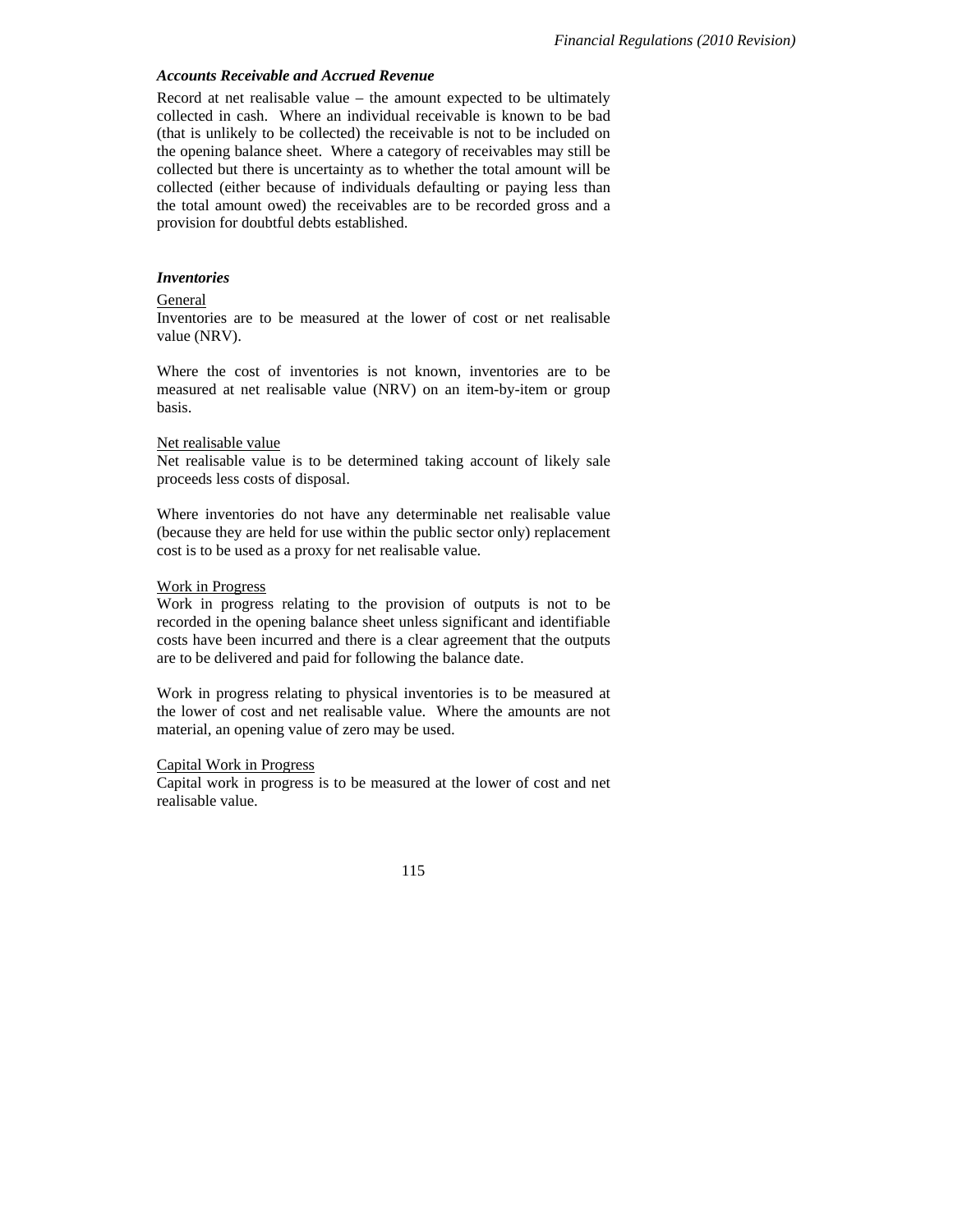### *Accounts Receivable and Accrued Revenue*

Record at net realisable value – the amount expected to be ultimately collected in cash. Where an individual receivable is known to be bad (that is unlikely to be collected) the receivable is not to be included on the opening balance sheet. Where a category of receivables may still be collected but there is uncertainty as to whether the total amount will be collected (either because of individuals defaulting or paying less than the total amount owed) the receivables are to be recorded gross and a provision for doubtful debts established.

### *Inventories*

<u>General</u>

Inventories are to be measured at the lower of cost or net realisable value (NRV).

Where the cost of inventories is not known, inventories are to be measured at net realisable value (NRV) on an item-by-item or group basis.

<u>Net realisable value</u>

Net realisable value is to be determined taking account of likely sale proceeds less costs of disposal.

Where inventories do not have any determinable net realisable value (because they are held for use within the public sector only) replacement cost is to be used as a proxy for net realisable value.

<u>Work in Progress</u>

Work in progress relating to the provision of outputs is not to be recorded in the opening balance sheet unless significant and identifiable costs have been incurred and there is a clear agreement that the outputs are to be delivered and paid for following the balance date.

Work in progress relating to physical inventories is to be measured at the lower of cost and net realisable value. Where the amounts are not material, an opening value of zero may be used.

<u>Capital Work in Progress</u>

Capital work in progress is to be measured at the lower of cost and net realisable value.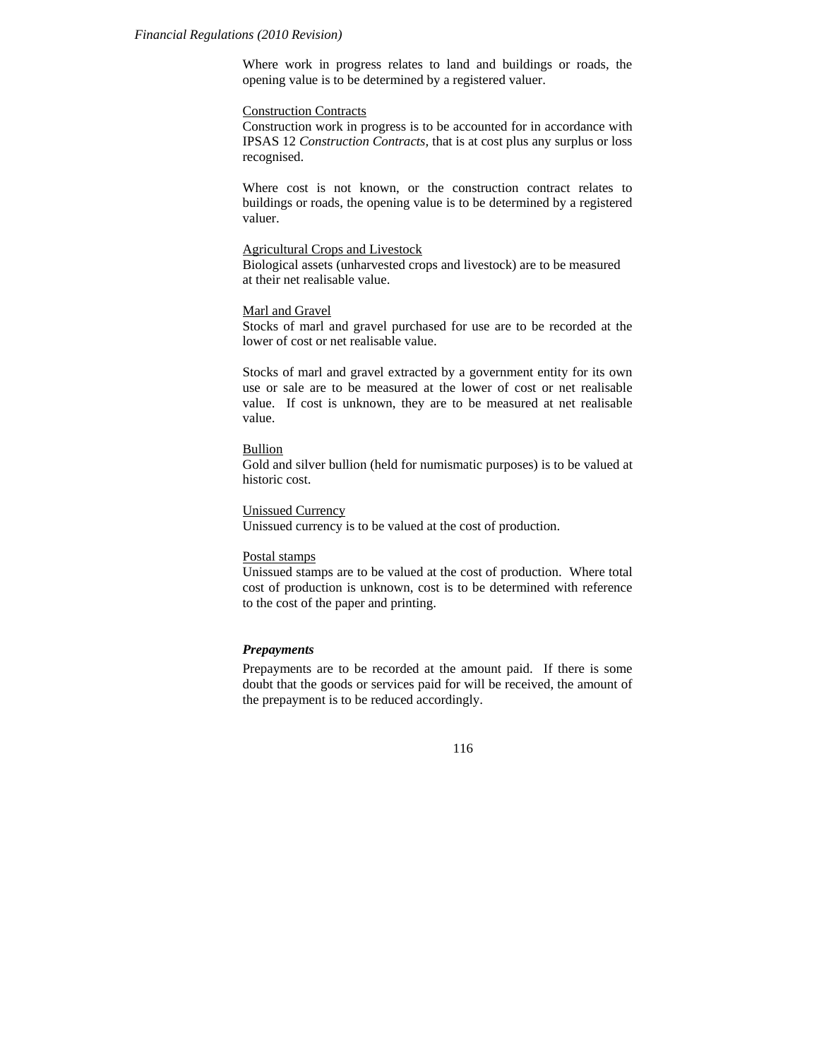Where work in progress relates to land and buildings or roads, the opening value is to be determined by a registered valuer.

Construction Contracts

Construction work in progress is to be accounted for in accordance with IPSAS 12 *Construction Contracts*, that is at cost plus any surplus or loss recognised.

Where cost is not known, or the construction contract relates to buildings or roads, the opening value is to be determined by a registered valuer.

Agricultural Crops and Livestock

Biological assets (unharvested crops and livestock) are to be measured at their net realisable value.

Marl and Gravel

Stocks of marl and gravel purchased for use are to be recorded at the lower of cost or net realisable value.

Stocks of marl and gravel extracted by a government entity for its own use or sale are to be measured at the lower of cost or net realisable value. If cost is unknown, they are to be measured at net realisable value.

Bullion

Gold and silver bullion (held for numismatic purposes) is to be valued at historic cost.

Unissued Currency

Unissued currency is to be valued at the cost of production.

Postal stamps

Unissued stamps are to be valued at the cost of production. Where total cost of production is unknown, cost is to be determined with reference to the cost of the paper and printing.

***Prepayments***

Prepayments are to be recorded at the amount paid. If there is some doubt that the goods or services paid for will be received, the amount of the prepayment is to be reduced accordingly.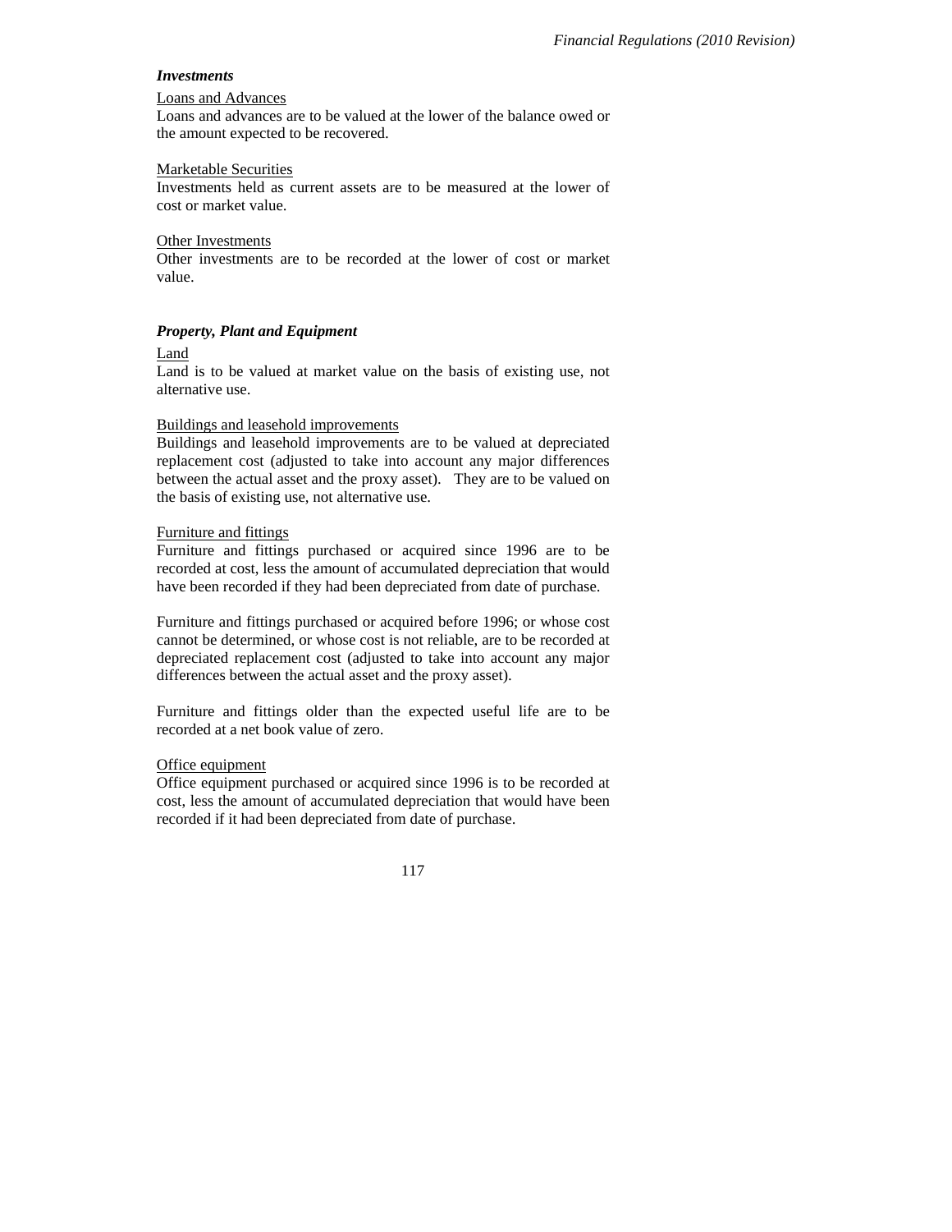### *Investments*

Loans and Advances

Loans and advances are to be valued at the lower of the balance owed or the amount expected to be recovered.

Marketable Securities

Investments held as current assets are to be measured at the lower of cost or market value.

Other Investments

Other investments are to be recorded at the lower of cost or market value.

### *Property, Plant and Equipment*

Land

Land is to be valued at market value on the basis of existing use, not alternative use.

Buildings and leasehold improvements

Buildings and leasehold improvements are to be valued at depreciated replacement cost (adjusted to take into account any major differences between the actual asset and the proxy asset). They are to be valued on the basis of existing use, not alternative use.

Furniture and fittings

Furniture and fittings purchased or acquired since 1996 are to be recorded at cost, less the amount of accumulated depreciation that would have been recorded if they had been depreciated from date of purchase.

Furniture and fittings purchased or acquired before 1996; or whose cost cannot be determined, or whose cost is not reliable, are to be recorded at depreciated replacement cost (adjusted to take into account any major differences between the actual asset and the proxy asset).

Furniture and fittings older than the expected useful life are to be recorded at a net book value of zero.

Office equipment

Office equipment purchased or acquired since 1996 is to be recorded at cost, less the amount of accumulated depreciation that would have been recorded if it had been depreciated from date of purchase.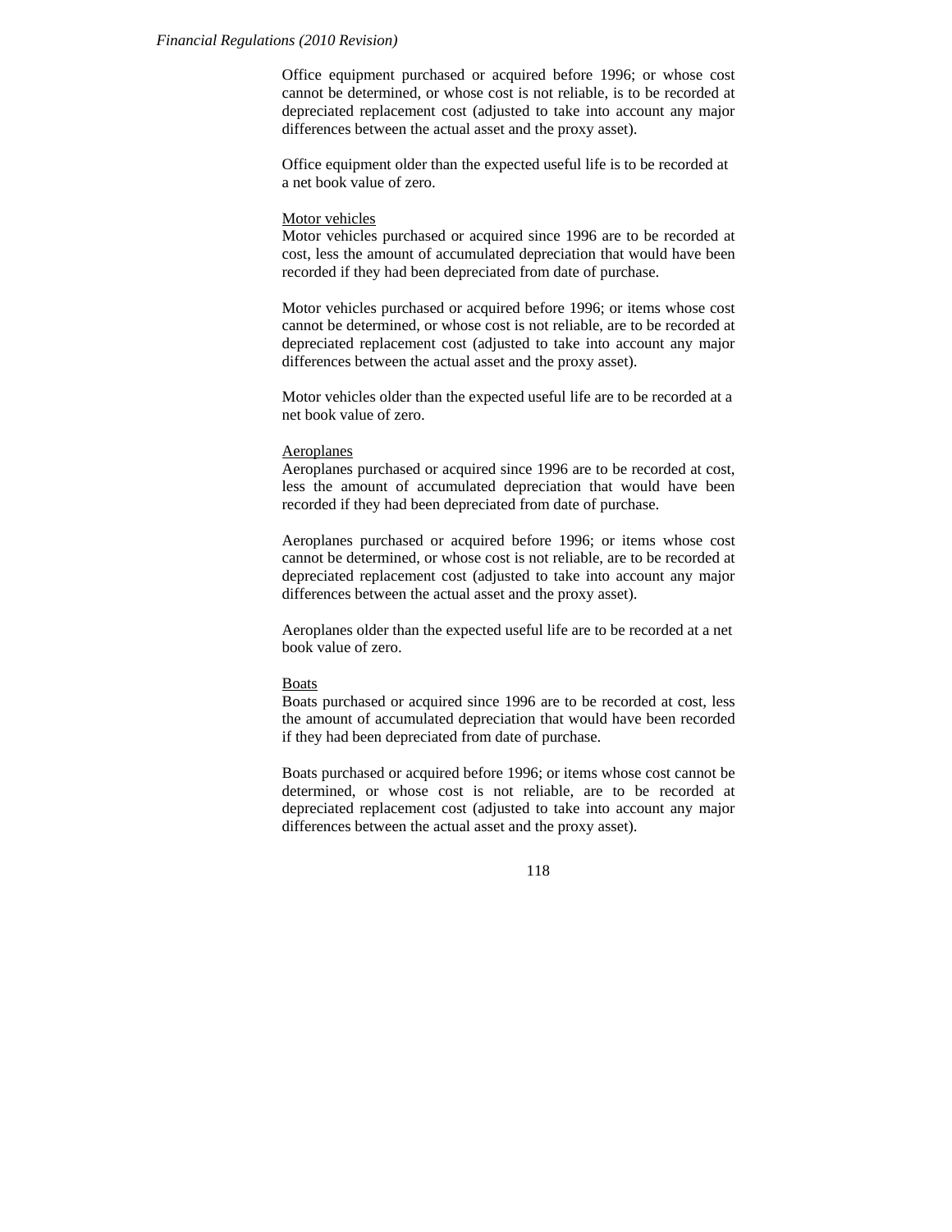Office equipment purchased or acquired before 1996; or whose cost cannot be determined, or whose cost is not reliable, is to be recorded at depreciated replacement cost (adjusted to take into account any major differences between the actual asset and the proxy asset).

Office equipment older than the expected useful life is to be recorded at a net book value of zero.

<u>Motor vehicles</u>
Motor vehicles purchased or acquired since 1996 are to be recorded at cost, less the amount of accumulated depreciation that would have been recorded if they had been depreciated from date of purchase.

Motor vehicles purchased or acquired before 1996; or items whose cost cannot be determined, or whose cost is not reliable, are to be recorded at depreciated replacement cost (adjusted to take into account any major differences between the actual asset and the proxy asset).

Motor vehicles older than the expected useful life are to be recorded at a net book value of zero.

<u>Aeroplanes</u>
Aeroplanes purchased or acquired since 1996 are to be recorded at cost, less the amount of accumulated depreciation that would have been recorded if they had been depreciated from date of purchase.

Aeroplanes purchased or acquired before 1996; or items whose cost cannot be determined, or whose cost is not reliable, are to be recorded at depreciated replacement cost (adjusted to take into account any major differences between the actual asset and the proxy asset).

Aeroplanes older than the expected useful life are to be recorded at a net book value of zero.

<u>Boats</u>
Boats purchased or acquired since 1996 are to be recorded at cost, less the amount of accumulated depreciation that would have been recorded if they had been depreciated from date of purchase.

Boats purchased or acquired before 1996; or items whose cost cannot be determined, or whose cost is not reliable, are to be recorded at depreciated replacement cost (adjusted to take into account any major differences between the actual asset and the proxy asset).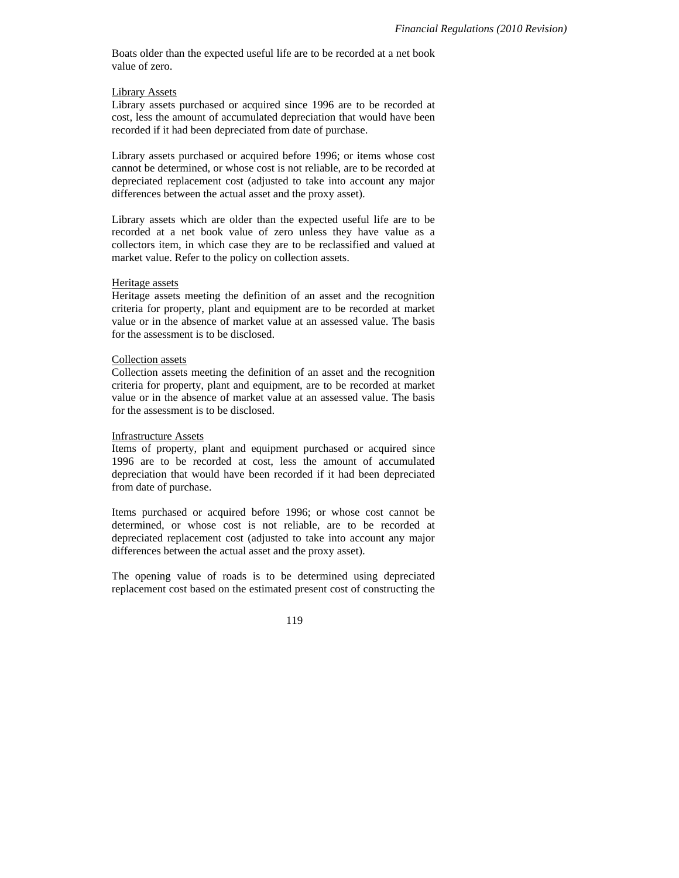Boats older than the expected useful life are to be recorded at a net book value of zero.

<u>Library Assets</u>

Library assets purchased or acquired since 1996 are to be recorded at cost, less the amount of accumulated depreciation that would have been recorded if it had been depreciated from date of purchase.

Library assets purchased or acquired before 1996; or items whose cost cannot be determined, or whose cost is not reliable, are to be recorded at depreciated replacement cost (adjusted to take into account any major differences between the actual asset and the proxy asset).

Library assets which are older than the expected useful life are to be recorded at a net book value of zero unless they have value as a collectors item, in which case they are to be reclassified and valued at market value. Refer to the policy on collection assets.

<u>Heritage assets</u>

Heritage assets meeting the definition of an asset and the recognition criteria for property, plant and equipment are to be recorded at market value or in the absence of market value at an assessed value. The basis for the assessment is to be disclosed.

<u>Collection assets</u>

Collection assets meeting the definition of an asset and the recognition criteria for property, plant and equipment, are to be recorded at market value or in the absence of market value at an assessed value. The basis for the assessment is to be disclosed.

<u>Infrastructure Assets</u>

Items of property, plant and equipment purchased or acquired since 1996 are to be recorded at cost, less the amount of accumulated depreciation that would have been recorded if it had been depreciated from date of purchase.

Items purchased or acquired before 1996; or whose cost cannot be determined, or whose cost is not reliable, are to be recorded at depreciated replacement cost (adjusted to take into account any major differences between the actual asset and the proxy asset).

The opening value of roads is to be determined using depreciated replacement cost based on the estimated present cost of constructing the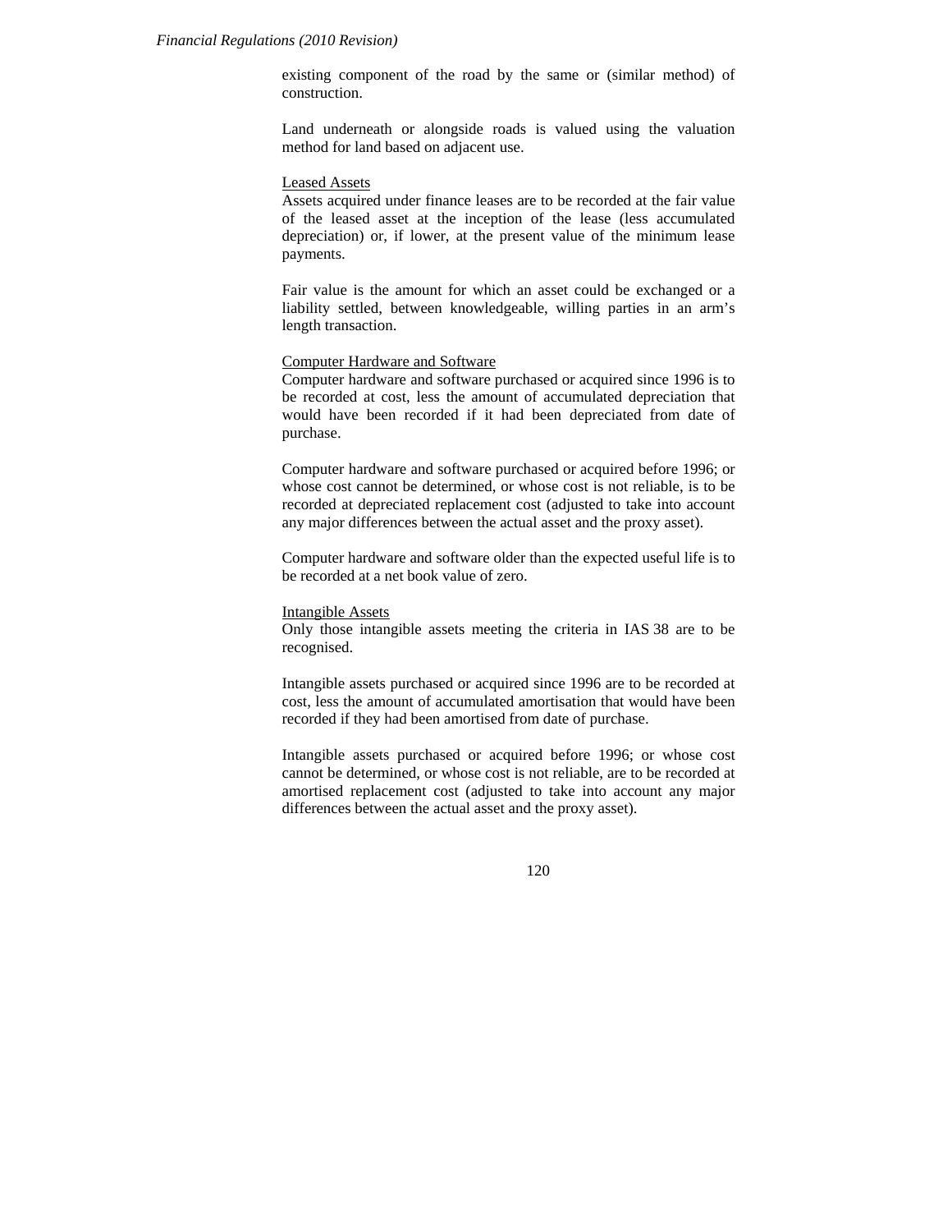existing component of the road by the same or (similar method) of construction.

Land underneath or alongside roads is valued using the valuation method for land based on adjacent use.

<u>Leased Assets</u>

Assets acquired under finance leases are to be recorded at the fair value of the leased asset at the inception of the lease (less accumulated depreciation) or, if lower, at the present value of the minimum lease payments.

Fair value is the amount for which an asset could be exchanged or a liability settled, between knowledgeable, willing parties in an arm's length transaction.

<u>Computer Hardware and Software</u>

Computer hardware and software purchased or acquired since 1996 is to be recorded at cost, less the amount of accumulated depreciation that would have been recorded if it had been depreciated from date of purchase.

Computer hardware and software purchased or acquired before 1996; or whose cost cannot be determined, or whose cost is not reliable, is to be recorded at depreciated replacement cost (adjusted to take into account any major differences between the actual asset and the proxy asset).

Computer hardware and software older than the expected useful life is to be recorded at a net book value of zero.

<u>Intangible Assets</u>

Only those intangible assets meeting the criteria in IAS 38 are to be recognised.

Intangible assets purchased or acquired since 1996 are to be recorded at cost, less the amount of accumulated amortisation that would have been recorded if they had been amortised from date of purchase.

Intangible assets purchased or acquired before 1996; or whose cost cannot be determined, or whose cost is not reliable, are to be recorded at amortised replacement cost (adjusted to take into account any major differences between the actual asset and the proxy asset).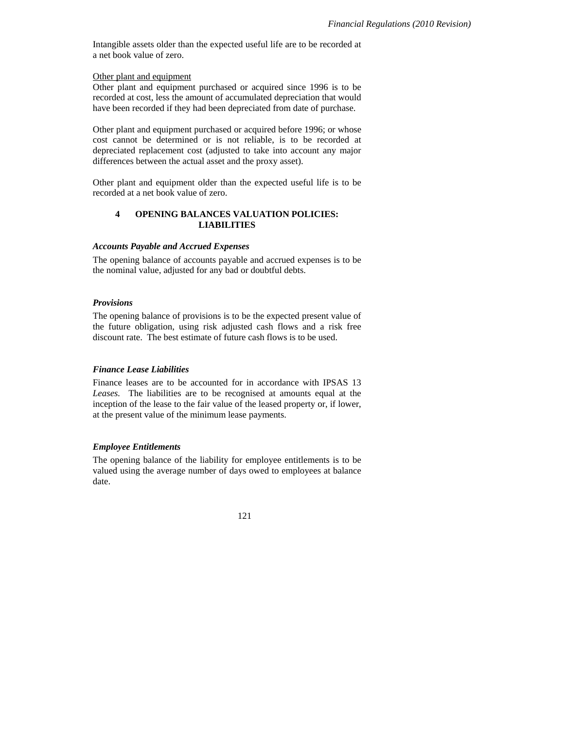Intangible assets older than the expected useful life are to be recorded at a net book value of zero.

Other plant and equipment

Other plant and equipment purchased or acquired since 1996 is to be recorded at cost, less the amount of accumulated depreciation that would have been recorded if they had been depreciated from date of purchase.

Other plant and equipment purchased or acquired before 1996; or whose cost cannot be determined or is not reliable, is to be recorded at depreciated replacement cost (adjusted to take into account any major differences between the actual asset and the proxy asset).

Other plant and equipment older than the expected useful life is to be recorded at a net book value of zero.

## 4 OPENING BALANCES VALUATION POLICIES: LIABILITIES

### *Accounts Payable and Accrued Expenses*

The opening balance of accounts payable and accrued expenses is to be the nominal value, adjusted for any bad or doubtful debts.

### *Provisions*

The opening balance of provisions is to be the expected present value of the future obligation, using risk adjusted cash flows and a risk free discount rate. The best estimate of future cash flows is to be used.

### *Finance Lease Liabilities*

Finance leases are to be accounted for in accordance with IPSAS 13 *Leases.* The liabilities are to be recognised at amounts equal at the inception of the lease to the fair value of the leased property or, if lower, at the present value of the minimum lease payments.

### *Employee Entitlements*

The opening balance of the liability for employee entitlements is to be valued using the average number of days owed to employees at balance date.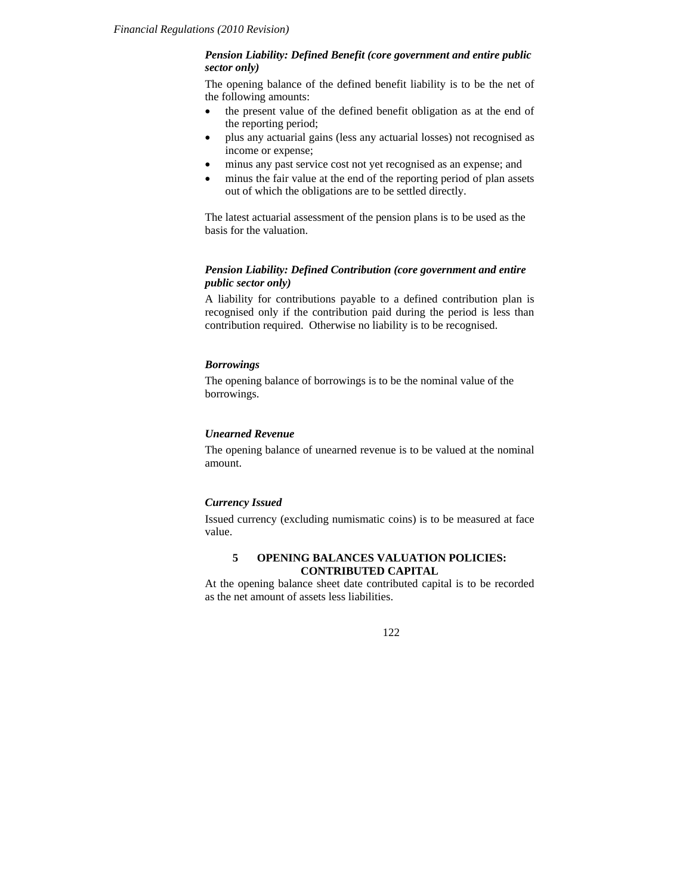***Pension Liability: Defined Benefit (core government and entire public sector only)***

The opening balance of the defined benefit liability is to be the net of the following amounts:

- the present value of the defined benefit obligation as at the end of the reporting period;
- plus any actuarial gains (less any actuarial losses) not recognised as income or expense;
- minus any past service cost not yet recognised as an expense; and
- minus the fair value at the end of the reporting period of plan assets out of which the obligations are to be settled directly.

The latest actuarial assessment of the pension plans is to be used as the basis for the valuation.

***Pension Liability: Defined Contribution (core government and entire public sector only)***

A liability for contributions payable to a defined contribution plan is recognised only if the contribution paid during the period is less than contribution required. Otherwise no liability is to be recognised.

***Borrowings***

The opening balance of borrowings is to be the nominal value of the borrowings.

***Unearned Revenue***

The opening balance of unearned revenue is to be valued at the nominal amount.

***Currency Issued***

Issued currency (excluding numismatic coins) is to be measured at face value.

## 5 OPENING BALANCES VALUATION POLICIES: CONTRIBUTED CAPITAL

At the opening balance sheet date contributed capital is to be recorded as the net amount of assets less liabilities.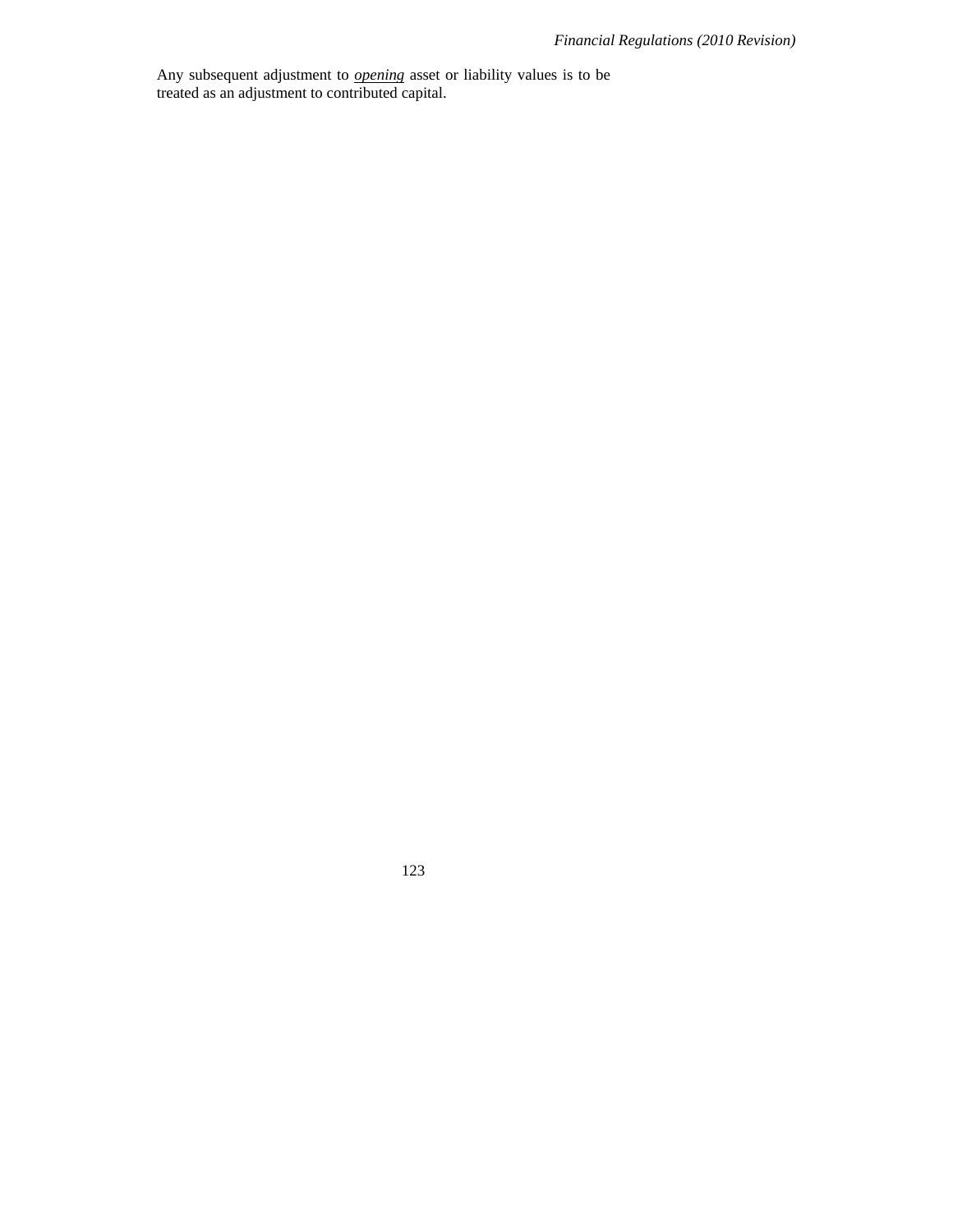Any subsequent adjustment to ***opening*** asset or liability values is to be treated as an adjustment to contributed capital.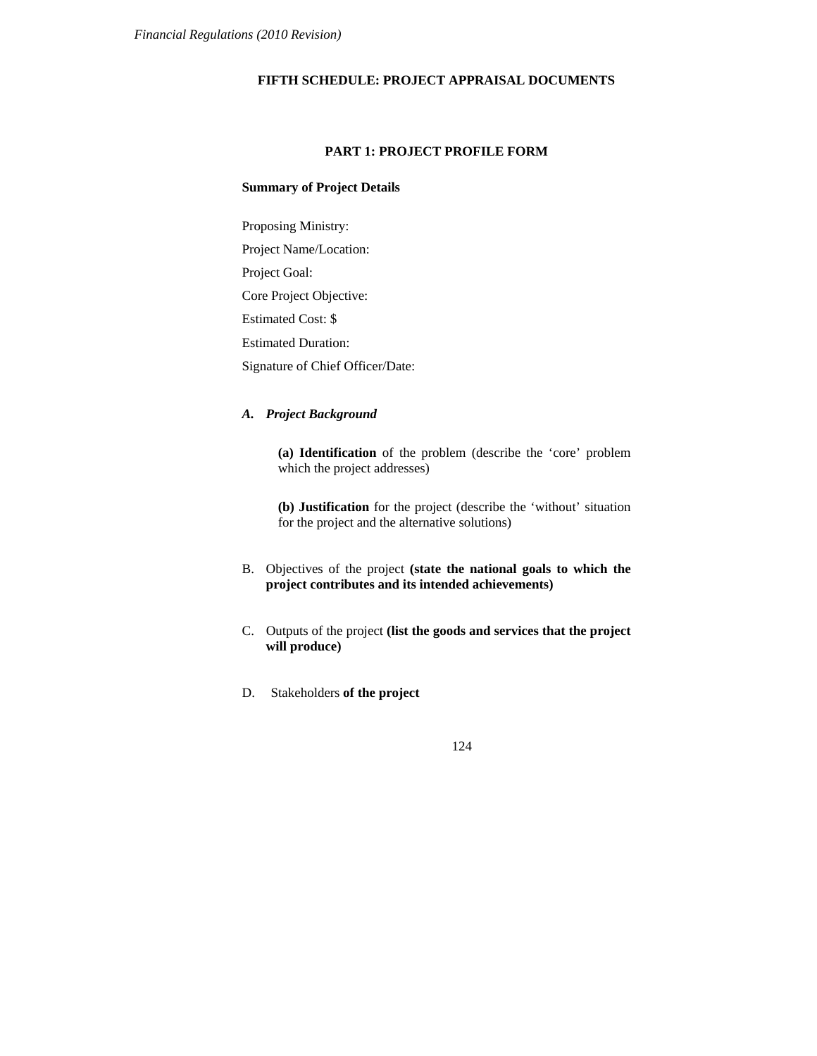## FIFTH SCHEDULE: PROJECT APPRAISAL DOCUMENTS

### PART 1: PROJECT PROFILE FORM

**Summary of Project Details**

Proposing Ministry:

Project Name/Location:

Project Goal:

Core Project Objective:

Estimated Cost: $

Estimated Duration:

Signature of Chief Officer/Date:

***A. Project Background***

**(a) Identification** of the problem (describe the 'core' problem which the project addresses)

**(b) Justification** for the project (describe the 'without' situation for the project and the alternative solutions)

B. Objectives of the project **(state the national goals to which the project contributes and its intended achievements)**

C. Outputs of the project **(list the goods and services that the project will produce)**

D. Stakeholders **of the project**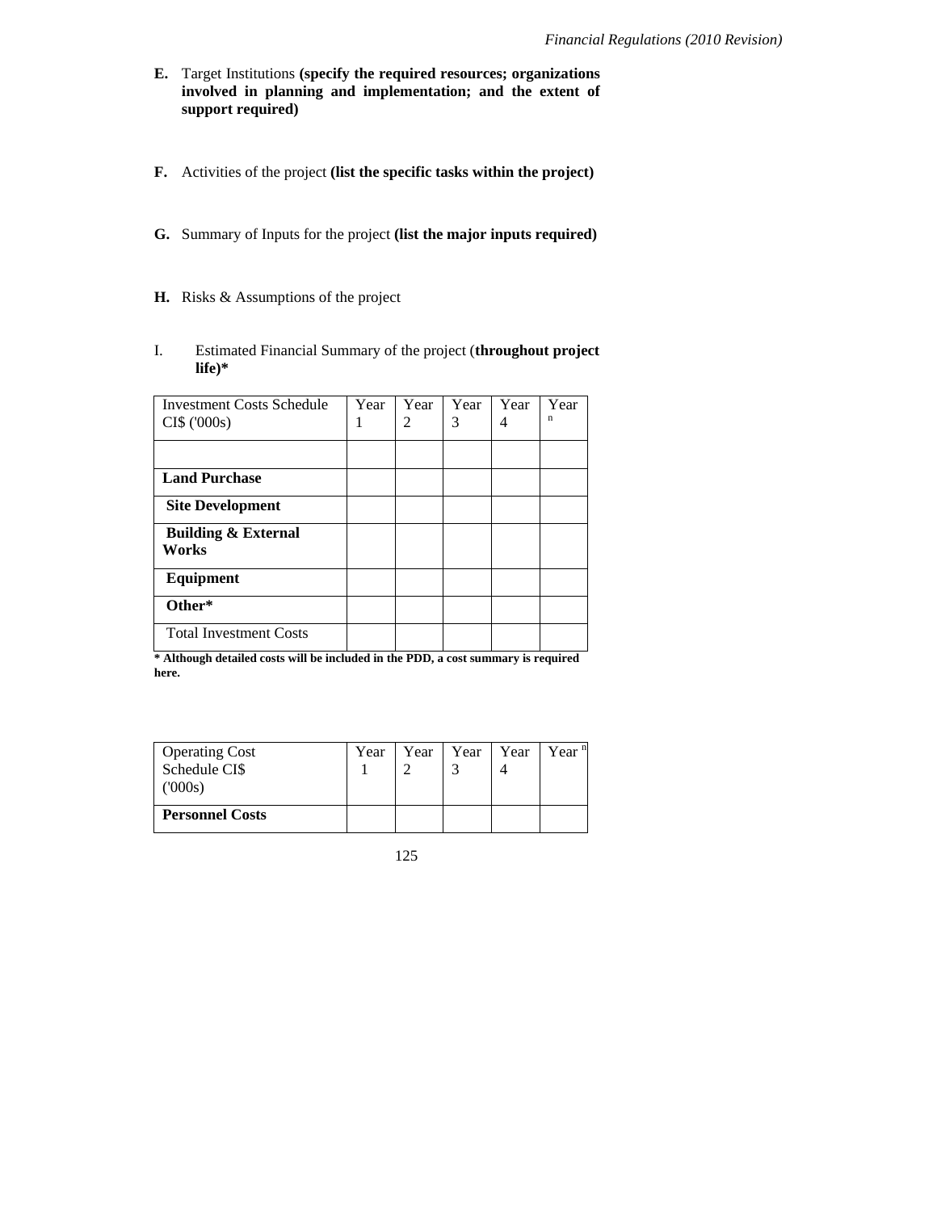**E.** Target Institutions **(specify the required resources; organizations involved in planning and implementation; and the extent of support required)**

**F.** Activities of the project **(list the specific tasks within the project)**

**G.** Summary of Inputs for the project **(list the major inputs required)**

**H.** Risks & Assumptions of the project

I. Estimated Financial Summary of the project (**throughout project life)***

| Investment Costs Schedule CI$ ('000s) | Year 1 | Year 2 | Year 3 | Year 4 | Year $^{n}$ |
|---|---|---|---|---|---|
| | | | | | |
| **Land Purchase** | | | | | |
| **Site Development** | | | | | |
| **Building & External Works** | | | | | |
| **Equipment** | | | | | |
| **Other*** | | | | | |
| Total Investment Costs | | | | | |

*** Although detailed costs will be included in the PDD, a cost summary is required here.**

| Operating Cost Schedule CI$ ('000s) | Year 1 | Year 2 | Year 3 | Year 4 | Year $^{n}$ |
|---|---|---|---|---|---|
| **Personnel Costs** | | | | | |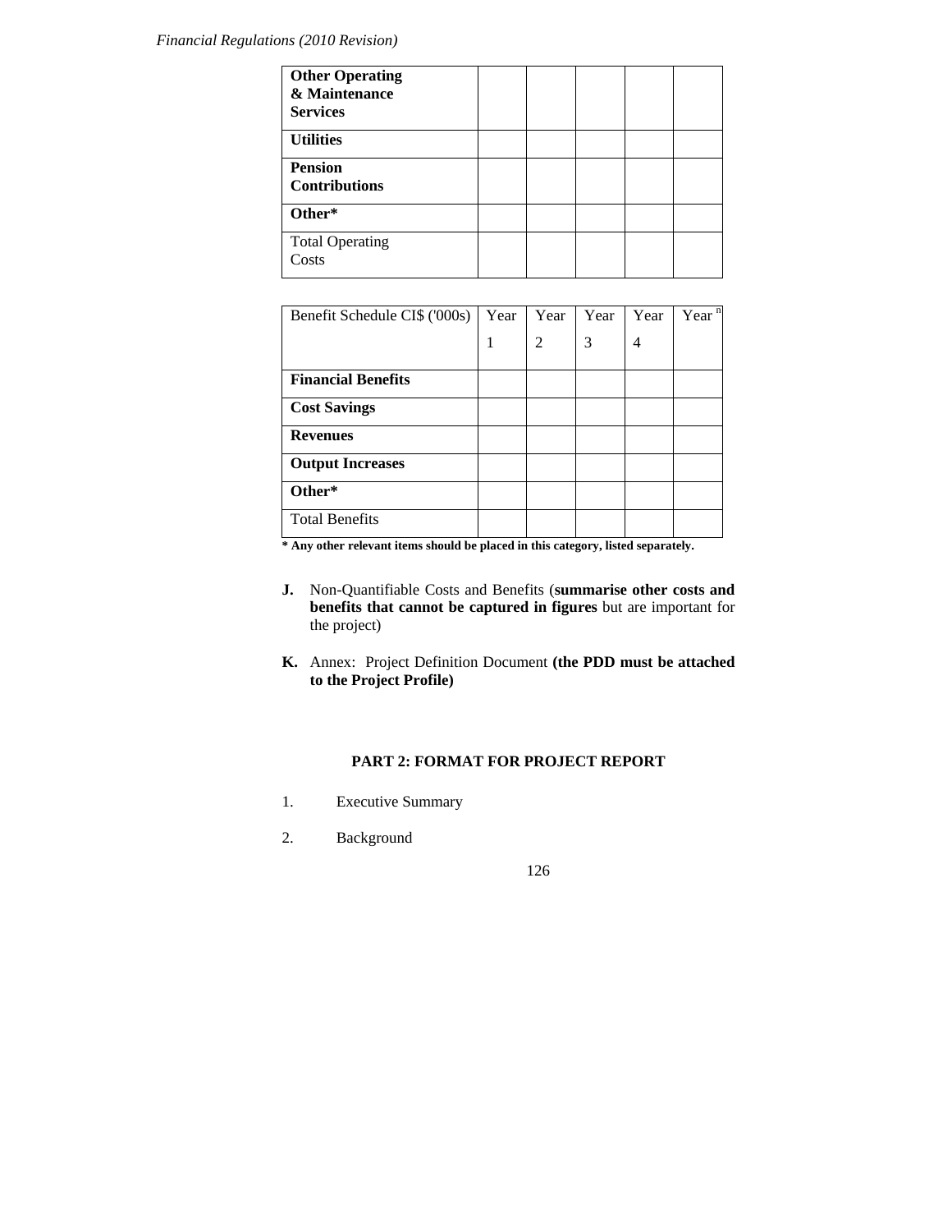| **Other Operating & Maintenance Services** | | | | | |
|---|---|---|---|---|---|
| **Utilities** | | | | | |
| **Pension Contributions** | | | | | |
| **Other*** | | | | | |
| Total Operating Costs | | | | | |

| Benefit Schedule CI$ ('000s) | Year 1 | Year 2 | Year 3 | Year 4 | Year $^{n}$ |
|---|---|---|---|---|---|
| **Financial Benefits** | | | | | |
| **Cost Savings** | | | | | |
| **Revenues** | | | | | |
| **Output Increases** | | | | | |
| **Other*** | | | | | |
| Total Benefits | | | | | |

**\* Any other relevant items should be placed in this category, listed separately.**

**J.** Non-Quantifiable Costs and Benefits (**summarise other costs and benefits that cannot be captured in figures** but are important for the project)

**K.** Annex: Project Definition Document **(the PDD must be attached to the Project Profile)**

## PART 2: FORMAT FOR PROJECT REPORT

1. Executive Summary
2. Background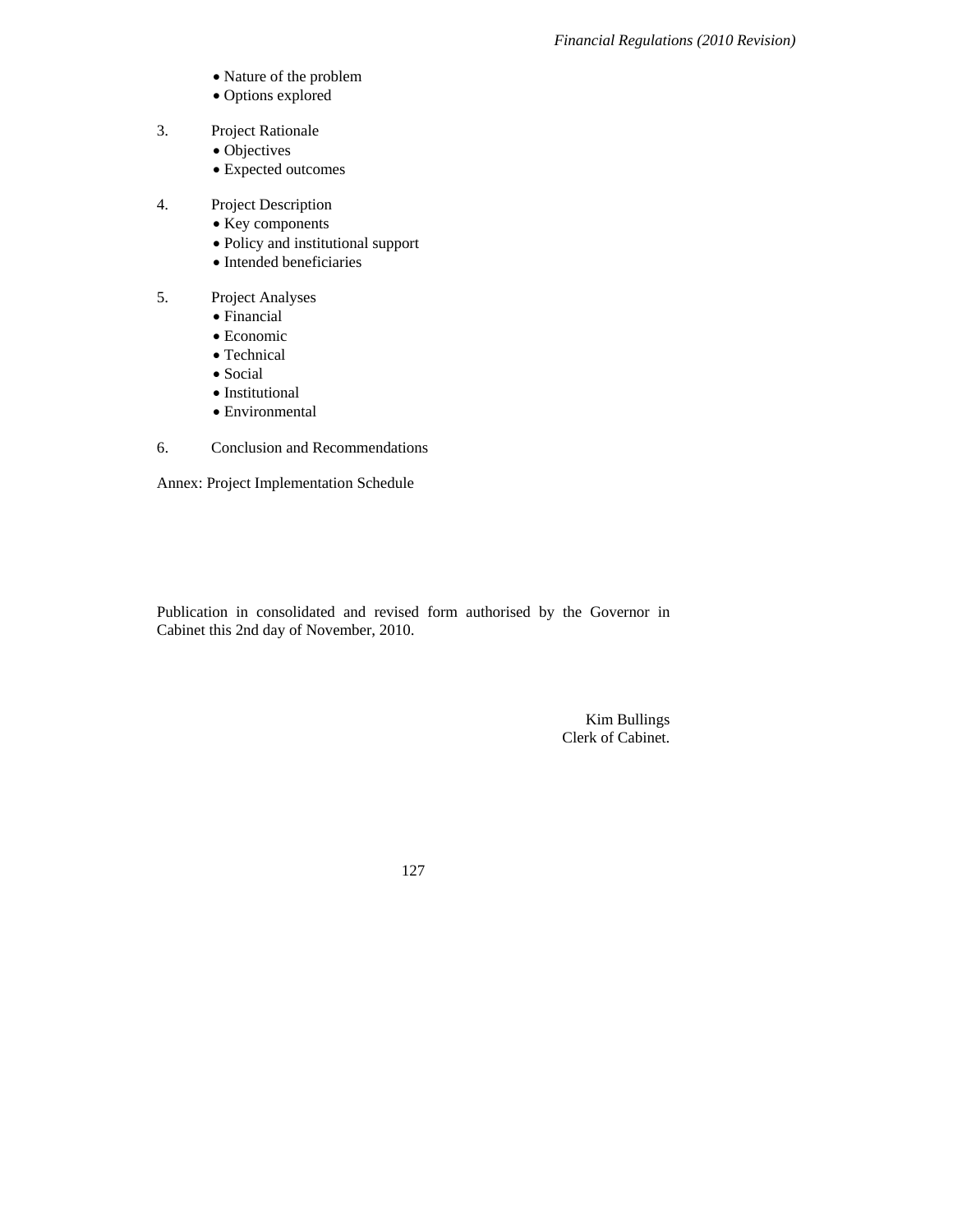- Nature of the problem
- Options explored

3. Project Rationale
   - Objectives
   - Expected outcomes

4. Project Description
   - Key components
   - Policy and institutional support
   - Intended beneficiaries

5. Project Analyses
   - Financial
   - Economic
   - Technical
   - Social
   - Institutional
   - Environmental

6. Conclusion and Recommendations

Annex: Project Implementation Schedule

Publication in consolidated and revised form authorised by the Governor in Cabinet this 2nd day of November, 2010.

Kim Bullings
Clerk of Cabinet.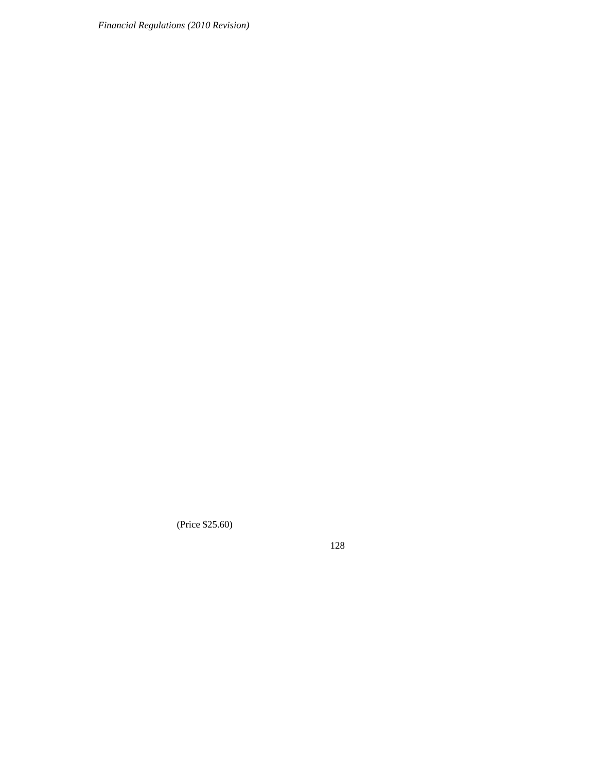(Price $25.60)